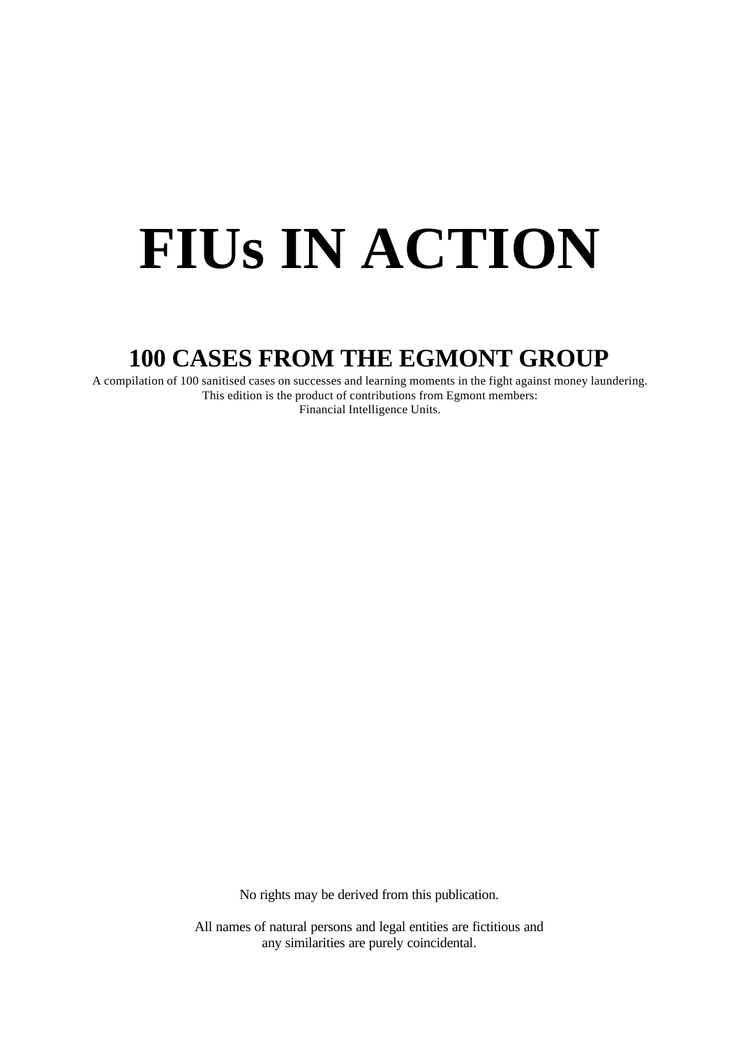# FIUs IN ACTION

## 100 CASES FROM THE EGMONT GROUP

A compilation of 100 sanitised cases on successes and learning moments in the fight against money laundering.
This edition is the product of contributions from Egmont members:
Financial Intelligence Units.

No rights may be derived from this publication.

All names of natural persons and legal entities are fictitious and any similarities are purely coincidental.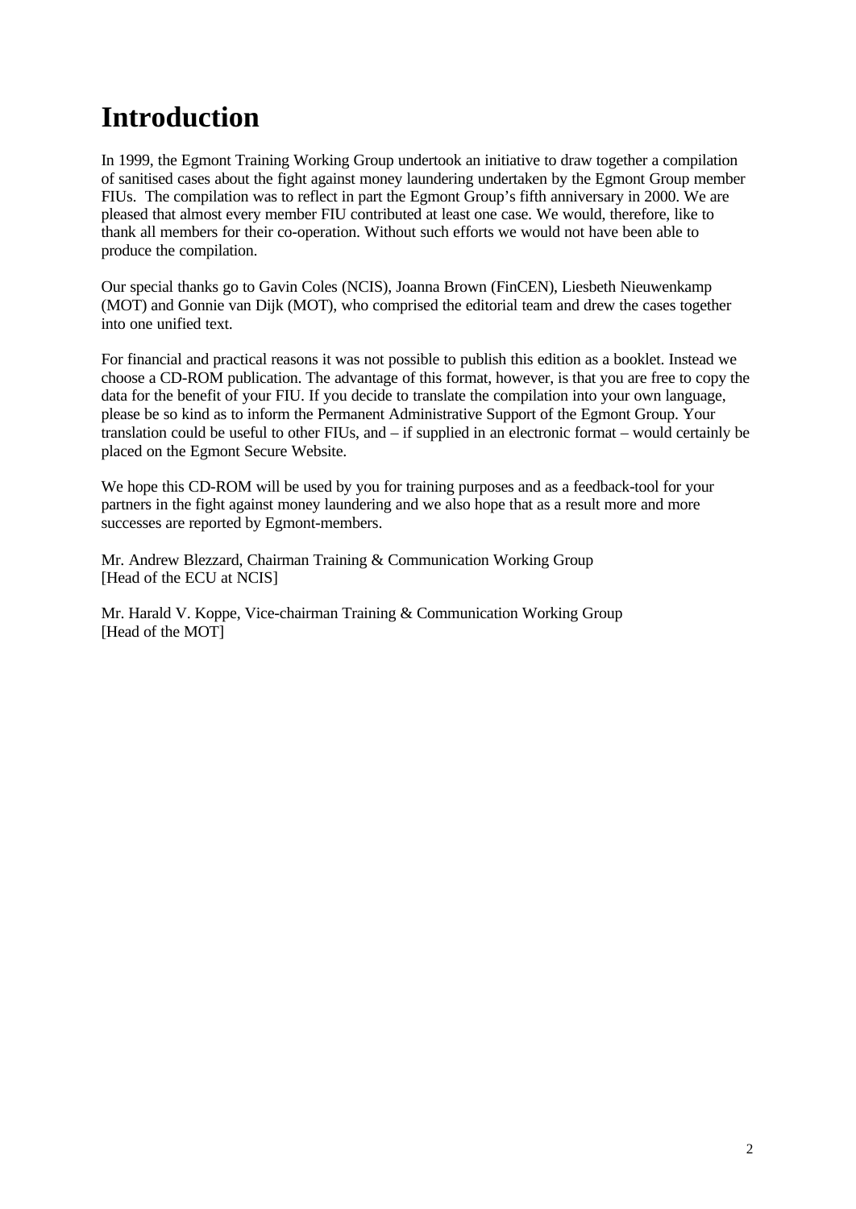# Introduction

In 1999, the Egmont Training Working Group undertook an initiative to draw together a compilation of sanitised cases about the fight against money laundering undertaken by the Egmont Group member FIUs. The compilation was to reflect in part the Egmont Group's fifth anniversary in 2000. We are pleased that almost every member FIU contributed at least one case. We would, therefore, like to thank all members for their co-operation. Without such efforts we would not have been able to produce the compilation.

Our special thanks go to Gavin Coles (NCIS), Joanna Brown (FinCEN), Liesbeth Nieuwenkamp (MOT) and Gonnie van Dijk (MOT), who comprised the editorial team and drew the cases together into one unified text.

For financial and practical reasons it was not possible to publish this edition as a booklet. Instead we choose a CD-ROM publication. The advantage of this format, however, is that you are free to copy the data for the benefit of your FIU. If you decide to translate the compilation into your own language, please be so kind as to inform the Permanent Administrative Support of the Egmont Group. Your translation could be useful to other FIUs, and – if supplied in an electronic format – would certainly be placed on the Egmont Secure Website.

We hope this CD-ROM will be used by you for training purposes and as a feedback-tool for your partners in the fight against money laundering and we also hope that as a result more and more successes are reported by Egmont-members.

Mr. Andrew Blezzard, Chairman Training & Communication Working Group
[Head of the ECU at NCIS]

Mr. Harald V. Koppe, Vice-chairman Training & Communication Working Group
[Head of the MOT]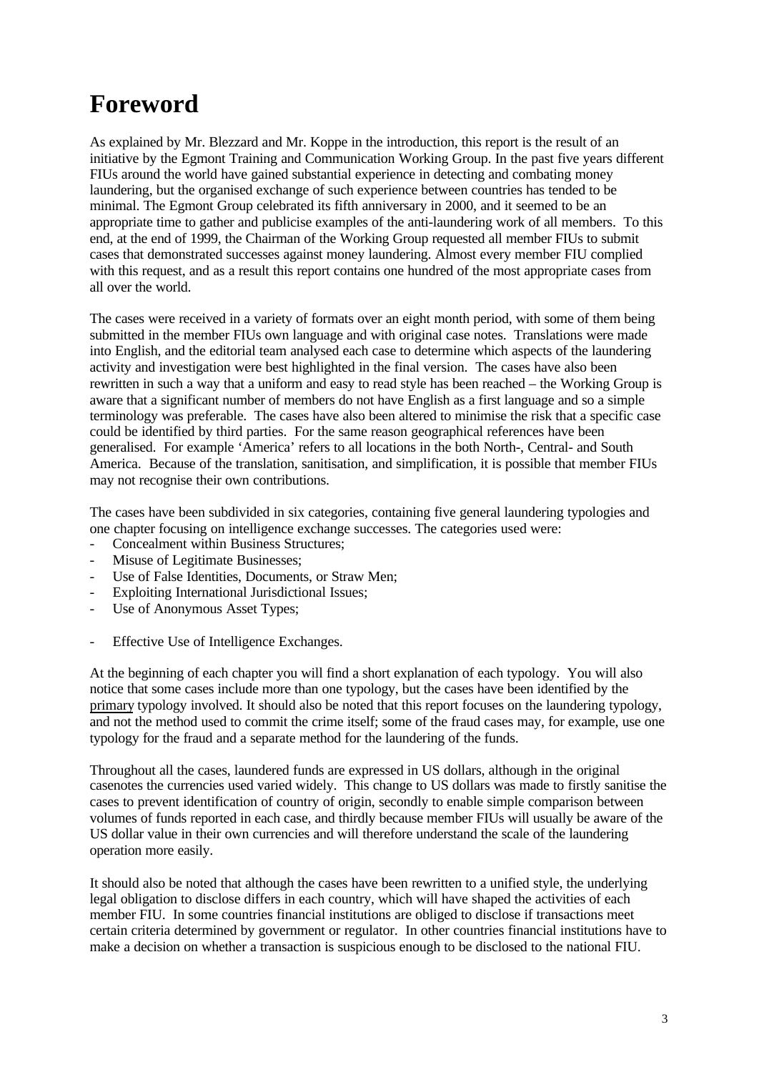# Foreword

As explained by Mr. Blezzard and Mr. Koppe in the introduction, this report is the result of an initiative by the Egmont Training and Communication Working Group. In the past five years different FIUs around the world have gained substantial experience in detecting and combating money laundering, but the organised exchange of such experience between countries has tended to be minimal. The Egmont Group celebrated its fifth anniversary in 2000, and it seemed to be an appropriate time to gather and publicise examples of the anti-laundering work of all members. To this end, at the end of 1999, the Chairman of the Working Group requested all member FIUs to submit cases that demonstrated successes against money laundering. Almost every member FIU complied with this request, and as a result this report contains one hundred of the most appropriate cases from all over the world.

The cases were received in a variety of formats over an eight month period, with some of them being submitted in the member FIUs own language and with original case notes. Translations were made into English, and the editorial team analysed each case to determine which aspects of the laundering activity and investigation were best highlighted in the final version. The cases have also been rewritten in such a way that a uniform and easy to read style has been reached – the Working Group is aware that a significant number of members do not have English as a first language and so a simple terminology was preferable. The cases have also been altered to minimise the risk that a specific case could be identified by third parties. For the same reason geographical references have been generalised. For example 'America' refers to all locations in the both North-, Central- and South America. Because of the translation, sanitisation, and simplification, it is possible that member FIUs may not recognise their own contributions.

The cases have been subdivided in six categories, containing five general laundering typologies and one chapter focusing on intelligence exchange successes. The categories used were:

- Concealment within Business Structures;
- Misuse of Legitimate Businesses;
- Use of False Identities, Documents, or Straw Men;
- Exploiting International Jurisdictional Issues;
- Use of Anonymous Asset Types;

- Effective Use of Intelligence Exchanges.

At the beginning of each chapter you will find a short explanation of each typology. You will also notice that some cases include more than one typology, but the cases have been identified by the primary typology involved. It should also be noted that this report focuses on the laundering typology, and not the method used to commit the crime itself; some of the fraud cases may, for example, use one typology for the fraud and a separate method for the laundering of the funds.

Throughout all the cases, laundered funds are expressed in US dollars, although in the original casenotes the currencies used varied widely. This change to US dollars was made to firstly sanitise the cases to prevent identification of country of origin, secondly to enable simple comparison between volumes of funds reported in each case, and thirdly because member FIUs will usually be aware of the US dollar value in their own currencies and will therefore understand the scale of the laundering operation more easily.

It should also be noted that although the cases have been rewritten to a unified style, the underlying legal obligation to disclose differs in each country, which will have shaped the activities of each member FIU. In some countries financial institutions are obliged to disclose if transactions meet certain criteria determined by government or regulator. In other countries financial institutions have to make a decision on whether a transaction is suspicious enough to be disclosed to the national FIU.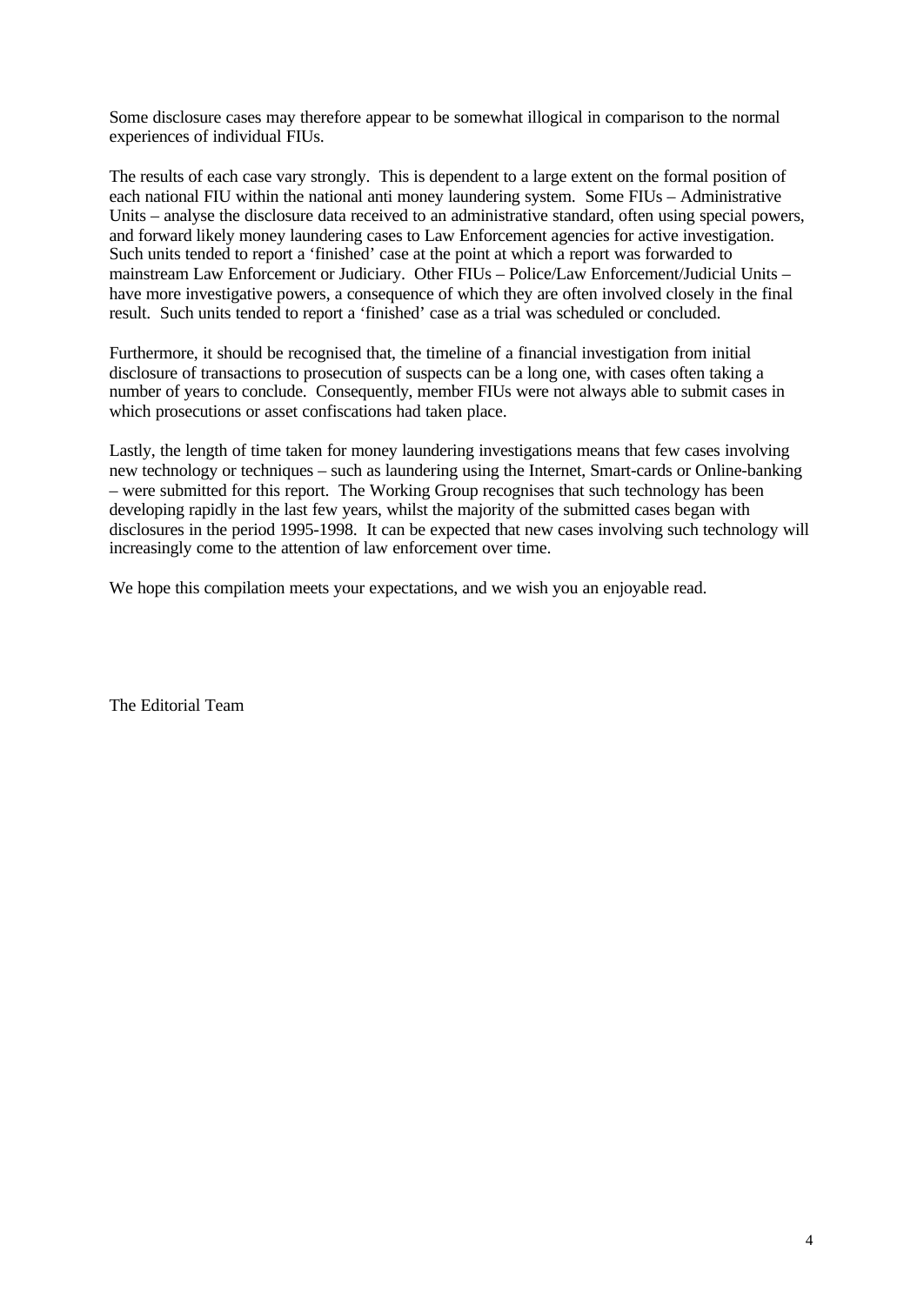Some disclosure cases may therefore appear to be somewhat illogical in comparison to the normal experiences of individual FIUs.

The results of each case vary strongly. This is dependent to a large extent on the formal position of each national FIU within the national anti money laundering system. Some FIUs – Administrative Units – analyse the disclosure data received to an administrative standard, often using special powers, and forward likely money laundering cases to Law Enforcement agencies for active investigation. Such units tended to report a 'finished' case at the point at which a report was forwarded to mainstream Law Enforcement or Judiciary. Other FIUs – Police/Law Enforcement/Judicial Units – have more investigative powers, a consequence of which they are often involved closely in the final result. Such units tended to report a 'finished' case as a trial was scheduled or concluded.

Furthermore, it should be recognised that, the timeline of a financial investigation from initial disclosure of transactions to prosecution of suspects can be a long one, with cases often taking a number of years to conclude. Consequently, member FIUs were not always able to submit cases in which prosecutions or asset confiscations had taken place.

Lastly, the length of time taken for money laundering investigations means that few cases involving new technology or techniques – such as laundering using the Internet, Smart-cards or Online-banking – were submitted for this report. The Working Group recognises that such technology has been developing rapidly in the last few years, whilst the majority of the submitted cases began with disclosures in the period 1995-1998. It can be expected that new cases involving such technology will increasingly come to the attention of law enforcement over time.

We hope this compilation meets your expectations, and we wish you an enjoyable read.

The Editorial Team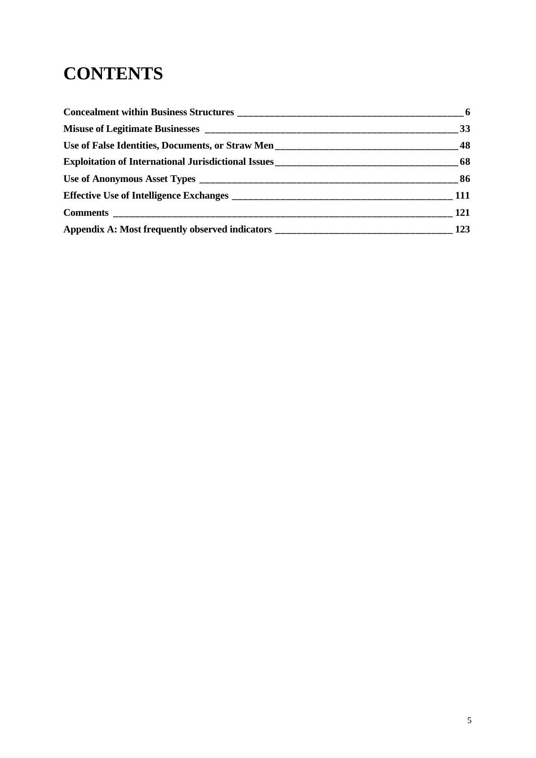# CONTENTS

| | |
|---|---|
| **Concealment within Business Structures** | **6** |
| **Misuse of Legitimate Businesses** | **33** |
| **Use of False Identities, Documents, or Straw Men** | **48** |
| **Exploitation of International Jurisdictional Issues** | **68** |
| **Use of Anonymous Asset Types** | **86** |
| **Effective Use of Intelligence Exchanges** | **111** |
| **Comments** | **121** |
| **Appendix A: Most frequently observed indicators** | **123** |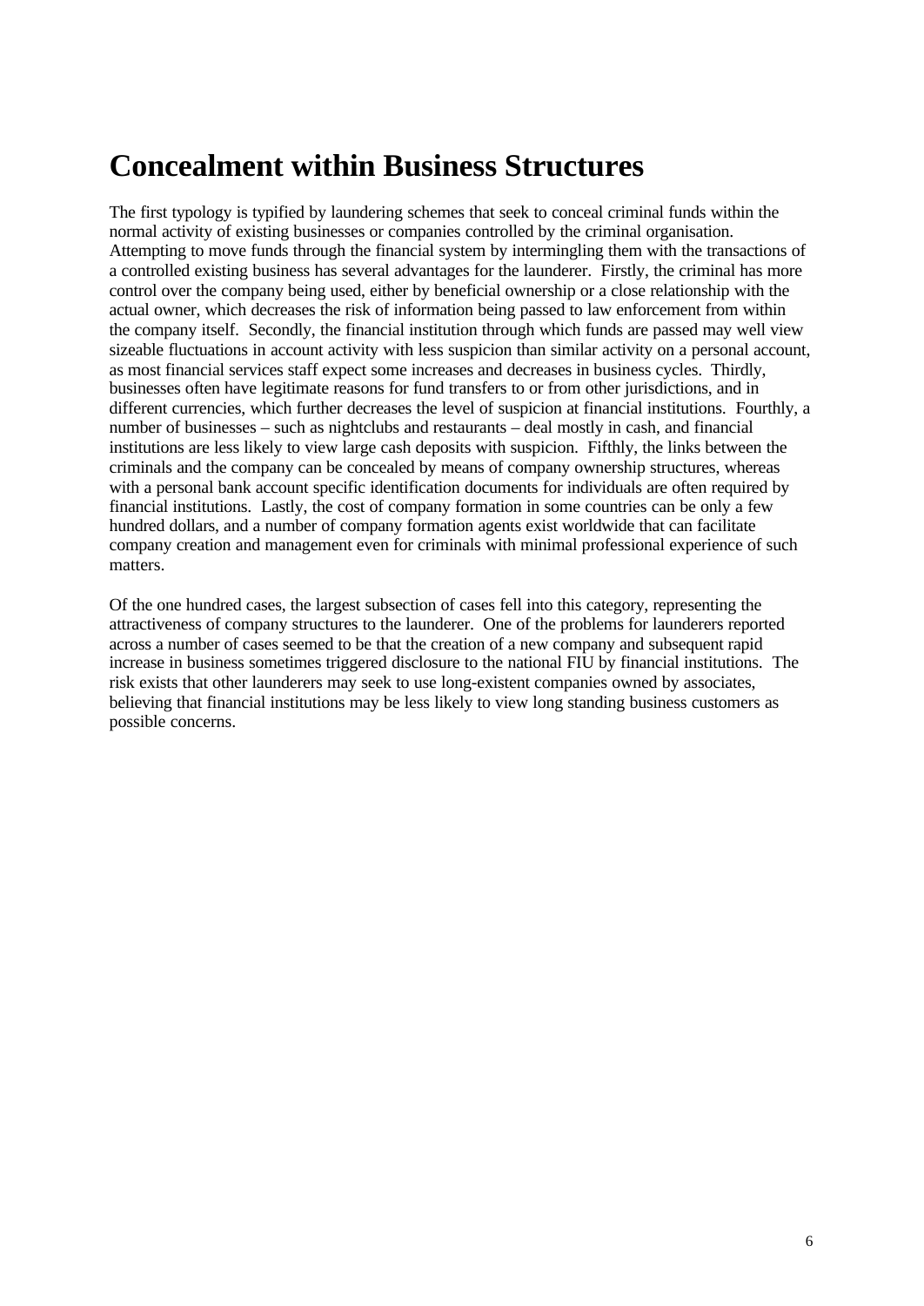# Concealment within Business Structures

The first typology is typified by laundering schemes that seek to conceal criminal funds within the normal activity of existing businesses or companies controlled by the criminal organisation. Attempting to move funds through the financial system by intermingling them with the transactions of a controlled existing business has several advantages for the launderer. Firstly, the criminal has more control over the company being used, either by beneficial ownership or a close relationship with the actual owner, which decreases the risk of information being passed to law enforcement from within the company itself. Secondly, the financial institution through which funds are passed may well view sizeable fluctuations in account activity with less suspicion than similar activity on a personal account, as most financial services staff expect some increases and decreases in business cycles. Thirdly, businesses often have legitimate reasons for fund transfers to or from other jurisdictions, and in different currencies, which further decreases the level of suspicion at financial institutions. Fourthly, a number of businesses – such as nightclubs and restaurants – deal mostly in cash, and financial institutions are less likely to view large cash deposits with suspicion. Fifthly, the links between the criminals and the company can be concealed by means of company ownership structures, whereas with a personal bank account specific identification documents for individuals are often required by financial institutions. Lastly, the cost of company formation in some countries can be only a few hundred dollars, and a number of company formation agents exist worldwide that can facilitate company creation and management even for criminals with minimal professional experience of such matters.

Of the one hundred cases, the largest subsection of cases fell into this category, representing the attractiveness of company structures to the launderer. One of the problems for launderers reported across a number of cases seemed to be that the creation of a new company and subsequent rapid increase in business sometimes triggered disclosure to the national FIU by financial institutions. The risk exists that other launderers may seek to use long-existent companies owned by associates, believing that financial institutions may be less likely to view long standing business customers as possible concerns.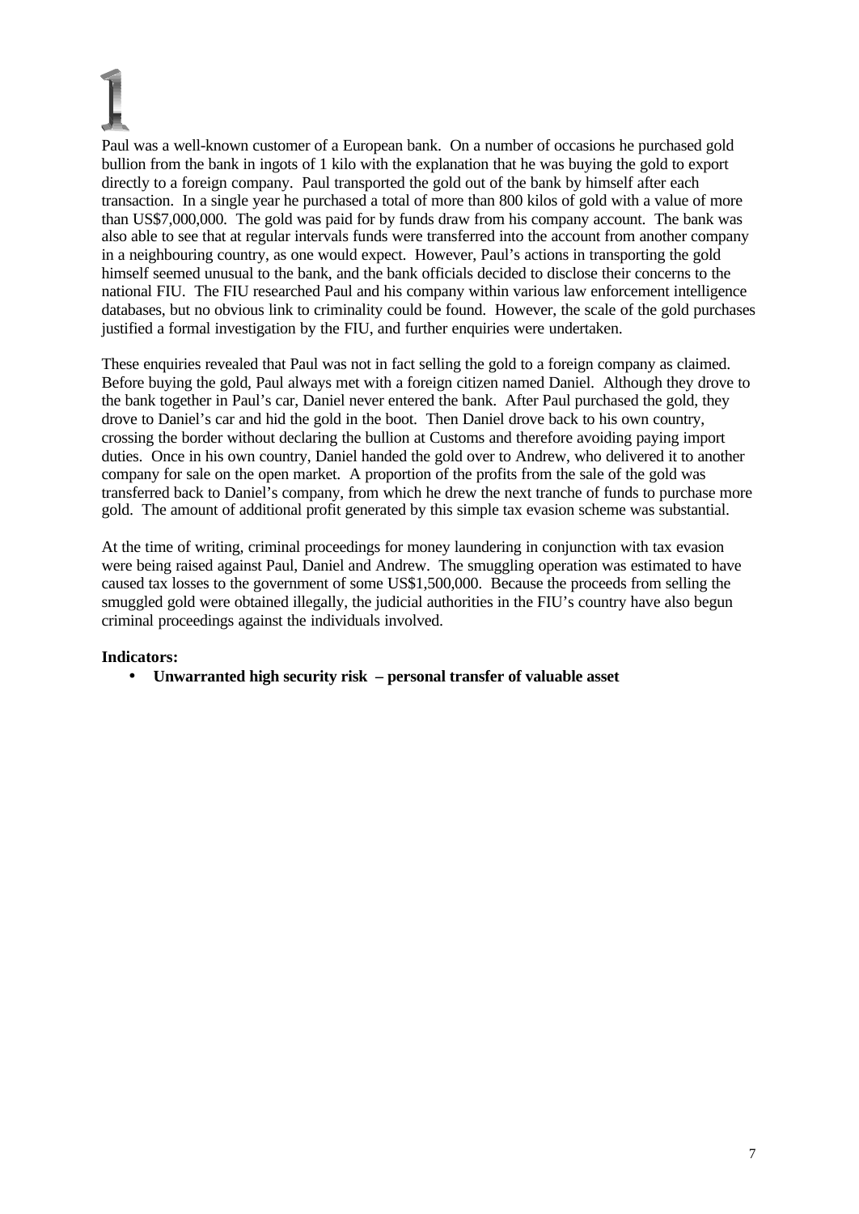# 1

Paul was a well-known customer of a European bank. On a number of occasions he purchased gold bullion from the bank in ingots of 1 kilo with the explanation that he was buying the gold to export directly to a foreign company. Paul transported the gold out of the bank by himself after each transaction. In a single year he purchased a total of more than 800 kilos of gold with a value of more than US$7,000,000. The gold was paid for by funds draw from his company account. The bank was also able to see that at regular intervals funds were transferred into the account from another company in a neighbouring country, as one would expect. However, Paul's actions in transporting the gold himself seemed unusual to the bank, and the bank officials decided to disclose their concerns to the national FIU. The FIU researched Paul and his company within various law enforcement intelligence databases, but no obvious link to criminality could be found. However, the scale of the gold purchases justified a formal investigation by the FIU, and further enquiries were undertaken.

These enquiries revealed that Paul was not in fact selling the gold to a foreign company as claimed. Before buying the gold, Paul always met with a foreign citizen named Daniel. Although they drove to the bank together in Paul's car, Daniel never entered the bank. After Paul purchased the gold, they drove to Daniel's car and hid the gold in the boot. Then Daniel drove back to his own country, crossing the border without declaring the bullion at Customs and therefore avoiding paying import duties. Once in his own country, Daniel handed the gold over to Andrew, who delivered it to another company for sale on the open market. A proportion of the profits from the sale of the gold was transferred back to Daniel's company, from which he drew the next tranche of funds to purchase more gold. The amount of additional profit generated by this simple tax evasion scheme was substantial.

At the time of writing, criminal proceedings for money laundering in conjunction with tax evasion were being raised against Paul, Daniel and Andrew. The smuggling operation was estimated to have caused tax losses to the government of some US$1,500,000. Because the proceeds from selling the smuggled gold were obtained illegally, the judicial authorities in the FIU's country have also begun criminal proceedings against the individuals involved.

**Indicators:**

- **Unwarranted high security risk – personal transfer of valuable asset**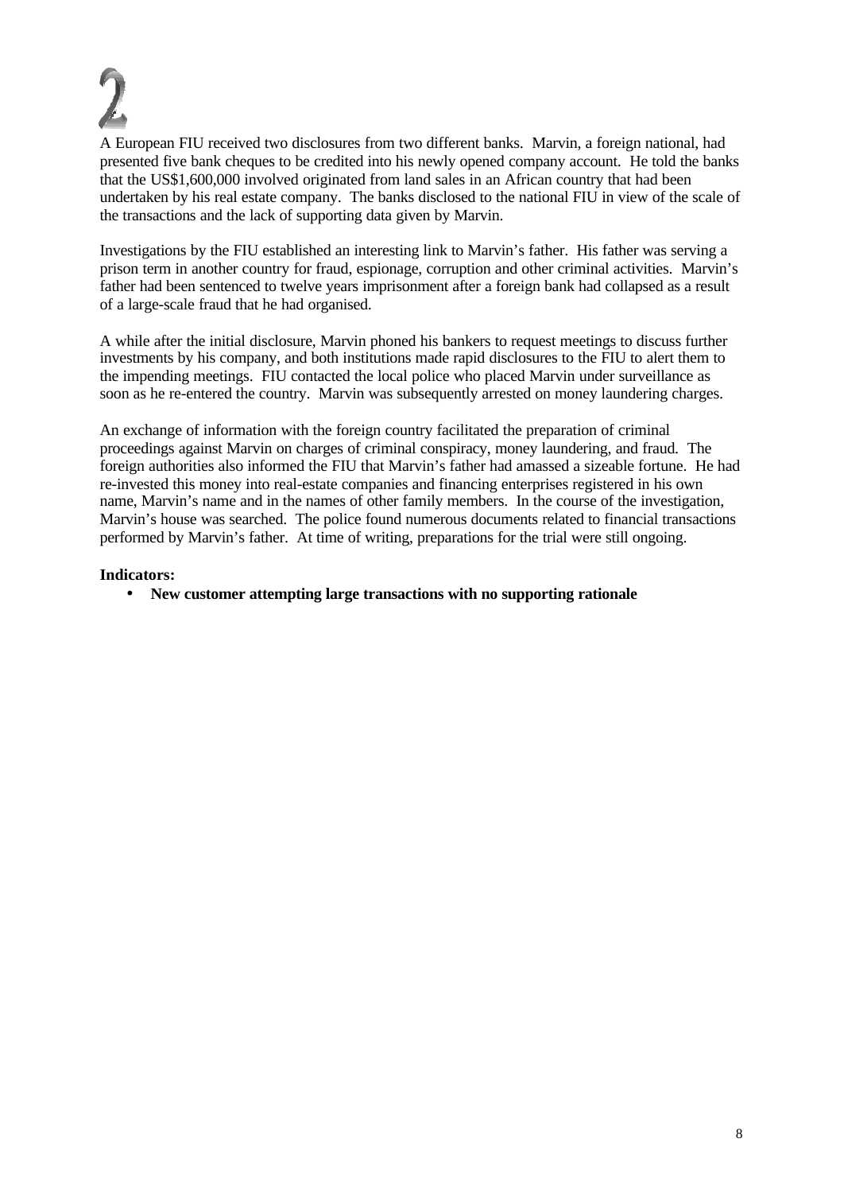## 2

A European FIU received two disclosures from two different banks. Marvin, a foreign national, had presented five bank cheques to be credited into his newly opened company account. He told the banks that the US$1,600,000 involved originated from land sales in an African country that had been undertaken by his real estate company. The banks disclosed to the national FIU in view of the scale of the transactions and the lack of supporting data given by Marvin.

Investigations by the FIU established an interesting link to Marvin's father. His father was serving a prison term in another country for fraud, espionage, corruption and other criminal activities. Marvin's father had been sentenced to twelve years imprisonment after a foreign bank had collapsed as a result of a large-scale fraud that he had organised.

A while after the initial disclosure, Marvin phoned his bankers to request meetings to discuss further investments by his company, and both institutions made rapid disclosures to the FIU to alert them to the impending meetings. FIU contacted the local police who placed Marvin under surveillance as soon as he re-entered the country. Marvin was subsequently arrested on money laundering charges.

An exchange of information with the foreign country facilitated the preparation of criminal proceedings against Marvin on charges of criminal conspiracy, money laundering, and fraud. The foreign authorities also informed the FIU that Marvin's father had amassed a sizeable fortune. He had re-invested this money into real-estate companies and financing enterprises registered in his own name, Marvin's name and in the names of other family members. In the course of the investigation, Marvin's house was searched. The police found numerous documents related to financial transactions performed by Marvin's father. At time of writing, preparations for the trial were still ongoing.

**Indicators:**

- **New customer attempting large transactions with no supporting rationale**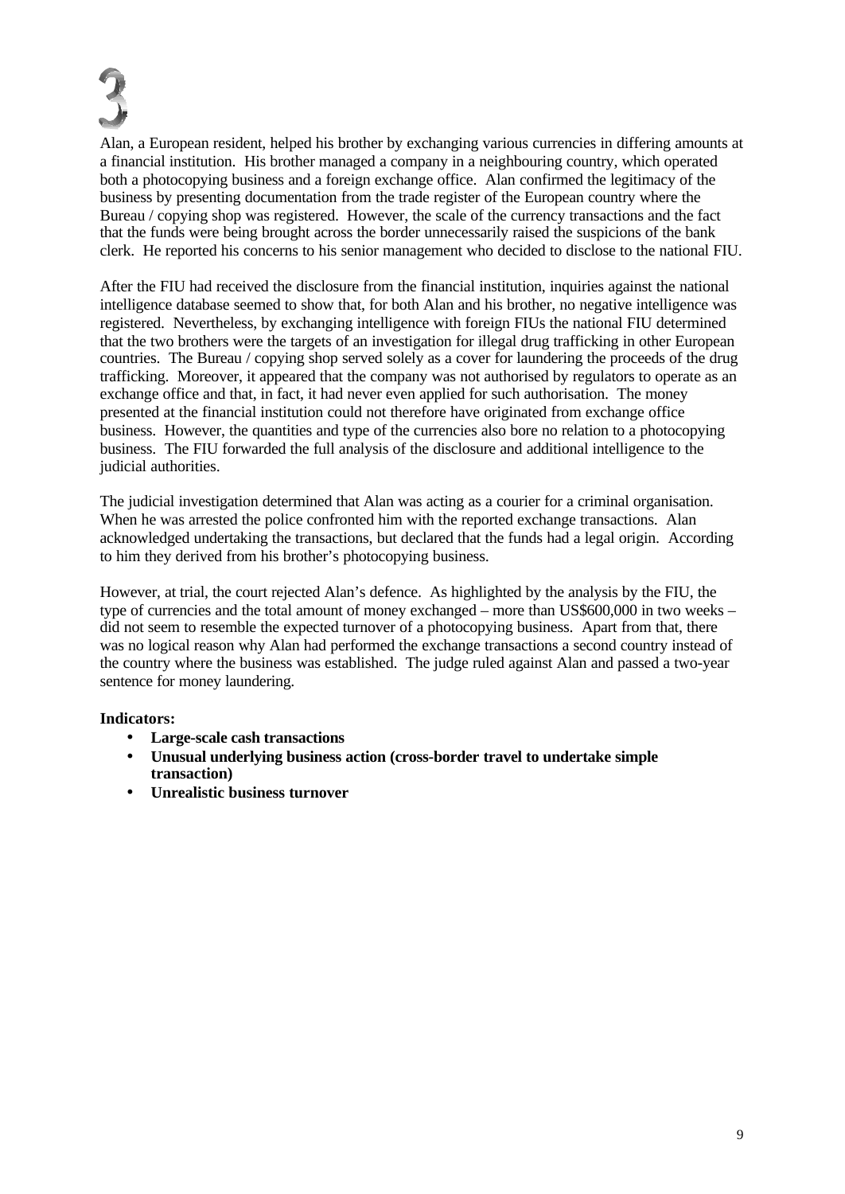# 3

Alan, a European resident, helped his brother by exchanging various currencies in differing amounts at a financial institution. His brother managed a company in a neighbouring country, which operated both a photocopying business and a foreign exchange office. Alan confirmed the legitimacy of the business by presenting documentation from the trade register of the European country where the Bureau / copying shop was registered. However, the scale of the currency transactions and the fact that the funds were being brought across the border unnecessarily raised the suspicions of the bank clerk. He reported his concerns to his senior management who decided to disclose to the national FIU.

After the FIU had received the disclosure from the financial institution, inquiries against the national intelligence database seemed to show that, for both Alan and his brother, no negative intelligence was registered. Nevertheless, by exchanging intelligence with foreign FIUs the national FIU determined that the two brothers were the targets of an investigation for illegal drug trafficking in other European countries. The Bureau / copying shop served solely as a cover for laundering the proceeds of the drug trafficking. Moreover, it appeared that the company was not authorised by regulators to operate as an exchange office and that, in fact, it had never even applied for such authorisation. The money presented at the financial institution could not therefore have originated from exchange office business. However, the quantities and type of the currencies also bore no relation to a photocopying business. The FIU forwarded the full analysis of the disclosure and additional intelligence to the judicial authorities.

The judicial investigation determined that Alan was acting as a courier for a criminal organisation. When he was arrested the police confronted him with the reported exchange transactions. Alan acknowledged undertaking the transactions, but declared that the funds had a legal origin. According to him they derived from his brother's photocopying business.

However, at trial, the court rejected Alan's defence. As highlighted by the analysis by the FIU, the type of currencies and the total amount of money exchanged – more than US$600,000 in two weeks – did not seem to resemble the expected turnover of a photocopying business. Apart from that, there was no logical reason why Alan had performed the exchange transactions a second country instead of the country where the business was established. The judge ruled against Alan and passed a two-year sentence for money laundering.

**Indicators:**

- **Large-scale cash transactions**
- **Unusual underlying business action (cross-border travel to undertake simple transaction)**
- **Unrealistic business turnover**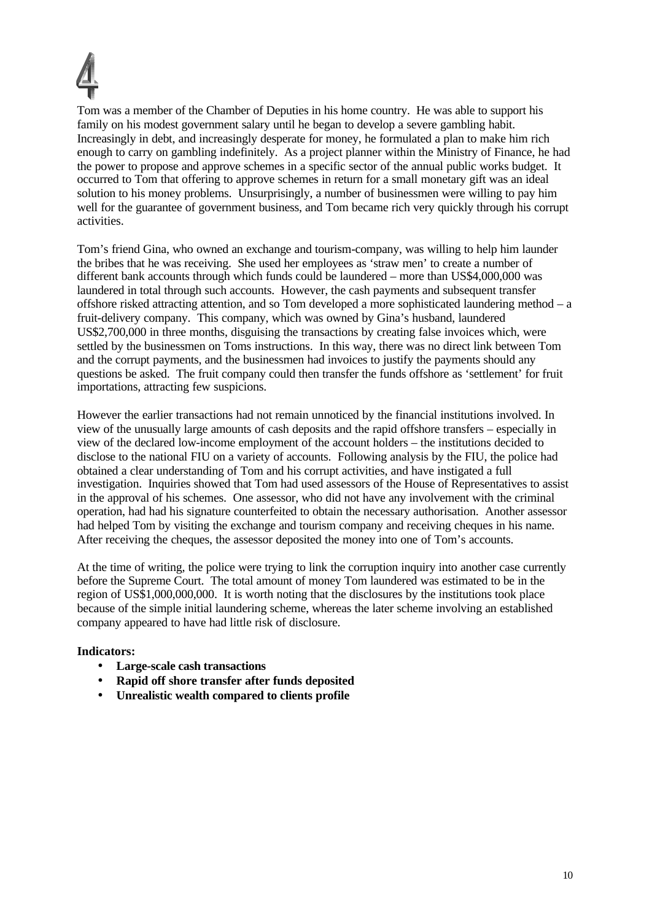# 4

Tom was a member of the Chamber of Deputies in his home country. He was able to support his family on his modest government salary until he began to develop a severe gambling habit. Increasingly in debt, and increasingly desperate for money, he formulated a plan to make him rich enough to carry on gambling indefinitely. As a project planner within the Ministry of Finance, he had the power to propose and approve schemes in a specific sector of the annual public works budget. It occurred to Tom that offering to approve schemes in return for a small monetary gift was an ideal solution to his money problems. Unsurprisingly, a number of businessmen were willing to pay him well for the guarantee of government business, and Tom became rich very quickly through his corrupt activities.

Tom's friend Gina, who owned an exchange and tourism-company, was willing to help him launder the bribes that he was receiving. She used her employees as 'straw men' to create a number of different bank accounts through which funds could be laundered – more than US$4,000,000 was laundered in total through such accounts. However, the cash payments and subsequent transfer offshore risked attracting attention, and so Tom developed a more sophisticated laundering method – a fruit-delivery company. This company, which was owned by Gina's husband, laundered US$2,700,000 in three months, disguising the transactions by creating false invoices which, were settled by the businessmen on Toms instructions. In this way, there was no direct link between Tom and the corrupt payments, and the businessmen had invoices to justify the payments should any questions be asked. The fruit company could then transfer the funds offshore as 'settlement' for fruit importations, attracting few suspicions.

However the earlier transactions had not remain unnoticed by the financial institutions involved. In view of the unusually large amounts of cash deposits and the rapid offshore transfers – especially in view of the declared low-income employment of the account holders – the institutions decided to disclose to the national FIU on a variety of accounts. Following analysis by the FIU, the police had obtained a clear understanding of Tom and his corrupt activities, and have instigated a full investigation. Inquiries showed that Tom had used assessors of the House of Representatives to assist in the approval of his schemes. One assessor, who did not have any involvement with the criminal operation, had had his signature counterfeited to obtain the necessary authorisation. Another assessor had helped Tom by visiting the exchange and tourism company and receiving cheques in his name. After receiving the cheques, the assessor deposited the money into one of Tom's accounts.

At the time of writing, the police were trying to link the corruption inquiry into another case currently before the Supreme Court. The total amount of money Tom laundered was estimated to be in the region of US$1,000,000,000. It is worth noting that the disclosures by the institutions took place because of the simple initial laundering scheme, whereas the later scheme involving an established company appeared to have had little risk of disclosure.

**Indicators:**

- **Large-scale cash transactions**
- **Rapid off shore transfer after funds deposited**
- **Unrealistic wealth compared to clients profile**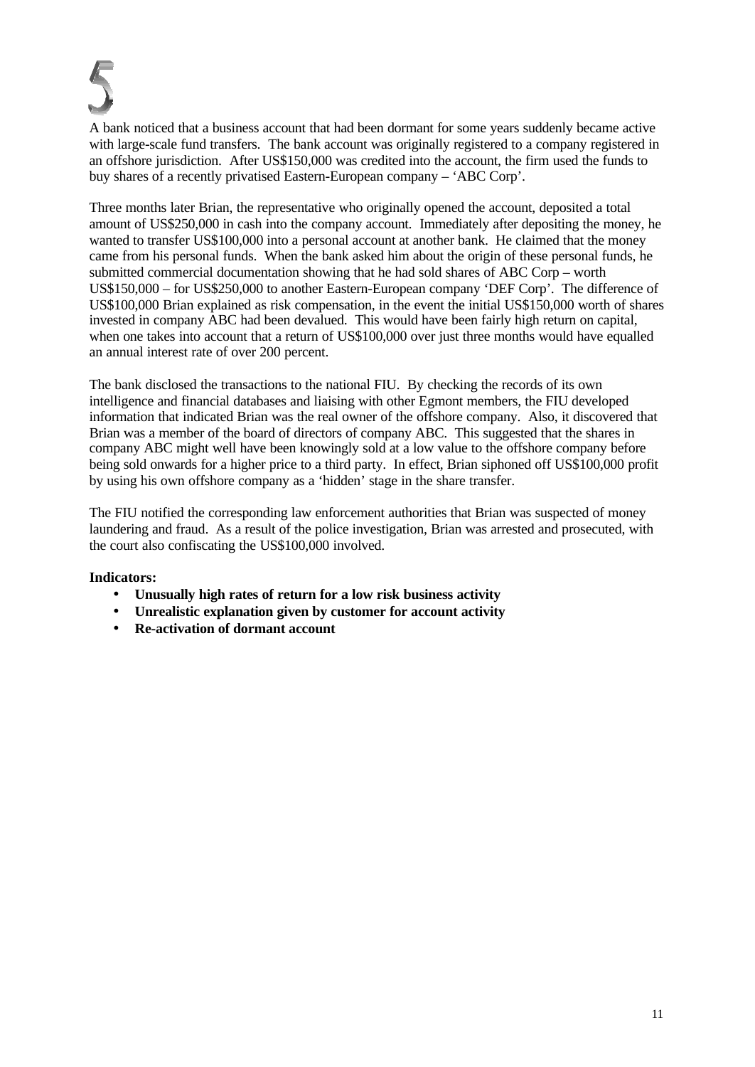# 5

A bank noticed that a business account that had been dormant for some years suddenly became active with large-scale fund transfers. The bank account was originally registered to a company registered in an offshore jurisdiction. After US$150,000 was credited into the account, the firm used the funds to buy shares of a recently privatised Eastern-European company – 'ABC Corp'.

Three months later Brian, the representative who originally opened the account, deposited a total amount of US$250,000 in cash into the company account. Immediately after depositing the money, he wanted to transfer US$100,000 into a personal account at another bank. He claimed that the money came from his personal funds. When the bank asked him about the origin of these personal funds, he submitted commercial documentation showing that he had sold shares of ABC Corp – worth US$150,000 – for US$250,000 to another Eastern-European company 'DEF Corp'. The difference of US$100,000 Brian explained as risk compensation, in the event the initial US$150,000 worth of shares invested in company ABC had been devalued. This would have been fairly high return on capital, when one takes into account that a return of US$100,000 over just three months would have equalled an annual interest rate of over 200 percent.

The bank disclosed the transactions to the national FIU. By checking the records of its own intelligence and financial databases and liaising with other Egmont members, the FIU developed information that indicated Brian was the real owner of the offshore company. Also, it discovered that Brian was a member of the board of directors of company ABC. This suggested that the shares in company ABC might well have been knowingly sold at a low value to the offshore company before being sold onwards for a higher price to a third party. In effect, Brian siphoned off US$100,000 profit by using his own offshore company as a 'hidden' stage in the share transfer.

The FIU notified the corresponding law enforcement authorities that Brian was suspected of money laundering and fraud. As a result of the police investigation, Brian was arrested and prosecuted, with the court also confiscating the US$100,000 involved.

**Indicators:**

- **Unusually high rates of return for a low risk business activity**
- **Unrealistic explanation given by customer for account activity**
- **Re-activation of dormant account**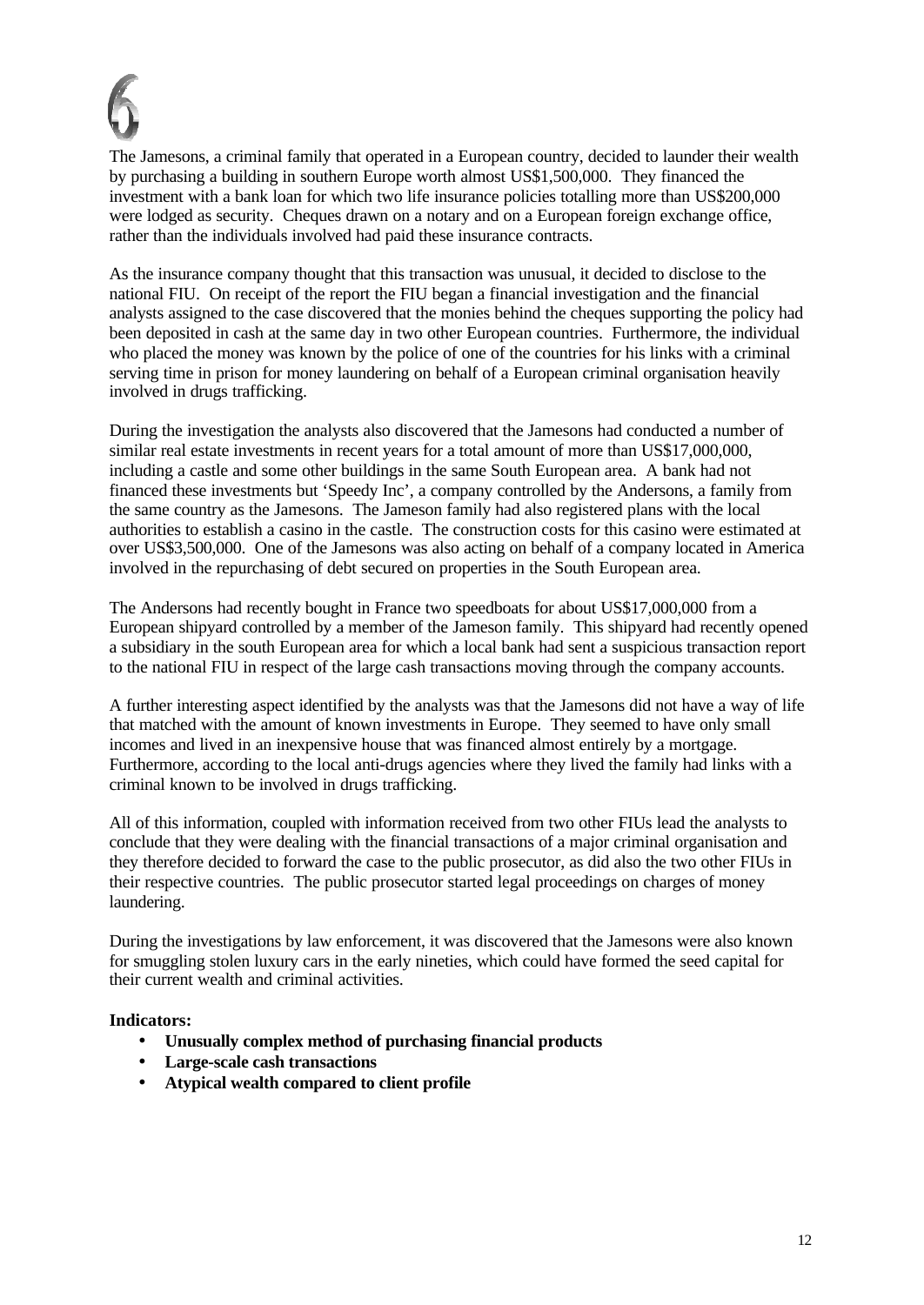# 6

The Jamesons, a criminal family that operated in a European country, decided to launder their wealth by purchasing a building in southern Europe worth almost US$1,500,000. They financed the investment with a bank loan for which two life insurance policies totalling more than US$200,000 were lodged as security. Cheques drawn on a notary and on a European foreign exchange office, rather than the individuals involved had paid these insurance contracts.

As the insurance company thought that this transaction was unusual, it decided to disclose to the national FIU. On receipt of the report the FIU began a financial investigation and the financial analysts assigned to the case discovered that the monies behind the cheques supporting the policy had been deposited in cash at the same day in two other European countries. Furthermore, the individual who placed the money was known by the police of one of the countries for his links with a criminal serving time in prison for money laundering on behalf of a European criminal organisation heavily involved in drugs trafficking.

During the investigation the analysts also discovered that the Jamesons had conducted a number of similar real estate investments in recent years for a total amount of more than US$17,000,000, including a castle and some other buildings in the same South European area. A bank had not financed these investments but 'Speedy Inc', a company controlled by the Andersons, a family from the same country as the Jamesons. The Jameson family had also registered plans with the local authorities to establish a casino in the castle. The construction costs for this casino were estimated at over US$3,500,000. One of the Jamesons was also acting on behalf of a company located in America involved in the repurchasing of debt secured on properties in the South European area.

The Andersons had recently bought in France two speedboats for about US$17,000,000 from a European shipyard controlled by a member of the Jameson family. This shipyard had recently opened a subsidiary in the south European area for which a local bank had sent a suspicious transaction report to the national FIU in respect of the large cash transactions moving through the company accounts.

A further interesting aspect identified by the analysts was that the Jamesons did not have a way of life that matched with the amount of known investments in Europe. They seemed to have only small incomes and lived in an inexpensive house that was financed almost entirely by a mortgage. Furthermore, according to the local anti-drugs agencies where they lived the family had links with a criminal known to be involved in drugs trafficking.

All of this information, coupled with information received from two other FIUs lead the analysts to conclude that they were dealing with the financial transactions of a major criminal organisation and they therefore decided to forward the case to the public prosecutor, as did also the two other FIUs in their respective countries. The public prosecutor started legal proceedings on charges of money laundering.

During the investigations by law enforcement, it was discovered that the Jamesons were also known for smuggling stolen luxury cars in the early nineties, which could have formed the seed capital for their current wealth and criminal activities.

**Indicators:**

- **Unusually complex method of purchasing financial products**
- **Large-scale cash transactions**
- **Atypical wealth compared to client profile**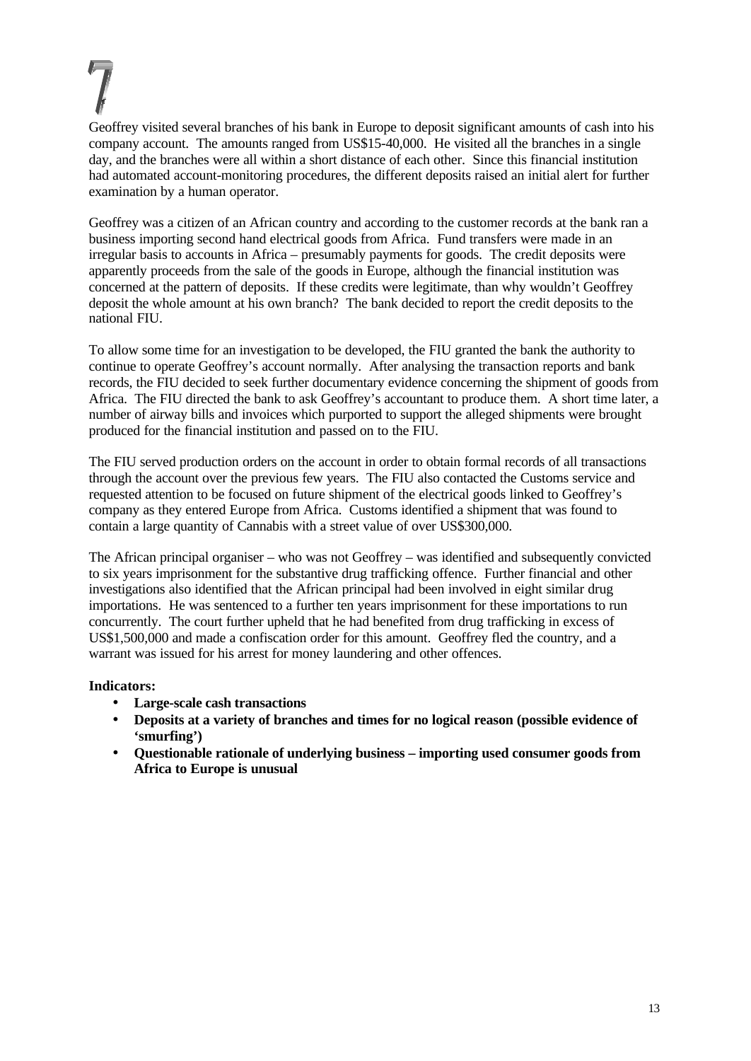# 7

Geoffrey visited several branches of his bank in Europe to deposit significant amounts of cash into his company account. The amounts ranged from US$15-40,000. He visited all the branches in a single day, and the branches were all within a short distance of each other. Since this financial institution had automated account-monitoring procedures, the different deposits raised an initial alert for further examination by a human operator.

Geoffrey was a citizen of an African country and according to the customer records at the bank ran a business importing second hand electrical goods from Africa. Fund transfers were made in an irregular basis to accounts in Africa – presumably payments for goods. The credit deposits were apparently proceeds from the sale of the goods in Europe, although the financial institution was concerned at the pattern of deposits. If these credits were legitimate, than why wouldn't Geoffrey deposit the whole amount at his own branch? The bank decided to report the credit deposits to the national FIU.

To allow some time for an investigation to be developed, the FIU granted the bank the authority to continue to operate Geoffrey's account normally. After analysing the transaction reports and bank records, the FIU decided to seek further documentary evidence concerning the shipment of goods from Africa. The FIU directed the bank to ask Geoffrey's accountant to produce them. A short time later, a number of airway bills and invoices which purported to support the alleged shipments were brought produced for the financial institution and passed on to the FIU.

The FIU served production orders on the account in order to obtain formal records of all transactions through the account over the previous few years. The FIU also contacted the Customs service and requested attention to be focused on future shipment of the electrical goods linked to Geoffrey's company as they entered Europe from Africa. Customs identified a shipment that was found to contain a large quantity of Cannabis with a street value of over US$300,000.

The African principal organiser – who was not Geoffrey – was identified and subsequently convicted to six years imprisonment for the substantive drug trafficking offence. Further financial and other investigations also identified that the African principal had been involved in eight similar drug importations. He was sentenced to a further ten years imprisonment for these importations to run concurrently. The court further upheld that he had benefited from drug trafficking in excess of US$1,500,000 and made a confiscation order for this amount. Geoffrey fled the country, and a warrant was issued for his arrest for money laundering and other offences.

**Indicators:**

- **Large-scale cash transactions**
- **Deposits at a variety of branches and times for no logical reason (possible evidence of 'smurfing')**
- **Questionable rationale of underlying business – importing used consumer goods from Africa to Europe is unusual**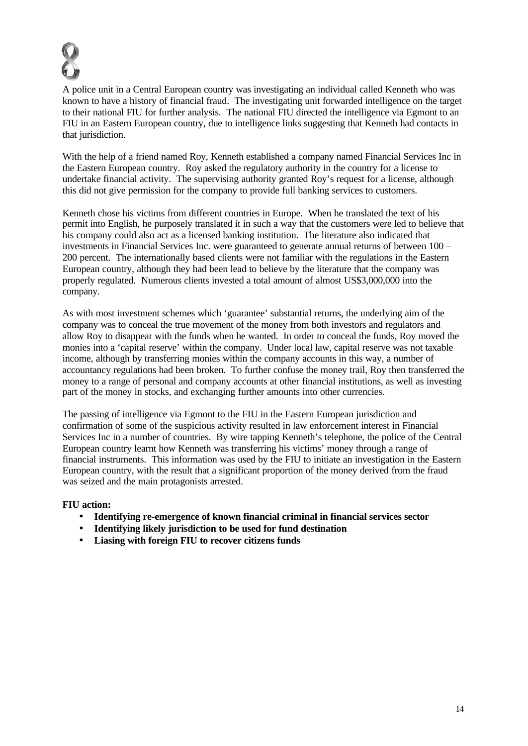# 8

A police unit in a Central European country was investigating an individual called Kenneth who was known to have a history of financial fraud. The investigating unit forwarded intelligence on the target to their national FIU for further analysis. The national FIU directed the intelligence via Egmont to an FIU in an Eastern European country, due to intelligence links suggesting that Kenneth had contacts in that jurisdiction.

With the help of a friend named Roy, Kenneth established a company named Financial Services Inc in the Eastern European country. Roy asked the regulatory authority in the country for a license to undertake financial activity. The supervising authority granted Roy's request for a license, although this did not give permission for the company to provide full banking services to customers.

Kenneth chose his victims from different countries in Europe. When he translated the text of his permit into English, he purposely translated it in such a way that the customers were led to believe that his company could also act as a licensed banking institution. The literature also indicated that investments in Financial Services Inc. were guaranteed to generate annual returns of between 100 – 200 percent. The internationally based clients were not familiar with the regulations in the Eastern European country, although they had been lead to believe by the literature that the company was properly regulated. Numerous clients invested a total amount of almost US$3,000,000 into the company.

As with most investment schemes which 'guarantee' substantial returns, the underlying aim of the company was to conceal the true movement of the money from both investors and regulators and allow Roy to disappear with the funds when he wanted. In order to conceal the funds, Roy moved the monies into a 'capital reserve' within the company. Under local law, capital reserve was not taxable income, although by transferring monies within the company accounts in this way, a number of accountancy regulations had been broken. To further confuse the money trail, Roy then transferred the money to a range of personal and company accounts at other financial institutions, as well as investing part of the money in stocks, and exchanging further amounts into other currencies.

The passing of intelligence via Egmont to the FIU in the Eastern European jurisdiction and confirmation of some of the suspicious activity resulted in law enforcement interest in Financial Services Inc in a number of countries. By wire tapping Kenneth's telephone, the police of the Central European country learnt how Kenneth was transferring his victims' money through a range of financial instruments. This information was used by the FIU to initiate an investigation in the Eastern European country, with the result that a significant proportion of the money derived from the fraud was seized and the main protagonists arrested.

**FIU action:**

- **Identifying re-emergence of known financial criminal in financial services sector**
- **Identifying likely jurisdiction to be used for fund destination**
- **Liasing with foreign FIU to recover citizens funds**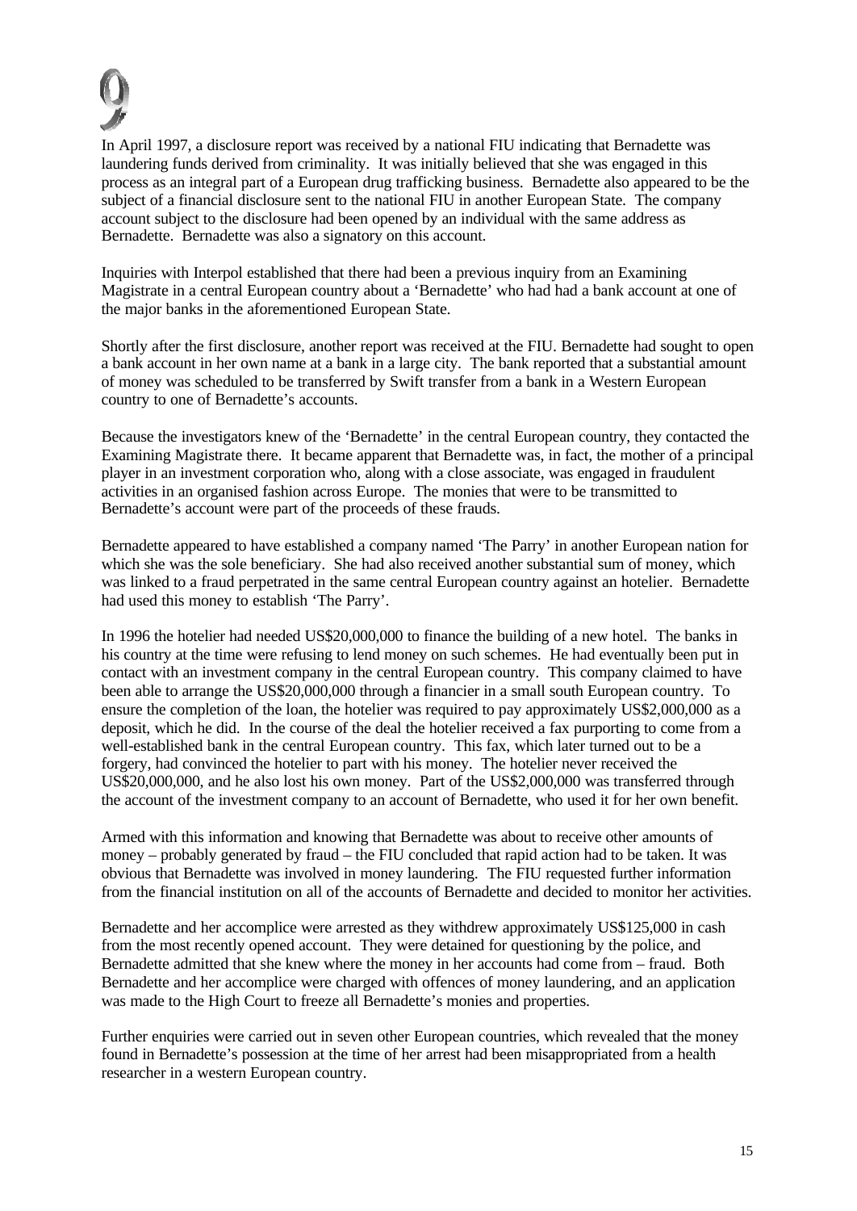# 9

In April 1997, a disclosure report was received by a national FIU indicating that Bernadette was laundering funds derived from criminality. It was initially believed that she was engaged in this process as an integral part of a European drug trafficking business. Bernadette also appeared to be the subject of a financial disclosure sent to the national FIU in another European State. The company account subject to the disclosure had been opened by an individual with the same address as Bernadette. Bernadette was also a signatory on this account.

Inquiries with Interpol established that there had been a previous inquiry from an Examining Magistrate in a central European country about a 'Bernadette' who had had a bank account at one of the major banks in the aforementioned European State.

Shortly after the first disclosure, another report was received at the FIU. Bernadette had sought to open a bank account in her own name at a bank in a large city. The bank reported that a substantial amount of money was scheduled to be transferred by Swift transfer from a bank in a Western European country to one of Bernadette's accounts.

Because the investigators knew of the 'Bernadette' in the central European country, they contacted the Examining Magistrate there. It became apparent that Bernadette was, in fact, the mother of a principal player in an investment corporation who, along with a close associate, was engaged in fraudulent activities in an organised fashion across Europe. The monies that were to be transmitted to Bernadette's account were part of the proceeds of these frauds.

Bernadette appeared to have established a company named 'The Parry' in another European nation for which she was the sole beneficiary. She had also received another substantial sum of money, which was linked to a fraud perpetrated in the same central European country against an hotelier. Bernadette had used this money to establish 'The Parry'.

In 1996 the hotelier had needed US$20,000,000 to finance the building of a new hotel. The banks in his country at the time were refusing to lend money on such schemes. He had eventually been put in contact with an investment company in the central European country. This company claimed to have been able to arrange the US$20,000,000 through a financier in a small south European country. To ensure the completion of the loan, the hotelier was required to pay approximately US$2,000,000 as a deposit, which he did. In the course of the deal the hotelier received a fax purporting to come from a well-established bank in the central European country. This fax, which later turned out to be a forgery, had convinced the hotelier to part with his money. The hotelier never received the US$20,000,000, and he also lost his own money. Part of the US$2,000,000 was transferred through the account of the investment company to an account of Bernadette, who used it for her own benefit.

Armed with this information and knowing that Bernadette was about to receive other amounts of money – probably generated by fraud – the FIU concluded that rapid action had to be taken. It was obvious that Bernadette was involved in money laundering. The FIU requested further information from the financial institution on all of the accounts of Bernadette and decided to monitor her activities.

Bernadette and her accomplice were arrested as they withdrew approximately US$125,000 in cash from the most recently opened account. They were detained for questioning by the police, and Bernadette admitted that she knew where the money in her accounts had come from – fraud. Both Bernadette and her accomplice were charged with offences of money laundering, and an application was made to the High Court to freeze all Bernadette's monies and properties.

Further enquiries were carried out in seven other European countries, which revealed that the money found in Bernadette's possession at the time of her arrest had been misappropriated from a health researcher in a western European country.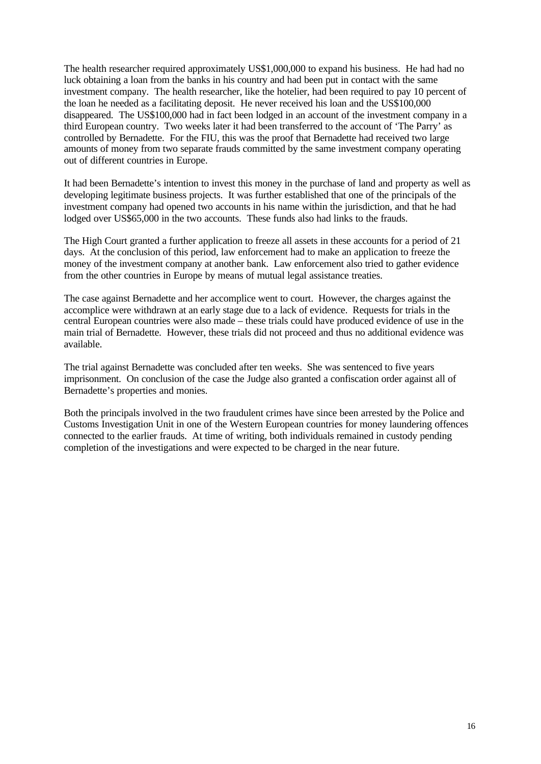The health researcher required approximately US$1,000,000 to expand his business. He had had no luck obtaining a loan from the banks in his country and had been put in contact with the same investment company. The health researcher, like the hotelier, had been required to pay 10 percent of the loan he needed as a facilitating deposit. He never received his loan and the US$100,000 disappeared. The US$100,000 had in fact been lodged in an account of the investment company in a third European country. Two weeks later it had been transferred to the account of 'The Parry' as controlled by Bernadette. For the FIU, this was the proof that Bernadette had received two large amounts of money from two separate frauds committed by the same investment company operating out of different countries in Europe.

It had been Bernadette's intention to invest this money in the purchase of land and property as well as developing legitimate business projects. It was further established that one of the principals of the investment company had opened two accounts in his name within the jurisdiction, and that he had lodged over US$65,000 in the two accounts. These funds also had links to the frauds.

The High Court granted a further application to freeze all assets in these accounts for a period of 21 days. At the conclusion of this period, law enforcement had to make an application to freeze the money of the investment company at another bank. Law enforcement also tried to gather evidence from the other countries in Europe by means of mutual legal assistance treaties.

The case against Bernadette and her accomplice went to court. However, the charges against the accomplice were withdrawn at an early stage due to a lack of evidence. Requests for trials in the central European countries were also made – these trials could have produced evidence of use in the main trial of Bernadette. However, these trials did not proceed and thus no additional evidence was available.

The trial against Bernadette was concluded after ten weeks. She was sentenced to five years imprisonment. On conclusion of the case the Judge also granted a confiscation order against all of Bernadette's properties and monies.

Both the principals involved in the two fraudulent crimes have since been arrested by the Police and Customs Investigation Unit in one of the Western European countries for money laundering offences connected to the earlier frauds. At time of writing, both individuals remained in custody pending completion of the investigations and were expected to be charged in the near future.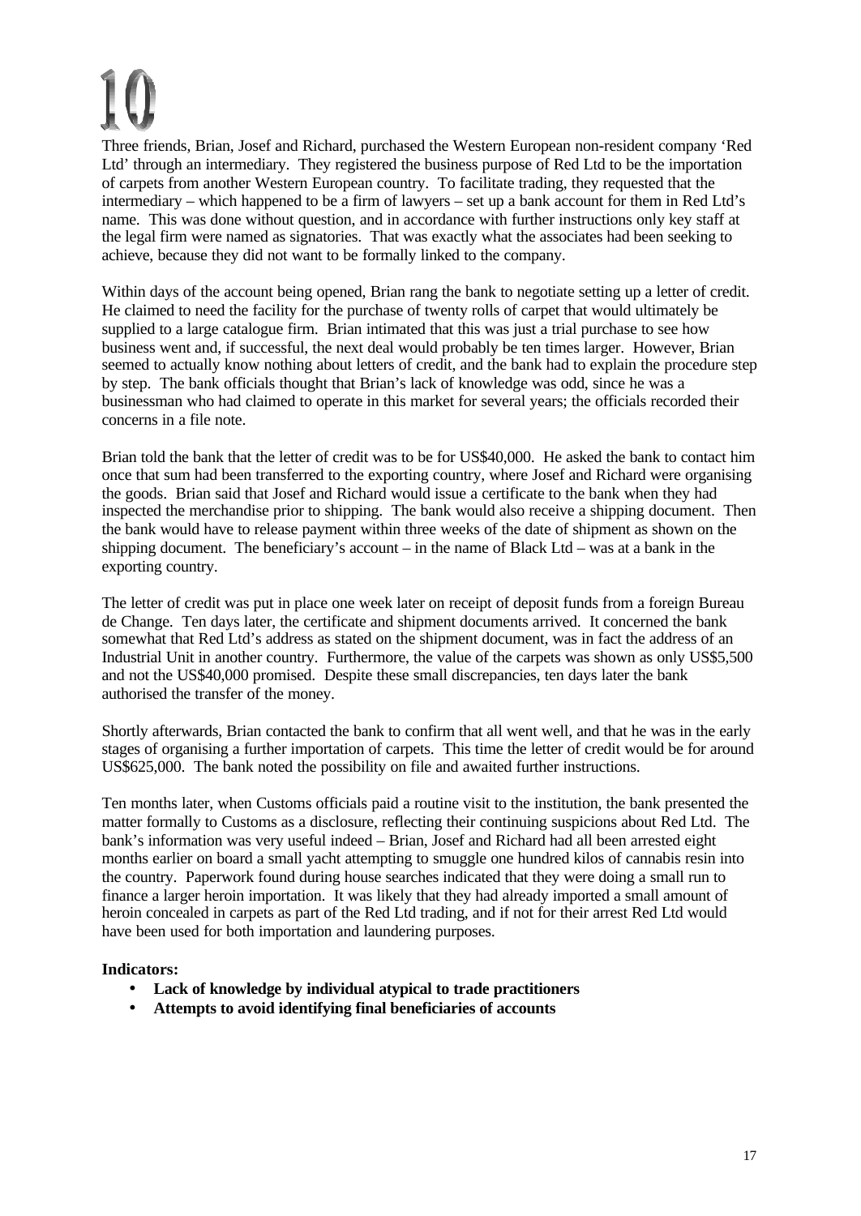# 10

Three friends, Brian, Josef and Richard, purchased the Western European non-resident company 'Red Ltd' through an intermediary. They registered the business purpose of Red Ltd to be the importation of carpets from another Western European country. To facilitate trading, they requested that the intermediary – which happened to be a firm of lawyers – set up a bank account for them in Red Ltd's name. This was done without question, and in accordance with further instructions only key staff at the legal firm were named as signatories. That was exactly what the associates had been seeking to achieve, because they did not want to be formally linked to the company.

Within days of the account being opened, Brian rang the bank to negotiate setting up a letter of credit. He claimed to need the facility for the purchase of twenty rolls of carpet that would ultimately be supplied to a large catalogue firm. Brian intimated that this was just a trial purchase to see how business went and, if successful, the next deal would probably be ten times larger. However, Brian seemed to actually know nothing about letters of credit, and the bank had to explain the procedure step by step. The bank officials thought that Brian's lack of knowledge was odd, since he was a businessman who had claimed to operate in this market for several years; the officials recorded their concerns in a file note.

Brian told the bank that the letter of credit was to be for US$40,000. He asked the bank to contact him once that sum had been transferred to the exporting country, where Josef and Richard were organising the goods. Brian said that Josef and Richard would issue a certificate to the bank when they had inspected the merchandise prior to shipping. The bank would also receive a shipping document. Then the bank would have to release payment within three weeks of the date of shipment as shown on the shipping document. The beneficiary's account – in the name of Black Ltd – was at a bank in the exporting country.

The letter of credit was put in place one week later on receipt of deposit funds from a foreign Bureau de Change. Ten days later, the certificate and shipment documents arrived. It concerned the bank somewhat that Red Ltd's address as stated on the shipment document, was in fact the address of an Industrial Unit in another country. Furthermore, the value of the carpets was shown as only US$5,500 and not the US$40,000 promised. Despite these small discrepancies, ten days later the bank authorised the transfer of the money.

Shortly afterwards, Brian contacted the bank to confirm that all went well, and that he was in the early stages of organising a further importation of carpets. This time the letter of credit would be for around US$625,000. The bank noted the possibility on file and awaited further instructions.

Ten months later, when Customs officials paid a routine visit to the institution, the bank presented the matter formally to Customs as a disclosure, reflecting their continuing suspicions about Red Ltd. The bank's information was very useful indeed – Brian, Josef and Richard had all been arrested eight months earlier on board a small yacht attempting to smuggle one hundred kilos of cannabis resin into the country. Paperwork found during house searches indicated that they were doing a small run to finance a larger heroin importation. It was likely that they had already imported a small amount of heroin concealed in carpets as part of the Red Ltd trading, and if not for their arrest Red Ltd would have been used for both importation and laundering purposes.

**Indicators:**

- **Lack of knowledge by individual atypical to trade practitioners**
- **Attempts to avoid identifying final beneficiaries of accounts**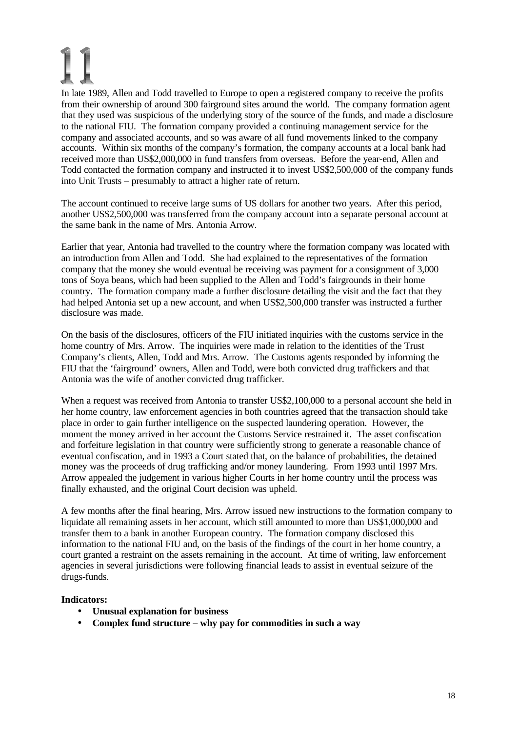# 11

In late 1989, Allen and Todd travelled to Europe to open a registered company to receive the profits from their ownership of around 300 fairground sites around the world. The company formation agent that they used was suspicious of the underlying story of the source of the funds, and made a disclosure to the national FIU. The formation company provided a continuing management service for the company and associated accounts, and so was aware of all fund movements linked to the company accounts. Within six months of the company's formation, the company accounts at a local bank had received more than US$2,000,000 in fund transfers from overseas. Before the year-end, Allen and Todd contacted the formation company and instructed it to invest US$2,500,000 of the company funds into Unit Trusts – presumably to attract a higher rate of return.

The account continued to receive large sums of US dollars for another two years. After this period, another US$2,500,000 was transferred from the company account into a separate personal account at the same bank in the name of Mrs. Antonia Arrow.

Earlier that year, Antonia had travelled to the country where the formation company was located with an introduction from Allen and Todd. She had explained to the representatives of the formation company that the money she would eventual be receiving was payment for a consignment of 3,000 tons of Soya beans, which had been supplied to the Allen and Todd's fairgrounds in their home country. The formation company made a further disclosure detailing the visit and the fact that they had helped Antonia set up a new account, and when US$2,500,000 transfer was instructed a further disclosure was made.

On the basis of the disclosures, officers of the FIU initiated inquiries with the customs service in the home country of Mrs. Arrow. The inquiries were made in relation to the identities of the Trust Company's clients, Allen, Todd and Mrs. Arrow. The Customs agents responded by informing the FIU that the 'fairground' owners, Allen and Todd, were both convicted drug traffickers and that Antonia was the wife of another convicted drug trafficker.

When a request was received from Antonia to transfer US$2,100,000 to a personal account she held in her home country, law enforcement agencies in both countries agreed that the transaction should take place in order to gain further intelligence on the suspected laundering operation. However, the moment the money arrived in her account the Customs Service restrained it. The asset confiscation and forfeiture legislation in that country were sufficiently strong to generate a reasonable chance of eventual confiscation, and in 1993 a Court stated that, on the balance of probabilities, the detained money was the proceeds of drug trafficking and/or money laundering. From 1993 until 1997 Mrs. Arrow appealed the judgement in various higher Courts in her home country until the process was finally exhausted, and the original Court decision was upheld.

A few months after the final hearing, Mrs. Arrow issued new instructions to the formation company to liquidate all remaining assets in her account, which still amounted to more than US$1,000,000 and transfer them to a bank in another European country. The formation company disclosed this information to the national FIU and, on the basis of the findings of the court in her home country, a court granted a restraint on the assets remaining in the account. At time of writing, law enforcement agencies in several jurisdictions were following financial leads to assist in eventual seizure of the drugs-funds.

**Indicators:**

- **Unusual explanation for business**
- **Complex fund structure – why pay for commodities in such a way**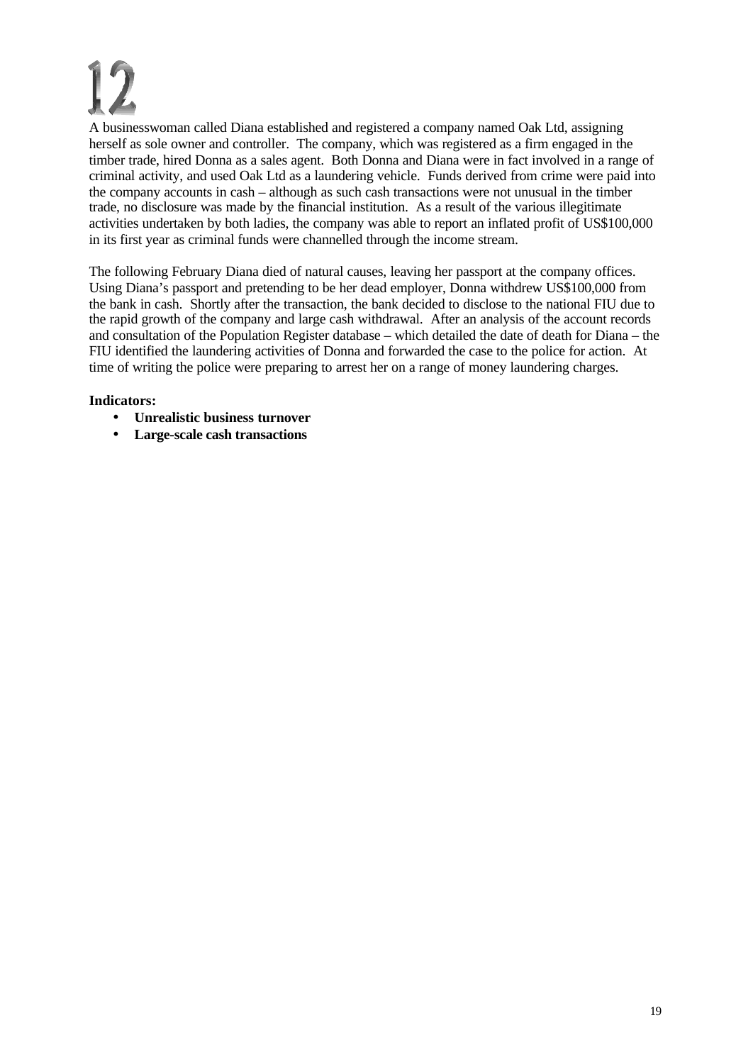# 12

A businesswoman called Diana established and registered a company named Oak Ltd, assigning herself as sole owner and controller. The company, which was registered as a firm engaged in the timber trade, hired Donna as a sales agent. Both Donna and Diana were in fact involved in a range of criminal activity, and used Oak Ltd as a laundering vehicle. Funds derived from crime were paid into the company accounts in cash – although as such cash transactions were not unusual in the timber trade, no disclosure was made by the financial institution. As a result of the various illegitimate activities undertaken by both ladies, the company was able to report an inflated profit of US$100,000 in its first year as criminal funds were channelled through the income stream.

The following February Diana died of natural causes, leaving her passport at the company offices. Using Diana's passport and pretending to be her dead employer, Donna withdrew US$100,000 from the bank in cash. Shortly after the transaction, the bank decided to disclose to the national FIU due to the rapid growth of the company and large cash withdrawal. After an analysis of the account records and consultation of the Population Register database – which detailed the date of death for Diana – the FIU identified the laundering activities of Donna and forwarded the case to the police for action. At time of writing the police were preparing to arrest her on a range of money laundering charges.

**Indicators:**

- **Unrealistic business turnover**
- **Large-scale cash transactions**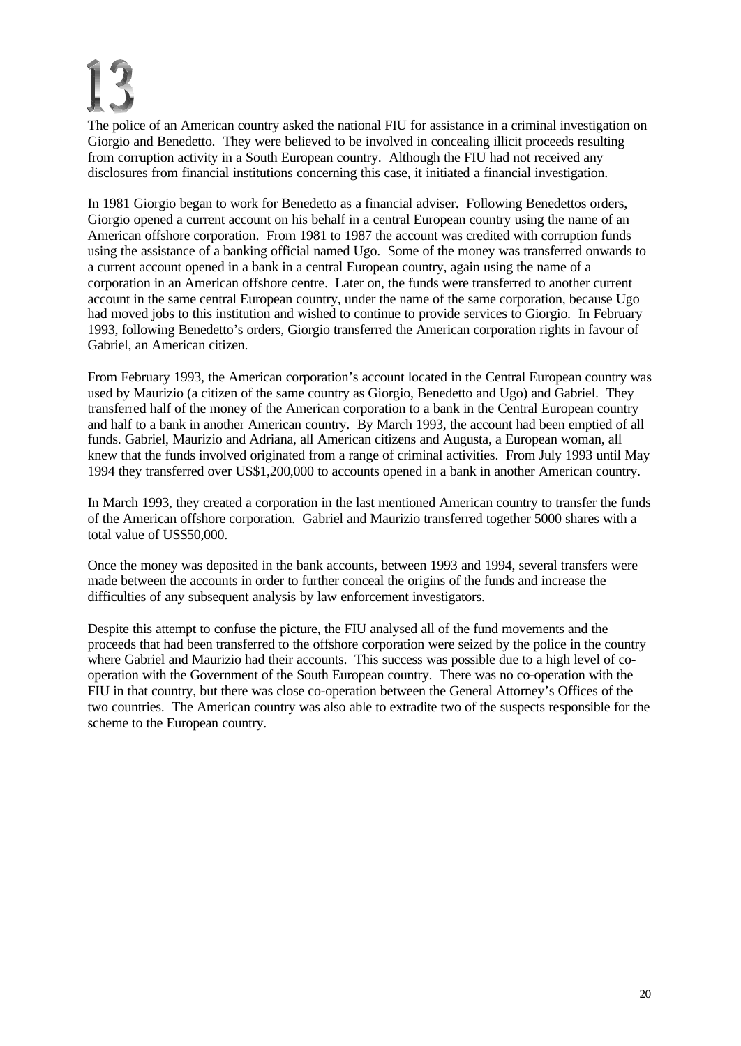# 13

The police of an American country asked the national FIU for assistance in a criminal investigation on Giorgio and Benedetto. They were believed to be involved in concealing illicit proceeds resulting from corruption activity in a South European country. Although the FIU had not received any disclosures from financial institutions concerning this case, it initiated a financial investigation.

In 1981 Giorgio began to work for Benedetto as a financial adviser. Following Benedettos orders, Giorgio opened a current account on his behalf in a central European country using the name of an American offshore corporation. From 1981 to 1987 the account was credited with corruption funds using the assistance of a banking official named Ugo. Some of the money was transferred onwards to a current account opened in a bank in a central European country, again using the name of a corporation in an American offshore centre. Later on, the funds were transferred to another current account in the same central European country, under the name of the same corporation, because Ugo had moved jobs to this institution and wished to continue to provide services to Giorgio. In February 1993, following Benedetto's orders, Giorgio transferred the American corporation rights in favour of Gabriel, an American citizen.

From February 1993, the American corporation's account located in the Central European country was used by Maurizio (a citizen of the same country as Giorgio, Benedetto and Ugo) and Gabriel. They transferred half of the money of the American corporation to a bank in the Central European country and half to a bank in another American country. By March 1993, the account had been emptied of all funds. Gabriel, Maurizio and Adriana, all American citizens and Augusta, a European woman, all knew that the funds involved originated from a range of criminal activities. From July 1993 until May 1994 they transferred over US$1,200,000 to accounts opened in a bank in another American country.

In March 1993, they created a corporation in the last mentioned American country to transfer the funds of the American offshore corporation. Gabriel and Maurizio transferred together 5000 shares with a total value of US$50,000.

Once the money was deposited in the bank accounts, between 1993 and 1994, several transfers were made between the accounts in order to further conceal the origins of the funds and increase the difficulties of any subsequent analysis by law enforcement investigators.

Despite this attempt to confuse the picture, the FIU analysed all of the fund movements and the proceeds that had been transferred to the offshore corporation were seized by the police in the country where Gabriel and Maurizio had their accounts. This success was possible due to a high level of co-operation with the Government of the South European country. There was no co-operation with the FIU in that country, but there was close co-operation between the General Attorney's Offices of the two countries. The American country was also able to extradite two of the suspects responsible for the scheme to the European country.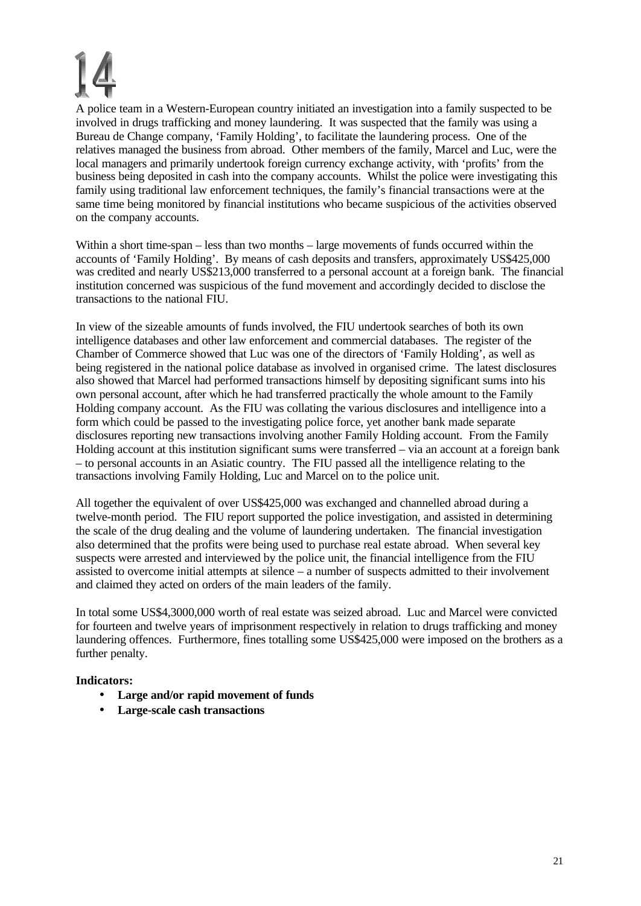# 14

A police team in a Western-European country initiated an investigation into a family suspected to be involved in drugs trafficking and money laundering. It was suspected that the family was using a Bureau de Change company, 'Family Holding', to facilitate the laundering process. One of the relatives managed the business from abroad. Other members of the family, Marcel and Luc, were the local managers and primarily undertook foreign currency exchange activity, with 'profits' from the business being deposited in cash into the company accounts. Whilst the police were investigating this family using traditional law enforcement techniques, the family's financial transactions were at the same time being monitored by financial institutions who became suspicious of the activities observed on the company accounts.

Within a short time-span – less than two months – large movements of funds occurred within the accounts of 'Family Holding'. By means of cash deposits and transfers, approximately US$425,000 was credited and nearly US$213,000 transferred to a personal account at a foreign bank. The financial institution concerned was suspicious of the fund movement and accordingly decided to disclose the transactions to the national FIU.

In view of the sizeable amounts of funds involved, the FIU undertook searches of both its own intelligence databases and other law enforcement and commercial databases. The register of the Chamber of Commerce showed that Luc was one of the directors of 'Family Holding', as well as being registered in the national police database as involved in organised crime. The latest disclosures also showed that Marcel had performed transactions himself by depositing significant sums into his own personal account, after which he had transferred practically the whole amount to the Family Holding company account. As the FIU was collating the various disclosures and intelligence into a form which could be passed to the investigating police force, yet another bank made separate disclosures reporting new transactions involving another Family Holding account. From the Family Holding account at this institution significant sums were transferred – via an account at a foreign bank – to personal accounts in an Asiatic country. The FIU passed all the intelligence relating to the transactions involving Family Holding, Luc and Marcel on to the police unit.

All together the equivalent of over US$425,000 was exchanged and channelled abroad during a twelve-month period. The FIU report supported the police investigation, and assisted in determining the scale of the drug dealing and the volume of laundering undertaken. The financial investigation also determined that the profits were being used to purchase real estate abroad. When several key suspects were arrested and interviewed by the police unit, the financial intelligence from the FIU assisted to overcome initial attempts at silence – a number of suspects admitted to their involvement and claimed they acted on orders of the main leaders of the family.

In total some US$4,3000,000 worth of real estate was seized abroad. Luc and Marcel were convicted for fourteen and twelve years of imprisonment respectively in relation to drugs trafficking and money laundering offences. Furthermore, fines totalling some US$425,000 were imposed on the brothers as a further penalty.

**Indicators:**

- **Large and/or rapid movement of funds**
- **Large-scale cash transactions**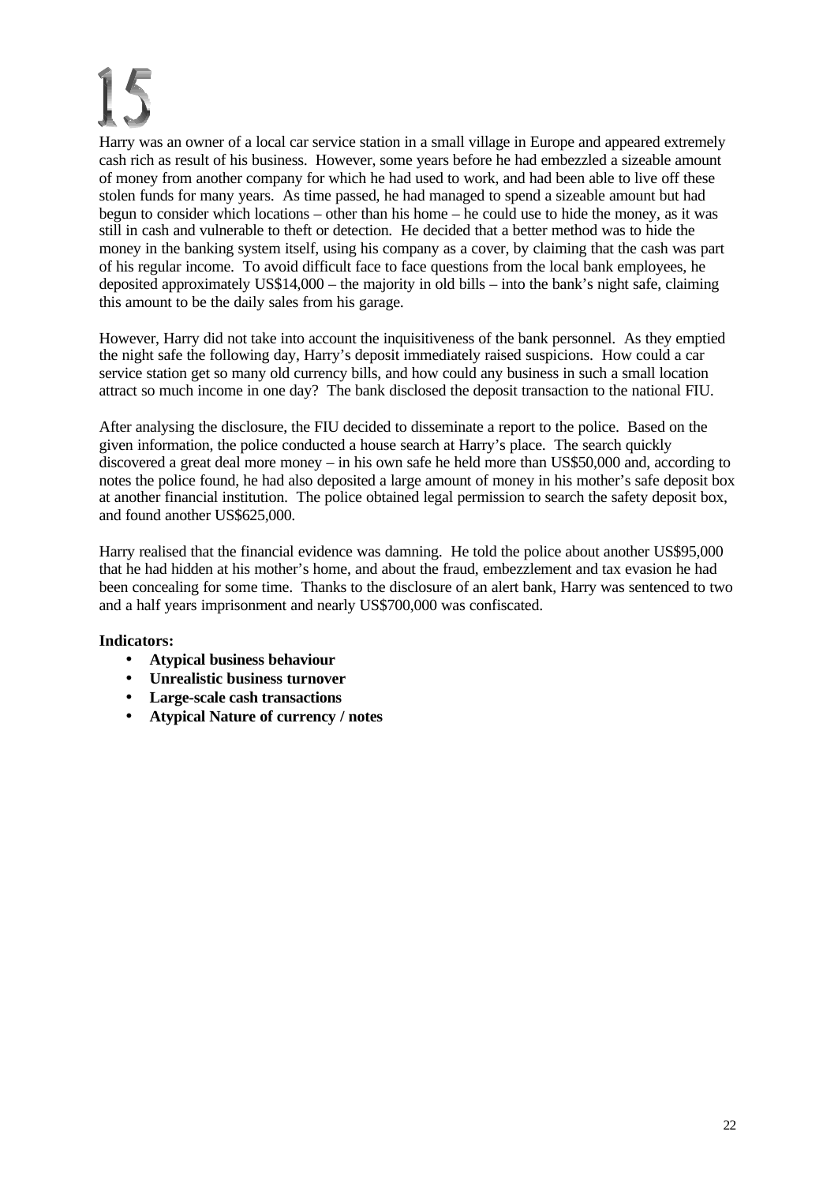# 15

Harry was an owner of a local car service station in a small village in Europe and appeared extremely cash rich as result of his business. However, some years before he had embezzled a sizeable amount of money from another company for which he had used to work, and had been able to live off these stolen funds for many years. As time passed, he had managed to spend a sizeable amount but had begun to consider which locations – other than his home – he could use to hide the money, as it was still in cash and vulnerable to theft or detection. He decided that a better method was to hide the money in the banking system itself, using his company as a cover, by claiming that the cash was part of his regular income. To avoid difficult face to face questions from the local bank employees, he deposited approximately US$14,000 – the majority in old bills – into the bank's night safe, claiming this amount to be the daily sales from his garage.

However, Harry did not take into account the inquisitiveness of the bank personnel. As they emptied the night safe the following day, Harry's deposit immediately raised suspicions. How could a car service station get so many old currency bills, and how could any business in such a small location attract so much income in one day? The bank disclosed the deposit transaction to the national FIU.

After analysing the disclosure, the FIU decided to disseminate a report to the police. Based on the given information, the police conducted a house search at Harry's place. The search quickly discovered a great deal more money – in his own safe he held more than US$50,000 and, according to notes the police found, he had also deposited a large amount of money in his mother's safe deposit box at another financial institution. The police obtained legal permission to search the safety deposit box, and found another US$625,000.

Harry realised that the financial evidence was damning. He told the police about another US$95,000 that he had hidden at his mother's home, and about the fraud, embezzlement and tax evasion he had been concealing for some time. Thanks to the disclosure of an alert bank, Harry was sentenced to two and a half years imprisonment and nearly US$700,000 was confiscated.

**Indicators:**

- **Atypical business behaviour**
- **Unrealistic business turnover**
- **Large-scale cash transactions**
- **Atypical Nature of currency / notes**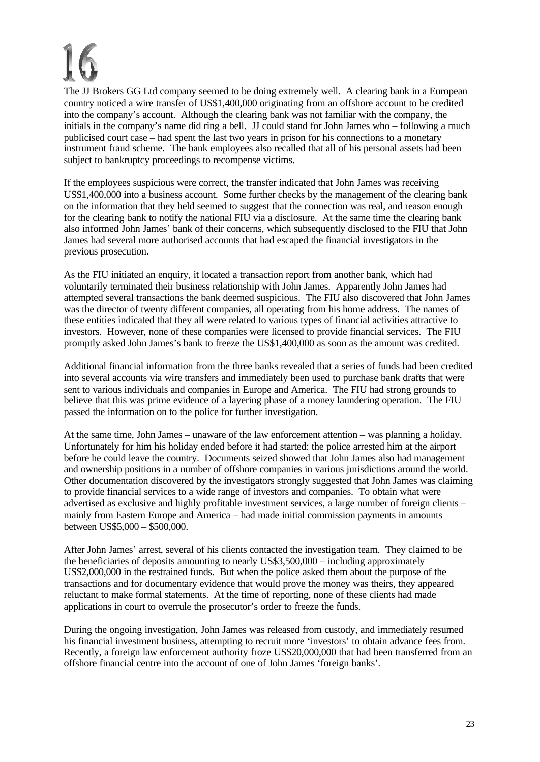# 16

The JJ Brokers GG Ltd company seemed to be doing extremely well. A clearing bank in a European country noticed a wire transfer of US$1,400,000 originating from an offshore account to be credited into the company's account. Although the clearing bank was not familiar with the company, the initials in the company's name did ring a bell. JJ could stand for John James who – following a much publicised court case – had spent the last two years in prison for his connections to a monetary instrument fraud scheme. The bank employees also recalled that all of his personal assets had been subject to bankruptcy proceedings to recompense victims.

If the employees suspicious were correct, the transfer indicated that John James was receiving US$1,400,000 into a business account. Some further checks by the management of the clearing bank on the information that they held seemed to suggest that the connection was real, and reason enough for the clearing bank to notify the national FIU via a disclosure. At the same time the clearing bank also informed John James' bank of their concerns, which subsequently disclosed to the FIU that John James had several more authorised accounts that had escaped the financial investigators in the previous prosecution.

As the FIU initiated an enquiry, it located a transaction report from another bank, which had voluntarily terminated their business relationship with John James. Apparently John James had attempted several transactions the bank deemed suspicious. The FIU also discovered that John James was the director of twenty different companies, all operating from his home address. The names of these entities indicated that they all were related to various types of financial activities attractive to investors. However, none of these companies were licensed to provide financial services. The FIU promptly asked John James's bank to freeze the US$1,400,000 as soon as the amount was credited.

Additional financial information from the three banks revealed that a series of funds had been credited into several accounts via wire transfers and immediately been used to purchase bank drafts that were sent to various individuals and companies in Europe and America. The FIU had strong grounds to believe that this was prime evidence of a layering phase of a money laundering operation. The FIU passed the information on to the police for further investigation.

At the same time, John James – unaware of the law enforcement attention – was planning a holiday. Unfortunately for him his holiday ended before it had started: the police arrested him at the airport before he could leave the country. Documents seized showed that John James also had management and ownership positions in a number of offshore companies in various jurisdictions around the world. Other documentation discovered by the investigators strongly suggested that John James was claiming to provide financial services to a wide range of investors and companies. To obtain what were advertised as exclusive and highly profitable investment services, a large number of foreign clients – mainly from Eastern Europe and America – had made initial commission payments in amounts between US$5,000 – $500,000.

After John James' arrest, several of his clients contacted the investigation team. They claimed to be the beneficiaries of deposits amounting to nearly US$3,500,000 – including approximately US$2,000,000 in the restrained funds. But when the police asked them about the purpose of the transactions and for documentary evidence that would prove the money was theirs, they appeared reluctant to make formal statements. At the time of reporting, none of these clients had made applications in court to overrule the prosecutor's order to freeze the funds.

During the ongoing investigation, John James was released from custody, and immediately resumed his financial investment business, attempting to recruit more 'investors' to obtain advance fees from. Recently, a foreign law enforcement authority froze US$20,000,000 that had been transferred from an offshore financial centre into the account of one of John James 'foreign banks'.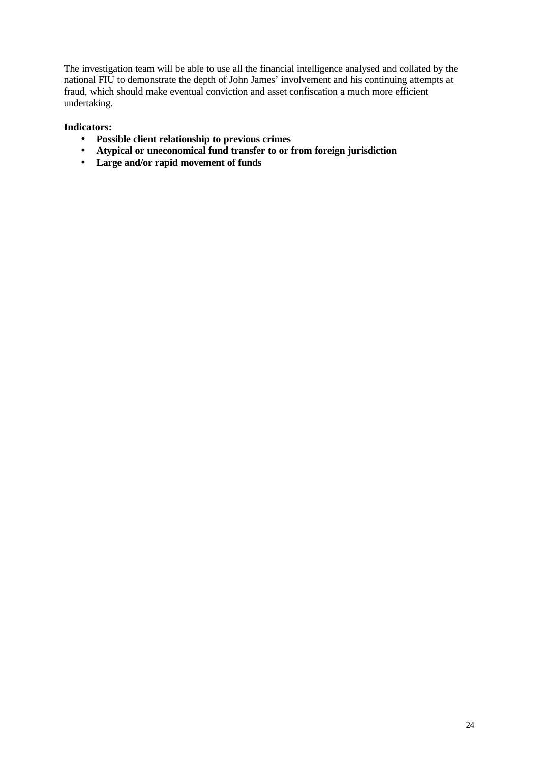The investigation team will be able to use all the financial intelligence analysed and collated by the national FIU to demonstrate the depth of John James' involvement and his continuing attempts at fraud, which should make eventual conviction and asset confiscation a much more efficient undertaking.

**Indicators:**

- **Possible client relationship to previous crimes**
- **Atypical or uneconomical fund transfer to or from foreign jurisdiction**
- **Large and/or rapid movement of funds**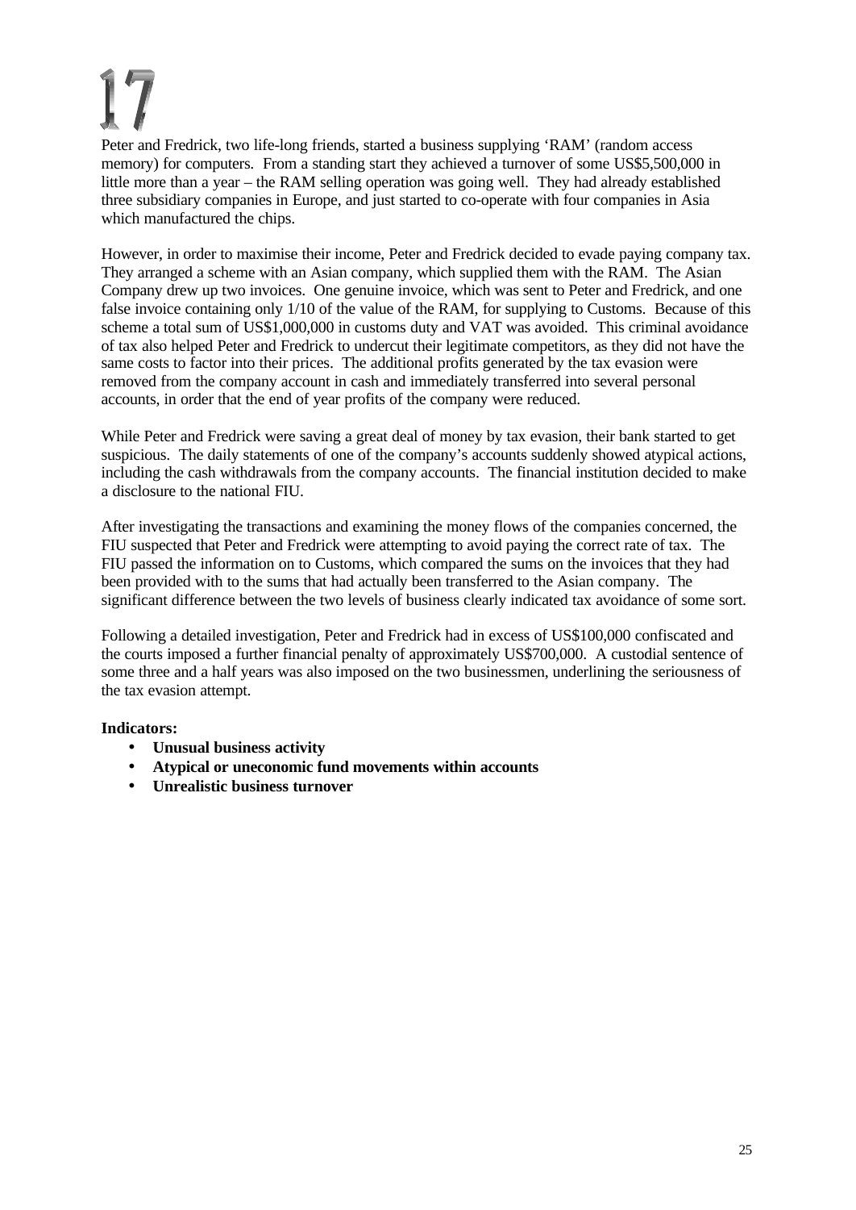# 17

Peter and Fredrick, two life-long friends, started a business supplying 'RAM' (random access memory) for computers. From a standing start they achieved a turnover of some US$5,500,000 in little more than a year – the RAM selling operation was going well. They had already established three subsidiary companies in Europe, and just started to co-operate with four companies in Asia which manufactured the chips.

However, in order to maximise their income, Peter and Fredrick decided to evade paying company tax. They arranged a scheme with an Asian company, which supplied them with the RAM. The Asian Company drew up two invoices. One genuine invoice, which was sent to Peter and Fredrick, and one false invoice containing only 1/10 of the value of the RAM, for supplying to Customs. Because of this scheme a total sum of US$1,000,000 in customs duty and VAT was avoided. This criminal avoidance of tax also helped Peter and Fredrick to undercut their legitimate competitors, as they did not have the same costs to factor into their prices. The additional profits generated by the tax evasion were removed from the company account in cash and immediately transferred into several personal accounts, in order that the end of year profits of the company were reduced.

While Peter and Fredrick were saving a great deal of money by tax evasion, their bank started to get suspicious. The daily statements of one of the company's accounts suddenly showed atypical actions, including the cash withdrawals from the company accounts. The financial institution decided to make a disclosure to the national FIU.

After investigating the transactions and examining the money flows of the companies concerned, the FIU suspected that Peter and Fredrick were attempting to avoid paying the correct rate of tax. The FIU passed the information on to Customs, which compared the sums on the invoices that they had been provided with to the sums that had actually been transferred to the Asian company. The significant difference between the two levels of business clearly indicated tax avoidance of some sort.

Following a detailed investigation, Peter and Fredrick had in excess of US$100,000 confiscated and the courts imposed a further financial penalty of approximately US$700,000. A custodial sentence of some three and a half years was also imposed on the two businessmen, underlining the seriousness of the tax evasion attempt.

**Indicators:**

- **Unusual business activity**
- **Atypical or uneconomic fund movements within accounts**
- **Unrealistic business turnover**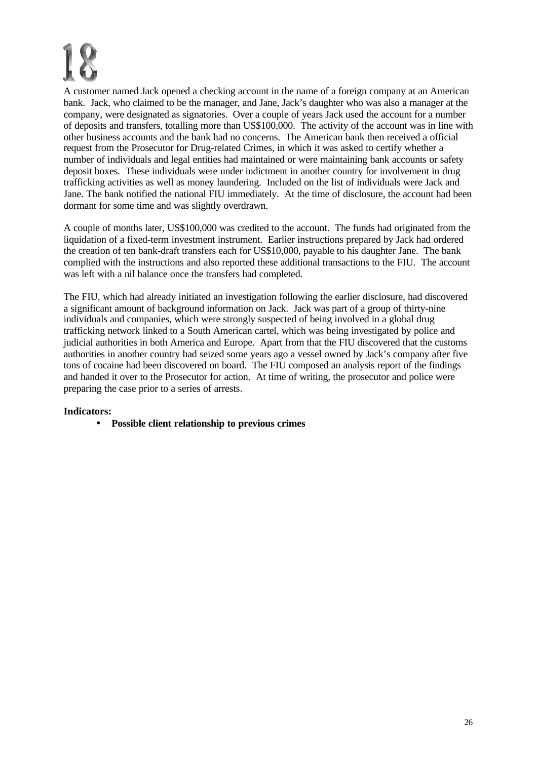# 18

A customer named Jack opened a checking account in the name of a foreign company at an American bank. Jack, who claimed to be the manager, and Jane, Jack's daughter who was also a manager at the company, were designated as signatories. Over a couple of years Jack used the account for a number of deposits and transfers, totalling more than US$100,000. The activity of the account was in line with other business accounts and the bank had no concerns. The American bank then received a official request from the Prosecutor for Drug-related Crimes, in which it was asked to certify whether a number of individuals and legal entities had maintained or were maintaining bank accounts or safety deposit boxes. These individuals were under indictment in another country for involvement in drug trafficking activities as well as money laundering. Included on the list of individuals were Jack and Jane. The bank notified the national FIU immediately. At the time of disclosure, the account had been dormant for some time and was slightly overdrawn.

A couple of months later, US$100,000 was credited to the account. The funds had originated from the liquidation of a fixed-term investment instrument. Earlier instructions prepared by Jack had ordered the creation of ten bank-draft transfers each for US$10,000, payable to his daughter Jane. The bank complied with the instructions and also reported these additional transactions to the FIU. The account was left with a nil balance once the transfers had completed.

The FIU, which had already initiated an investigation following the earlier disclosure, had discovered a significant amount of background information on Jack. Jack was part of a group of thirty-nine individuals and companies, which were strongly suspected of being involved in a global drug trafficking network linked to a South American cartel, which was being investigated by police and judicial authorities in both America and Europe. Apart from that the FIU discovered that the customs authorities in another country had seized some years ago a vessel owned by Jack's company after five tons of cocaine had been discovered on board. The FIU composed an analysis report of the findings and handed it over to the Prosecutor for action. At time of writing, the prosecutor and police were preparing the case prior to a series of arrests.

**Indicators:**

- **Possible client relationship to previous crimes**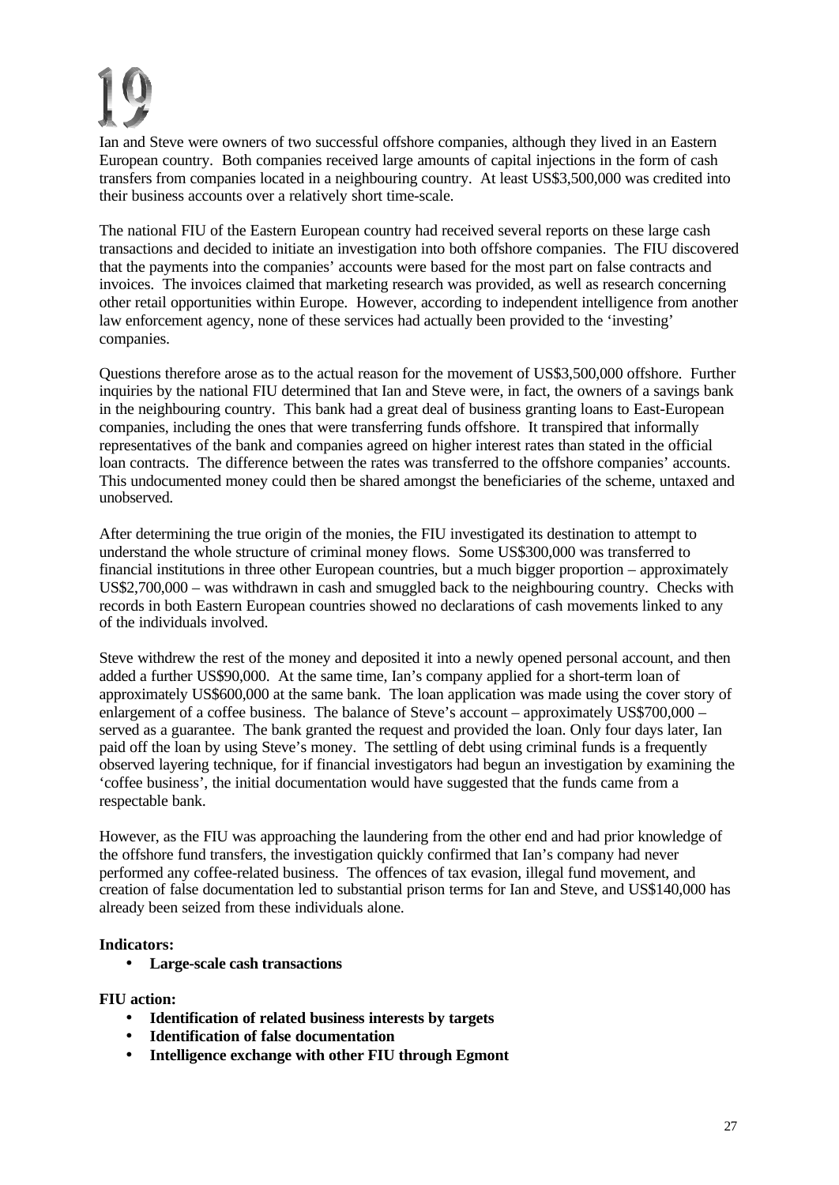# 19

Ian and Steve were owners of two successful offshore companies, although they lived in an Eastern European country. Both companies received large amounts of capital injections in the form of cash transfers from companies located in a neighbouring country. At least US$3,500,000 was credited into their business accounts over a relatively short time-scale.

The national FIU of the Eastern European country had received several reports on these large cash transactions and decided to initiate an investigation into both offshore companies. The FIU discovered that the payments into the companies' accounts were based for the most part on false contracts and invoices. The invoices claimed that marketing research was provided, as well as research concerning other retail opportunities within Europe. However, according to independent intelligence from another law enforcement agency, none of these services had actually been provided to the 'investing' companies.

Questions therefore arose as to the actual reason for the movement of US$3,500,000 offshore. Further inquiries by the national FIU determined that Ian and Steve were, in fact, the owners of a savings bank in the neighbouring country. This bank had a great deal of business granting loans to East-European companies, including the ones that were transferring funds offshore. It transpired that informally representatives of the bank and companies agreed on higher interest rates than stated in the official loan contracts. The difference between the rates was transferred to the offshore companies' accounts. This undocumented money could then be shared amongst the beneficiaries of the scheme, untaxed and unobserved.

After determining the true origin of the monies, the FIU investigated its destination to attempt to understand the whole structure of criminal money flows. Some US$300,000 was transferred to financial institutions in three other European countries, but a much bigger proportion – approximately US$2,700,000 – was withdrawn in cash and smuggled back to the neighbouring country. Checks with records in both Eastern European countries showed no declarations of cash movements linked to any of the individuals involved.

Steve withdrew the rest of the money and deposited it into a newly opened personal account, and then added a further US$90,000. At the same time, Ian's company applied for a short-term loan of approximately US$600,000 at the same bank. The loan application was made using the cover story of enlargement of a coffee business. The balance of Steve's account – approximately US$700,000 – served as a guarantee. The bank granted the request and provided the loan. Only four days later, Ian paid off the loan by using Steve's money. The settling of debt using criminal funds is a frequently observed layering technique, for if financial investigators had begun an investigation by examining the 'coffee business', the initial documentation would have suggested that the funds came from a respectable bank.

However, as the FIU was approaching the laundering from the other end and had prior knowledge of the offshore fund transfers, the investigation quickly confirmed that Ian's company had never performed any coffee-related business. The offences of tax evasion, illegal fund movement, and creation of false documentation led to substantial prison terms for Ian and Steve, and US$140,000 has already been seized from these individuals alone.

**Indicators:**

- **Large-scale cash transactions**

**FIU action:**

- **Identification of related business interests by targets**
- **Identification of false documentation**
- **Intelligence exchange with other FIU through Egmont**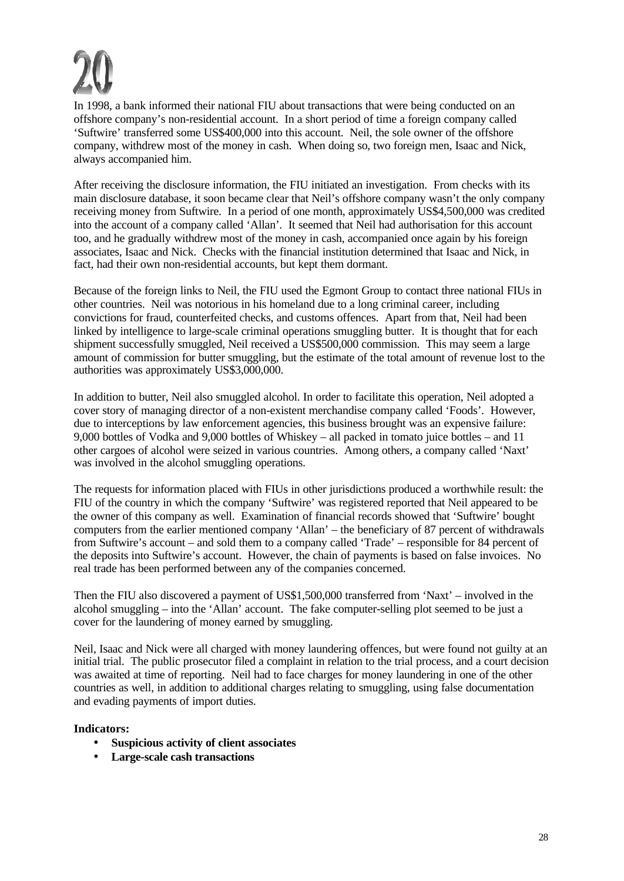# 20

In 1998, a bank informed their national FIU about transactions that were being conducted on an offshore company's non-residential account. In a short period of time a foreign company called 'Suftwire' transferred some US$400,000 into this account. Neil, the sole owner of the offshore company, withdrew most of the money in cash. When doing so, two foreign men, Isaac and Nick, always accompanied him.

After receiving the disclosure information, the FIU initiated an investigation. From checks with its main disclosure database, it soon became clear that Neil's offshore company wasn't the only company receiving money from Suftwire. In a period of one month, approximately US$4,500,000 was credited into the account of a company called 'Allan'. It seemed that Neil had authorisation for this account too, and he gradually withdrew most of the money in cash, accompanied once again by his foreign associates, Isaac and Nick. Checks with the financial institution determined that Isaac and Nick, in fact, had their own non-residential accounts, but kept them dormant.

Because of the foreign links to Neil, the FIU used the Egmont Group to contact three national FIUs in other countries. Neil was notorious in his homeland due to a long criminal career, including convictions for fraud, counterfeited checks, and customs offences. Apart from that, Neil had been linked by intelligence to large-scale criminal operations smuggling butter. It is thought that for each shipment successfully smuggled, Neil received a US$500,000 commission. This may seem a large amount of commission for butter smuggling, but the estimate of the total amount of revenue lost to the authorities was approximately US$3,000,000.

In addition to butter, Neil also smuggled alcohol. In order to facilitate this operation, Neil adopted a cover story of managing director of a non-existent merchandise company called 'Foods'. However, due to interceptions by law enforcement agencies, this business brought was an expensive failure: 9,000 bottles of Vodka and 9,000 bottles of Whiskey – all packed in tomato juice bottles – and 11 other cargoes of alcohol were seized in various countries. Among others, a company called 'Naxt' was involved in the alcohol smuggling operations.

The requests for information placed with FIUs in other jurisdictions produced a worthwhile result: the FIU of the country in which the company 'Suftwire' was registered reported that Neil appeared to be the owner of this company as well. Examination of financial records showed that 'Suftwire' bought computers from the earlier mentioned company 'Allan' – the beneficiary of 87 percent of withdrawals from Suftwire's account – and sold them to a company called 'Trade' – responsible for 84 percent of the deposits into Suftwire's account. However, the chain of payments is based on false invoices. No real trade has been performed between any of the companies concerned.

Then the FIU also discovered a payment of US$1,500,000 transferred from 'Naxt' – involved in the alcohol smuggling – into the 'Allan' account. The fake computer-selling plot seemed to be just a cover for the laundering of money earned by smuggling.

Neil, Isaac and Nick were all charged with money laundering offences, but were found not guilty at an initial trial. The public prosecutor filed a complaint in relation to the trial process, and a court decision was awaited at time of reporting. Neil had to face charges for money laundering in one of the other countries as well, in addition to additional charges relating to smuggling, using false documentation and evading payments of import duties.

**Indicators:**

- **Suspicious activity of client associates**
- **Large-scale cash transactions**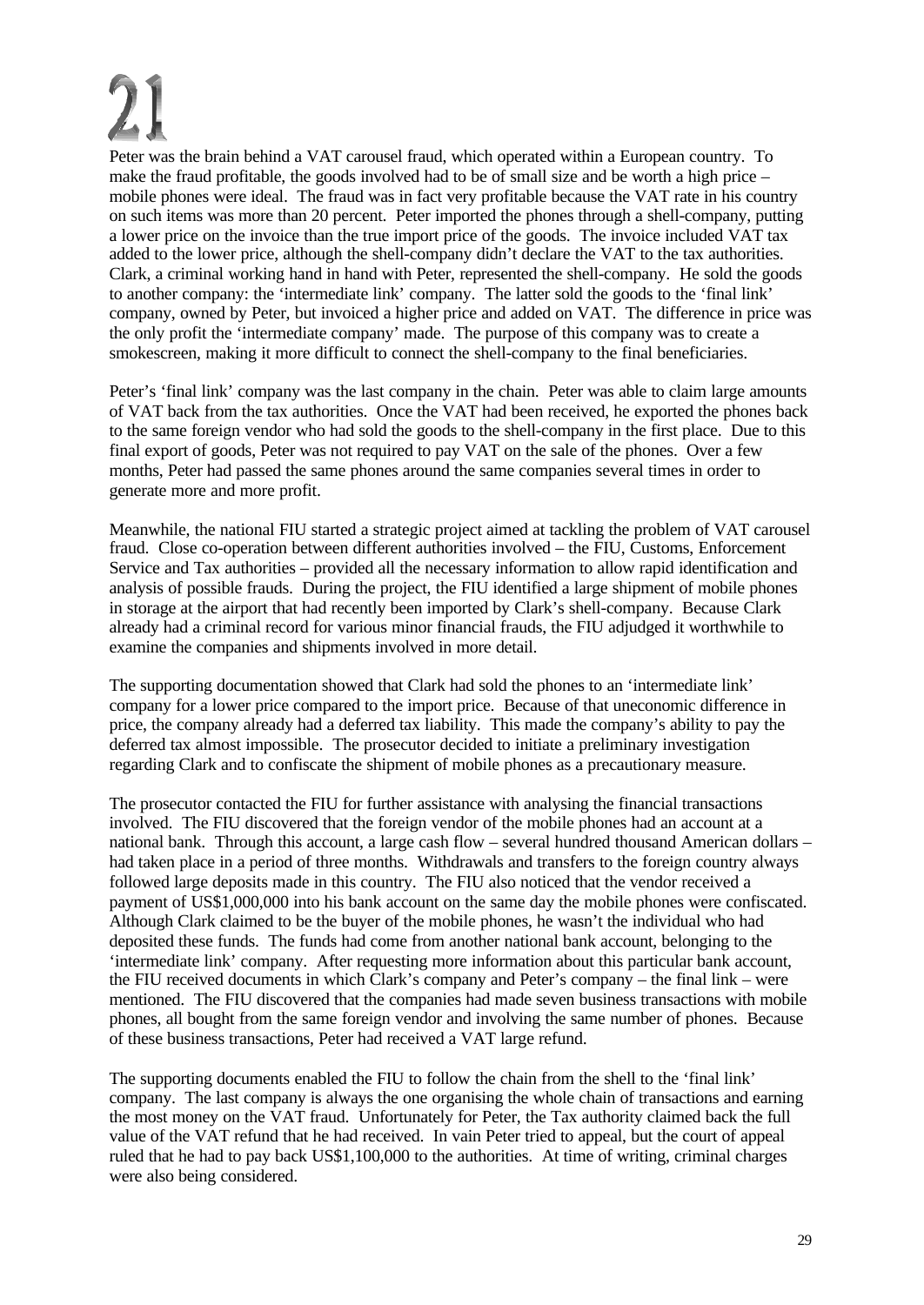# 21

Peter was the brain behind a VAT carousel fraud, which operated within a European country. To make the fraud profitable, the goods involved had to be of small size and be worth a high price – mobile phones were ideal. The fraud was in fact very profitable because the VAT rate in his country on such items was more than 20 percent. Peter imported the phones through a shell-company, putting a lower price on the invoice than the true import price of the goods. The invoice included VAT tax added to the lower price, although the shell-company didn't declare the VAT to the tax authorities. Clark, a criminal working hand in hand with Peter, represented the shell-company. He sold the goods to another company: the 'intermediate link' company. The latter sold the goods to the 'final link' company, owned by Peter, but invoiced a higher price and added on VAT. The difference in price was the only profit the 'intermediate company' made. The purpose of this company was to create a smokescreen, making it more difficult to connect the shell-company to the final beneficiaries.

Peter's 'final link' company was the last company in the chain. Peter was able to claim large amounts of VAT back from the tax authorities. Once the VAT had been received, he exported the phones back to the same foreign vendor who had sold the goods to the shell-company in the first place. Due to this final export of goods, Peter was not required to pay VAT on the sale of the phones. Over a few months, Peter had passed the same phones around the same companies several times in order to generate more and more profit.

Meanwhile, the national FIU started a strategic project aimed at tackling the problem of VAT carousel fraud. Close co-operation between different authorities involved – the FIU, Customs, Enforcement Service and Tax authorities – provided all the necessary information to allow rapid identification and analysis of possible frauds. During the project, the FIU identified a large shipment of mobile phones in storage at the airport that had recently been imported by Clark's shell-company. Because Clark already had a criminal record for various minor financial frauds, the FIU adjudged it worthwhile to examine the companies and shipments involved in more detail.

The supporting documentation showed that Clark had sold the phones to an 'intermediate link' company for a lower price compared to the import price. Because of that uneconomic difference in price, the company already had a deferred tax liability. This made the company's ability to pay the deferred tax almost impossible. The prosecutor decided to initiate a preliminary investigation regarding Clark and to confiscate the shipment of mobile phones as a precautionary measure.

The prosecutor contacted the FIU for further assistance with analysing the financial transactions involved. The FIU discovered that the foreign vendor of the mobile phones had an account at a national bank. Through this account, a large cash flow – several hundred thousand American dollars – had taken place in a period of three months. Withdrawals and transfers to the foreign country always followed large deposits made in this country. The FIU also noticed that the vendor received a payment of US$1,000,000 into his bank account on the same day the mobile phones were confiscated. Although Clark claimed to be the buyer of the mobile phones, he wasn't the individual who had deposited these funds. The funds had come from another national bank account, belonging to the 'intermediate link' company. After requesting more information about this particular bank account, the FIU received documents in which Clark's company and Peter's company – the final link – were mentioned. The FIU discovered that the companies had made seven business transactions with mobile phones, all bought from the same foreign vendor and involving the same number of phones. Because of these business transactions, Peter had received a VAT large refund.

The supporting documents enabled the FIU to follow the chain from the shell to the 'final link' company. The last company is always the one organising the whole chain of transactions and earning the most money on the VAT fraud. Unfortunately for Peter, the Tax authority claimed back the full value of the VAT refund that he had received. In vain Peter tried to appeal, but the court of appeal ruled that he had to pay back US$1,100,000 to the authorities. At time of writing, criminal charges were also being considered.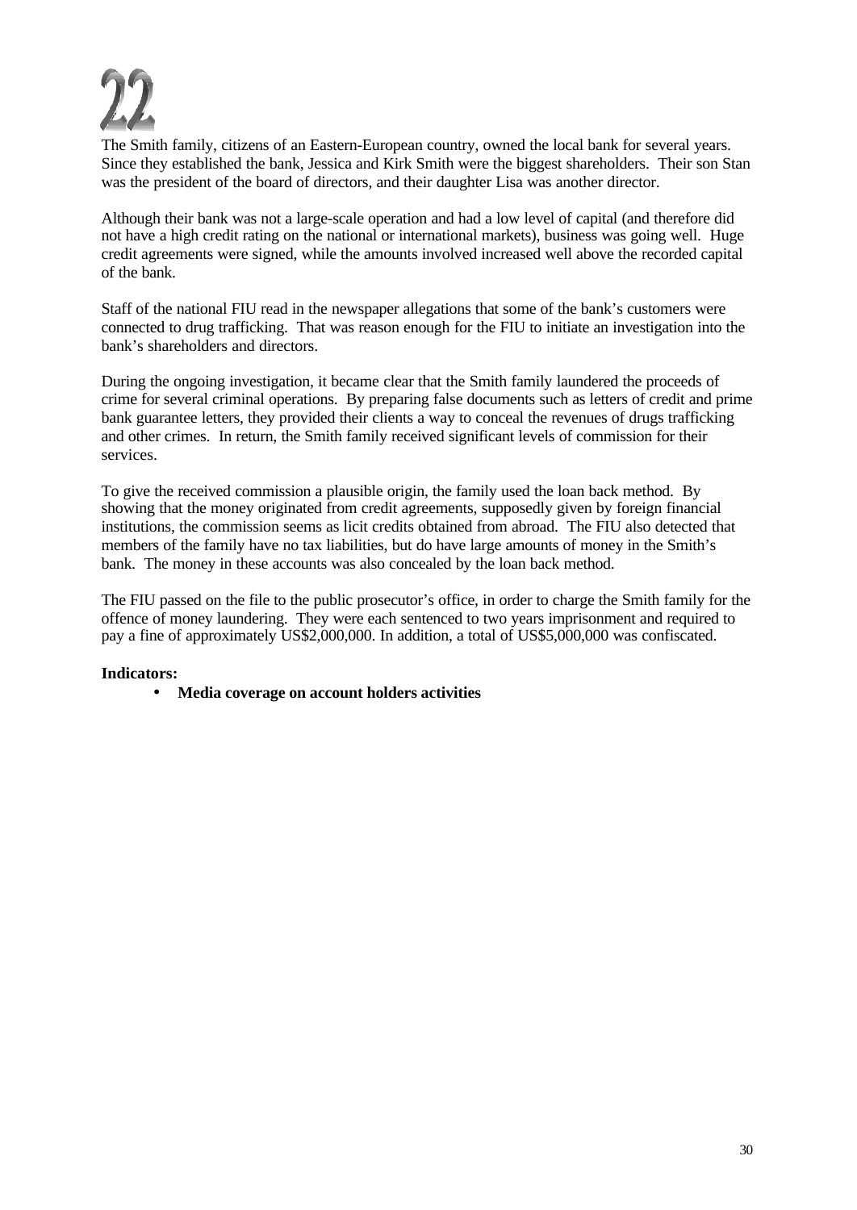# 22

The Smith family, citizens of an Eastern-European country, owned the local bank for several years. Since they established the bank, Jessica and Kirk Smith were the biggest shareholders. Their son Stan was the president of the board of directors, and their daughter Lisa was another director.

Although their bank was not a large-scale operation and had a low level of capital (and therefore did not have a high credit rating on the national or international markets), business was going well. Huge credit agreements were signed, while the amounts involved increased well above the recorded capital of the bank.

Staff of the national FIU read in the newspaper allegations that some of the bank's customers were connected to drug trafficking. That was reason enough for the FIU to initiate an investigation into the bank's shareholders and directors.

During the ongoing investigation, it became clear that the Smith family laundered the proceeds of crime for several criminal operations. By preparing false documents such as letters of credit and prime bank guarantee letters, they provided their clients a way to conceal the revenues of drugs trafficking and other crimes. In return, the Smith family received significant levels of commission for their services.

To give the received commission a plausible origin, the family used the loan back method. By showing that the money originated from credit agreements, supposedly given by foreign financial institutions, the commission seems as licit credits obtained from abroad. The FIU also detected that members of the family have no tax liabilities, but do have large amounts of money in the Smith's bank. The money in these accounts was also concealed by the loan back method.

The FIU passed on the file to the public prosecutor's office, in order to charge the Smith family for the offence of money laundering. They were each sentenced to two years imprisonment and required to pay a fine of approximately US$2,000,000. In addition, a total of US$5,000,000 was confiscated.

**Indicators:**

- **Media coverage on account holders activities**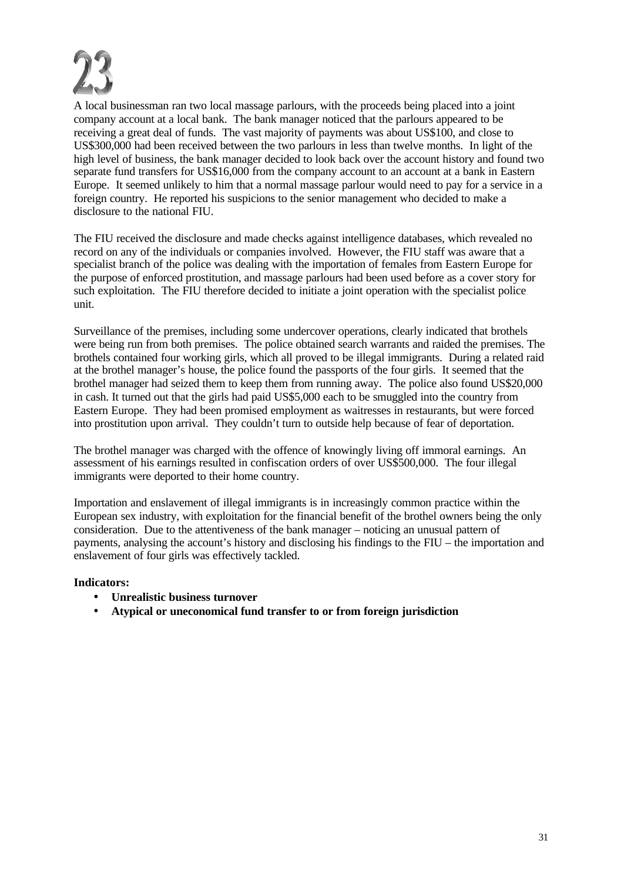# 23

A local businessman ran two local massage parlours, with the proceeds being placed into a joint company account at a local bank. The bank manager noticed that the parlours appeared to be receiving a great deal of funds. The vast majority of payments was about US$100, and close to US$300,000 had been received between the two parlours in less than twelve months. In light of the high level of business, the bank manager decided to look back over the account history and found two separate fund transfers for US$16,000 from the company account to an account at a bank in Eastern Europe. It seemed unlikely to him that a normal massage parlour would need to pay for a service in a foreign country. He reported his suspicions to the senior management who decided to make a disclosure to the national FIU.

The FIU received the disclosure and made checks against intelligence databases, which revealed no record on any of the individuals or companies involved. However, the FIU staff was aware that a specialist branch of the police was dealing with the importation of females from Eastern Europe for the purpose of enforced prostitution, and massage parlours had been used before as a cover story for such exploitation. The FIU therefore decided to initiate a joint operation with the specialist police unit.

Surveillance of the premises, including some undercover operations, clearly indicated that brothels were being run from both premises. The police obtained search warrants and raided the premises. The brothels contained four working girls, which all proved to be illegal immigrants. During a related raid at the brothel manager's house, the police found the passports of the four girls. It seemed that the brothel manager had seized them to keep them from running away. The police also found US$20,000 in cash. It turned out that the girls had paid US$5,000 each to be smuggled into the country from Eastern Europe. They had been promised employment as waitresses in restaurants, but were forced into prostitution upon arrival. They couldn't turn to outside help because of fear of deportation.

The brothel manager was charged with the offence of knowingly living off immoral earnings. An assessment of his earnings resulted in confiscation orders of over US$500,000. The four illegal immigrants were deported to their home country.

Importation and enslavement of illegal immigrants is in increasingly common practice within the European sex industry, with exploitation for the financial benefit of the brothel owners being the only consideration. Due to the attentiveness of the bank manager – noticing an unusual pattern of payments, analysing the account's history and disclosing his findings to the FIU – the importation and enslavement of four girls was effectively tackled.

**Indicators:**

- **Unrealistic business turnover**
- **Atypical or uneconomical fund transfer to or from foreign jurisdiction**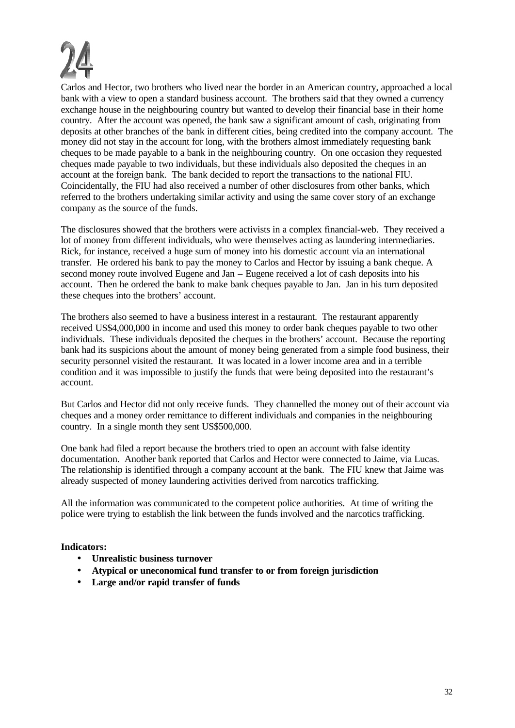# 24

Carlos and Hector, two brothers who lived near the border in an American country, approached a local bank with a view to open a standard business account. The brothers said that they owned a currency exchange house in the neighbouring country but wanted to develop their financial base in their home country. After the account was opened, the bank saw a significant amount of cash, originating from deposits at other branches of the bank in different cities, being credited into the company account. The money did not stay in the account for long, with the brothers almost immediately requesting bank cheques to be made payable to a bank in the neighbouring country. On one occasion they requested cheques made payable to two individuals, but these individuals also deposited the cheques in an account at the foreign bank. The bank decided to report the transactions to the national FIU. Coincidentally, the FIU had also received a number of other disclosures from other banks, which referred to the brothers undertaking similar activity and using the same cover story of an exchange company as the source of the funds.

The disclosures showed that the brothers were activists in a complex financial-web. They received a lot of money from different individuals, who were themselves acting as laundering intermediaries. Rick, for instance, received a huge sum of money into his domestic account via an international transfer. He ordered his bank to pay the money to Carlos and Hector by issuing a bank cheque. A second money route involved Eugene and Jan – Eugene received a lot of cash deposits into his account. Then he ordered the bank to make bank cheques payable to Jan. Jan in his turn deposited these cheques into the brothers' account.

The brothers also seemed to have a business interest in a restaurant. The restaurant apparently received US$4,000,000 in income and used this money to order bank cheques payable to two other individuals. These individuals deposited the cheques in the brothers' account. Because the reporting bank had its suspicions about the amount of money being generated from a simple food business, their security personnel visited the restaurant. It was located in a lower income area and in a terrible condition and it was impossible to justify the funds that were being deposited into the restaurant's account.

But Carlos and Hector did not only receive funds. They channelled the money out of their account via cheques and a money order remittance to different individuals and companies in the neighbouring country. In a single month they sent US$500,000.

One bank had filed a report because the brothers tried to open an account with false identity documentation. Another bank reported that Carlos and Hector were connected to Jaime, via Lucas. The relationship is identified through a company account at the bank. The FIU knew that Jaime was already suspected of money laundering activities derived from narcotics trafficking.

All the information was communicated to the competent police authorities. At time of writing the police were trying to establish the link between the funds involved and the narcotics trafficking.

**Indicators:**

- **Unrealistic business turnover**
- **Atypical or uneconomical fund transfer to or from foreign jurisdiction**
- **Large and/or rapid transfer of funds**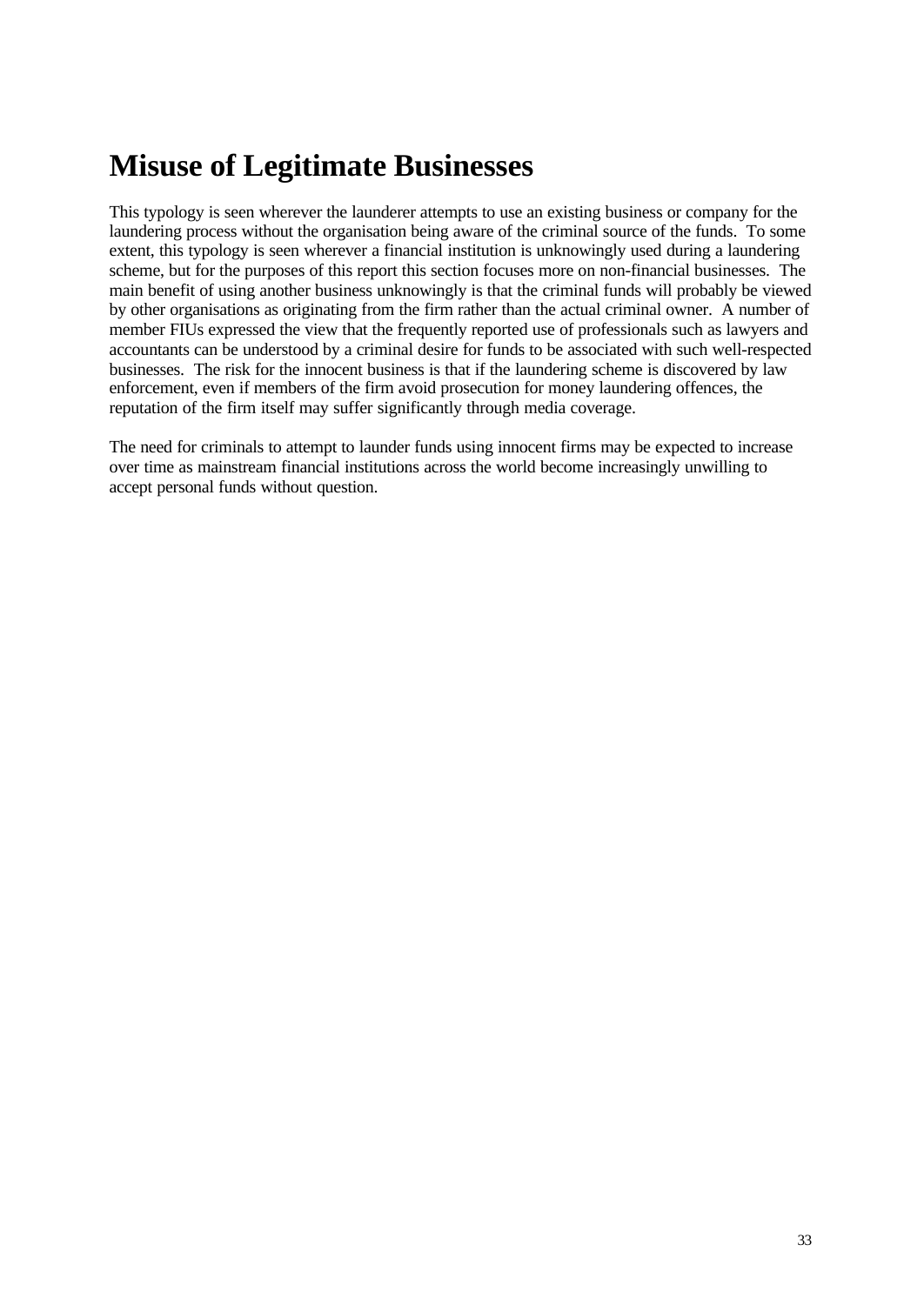# Misuse of Legitimate Businesses

This typology is seen wherever the launderer attempts to use an existing business or company for the laundering process without the organisation being aware of the criminal source of the funds. To some extent, this typology is seen wherever a financial institution is unknowingly used during a laundering scheme, but for the purposes of this report this section focuses more on non-financial businesses. The main benefit of using another business unknowingly is that the criminal funds will probably be viewed by other organisations as originating from the firm rather than the actual criminal owner. A number of member FIUs expressed the view that the frequently reported use of professionals such as lawyers and accountants can be understood by a criminal desire for funds to be associated with such well-respected businesses. The risk for the innocent business is that if the laundering scheme is discovered by law enforcement, even if members of the firm avoid prosecution for money laundering offences, the reputation of the firm itself may suffer significantly through media coverage.

The need for criminals to attempt to launder funds using innocent firms may be expected to increase over time as mainstream financial institutions across the world become increasingly unwilling to accept personal funds without question.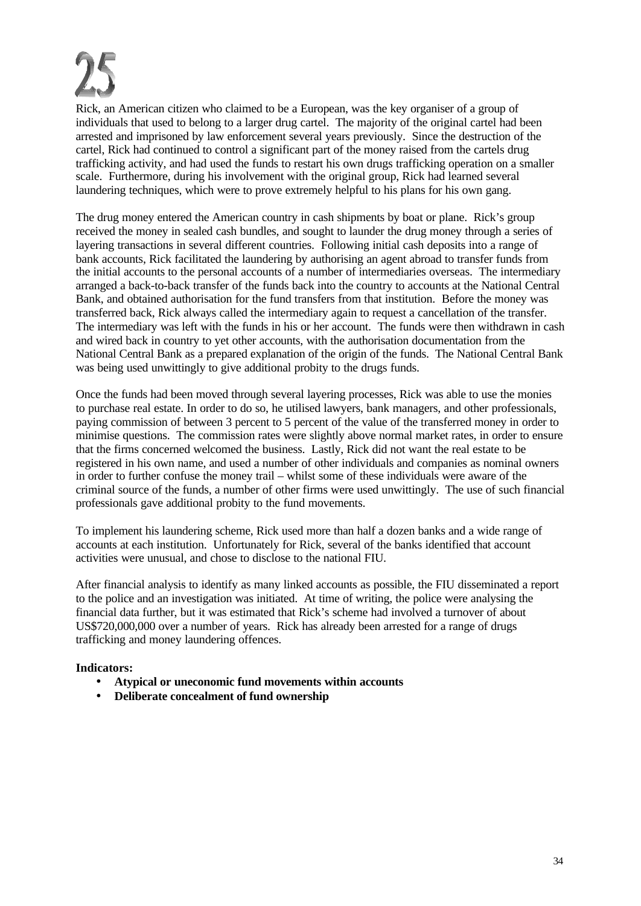# 25

Rick, an American citizen who claimed to be a European, was the key organiser of a group of individuals that used to belong to a larger drug cartel. The majority of the original cartel had been arrested and imprisoned by law enforcement several years previously. Since the destruction of the cartel, Rick had continued to control a significant part of the money raised from the cartels drug trafficking activity, and had used the funds to restart his own drugs trafficking operation on a smaller scale. Furthermore, during his involvement with the original group, Rick had learned several laundering techniques, which were to prove extremely helpful to his plans for his own gang.

The drug money entered the American country in cash shipments by boat or plane. Rick's group received the money in sealed cash bundles, and sought to launder the drug money through a series of layering transactions in several different countries. Following initial cash deposits into a range of bank accounts, Rick facilitated the laundering by authorising an agent abroad to transfer funds from the initial accounts to the personal accounts of a number of intermediaries overseas. The intermediary arranged a back-to-back transfer of the funds back into the country to accounts at the National Central Bank, and obtained authorisation for the fund transfers from that institution. Before the money was transferred back, Rick always called the intermediary again to request a cancellation of the transfer. The intermediary was left with the funds in his or her account. The funds were then withdrawn in cash and wired back in country to yet other accounts, with the authorisation documentation from the National Central Bank as a prepared explanation of the origin of the funds. The National Central Bank was being used unwittingly to give additional probity to the drugs funds.

Once the funds had been moved through several layering processes, Rick was able to use the monies to purchase real estate. In order to do so, he utilised lawyers, bank managers, and other professionals, paying commission of between 3 percent to 5 percent of the value of the transferred money in order to minimise questions. The commission rates were slightly above normal market rates, in order to ensure that the firms concerned welcomed the business. Lastly, Rick did not want the real estate to be registered in his own name, and used a number of other individuals and companies as nominal owners in order to further confuse the money trail – whilst some of these individuals were aware of the criminal source of the funds, a number of other firms were used unwittingly. The use of such financial professionals gave additional probity to the fund movements.

To implement his laundering scheme, Rick used more than half a dozen banks and a wide range of accounts at each institution. Unfortunately for Rick, several of the banks identified that account activities were unusual, and chose to disclose to the national FIU.

After financial analysis to identify as many linked accounts as possible, the FIU disseminated a report to the police and an investigation was initiated. At time of writing, the police were analysing the financial data further, but it was estimated that Rick's scheme had involved a turnover of about US$720,000,000 over a number of years. Rick has already been arrested for a range of drugs trafficking and money laundering offences.

**Indicators:**

- **Atypical or uneconomic fund movements within accounts**
- **Deliberate concealment of fund ownership**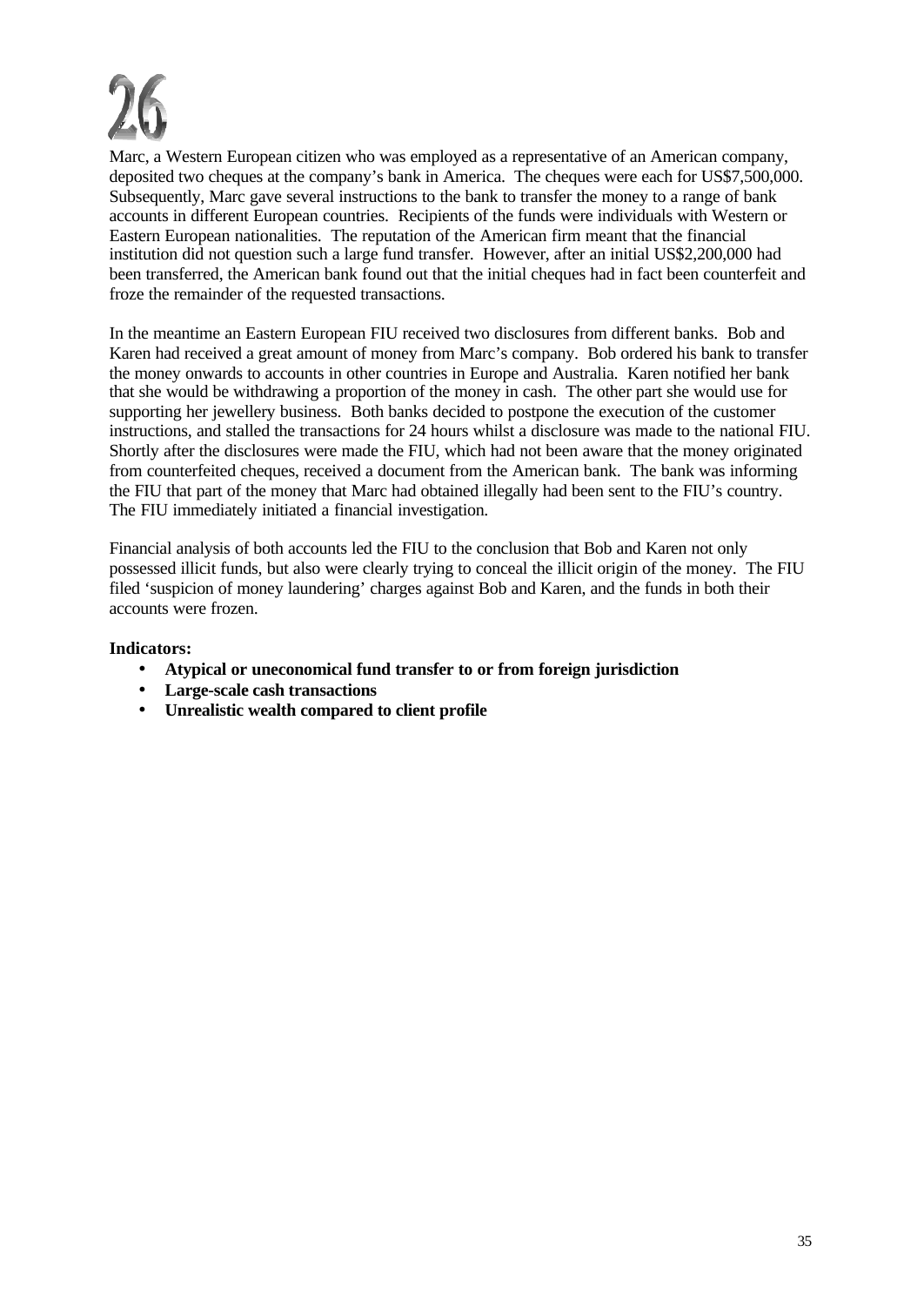# 26

Marc, a Western European citizen who was employed as a representative of an American company, deposited two cheques at the company's bank in America. The cheques were each for US$7,500,000. Subsequently, Marc gave several instructions to the bank to transfer the money to a range of bank accounts in different European countries. Recipients of the funds were individuals with Western or Eastern European nationalities. The reputation of the American firm meant that the financial institution did not question such a large fund transfer. However, after an initial US$2,200,000 had been transferred, the American bank found out that the initial cheques had in fact been counterfeit and froze the remainder of the requested transactions.

In the meantime an Eastern European FIU received two disclosures from different banks. Bob and Karen had received a great amount of money from Marc's company. Bob ordered his bank to transfer the money onwards to accounts in other countries in Europe and Australia. Karen notified her bank that she would be withdrawing a proportion of the money in cash. The other part she would use for supporting her jewellery business. Both banks decided to postpone the execution of the customer instructions, and stalled the transactions for 24 hours whilst a disclosure was made to the national FIU. Shortly after the disclosures were made the FIU, which had not been aware that the money originated from counterfeited cheques, received a document from the American bank. The bank was informing the FIU that part of the money that Marc had obtained illegally had been sent to the FIU's country. The FIU immediately initiated a financial investigation.

Financial analysis of both accounts led the FIU to the conclusion that Bob and Karen not only possessed illicit funds, but also were clearly trying to conceal the illicit origin of the money. The FIU filed 'suspicion of money laundering' charges against Bob and Karen, and the funds in both their accounts were frozen.

**Indicators:**

- **Atypical or uneconomical fund transfer to or from foreign jurisdiction**
- **Large-scale cash transactions**
- **Unrealistic wealth compared to client profile**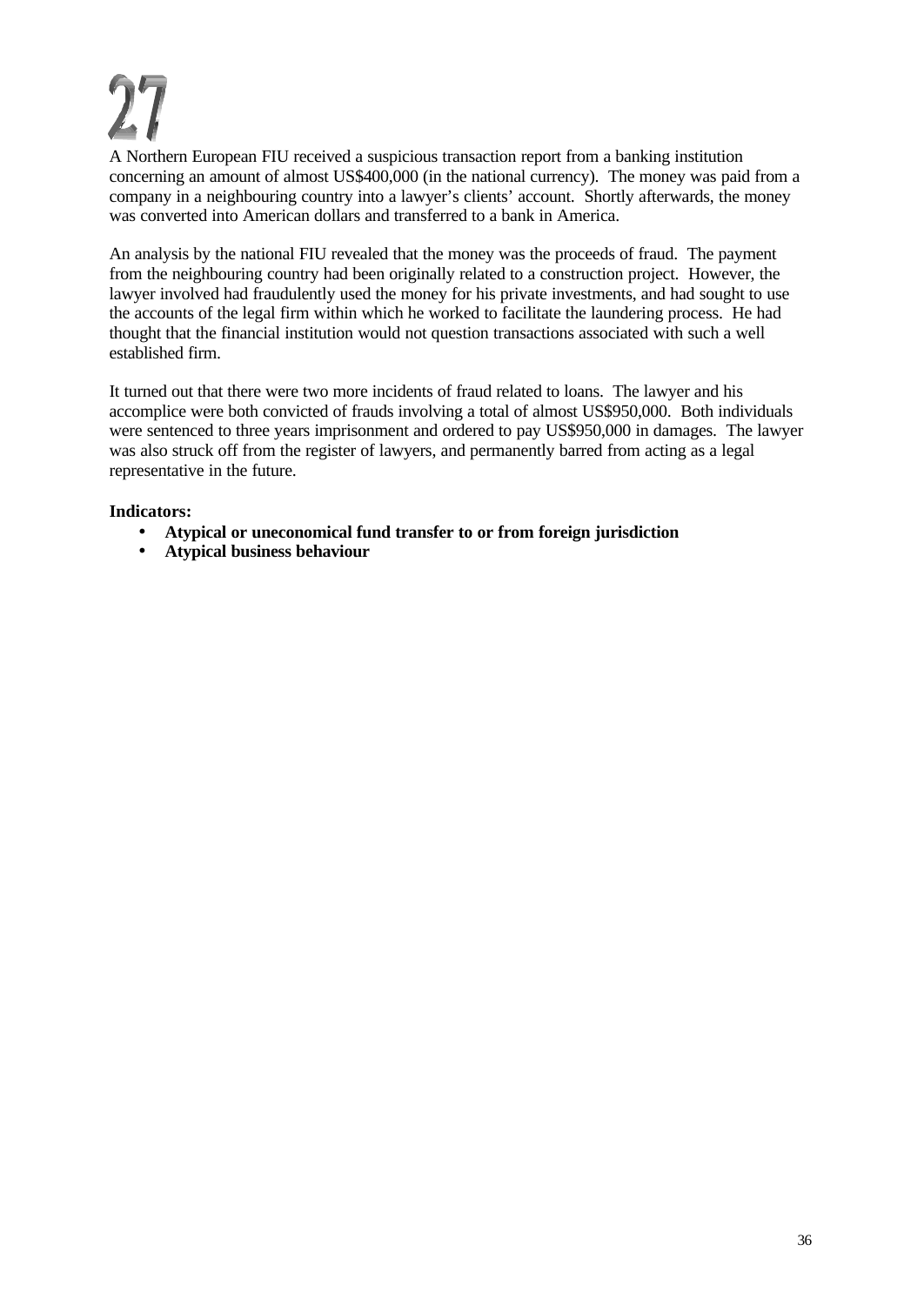# 27

A Northern European FIU received a suspicious transaction report from a banking institution concerning an amount of almost US$400,000 (in the national currency). The money was paid from a company in a neighbouring country into a lawyer's clients' account. Shortly afterwards, the money was converted into American dollars and transferred to a bank in America.

An analysis by the national FIU revealed that the money was the proceeds of fraud. The payment from the neighbouring country had been originally related to a construction project. However, the lawyer involved had fraudulently used the money for his private investments, and had sought to use the accounts of the legal firm within which he worked to facilitate the laundering process. He had thought that the financial institution would not question transactions associated with such a well established firm.

It turned out that there were two more incidents of fraud related to loans. The lawyer and his accomplice were both convicted of frauds involving a total of almost US$950,000. Both individuals were sentenced to three years imprisonment and ordered to pay US$950,000 in damages. The lawyer was also struck off from the register of lawyers, and permanently barred from acting as a legal representative in the future.

**Indicators:**

- **Atypical or uneconomical fund transfer to or from foreign jurisdiction**
- **Atypical business behaviour**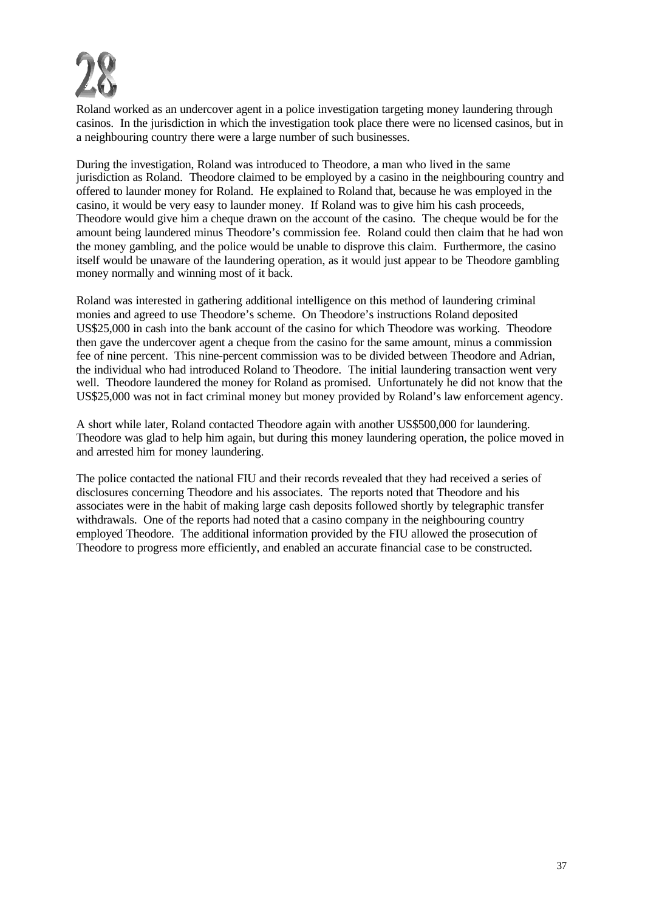# 28

Roland worked as an undercover agent in a police investigation targeting money laundering through casinos. In the jurisdiction in which the investigation took place there were no licensed casinos, but in a neighbouring country there were a large number of such businesses.

During the investigation, Roland was introduced to Theodore, a man who lived in the same jurisdiction as Roland. Theodore claimed to be employed by a casino in the neighbouring country and offered to launder money for Roland. He explained to Roland that, because he was employed in the casino, it would be very easy to launder money. If Roland was to give him his cash proceeds, Theodore would give him a cheque drawn on the account of the casino. The cheque would be for the amount being laundered minus Theodore's commission fee. Roland could then claim that he had won the money gambling, and the police would be unable to disprove this claim. Furthermore, the casino itself would be unaware of the laundering operation, as it would just appear to be Theodore gambling money normally and winning most of it back.

Roland was interested in gathering additional intelligence on this method of laundering criminal monies and agreed to use Theodore's scheme. On Theodore's instructions Roland deposited US$25,000 in cash into the bank account of the casino for which Theodore was working. Theodore then gave the undercover agent a cheque from the casino for the same amount, minus a commission fee of nine percent. This nine-percent commission was to be divided between Theodore and Adrian, the individual who had introduced Roland to Theodore. The initial laundering transaction went very well. Theodore laundered the money for Roland as promised. Unfortunately he did not know that the US$25,000 was not in fact criminal money but money provided by Roland's law enforcement agency.

A short while later, Roland contacted Theodore again with another US$500,000 for laundering. Theodore was glad to help him again, but during this money laundering operation, the police moved in and arrested him for money laundering.

The police contacted the national FIU and their records revealed that they had received a series of disclosures concerning Theodore and his associates. The reports noted that Theodore and his associates were in the habit of making large cash deposits followed shortly by telegraphic transfer withdrawals. One of the reports had noted that a casino company in the neighbouring country employed Theodore. The additional information provided by the FIU allowed the prosecution of Theodore to progress more efficiently, and enabled an accurate financial case to be constructed.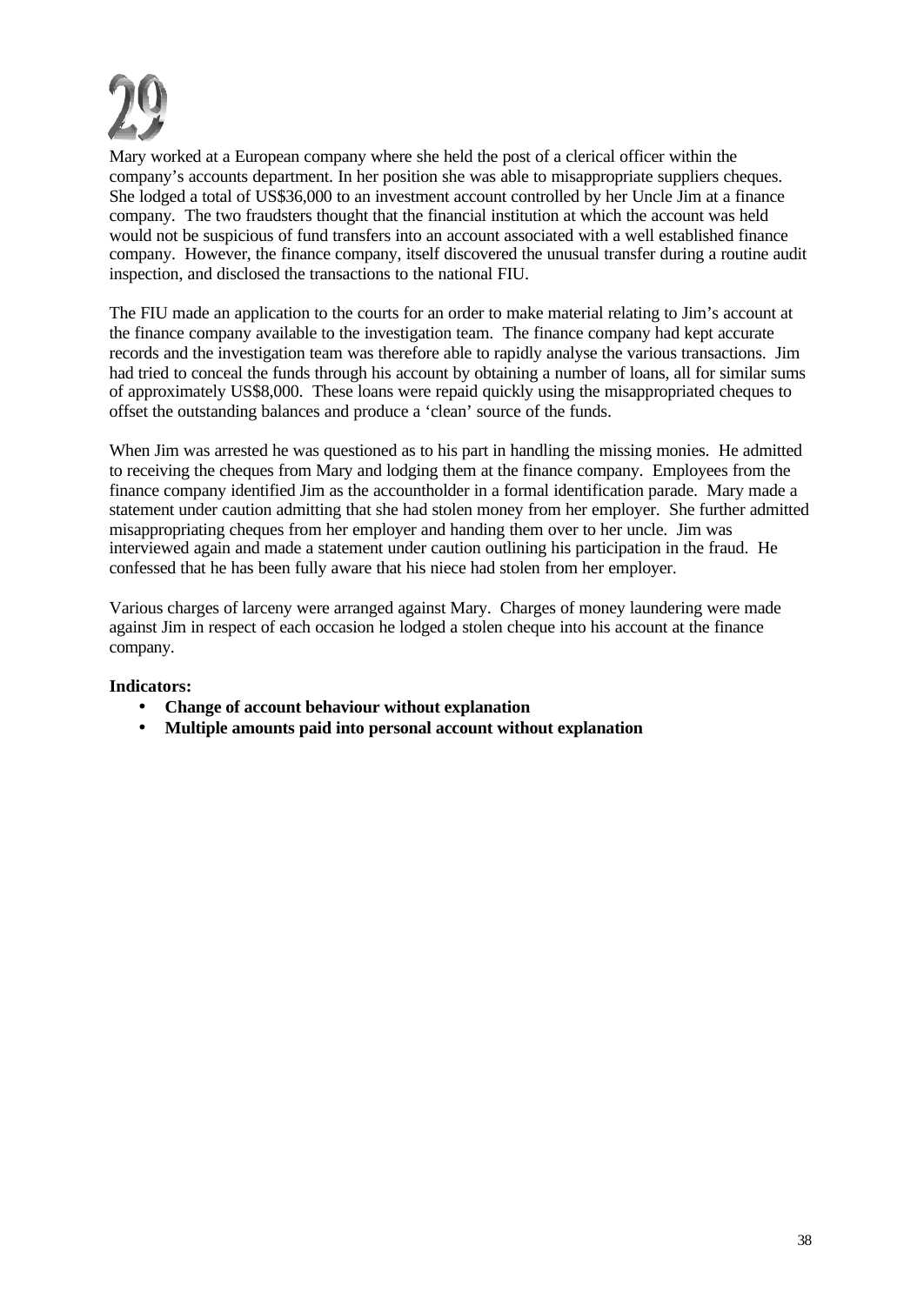# 29

Mary worked at a European company where she held the post of a clerical officer within the company's accounts department. In her position she was able to misappropriate suppliers cheques. She lodged a total of US$36,000 to an investment account controlled by her Uncle Jim at a finance company. The two fraudsters thought that the financial institution at which the account was held would not be suspicious of fund transfers into an account associated with a well established finance company. However, the finance company, itself discovered the unusual transfer during a routine audit inspection, and disclosed the transactions to the national FIU.

The FIU made an application to the courts for an order to make material relating to Jim's account at the finance company available to the investigation team. The finance company had kept accurate records and the investigation team was therefore able to rapidly analyse the various transactions. Jim had tried to conceal the funds through his account by obtaining a number of loans, all for similar sums of approximately US$8,000. These loans were repaid quickly using the misappropriated cheques to offset the outstanding balances and produce a 'clean' source of the funds.

When Jim was arrested he was questioned as to his part in handling the missing monies. He admitted to receiving the cheques from Mary and lodging them at the finance company. Employees from the finance company identified Jim as the accountholder in a formal identification parade. Mary made a statement under caution admitting that she had stolen money from her employer. She further admitted misappropriating cheques from her employer and handing them over to her uncle. Jim was interviewed again and made a statement under caution outlining his participation in the fraud. He confessed that he has been fully aware that his niece had stolen from her employer.

Various charges of larceny were arranged against Mary. Charges of money laundering were made against Jim in respect of each occasion he lodged a stolen cheque into his account at the finance company.

**Indicators:**

- **Change of account behaviour without explanation**
- **Multiple amounts paid into personal account without explanation**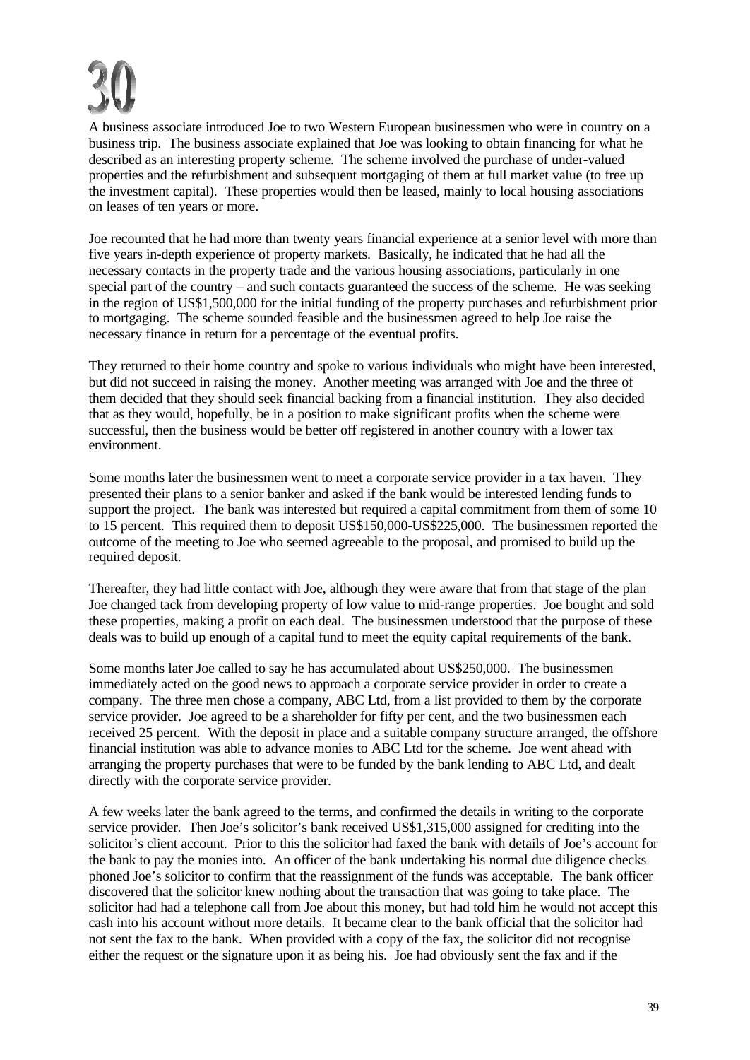# 30

A business associate introduced Joe to two Western European businessmen who were in country on a business trip. The business associate explained that Joe was looking to obtain financing for what he described as an interesting property scheme. The scheme involved the purchase of under-valued properties and the refurbishment and subsequent mortgaging of them at full market value (to free up the investment capital). These properties would then be leased, mainly to local housing associations on leases of ten years or more.

Joe recounted that he had more than twenty years financial experience at a senior level with more than five years in-depth experience of property markets. Basically, he indicated that he had all the necessary contacts in the property trade and the various housing associations, particularly in one special part of the country – and such contacts guaranteed the success of the scheme. He was seeking in the region of US$1,500,000 for the initial funding of the property purchases and refurbishment prior to mortgaging. The scheme sounded feasible and the businessmen agreed to help Joe raise the necessary finance in return for a percentage of the eventual profits.

They returned to their home country and spoke to various individuals who might have been interested, but did not succeed in raising the money. Another meeting was arranged with Joe and the three of them decided that they should seek financial backing from a financial institution. They also decided that as they would, hopefully, be in a position to make significant profits when the scheme were successful, then the business would be better off registered in another country with a lower tax environment.

Some months later the businessmen went to meet a corporate service provider in a tax haven. They presented their plans to a senior banker and asked if the bank would be interested lending funds to support the project. The bank was interested but required a capital commitment from them of some 10 to 15 percent. This required them to deposit US$150,000-US$225,000. The businessmen reported the outcome of the meeting to Joe who seemed agreeable to the proposal, and promised to build up the required deposit.

Thereafter, they had little contact with Joe, although they were aware that from that stage of the plan Joe changed tack from developing property of low value to mid-range properties. Joe bought and sold these properties, making a profit on each deal. The businessmen understood that the purpose of these deals was to build up enough of a capital fund to meet the equity capital requirements of the bank.

Some months later Joe called to say he has accumulated about US$250,000. The businessmen immediately acted on the good news to approach a corporate service provider in order to create a company. The three men chose a company, ABC Ltd, from a list provided to them by the corporate service provider. Joe agreed to be a shareholder for fifty per cent, and the two businessmen each received 25 percent. With the deposit in place and a suitable company structure arranged, the offshore financial institution was able to advance monies to ABC Ltd for the scheme. Joe went ahead with arranging the property purchases that were to be funded by the bank lending to ABC Ltd, and dealt directly with the corporate service provider.

A few weeks later the bank agreed to the terms, and confirmed the details in writing to the corporate service provider. Then Joe's solicitor's bank received US$1,315,000 assigned for crediting into the solicitor's client account. Prior to this the solicitor had faxed the bank with details of Joe's account for the bank to pay the monies into. An officer of the bank undertaking his normal due diligence checks phoned Joe's solicitor to confirm that the reassignment of the funds was acceptable. The bank officer discovered that the solicitor knew nothing about the transaction that was going to take place. The solicitor had had a telephone call from Joe about this money, but had told him he would not accept this cash into his account without more details. It became clear to the bank official that the solicitor had not sent the fax to the bank. When provided with a copy of the fax, the solicitor did not recognise either the request or the signature upon it as being his. Joe had obviously sent the fax and if the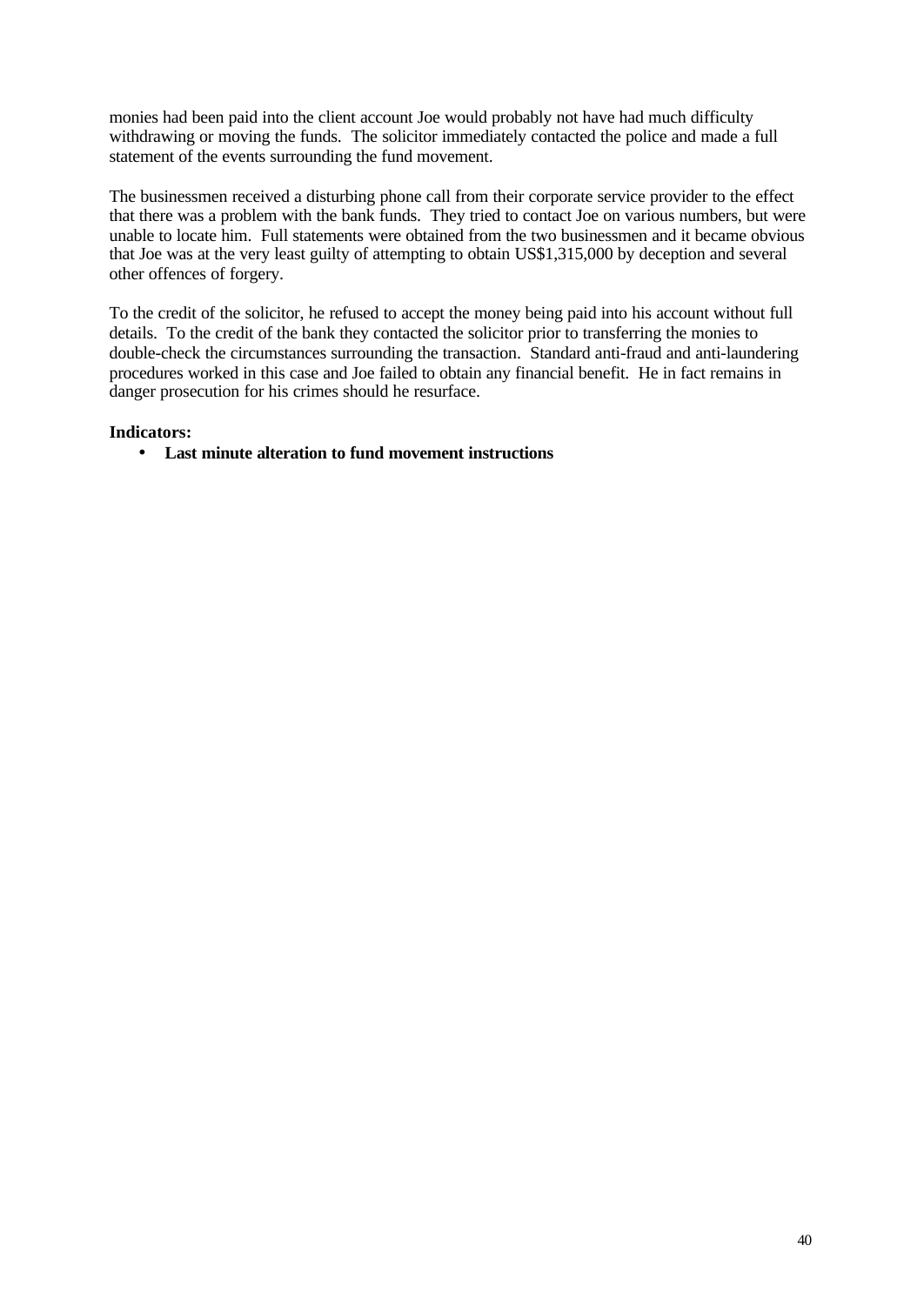monies had been paid into the client account Joe would probably not have had much difficulty withdrawing or moving the funds. The solicitor immediately contacted the police and made a full statement of the events surrounding the fund movement.

The businessmen received a disturbing phone call from their corporate service provider to the effect that there was a problem with the bank funds. They tried to contact Joe on various numbers, but were unable to locate him. Full statements were obtained from the two businessmen and it became obvious that Joe was at the very least guilty of attempting to obtain US$1,315,000 by deception and several other offences of forgery.

To the credit of the solicitor, he refused to accept the money being paid into his account without full details. To the credit of the bank they contacted the solicitor prior to transferring the monies to double-check the circumstances surrounding the transaction. Standard anti-fraud and anti-laundering procedures worked in this case and Joe failed to obtain any financial benefit. He in fact remains in danger prosecution for his crimes should he resurface.

**Indicators:**

- **Last minute alteration to fund movement instructions**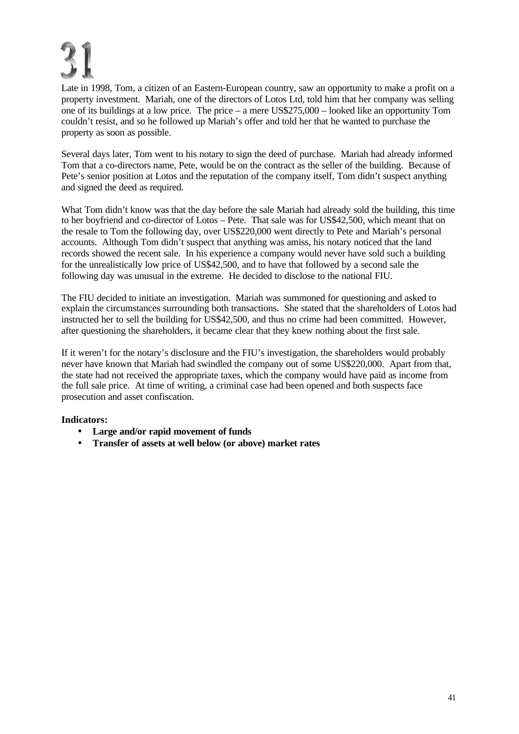# 31

Late in 1998, Tom, a citizen of an Eastern-European country, saw an opportunity to make a profit on a property investment. Mariah, one of the directors of Lotos Ltd, told him that her company was selling one of its buildings at a low price. The price – a mere US$275,000 – looked like an opportunity Tom couldn't resist, and so he followed up Mariah's offer and told her that he wanted to purchase the property as soon as possible.

Several days later, Tom went to his notary to sign the deed of purchase. Mariah had already informed Tom that a co-directors name, Pete, would be on the contract as the seller of the building. Because of Pete's senior position at Lotos and the reputation of the company itself, Tom didn't suspect anything and signed the deed as required.

What Tom didn't know was that the day before the sale Mariah had already sold the building, this time to her boyfriend and co-director of Lotos – Pete. That sale was for US$42,500, which meant that on the resale to Tom the following day, over US$220,000 went directly to Pete and Mariah's personal accounts. Although Tom didn't suspect that anything was amiss, his notary noticed that the land records showed the recent sale. In his experience a company would never have sold such a building for the unrealistically low price of US$42,500, and to have that followed by a second sale the following day was unusual in the extreme. He decided to disclose to the national FIU.

The FIU decided to initiate an investigation. Mariah was summoned for questioning and asked to explain the circumstances surrounding both transactions. She stated that the shareholders of Lotos had instructed her to sell the building for US$42,500, and thus no crime had been committed. However, after questioning the shareholders, it became clear that they knew nothing about the first sale.

If it weren't for the notary's disclosure and the FIU's investigation, the shareholders would probably never have known that Mariah had swindled the company out of some US$220,000. Apart from that, the state had not received the appropriate taxes, which the company would have paid as income from the full sale price. At time of writing, a criminal case had been opened and both suspects face prosecution and asset confiscation.

**Indicators:**

- **Large and/or rapid movement of funds**
- **Transfer of assets at well below (or above) market rates**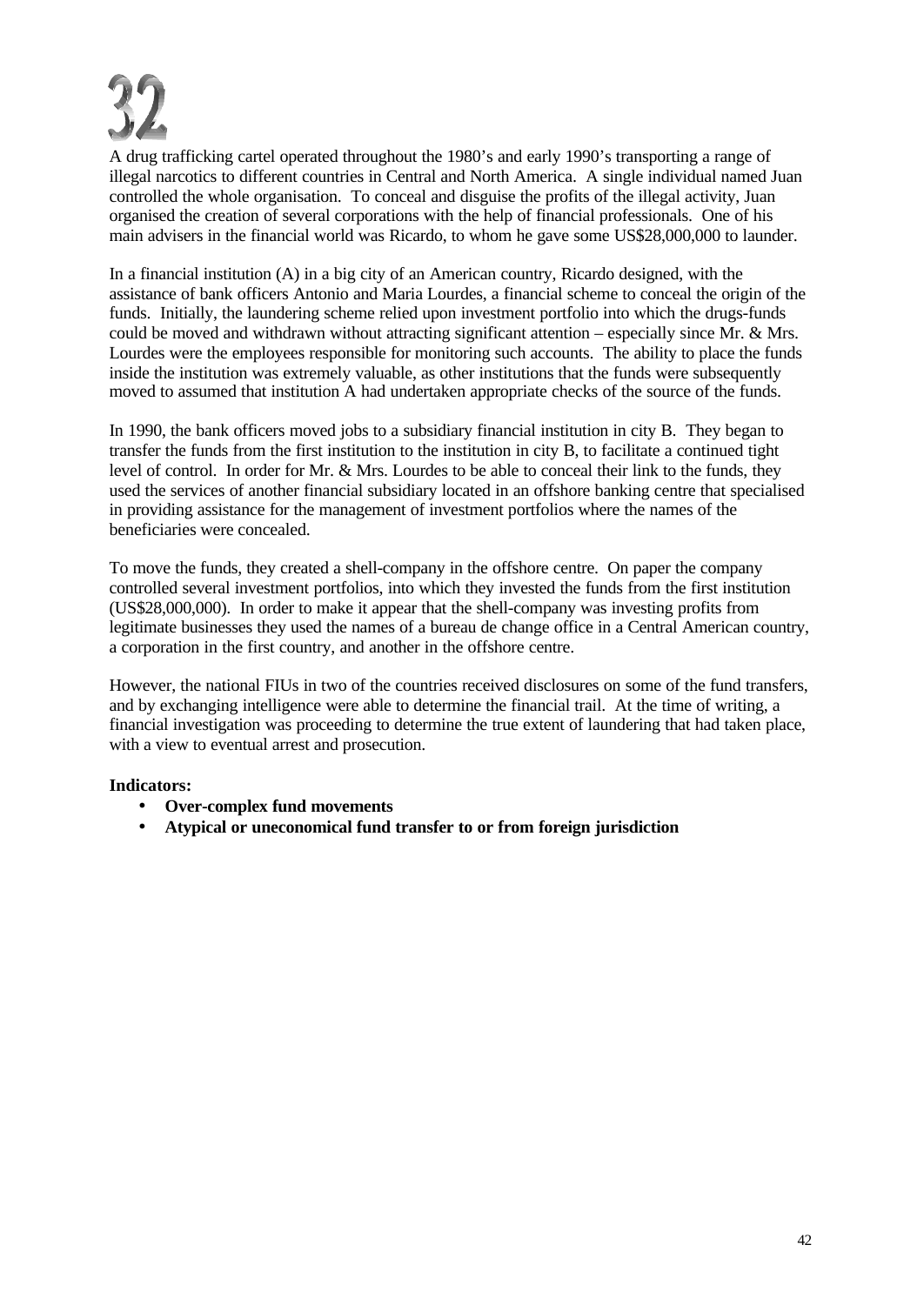# 32

A drug trafficking cartel operated throughout the 1980's and early 1990's transporting a range of illegal narcotics to different countries in Central and North America. A single individual named Juan controlled the whole organisation. To conceal and disguise the profits of the illegal activity, Juan organised the creation of several corporations with the help of financial professionals. One of his main advisers in the financial world was Ricardo, to whom he gave some US$28,000,000 to launder.

In a financial institution (A) in a big city of an American country, Ricardo designed, with the assistance of bank officers Antonio and Maria Lourdes, a financial scheme to conceal the origin of the funds. Initially, the laundering scheme relied upon investment portfolio into which the drugs-funds could be moved and withdrawn without attracting significant attention – especially since Mr. & Mrs. Lourdes were the employees responsible for monitoring such accounts. The ability to place the funds inside the institution was extremely valuable, as other institutions that the funds were subsequently moved to assumed that institution A had undertaken appropriate checks of the source of the funds.

In 1990, the bank officers moved jobs to a subsidiary financial institution in city B. They began to transfer the funds from the first institution to the institution in city B, to facilitate a continued tight level of control. In order for Mr. & Mrs. Lourdes to be able to conceal their link to the funds, they used the services of another financial subsidiary located in an offshore banking centre that specialised in providing assistance for the management of investment portfolios where the names of the beneficiaries were concealed.

To move the funds, they created a shell-company in the offshore centre. On paper the company controlled several investment portfolios, into which they invested the funds from the first institution (US$28,000,000). In order to make it appear that the shell-company was investing profits from legitimate businesses they used the names of a bureau de change office in a Central American country, a corporation in the first country, and another in the offshore centre.

However, the national FIUs in two of the countries received disclosures on some of the fund transfers, and by exchanging intelligence were able to determine the financial trail. At the time of writing, a financial investigation was proceeding to determine the true extent of laundering that had taken place, with a view to eventual arrest and prosecution.

**Indicators:**

- **Over-complex fund movements**
- **Atypical or uneconomical fund transfer to or from foreign jurisdiction**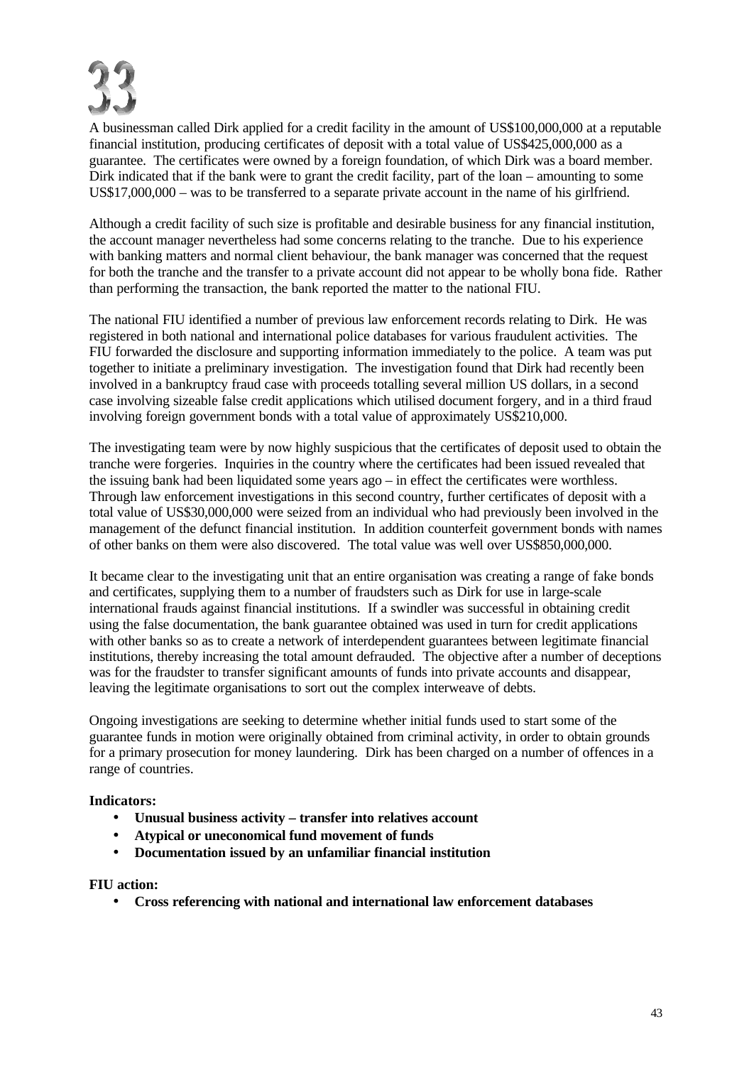# 33

A businessman called Dirk applied for a credit facility in the amount of US$100,000,000 at a reputable financial institution, producing certificates of deposit with a total value of US$425,000,000 as a guarantee. The certificates were owned by a foreign foundation, of which Dirk was a board member. Dirk indicated that if the bank were to grant the credit facility, part of the loan – amounting to some US$17,000,000 – was to be transferred to a separate private account in the name of his girlfriend.

Although a credit facility of such size is profitable and desirable business for any financial institution, the account manager nevertheless had some concerns relating to the tranche. Due to his experience with banking matters and normal client behaviour, the bank manager was concerned that the request for both the tranche and the transfer to a private account did not appear to be wholly bona fide. Rather than performing the transaction, the bank reported the matter to the national FIU.

The national FIU identified a number of previous law enforcement records relating to Dirk. He was registered in both national and international police databases for various fraudulent activities. The FIU forwarded the disclosure and supporting information immediately to the police. A team was put together to initiate a preliminary investigation. The investigation found that Dirk had recently been involved in a bankruptcy fraud case with proceeds totalling several million US dollars, in a second case involving sizeable false credit applications which utilised document forgery, and in a third fraud involving foreign government bonds with a total value of approximately US$210,000.

The investigating team were by now highly suspicious that the certificates of deposit used to obtain the tranche were forgeries. Inquiries in the country where the certificates had been issued revealed that the issuing bank had been liquidated some years ago – in effect the certificates were worthless. Through law enforcement investigations in this second country, further certificates of deposit with a total value of US$30,000,000 were seized from an individual who had previously been involved in the management of the defunct financial institution. In addition counterfeit government bonds with names of other banks on them were also discovered. The total value was well over US$850,000,000.

It became clear to the investigating unit that an entire organisation was creating a range of fake bonds and certificates, supplying them to a number of fraudsters such as Dirk for use in large-scale international frauds against financial institutions. If a swindler was successful in obtaining credit using the false documentation, the bank guarantee obtained was used in turn for credit applications with other banks so as to create a network of interdependent guarantees between legitimate financial institutions, thereby increasing the total amount defrauded. The objective after a number of deceptions was for the fraudster to transfer significant amounts of funds into private accounts and disappear, leaving the legitimate organisations to sort out the complex interweave of debts.

Ongoing investigations are seeking to determine whether initial funds used to start some of the guarantee funds in motion were originally obtained from criminal activity, in order to obtain grounds for a primary prosecution for money laundering. Dirk has been charged on a number of offences in a range of countries.

**Indicators:**

- **Unusual business activity – transfer into relatives account**
- **Atypical or uneconomical fund movement of funds**
- **Documentation issued by an unfamiliar financial institution**

**FIU action:**

- **Cross referencing with national and international law enforcement databases**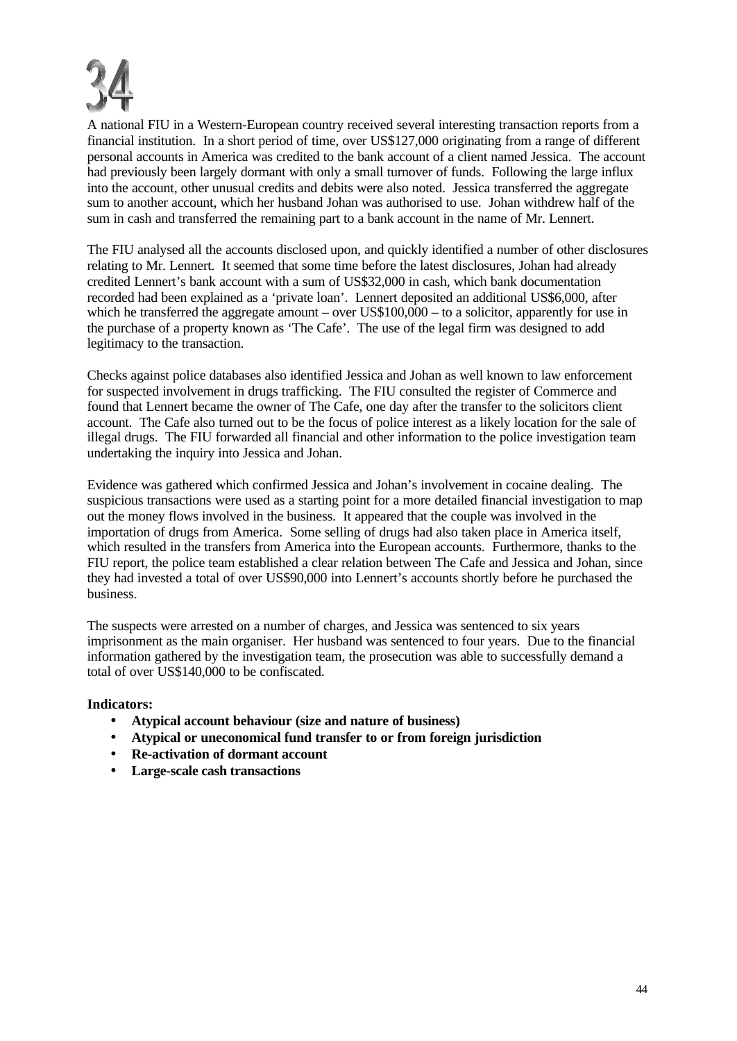# 34

A national FIU in a Western-European country received several interesting transaction reports from a financial institution. In a short period of time, over US$127,000 originating from a range of different personal accounts in America was credited to the bank account of a client named Jessica. The account had previously been largely dormant with only a small turnover of funds. Following the large influx into the account, other unusual credits and debits were also noted. Jessica transferred the aggregate sum to another account, which her husband Johan was authorised to use. Johan withdrew half of the sum in cash and transferred the remaining part to a bank account in the name of Mr. Lennert.

The FIU analysed all the accounts disclosed upon, and quickly identified a number of other disclosures relating to Mr. Lennert. It seemed that some time before the latest disclosures, Johan had already credited Lennert's bank account with a sum of US$32,000 in cash, which bank documentation recorded had been explained as a 'private loan'. Lennert deposited an additional US$6,000, after which he transferred the aggregate amount – over US$100,000 – to a solicitor, apparently for use in the purchase of a property known as 'The Cafe'. The use of the legal firm was designed to add legitimacy to the transaction.

Checks against police databases also identified Jessica and Johan as well known to law enforcement for suspected involvement in drugs trafficking. The FIU consulted the register of Commerce and found that Lennert became the owner of The Cafe, one day after the transfer to the solicitors client account. The Cafe also turned out to be the focus of police interest as a likely location for the sale of illegal drugs. The FIU forwarded all financial and other information to the police investigation team undertaking the inquiry into Jessica and Johan.

Evidence was gathered which confirmed Jessica and Johan's involvement in cocaine dealing. The suspicious transactions were used as a starting point for a more detailed financial investigation to map out the money flows involved in the business. It appeared that the couple was involved in the importation of drugs from America. Some selling of drugs had also taken place in America itself, which resulted in the transfers from America into the European accounts. Furthermore, thanks to the FIU report, the police team established a clear relation between The Cafe and Jessica and Johan, since they had invested a total of over US$90,000 into Lennert's accounts shortly before he purchased the business.

The suspects were arrested on a number of charges, and Jessica was sentenced to six years imprisonment as the main organiser. Her husband was sentenced to four years. Due to the financial information gathered by the investigation team, the prosecution was able to successfully demand a total of over US$140,000 to be confiscated.

**Indicators:**

- **Atypical account behaviour (size and nature of business)**
- **Atypical or uneconomical fund transfer to or from foreign jurisdiction**
- **Re-activation of dormant account**
- **Large-scale cash transactions**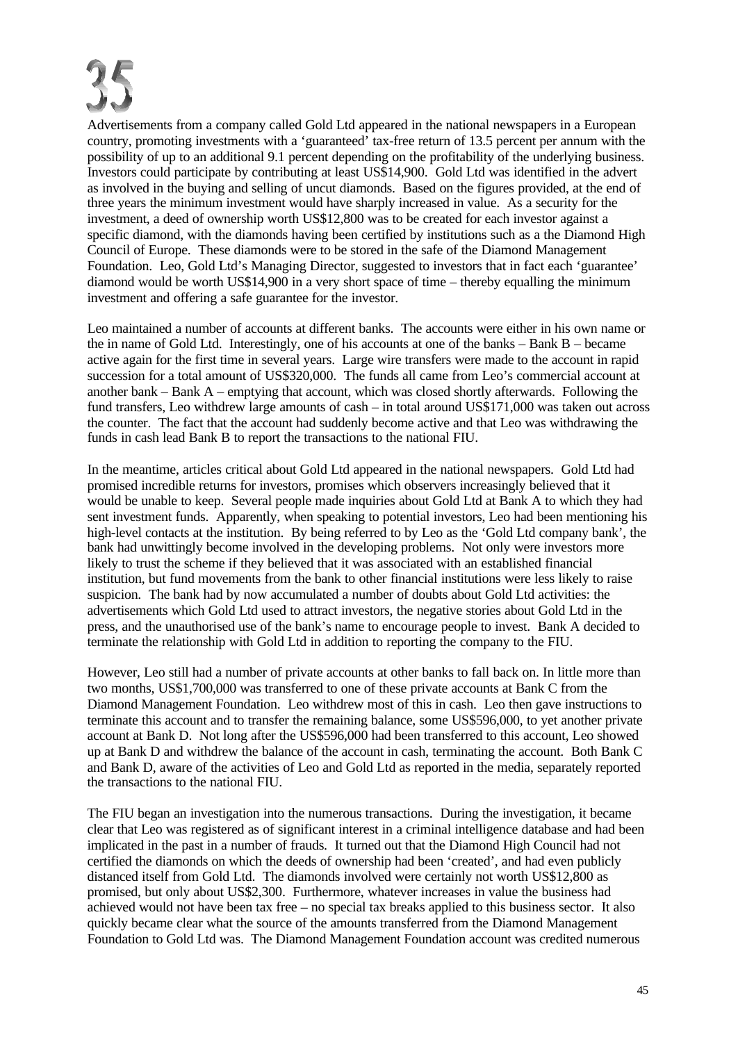# 35

Advertisements from a company called Gold Ltd appeared in the national newspapers in a European country, promoting investments with a 'guaranteed' tax-free return of 13.5 percent per annum with the possibility of up to an additional 9.1 percent depending on the profitability of the underlying business. Investors could participate by contributing at least US$14,900. Gold Ltd was identified in the advert as involved in the buying and selling of uncut diamonds. Based on the figures provided, at the end of three years the minimum investment would have sharply increased in value. As a security for the investment, a deed of ownership worth US$12,800 was to be created for each investor against a specific diamond, with the diamonds having been certified by institutions such as a the Diamond High Council of Europe. These diamonds were to be stored in the safe of the Diamond Management Foundation. Leo, Gold Ltd's Managing Director, suggested to investors that in fact each 'guarantee' diamond would be worth US$14,900 in a very short space of time – thereby equalling the minimum investment and offering a safe guarantee for the investor.

Leo maintained a number of accounts at different banks. The accounts were either in his own name or the in name of Gold Ltd. Interestingly, one of his accounts at one of the banks – Bank B – became active again for the first time in several years. Large wire transfers were made to the account in rapid succession for a total amount of US$320,000. The funds all came from Leo's commercial account at another bank – Bank A – emptying that account, which was closed shortly afterwards. Following the fund transfers, Leo withdrew large amounts of cash – in total around US$171,000 was taken out across the counter. The fact that the account had suddenly become active and that Leo was withdrawing the funds in cash lead Bank B to report the transactions to the national FIU.

In the meantime, articles critical about Gold Ltd appeared in the national newspapers. Gold Ltd had promised incredible returns for investors, promises which observers increasingly believed that it would be unable to keep. Several people made inquiries about Gold Ltd at Bank A to which they had sent investment funds. Apparently, when speaking to potential investors, Leo had been mentioning his high-level contacts at the institution. By being referred to by Leo as the 'Gold Ltd company bank', the bank had unwittingly become involved in the developing problems. Not only were investors more likely to trust the scheme if they believed that it was associated with an established financial institution, but fund movements from the bank to other financial institutions were less likely to raise suspicion. The bank had by now accumulated a number of doubts about Gold Ltd activities: the advertisements which Gold Ltd used to attract investors, the negative stories about Gold Ltd in the press, and the unauthorised use of the bank's name to encourage people to invest. Bank A decided to terminate the relationship with Gold Ltd in addition to reporting the company to the FIU.

However, Leo still had a number of private accounts at other banks to fall back on. In little more than two months, US$1,700,000 was transferred to one of these private accounts at Bank C from the Diamond Management Foundation. Leo withdrew most of this in cash. Leo then gave instructions to terminate this account and to transfer the remaining balance, some US$596,000, to yet another private account at Bank D. Not long after the US$596,000 had been transferred to this account, Leo showed up at Bank D and withdrew the balance of the account in cash, terminating the account. Both Bank C and Bank D, aware of the activities of Leo and Gold Ltd as reported in the media, separately reported the transactions to the national FIU.

The FIU began an investigation into the numerous transactions. During the investigation, it became clear that Leo was registered as of significant interest in a criminal intelligence database and had been implicated in the past in a number of frauds. It turned out that the Diamond High Council had not certified the diamonds on which the deeds of ownership had been 'created', and had even publicly distanced itself from Gold Ltd. The diamonds involved were certainly not worth US$12,800 as promised, but only about US$2,300. Furthermore, whatever increases in value the business had achieved would not have been tax free – no special tax breaks applied to this business sector. It also quickly became clear what the source of the amounts transferred from the Diamond Management Foundation to Gold Ltd was. The Diamond Management Foundation account was credited numerous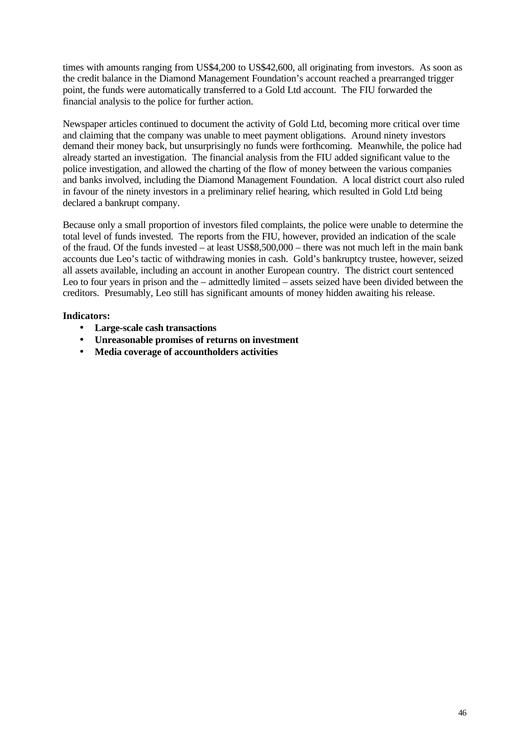times with amounts ranging from US$4,200 to US$42,600, all originating from investors. As soon as the credit balance in the Diamond Management Foundation's account reached a prearranged trigger point, the funds were automatically transferred to a Gold Ltd account. The FIU forwarded the financial analysis to the police for further action.

Newspaper articles continued to document the activity of Gold Ltd, becoming more critical over time and claiming that the company was unable to meet payment obligations. Around ninety investors demand their money back, but unsurprisingly no funds were forthcoming. Meanwhile, the police had already started an investigation. The financial analysis from the FIU added significant value to the police investigation, and allowed the charting of the flow of money between the various companies and banks involved, including the Diamond Management Foundation. A local district court also ruled in favour of the ninety investors in a preliminary relief hearing, which resulted in Gold Ltd being declared a bankrupt company.

Because only a small proportion of investors filed complaints, the police were unable to determine the total level of funds invested. The reports from the FIU, however, provided an indication of the scale of the fraud. Of the funds invested – at least US$8,500,000 – there was not much left in the main bank accounts due Leo's tactic of withdrawing monies in cash. Gold's bankruptcy trustee, however, seized all assets available, including an account in another European country. The district court sentenced Leo to four years in prison and the – admittedly limited – assets seized have been divided between the creditors. Presumably, Leo still has significant amounts of money hidden awaiting his release.

**Indicators:**

- **Large-scale cash transactions**
- **Unreasonable promises of returns on investment**
- **Media coverage of accountholders activities**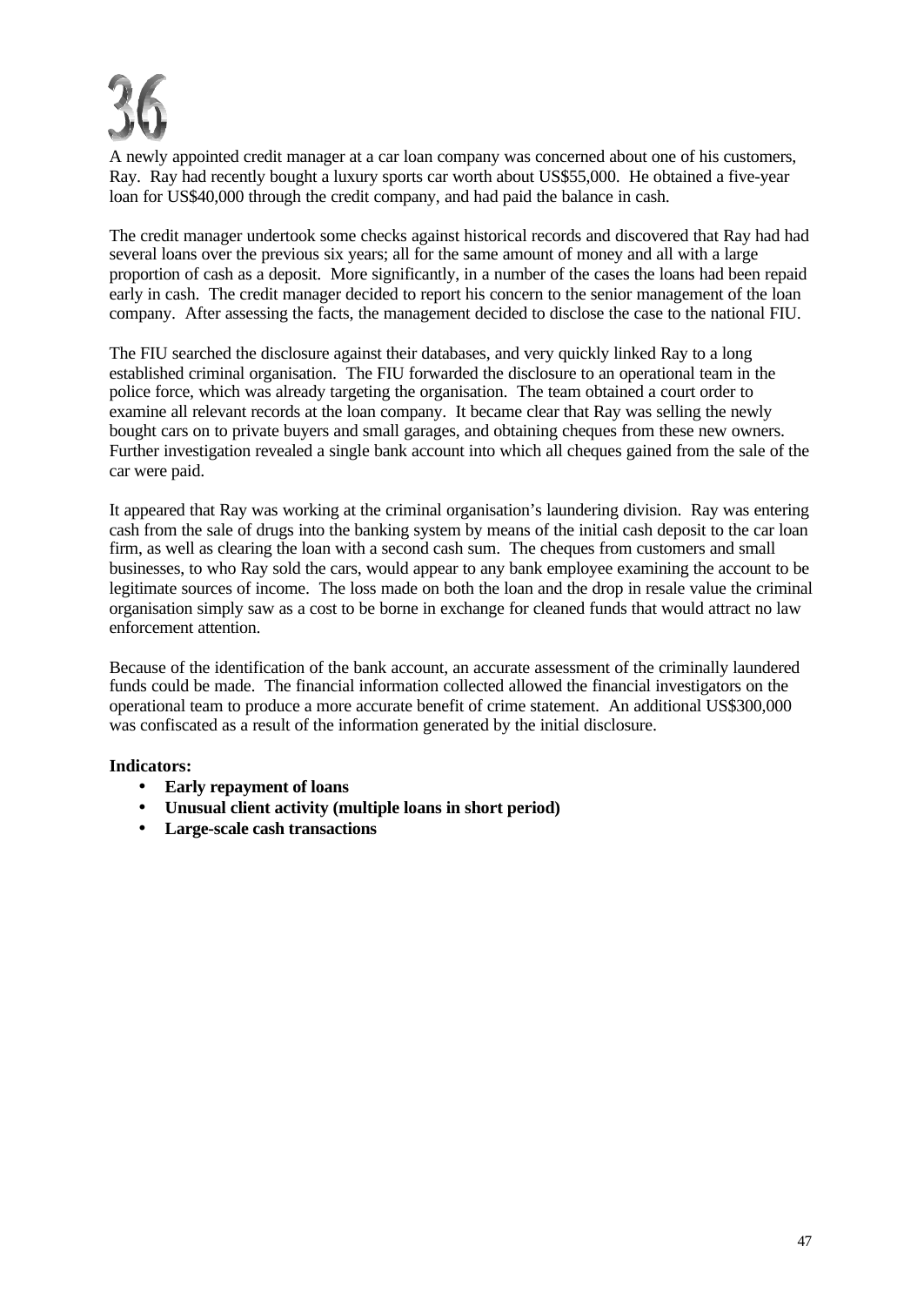# 36

A newly appointed credit manager at a car loan company was concerned about one of his customers, Ray. Ray had recently bought a luxury sports car worth about US$55,000. He obtained a five-year loan for US$40,000 through the credit company, and had paid the balance in cash.

The credit manager undertook some checks against historical records and discovered that Ray had had several loans over the previous six years; all for the same amount of money and all with a large proportion of cash as a deposit. More significantly, in a number of the cases the loans had been repaid early in cash. The credit manager decided to report his concern to the senior management of the loan company. After assessing the facts, the management decided to disclose the case to the national FIU.

The FIU searched the disclosure against their databases, and very quickly linked Ray to a long established criminal organisation. The FIU forwarded the disclosure to an operational team in the police force, which was already targeting the organisation. The team obtained a court order to examine all relevant records at the loan company. It became clear that Ray was selling the newly bought cars on to private buyers and small garages, and obtaining cheques from these new owners. Further investigation revealed a single bank account into which all cheques gained from the sale of the car were paid.

It appeared that Ray was working at the criminal organisation's laundering division. Ray was entering cash from the sale of drugs into the banking system by means of the initial cash deposit to the car loan firm, as well as clearing the loan with a second cash sum. The cheques from customers and small businesses, to who Ray sold the cars, would appear to any bank employee examining the account to be legitimate sources of income. The loss made on both the loan and the drop in resale value the criminal organisation simply saw as a cost to be borne in exchange for cleaned funds that would attract no law enforcement attention.

Because of the identification of the bank account, an accurate assessment of the criminally laundered funds could be made. The financial information collected allowed the financial investigators on the operational team to produce a more accurate benefit of crime statement. An additional US$300,000 was confiscated as a result of the information generated by the initial disclosure.

**Indicators:**

- **Early repayment of loans**
- **Unusual client activity (multiple loans in short period)**
- **Large-scale cash transactions**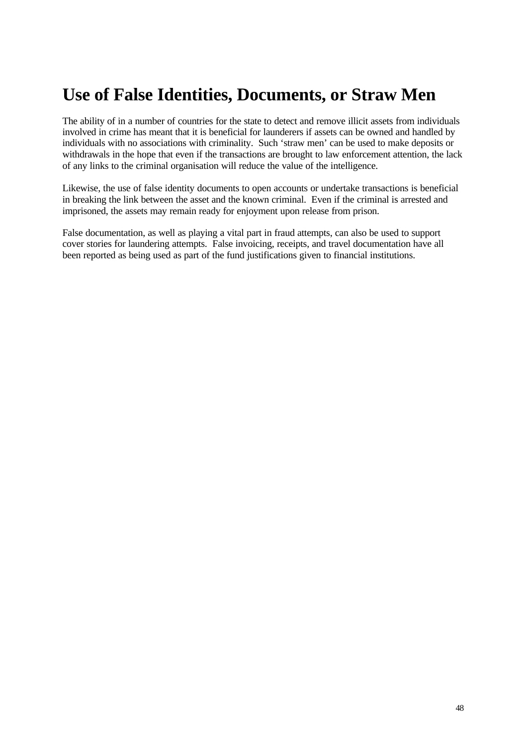# Use of False Identities, Documents, or Straw Men

The ability of in a number of countries for the state to detect and remove illicit assets from individuals involved in crime has meant that it is beneficial for launderers if assets can be owned and handled by individuals with no associations with criminality. Such 'straw men' can be used to make deposits or withdrawals in the hope that even if the transactions are brought to law enforcement attention, the lack of any links to the criminal organisation will reduce the value of the intelligence.

Likewise, the use of false identity documents to open accounts or undertake transactions is beneficial in breaking the link between the asset and the known criminal. Even if the criminal is arrested and imprisoned, the assets may remain ready for enjoyment upon release from prison.

False documentation, as well as playing a vital part in fraud attempts, can also be used to support cover stories for laundering attempts. False invoicing, receipts, and travel documentation have all been reported as being used as part of the fund justifications given to financial institutions.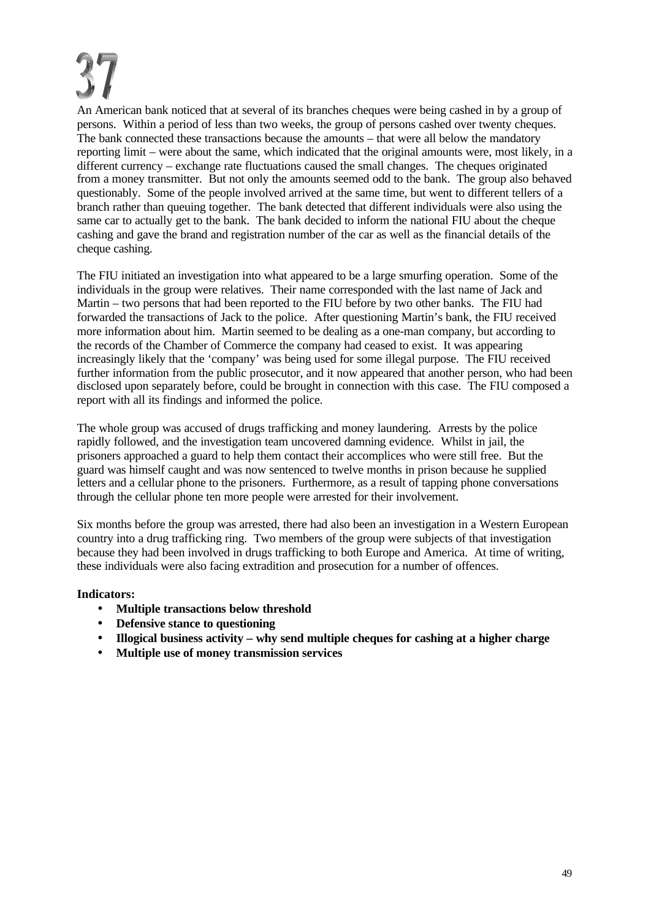# 37

An American bank noticed that at several of its branches cheques were being cashed in by a group of persons. Within a period of less than two weeks, the group of persons cashed over twenty cheques. The bank connected these transactions because the amounts – that were all below the mandatory reporting limit – were about the same, which indicated that the original amounts were, most likely, in a different currency – exchange rate fluctuations caused the small changes. The cheques originated from a money transmitter. But not only the amounts seemed odd to the bank. The group also behaved questionably. Some of the people involved arrived at the same time, but went to different tellers of a branch rather than queuing together. The bank detected that different individuals were also using the same car to actually get to the bank. The bank decided to inform the national FIU about the cheque cashing and gave the brand and registration number of the car as well as the financial details of the cheque cashing.

The FIU initiated an investigation into what appeared to be a large smurfing operation. Some of the individuals in the group were relatives. Their name corresponded with the last name of Jack and Martin – two persons that had been reported to the FIU before by two other banks. The FIU had forwarded the transactions of Jack to the police. After questioning Martin's bank, the FIU received more information about him. Martin seemed to be dealing as a one-man company, but according to the records of the Chamber of Commerce the company had ceased to exist. It was appearing increasingly likely that the 'company' was being used for some illegal purpose. The FIU received further information from the public prosecutor, and it now appeared that another person, who had been disclosed upon separately before, could be brought in connection with this case. The FIU composed a report with all its findings and informed the police.

The whole group was accused of drugs trafficking and money laundering. Arrests by the police rapidly followed, and the investigation team uncovered damning evidence. Whilst in jail, the prisoners approached a guard to help them contact their accomplices who were still free. But the guard was himself caught and was now sentenced to twelve months in prison because he supplied letters and a cellular phone to the prisoners. Furthermore, as a result of tapping phone conversations through the cellular phone ten more people were arrested for their involvement.

Six months before the group was arrested, there had also been an investigation in a Western European country into a drug trafficking ring. Two members of the group were subjects of that investigation because they had been involved in drugs trafficking to both Europe and America. At time of writing, these individuals were also facing extradition and prosecution for a number of offences.

**Indicators:**

- **Multiple transactions below threshold**
- **Defensive stance to questioning**
- **Illogical business activity – why send multiple cheques for cashing at a higher charge**
- **Multiple use of money transmission services**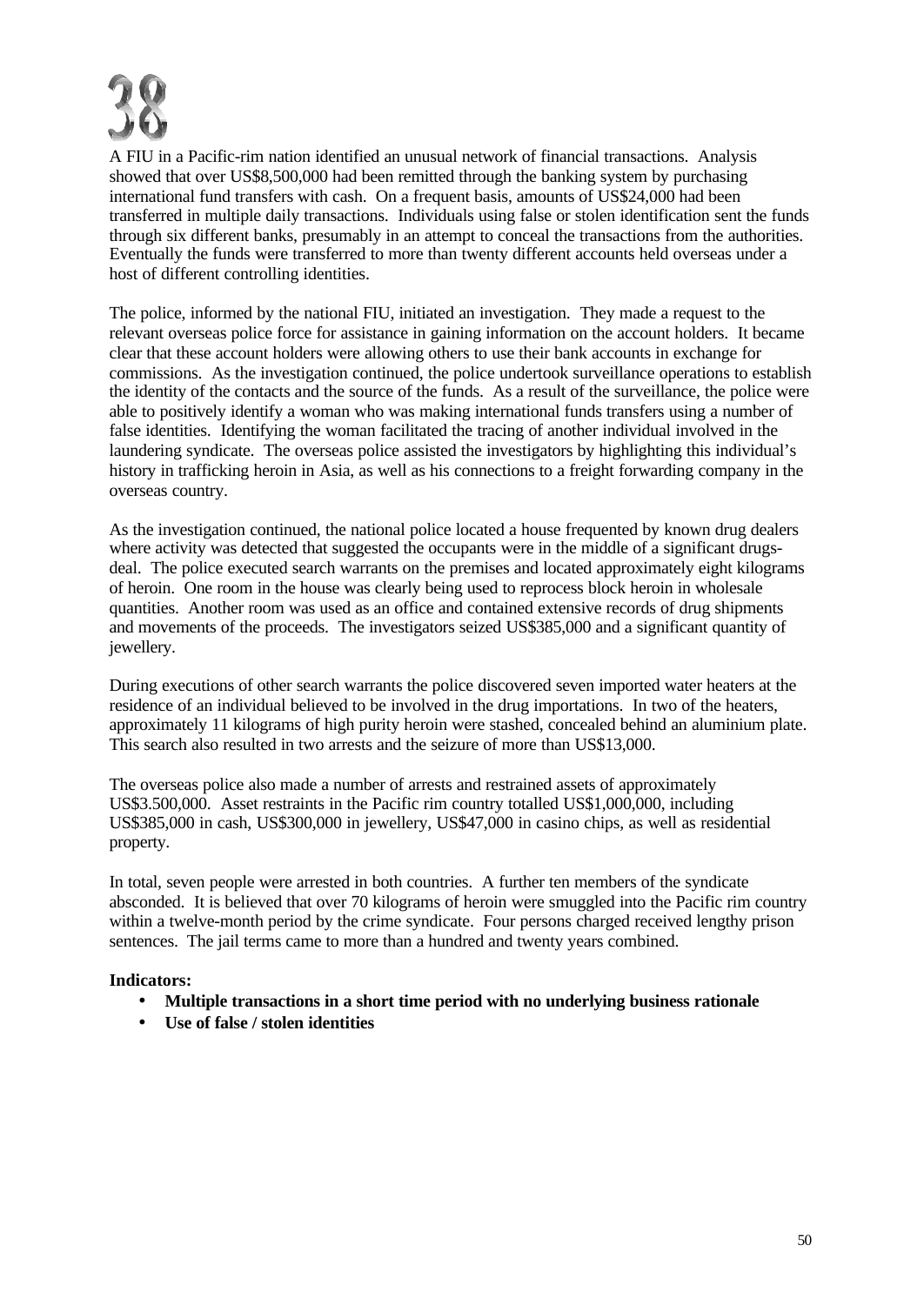# 38

A FIU in a Pacific-rim nation identified an unusual network of financial transactions. Analysis showed that over US$8,500,000 had been remitted through the banking system by purchasing international fund transfers with cash. On a frequent basis, amounts of US$24,000 had been transferred in multiple daily transactions. Individuals using false or stolen identification sent the funds through six different banks, presumably in an attempt to conceal the transactions from the authorities. Eventually the funds were transferred to more than twenty different accounts held overseas under a host of different controlling identities.

The police, informed by the national FIU, initiated an investigation. They made a request to the relevant overseas police force for assistance in gaining information on the account holders. It became clear that these account holders were allowing others to use their bank accounts in exchange for commissions. As the investigation continued, the police undertook surveillance operations to establish the identity of the contacts and the source of the funds. As a result of the surveillance, the police were able to positively identify a woman who was making international funds transfers using a number of false identities. Identifying the woman facilitated the tracing of another individual involved in the laundering syndicate. The overseas police assisted the investigators by highlighting this individual's history in trafficking heroin in Asia, as well as his connections to a freight forwarding company in the overseas country.

As the investigation continued, the national police located a house frequented by known drug dealers where activity was detected that suggested the occupants were in the middle of a significant drugs-deal. The police executed search warrants on the premises and located approximately eight kilograms of heroin. One room in the house was clearly being used to reprocess block heroin in wholesale quantities. Another room was used as an office and contained extensive records of drug shipments and movements of the proceeds. The investigators seized US$385,000 and a significant quantity of jewellery.

During executions of other search warrants the police discovered seven imported water heaters at the residence of an individual believed to be involved in the drug importations. In two of the heaters, approximately 11 kilograms of high purity heroin were stashed, concealed behind an aluminium plate. This search also resulted in two arrests and the seizure of more than US$13,000.

The overseas police also made a number of arrests and restrained assets of approximately US$3.500,000. Asset restraints in the Pacific rim country totalled US$1,000,000, including US$385,000 in cash, US$300,000 in jewellery, US$47,000 in casino chips, as well as residential property.

In total, seven people were arrested in both countries. A further ten members of the syndicate absconded. It is believed that over 70 kilograms of heroin were smuggled into the Pacific rim country within a twelve-month period by the crime syndicate. Four persons charged received lengthy prison sentences. The jail terms came to more than a hundred and twenty years combined.

**Indicators:**

- **Multiple transactions in a short time period with no underlying business rationale**
- **Use of false / stolen identities**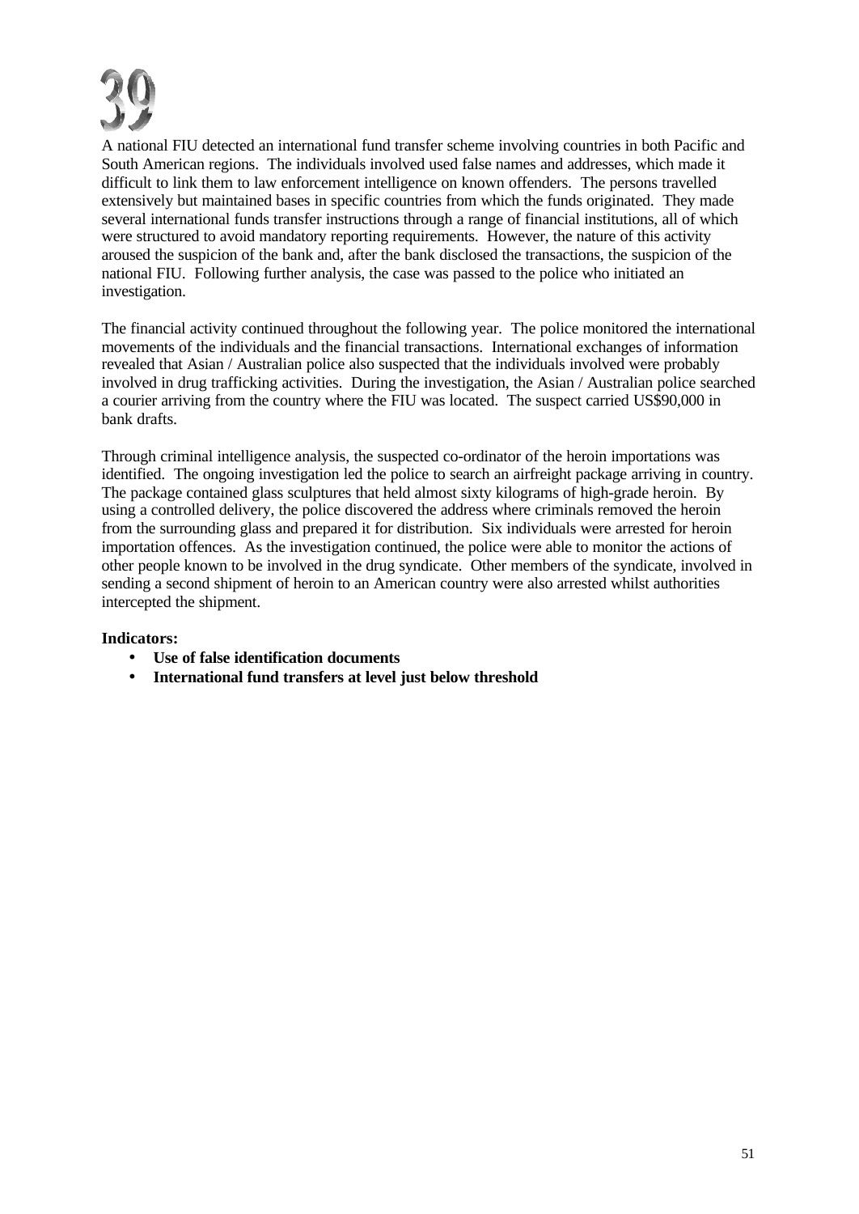# 39

A national FIU detected an international fund transfer scheme involving countries in both Pacific and South American regions. The individuals involved used false names and addresses, which made it difficult to link them to law enforcement intelligence on known offenders. The persons travelled extensively but maintained bases in specific countries from which the funds originated. They made several international funds transfer instructions through a range of financial institutions, all of which were structured to avoid mandatory reporting requirements. However, the nature of this activity aroused the suspicion of the bank and, after the bank disclosed the transactions, the suspicion of the national FIU. Following further analysis, the case was passed to the police who initiated an investigation.

The financial activity continued throughout the following year. The police monitored the international movements of the individuals and the financial transactions. International exchanges of information revealed that Asian / Australian police also suspected that the individuals involved were probably involved in drug trafficking activities. During the investigation, the Asian / Australian police searched a courier arriving from the country where the FIU was located. The suspect carried US$90,000 in bank drafts.

Through criminal intelligence analysis, the suspected co-ordinator of the heroin importations was identified. The ongoing investigation led the police to search an airfreight package arriving in country. The package contained glass sculptures that held almost sixty kilograms of high-grade heroin. By using a controlled delivery, the police discovered the address where criminals removed the heroin from the surrounding glass and prepared it for distribution. Six individuals were arrested for heroin importation offences. As the investigation continued, the police were able to monitor the actions of other people known to be involved in the drug syndicate. Other members of the syndicate, involved in sending a second shipment of heroin to an American country were also arrested whilst authorities intercepted the shipment.

**Indicators:**

- **Use of false identification documents**
- **International fund transfers at level just below threshold**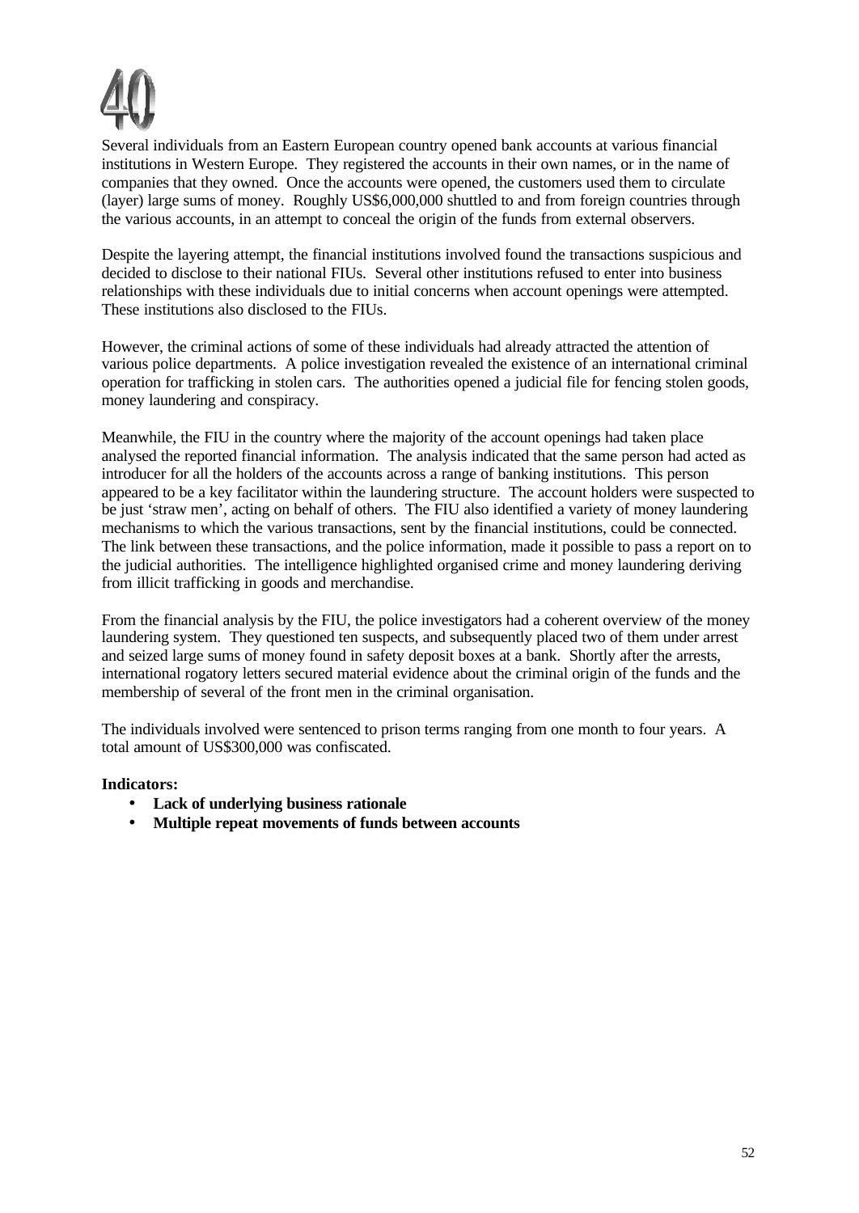# 40

Several individuals from an Eastern European country opened bank accounts at various financial institutions in Western Europe. They registered the accounts in their own names, or in the name of companies that they owned. Once the accounts were opened, the customers used them to circulate (layer) large sums of money. Roughly US$6,000,000 shuttled to and from foreign countries through the various accounts, in an attempt to conceal the origin of the funds from external observers.

Despite the layering attempt, the financial institutions involved found the transactions suspicious and decided to disclose to their national FIUs. Several other institutions refused to enter into business relationships with these individuals due to initial concerns when account openings were attempted. These institutions also disclosed to the FIUs.

However, the criminal actions of some of these individuals had already attracted the attention of various police departments. A police investigation revealed the existence of an international criminal operation for trafficking in stolen cars. The authorities opened a judicial file for fencing stolen goods, money laundering and conspiracy.

Meanwhile, the FIU in the country where the majority of the account openings had taken place analysed the reported financial information. The analysis indicated that the same person had acted as introducer for all the holders of the accounts across a range of banking institutions. This person appeared to be a key facilitator within the laundering structure. The account holders were suspected to be just 'straw men', acting on behalf of others. The FIU also identified a variety of money laundering mechanisms to which the various transactions, sent by the financial institutions, could be connected. The link between these transactions, and the police information, made it possible to pass a report on to the judicial authorities. The intelligence highlighted organised crime and money laundering deriving from illicit trafficking in goods and merchandise.

From the financial analysis by the FIU, the police investigators had a coherent overview of the money laundering system. They questioned ten suspects, and subsequently placed two of them under arrest and seized large sums of money found in safety deposit boxes at a bank. Shortly after the arrests, international rogatory letters secured material evidence about the criminal origin of the funds and the membership of several of the front men in the criminal organisation.

The individuals involved were sentenced to prison terms ranging from one month to four years. A total amount of US$300,000 was confiscated.

**Indicators:**

- **Lack of underlying business rationale**
- **Multiple repeat movements of funds between accounts**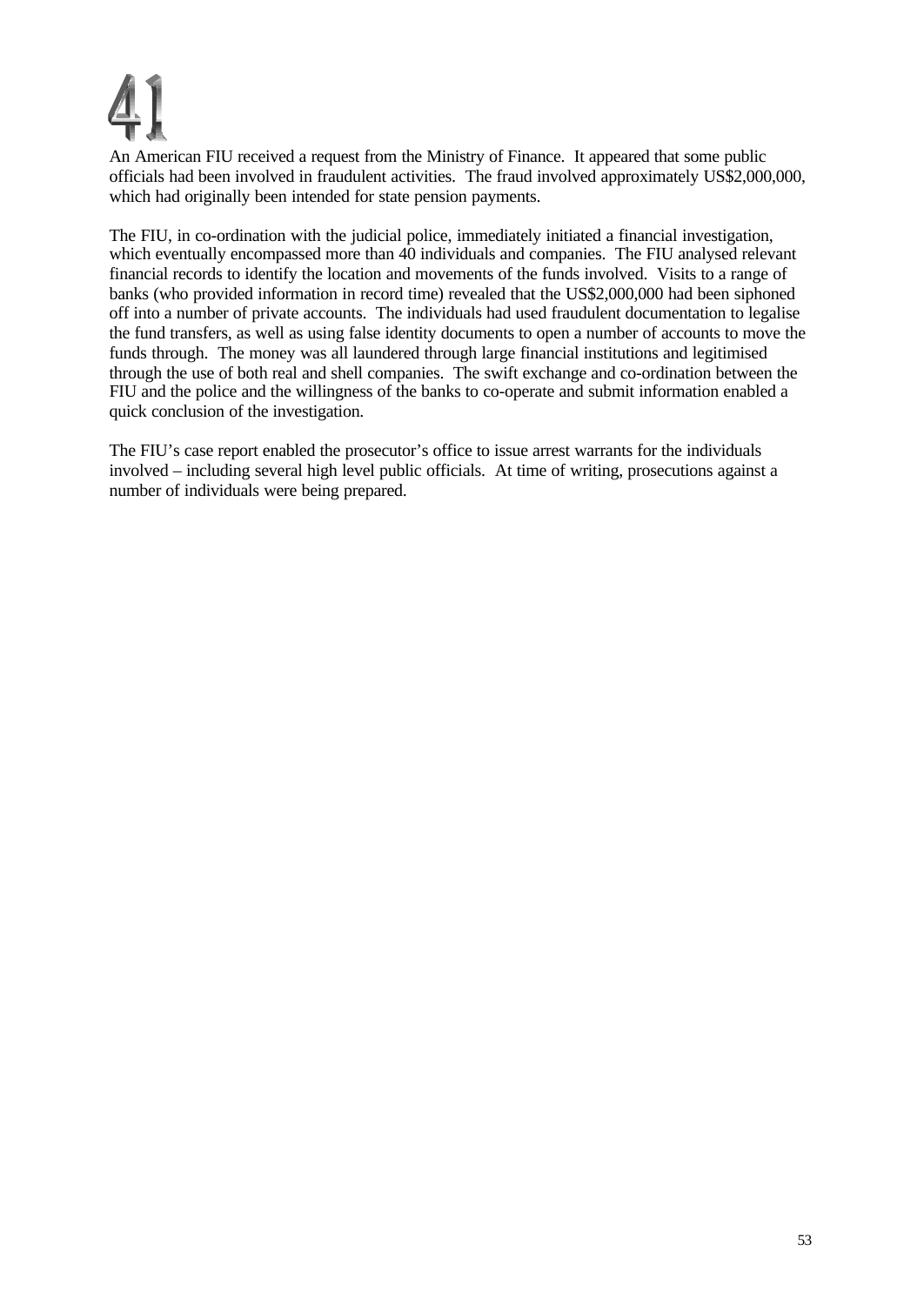# 41

An American FIU received a request from the Ministry of Finance. It appeared that some public officials had been involved in fraudulent activities. The fraud involved approximately US$2,000,000, which had originally been intended for state pension payments.

The FIU, in co-ordination with the judicial police, immediately initiated a financial investigation, which eventually encompassed more than 40 individuals and companies. The FIU analysed relevant financial records to identify the location and movements of the funds involved. Visits to a range of banks (who provided information in record time) revealed that the US$2,000,000 had been siphoned off into a number of private accounts. The individuals had used fraudulent documentation to legalise the fund transfers, as well as using false identity documents to open a number of accounts to move the funds through. The money was all laundered through large financial institutions and legitimised through the use of both real and shell companies. The swift exchange and co-ordination between the FIU and the police and the willingness of the banks to co-operate and submit information enabled a quick conclusion of the investigation.

The FIU's case report enabled the prosecutor's office to issue arrest warrants for the individuals involved – including several high level public officials. At time of writing, prosecutions against a number of individuals were being prepared.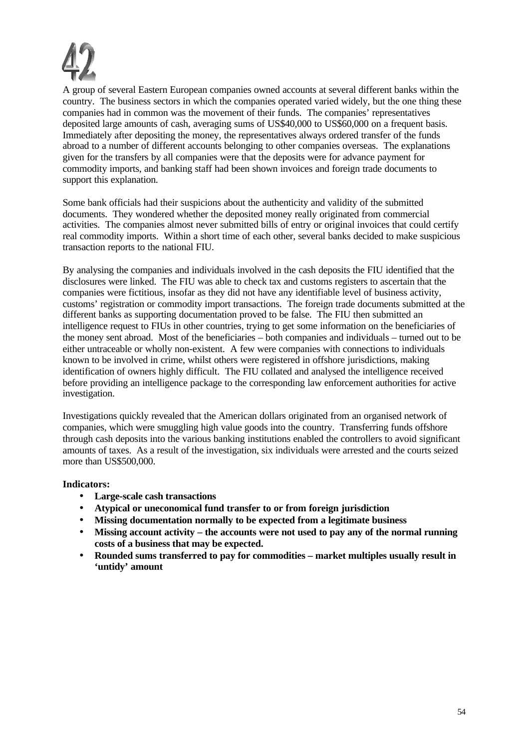# 42

A group of several Eastern European companies owned accounts at several different banks within the country. The business sectors in which the companies operated varied widely, but the one thing these companies had in common was the movement of their funds. The companies' representatives deposited large amounts of cash, averaging sums of US$40,000 to US$60,000 on a frequent basis. Immediately after depositing the money, the representatives always ordered transfer of the funds abroad to a number of different accounts belonging to other companies overseas. The explanations given for the transfers by all companies were that the deposits were for advance payment for commodity imports, and banking staff had been shown invoices and foreign trade documents to support this explanation.

Some bank officials had their suspicions about the authenticity and validity of the submitted documents. They wondered whether the deposited money really originated from commercial activities. The companies almost never submitted bills of entry or original invoices that could certify real commodity imports. Within a short time of each other, several banks decided to make suspicious transaction reports to the national FIU.

By analysing the companies and individuals involved in the cash deposits the FIU identified that the disclosures were linked. The FIU was able to check tax and customs registers to ascertain that the companies were fictitious, insofar as they did not have any identifiable level of business activity, customs' registration or commodity import transactions. The foreign trade documents submitted at the different banks as supporting documentation proved to be false. The FIU then submitted an intelligence request to FIUs in other countries, trying to get some information on the beneficiaries of the money sent abroad. Most of the beneficiaries – both companies and individuals – turned out to be either untraceable or wholly non-existent. A few were companies with connections to individuals known to be involved in crime, whilst others were registered in offshore jurisdictions, making identification of owners highly difficult. The FIU collated and analysed the intelligence received before providing an intelligence package to the corresponding law enforcement authorities for active investigation.

Investigations quickly revealed that the American dollars originated from an organised network of companies, which were smuggling high value goods into the country. Transferring funds offshore through cash deposits into the various banking institutions enabled the controllers to avoid significant amounts of taxes. As a result of the investigation, six individuals were arrested and the courts seized more than US$500,000.

**Indicators:**

- **Large-scale cash transactions**
- **Atypical or uneconomical fund transfer to or from foreign jurisdiction**
- **Missing documentation normally to be expected from a legitimate business**
- **Missing account activity – the accounts were not used to pay any of the normal running costs of a business that may be expected.**
- **Rounded sums transferred to pay for commodities – market multiples usually result in 'untidy' amount**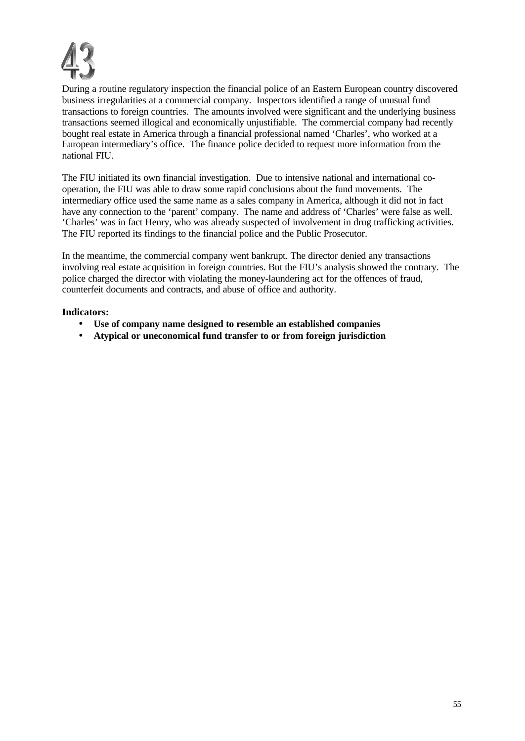# 43

During a routine regulatory inspection the financial police of an Eastern European country discovered business irregularities at a commercial company. Inspectors identified a range of unusual fund transactions to foreign countries. The amounts involved were significant and the underlying business transactions seemed illogical and economically unjustifiable. The commercial company had recently bought real estate in America through a financial professional named 'Charles', who worked at a European intermediary's office. The finance police decided to request more information from the national FIU.

The FIU initiated its own financial investigation. Due to intensive national and international co-operation, the FIU was able to draw some rapid conclusions about the fund movements. The intermediary office used the same name as a sales company in America, although it did not in fact have any connection to the 'parent' company. The name and address of 'Charles' were false as well. 'Charles' was in fact Henry, who was already suspected of involvement in drug trafficking activities. The FIU reported its findings to the financial police and the Public Prosecutor.

In the meantime, the commercial company went bankrupt. The director denied any transactions involving real estate acquisition in foreign countries. But the FIU's analysis showed the contrary. The police charged the director with violating the money-laundering act for the offences of fraud, counterfeit documents and contracts, and abuse of office and authority.

**Indicators:**

- **Use of company name designed to resemble an established companies**
- **Atypical or uneconomical fund transfer to or from foreign jurisdiction**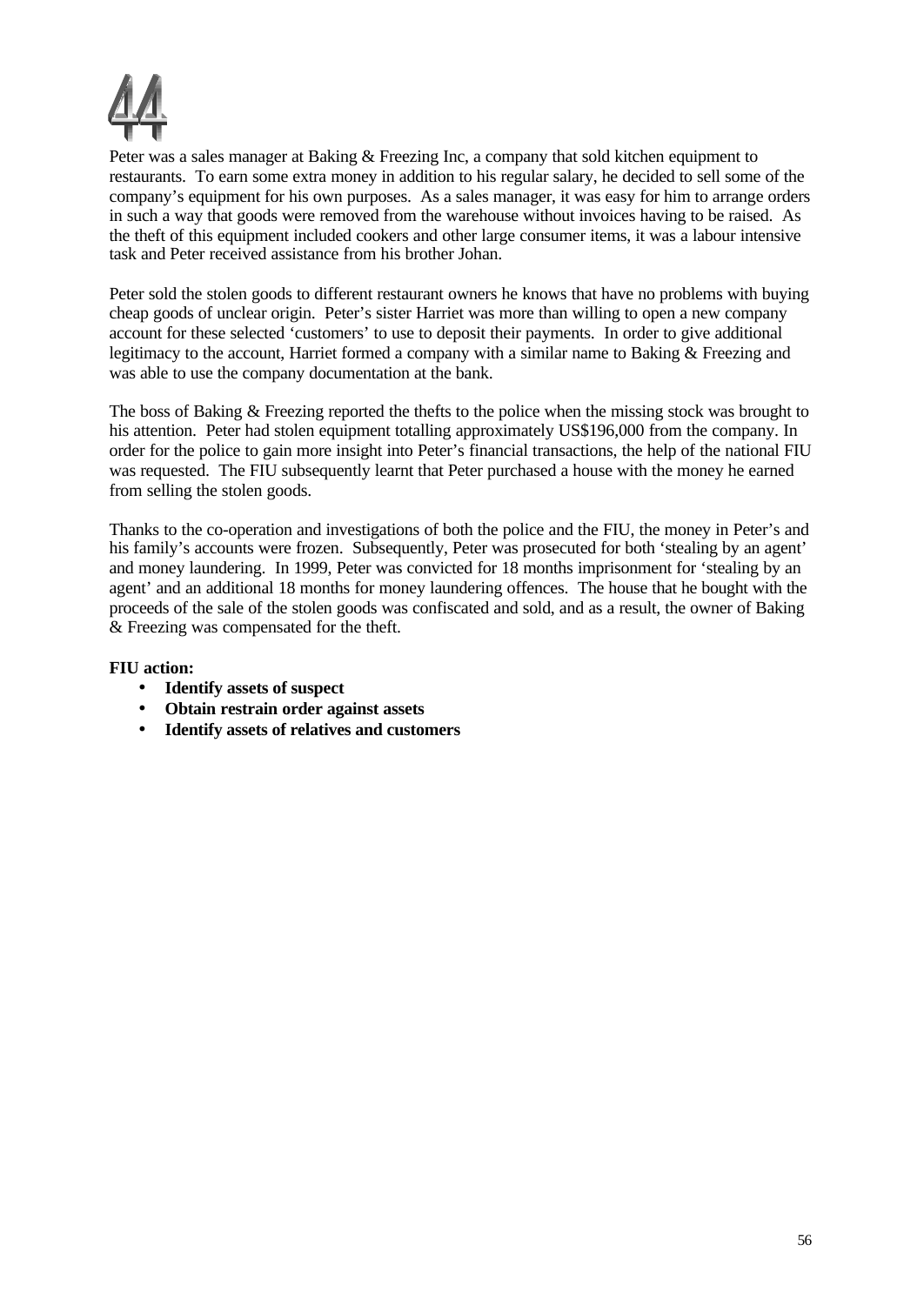# 44

Peter was a sales manager at Baking & Freezing Inc, a company that sold kitchen equipment to restaurants. To earn some extra money in addition to his regular salary, he decided to sell some of the company's equipment for his own purposes. As a sales manager, it was easy for him to arrange orders in such a way that goods were removed from the warehouse without invoices having to be raised. As the theft of this equipment included cookers and other large consumer items, it was a labour intensive task and Peter received assistance from his brother Johan.

Peter sold the stolen goods to different restaurant owners he knows that have no problems with buying cheap goods of unclear origin. Peter's sister Harriet was more than willing to open a new company account for these selected 'customers' to use to deposit their payments. In order to give additional legitimacy to the account, Harriet formed a company with a similar name to Baking & Freezing and was able to use the company documentation at the bank.

The boss of Baking & Freezing reported the thefts to the police when the missing stock was brought to his attention. Peter had stolen equipment totalling approximately US$196,000 from the company. In order for the police to gain more insight into Peter's financial transactions, the help of the national FIU was requested. The FIU subsequently learnt that Peter purchased a house with the money he earned from selling the stolen goods.

Thanks to the co-operation and investigations of both the police and the FIU, the money in Peter's and his family's accounts were frozen. Subsequently, Peter was prosecuted for both 'stealing by an agent' and money laundering. In 1999, Peter was convicted for 18 months imprisonment for 'stealing by an agent' and an additional 18 months for money laundering offences. The house that he bought with the proceeds of the sale of the stolen goods was confiscated and sold, and as a result, the owner of Baking & Freezing was compensated for the theft.

**FIU action:**

- **Identify assets of suspect**
- **Obtain restrain order against assets**
- **Identify assets of relatives and customers**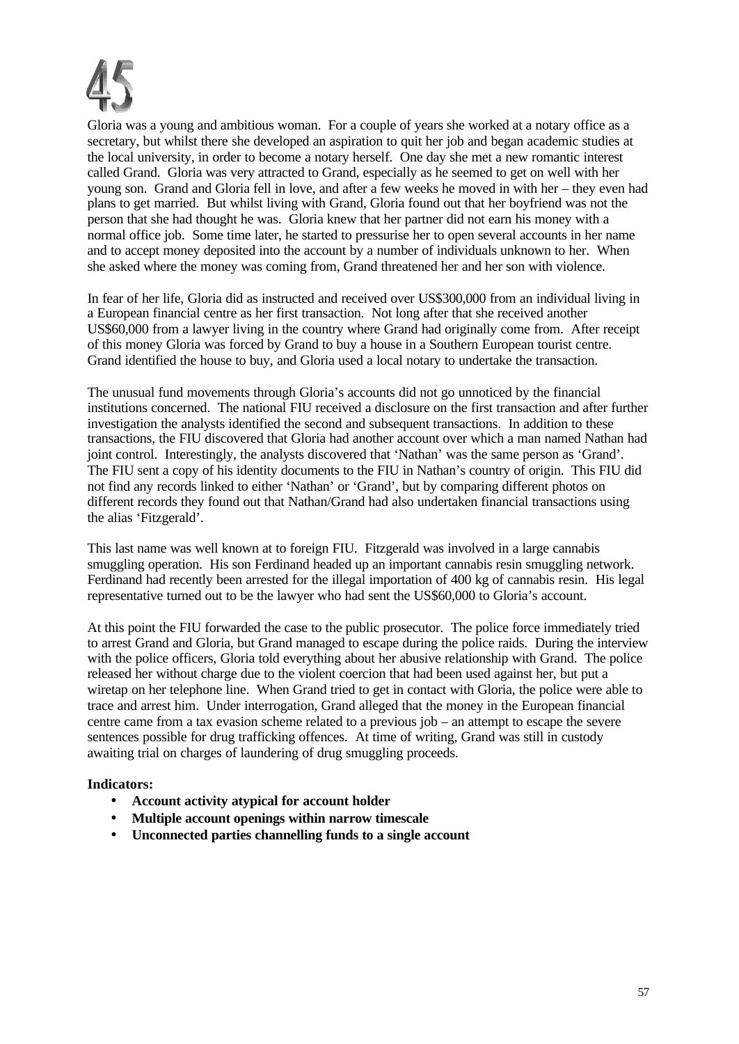# 45

Gloria was a young and ambitious woman. For a couple of years she worked at a notary office as a secretary, but whilst there she developed an aspiration to quit her job and began academic studies at the local university, in order to become a notary herself. One day she met a new romantic interest called Grand. Gloria was very attracted to Grand, especially as he seemed to get on well with her young son. Grand and Gloria fell in love, and after a few weeks he moved in with her – they even had plans to get married. But whilst living with Grand, Gloria found out that her boyfriend was not the person that she had thought he was. Gloria knew that her partner did not earn his money with a normal office job. Some time later, he started to pressurise her to open several accounts in her name and to accept money deposited into the account by a number of individuals unknown to her. When she asked where the money was coming from, Grand threatened her and her son with violence.

In fear of her life, Gloria did as instructed and received over US$300,000 from an individual living in a European financial centre as her first transaction. Not long after that she received another US$60,000 from a lawyer living in the country where Grand had originally come from. After receipt of this money Gloria was forced by Grand to buy a house in a Southern European tourist centre. Grand identified the house to buy, and Gloria used a local notary to undertake the transaction.

The unusual fund movements through Gloria's accounts did not go unnoticed by the financial institutions concerned. The national FIU received a disclosure on the first transaction and after further investigation the analysts identified the second and subsequent transactions. In addition to these transactions, the FIU discovered that Gloria had another account over which a man named Nathan had joint control. Interestingly, the analysts discovered that 'Nathan' was the same person as 'Grand'. The FIU sent a copy of his identity documents to the FIU in Nathan's country of origin. This FIU did not find any records linked to either 'Nathan' or 'Grand', but by comparing different photos on different records they found out that Nathan/Grand had also undertaken financial transactions using the alias 'Fitzgerald'.

This last name was well known at to foreign FIU. Fitzgerald was involved in a large cannabis smuggling operation. His son Ferdinand headed up an important cannabis resin smuggling network. Ferdinand had recently been arrested for the illegal importation of 400 kg of cannabis resin. His legal representative turned out to be the lawyer who had sent the US$60,000 to Gloria's account.

At this point the FIU forwarded the case to the public prosecutor. The police force immediately tried to arrest Grand and Gloria, but Grand managed to escape during the police raids. During the interview with the police officers, Gloria told everything about her abusive relationship with Grand. The police released her without charge due to the violent coercion that had been used against her, but put a wiretap on her telephone line. When Grand tried to get in contact with Gloria, the police were able to trace and arrest him. Under interrogation, Grand alleged that the money in the European financial centre came from a tax evasion scheme related to a previous job – an attempt to escape the severe sentences possible for drug trafficking offences. At time of writing, Grand was still in custody awaiting trial on charges of laundering of drug smuggling proceeds.

**Indicators:**

- **Account activity atypical for account holder**
- **Multiple account openings within narrow timescale**
- **Unconnected parties channelling funds to a single account**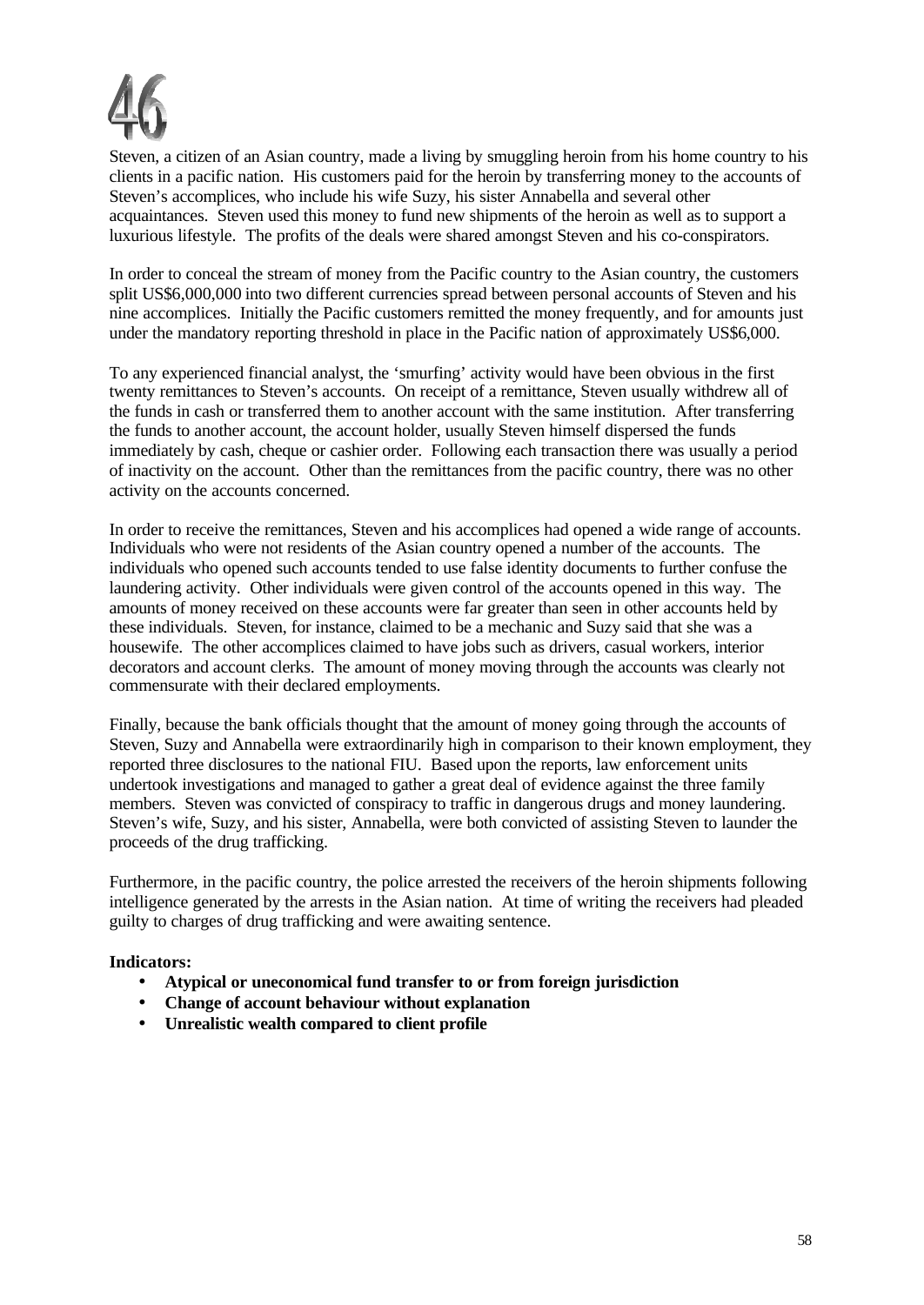# 46

Steven, a citizen of an Asian country, made a living by smuggling heroin from his home country to his clients in a pacific nation. His customers paid for the heroin by transferring money to the accounts of Steven's accomplices, who include his wife Suzy, his sister Annabella and several other acquaintances. Steven used this money to fund new shipments of the heroin as well as to support a luxurious lifestyle. The profits of the deals were shared amongst Steven and his co-conspirators.

In order to conceal the stream of money from the Pacific country to the Asian country, the customers split US$6,000,000 into two different currencies spread between personal accounts of Steven and his nine accomplices. Initially the Pacific customers remitted the money frequently, and for amounts just under the mandatory reporting threshold in place in the Pacific nation of approximately US$6,000.

To any experienced financial analyst, the 'smurfing' activity would have been obvious in the first twenty remittances to Steven's accounts. On receipt of a remittance, Steven usually withdrew all of the funds in cash or transferred them to another account with the same institution. After transferring the funds to another account, the account holder, usually Steven himself dispersed the funds immediately by cash, cheque or cashier order. Following each transaction there was usually a period of inactivity on the account. Other than the remittances from the pacific country, there was no other activity on the accounts concerned.

In order to receive the remittances, Steven and his accomplices had opened a wide range of accounts. Individuals who were not residents of the Asian country opened a number of the accounts. The individuals who opened such accounts tended to use false identity documents to further confuse the laundering activity. Other individuals were given control of the accounts opened in this way. The amounts of money received on these accounts were far greater than seen in other accounts held by these individuals. Steven, for instance, claimed to be a mechanic and Suzy said that she was a housewife. The other accomplices claimed to have jobs such as drivers, casual workers, interior decorators and account clerks. The amount of money moving through the accounts was clearly not commensurate with their declared employments.

Finally, because the bank officials thought that the amount of money going through the accounts of Steven, Suzy and Annabella were extraordinarily high in comparison to their known employment, they reported three disclosures to the national FIU. Based upon the reports, law enforcement units undertook investigations and managed to gather a great deal of evidence against the three family members. Steven was convicted of conspiracy to traffic in dangerous drugs and money laundering. Steven's wife, Suzy, and his sister, Annabella, were both convicted of assisting Steven to launder the proceeds of the drug trafficking.

Furthermore, in the pacific country, the police arrested the receivers of the heroin shipments following intelligence generated by the arrests in the Asian nation. At time of writing the receivers had pleaded guilty to charges of drug trafficking and were awaiting sentence.

**Indicators:**

- **Atypical or uneconomical fund transfer to or from foreign jurisdiction**
- **Change of account behaviour without explanation**
- **Unrealistic wealth compared to client profile**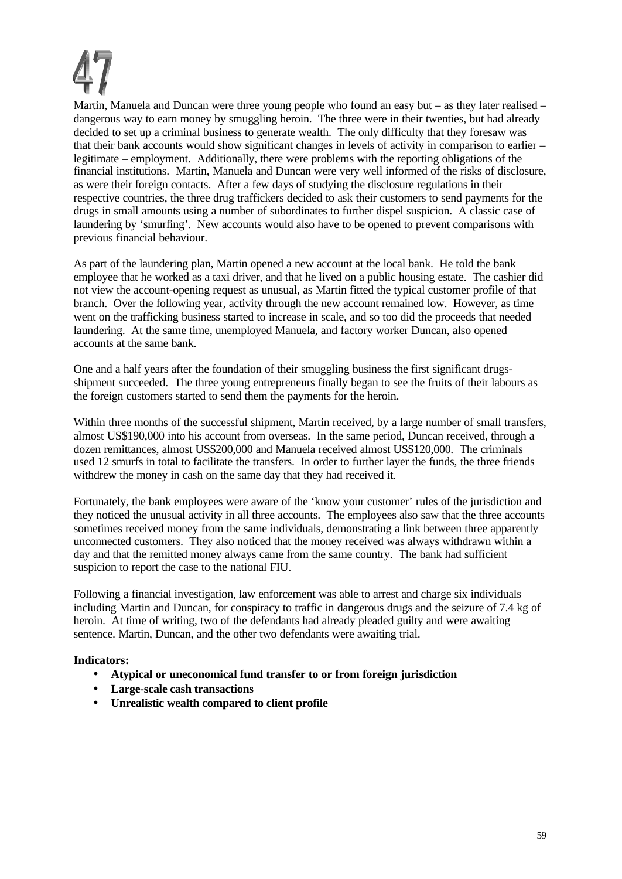# 47

Martin, Manuela and Duncan were three young people who found an easy but – as they later realised – dangerous way to earn money by smuggling heroin. The three were in their twenties, but had already decided to set up a criminal business to generate wealth. The only difficulty that they foresaw was that their bank accounts would show significant changes in levels of activity in comparison to earlier – legitimate – employment. Additionally, there were problems with the reporting obligations of the financial institutions. Martin, Manuela and Duncan were very well informed of the risks of disclosure, as were their foreign contacts. After a few days of studying the disclosure regulations in their respective countries, the three drug traffickers decided to ask their customers to send payments for the drugs in small amounts using a number of subordinates to further dispel suspicion. A classic case of laundering by 'smurfing'. New accounts would also have to be opened to prevent comparisons with previous financial behaviour.

As part of the laundering plan, Martin opened a new account at the local bank. He told the bank employee that he worked as a taxi driver, and that he lived on a public housing estate. The cashier did not view the account-opening request as unusual, as Martin fitted the typical customer profile of that branch. Over the following year, activity through the new account remained low. However, as time went on the trafficking business started to increase in scale, and so too did the proceeds that needed laundering. At the same time, unemployed Manuela, and factory worker Duncan, also opened accounts at the same bank.

One and a half years after the foundation of their smuggling business the first significant drugs-shipment succeeded. The three young entrepreneurs finally began to see the fruits of their labours as the foreign customers started to send them the payments for the heroin.

Within three months of the successful shipment, Martin received, by a large number of small transfers, almost US$190,000 into his account from overseas. In the same period, Duncan received, through a dozen remittances, almost US$200,000 and Manuela received almost US$120,000. The criminals used 12 smurfs in total to facilitate the transfers. In order to further layer the funds, the three friends withdrew the money in cash on the same day that they had received it.

Fortunately, the bank employees were aware of the 'know your customer' rules of the jurisdiction and they noticed the unusual activity in all three accounts. The employees also saw that the three accounts sometimes received money from the same individuals, demonstrating a link between three apparently unconnected customers. They also noticed that the money received was always withdrawn within a day and that the remitted money always came from the same country. The bank had sufficient suspicion to report the case to the national FIU.

Following a financial investigation, law enforcement was able to arrest and charge six individuals including Martin and Duncan, for conspiracy to traffic in dangerous drugs and the seizure of 7.4 kg of heroin. At time of writing, two of the defendants had already pleaded guilty and were awaiting sentence. Martin, Duncan, and the other two defendants were awaiting trial.

**Indicators:**

- **Atypical or uneconomical fund transfer to or from foreign jurisdiction**
- **Large-scale cash transactions**
- **Unrealistic wealth compared to client profile**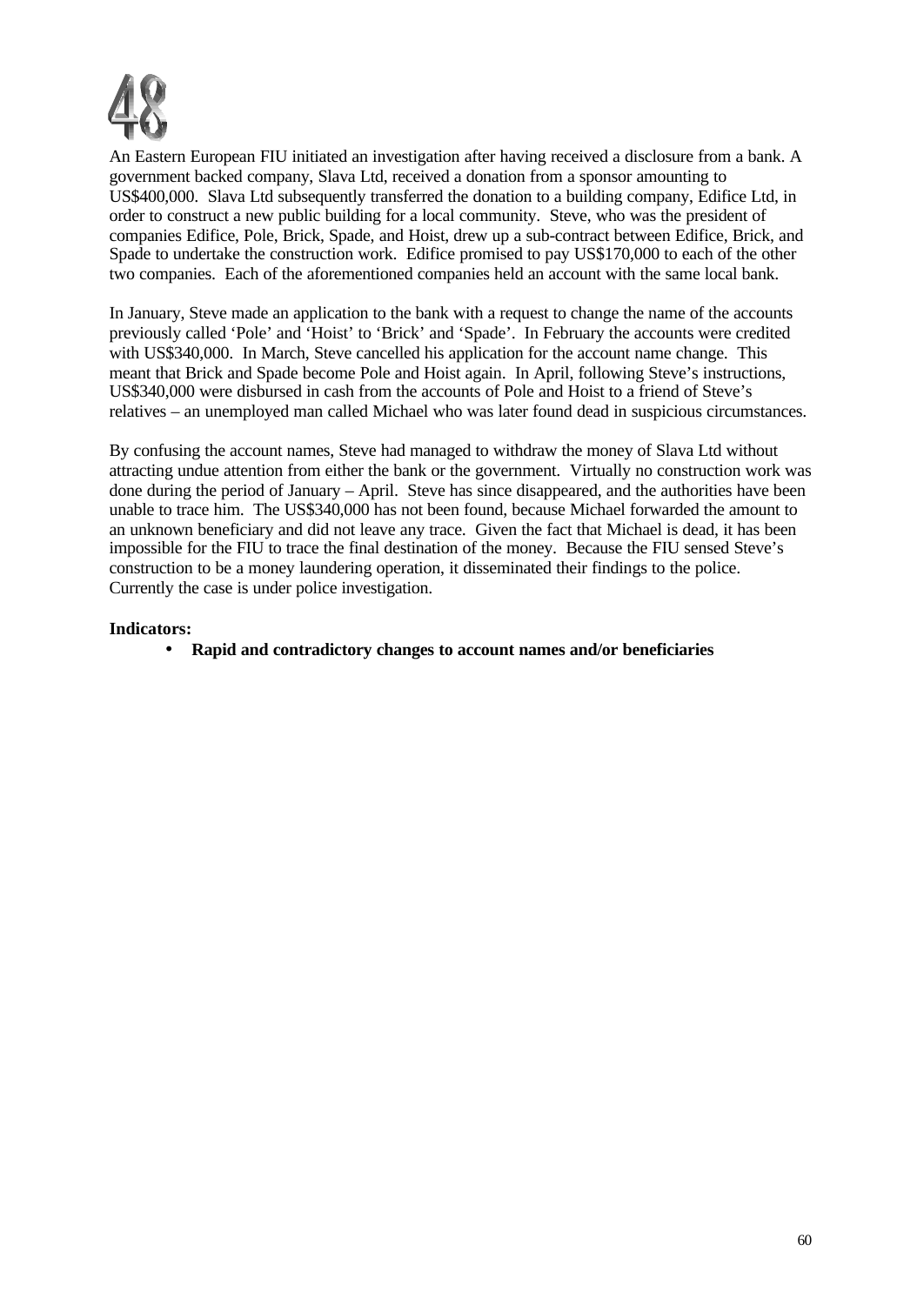# 48

An Eastern European FIU initiated an investigation after having received a disclosure from a bank. A government backed company, Slava Ltd, received a donation from a sponsor amounting to US$400,000. Slava Ltd subsequently transferred the donation to a building company, Edifice Ltd, in order to construct a new public building for a local community. Steve, who was the president of companies Edifice, Pole, Brick, Spade, and Hoist, drew up a sub-contract between Edifice, Brick, and Spade to undertake the construction work. Edifice promised to pay US$170,000 to each of the other two companies. Each of the aforementioned companies held an account with the same local bank.

In January, Steve made an application to the bank with a request to change the name of the accounts previously called 'Pole' and 'Hoist' to 'Brick' and 'Spade'. In February the accounts were credited with US$340,000. In March, Steve cancelled his application for the account name change. This meant that Brick and Spade become Pole and Hoist again. In April, following Steve's instructions, US$340,000 were disbursed in cash from the accounts of Pole and Hoist to a friend of Steve's relatives – an unemployed man called Michael who was later found dead in suspicious circumstances.

By confusing the account names, Steve had managed to withdraw the money of Slava Ltd without attracting undue attention from either the bank or the government. Virtually no construction work was done during the period of January – April. Steve has since disappeared, and the authorities have been unable to trace him. The US$340,000 has not been found, because Michael forwarded the amount to an unknown beneficiary and did not leave any trace. Given the fact that Michael is dead, it has been impossible for the FIU to trace the final destination of the money. Because the FIU sensed Steve's construction to be a money laundering operation, it disseminated their findings to the police. Currently the case is under police investigation.

**Indicators:**

- **Rapid and contradictory changes to account names and/or beneficiaries**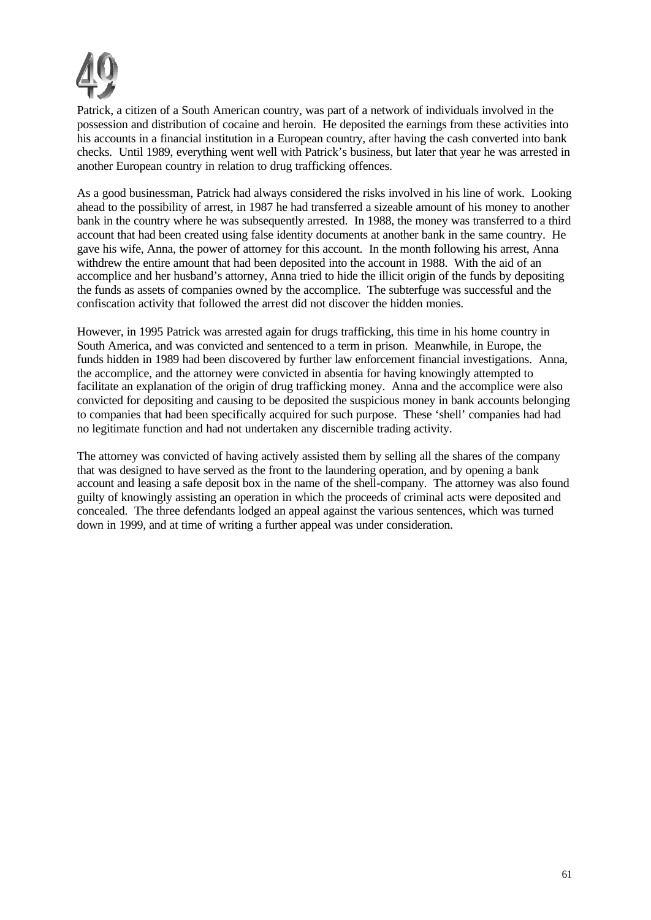# 49

Patrick, a citizen of a South American country, was part of a network of individuals involved in the possession and distribution of cocaine and heroin. He deposited the earnings from these activities into his accounts in a financial institution in a European country, after having the cash converted into bank checks. Until 1989, everything went well with Patrick's business, but later that year he was arrested in another European country in relation to drug trafficking offences.

As a good businessman, Patrick had always considered the risks involved in his line of work. Looking ahead to the possibility of arrest, in 1987 he had transferred a sizeable amount of his money to another bank in the country where he was subsequently arrested. In 1988, the money was transferred to a third account that had been created using false identity documents at another bank in the same country. He gave his wife, Anna, the power of attorney for this account. In the month following his arrest, Anna withdrew the entire amount that had been deposited into the account in 1988. With the aid of an accomplice and her husband's attorney, Anna tried to hide the illicit origin of the funds by depositing the funds as assets of companies owned by the accomplice. The subterfuge was successful and the confiscation activity that followed the arrest did not discover the hidden monies.

However, in 1995 Patrick was arrested again for drugs trafficking, this time in his home country in South America, and was convicted and sentenced to a term in prison. Meanwhile, in Europe, the funds hidden in 1989 had been discovered by further law enforcement financial investigations. Anna, the accomplice, and the attorney were convicted in absentia for having knowingly attempted to facilitate an explanation of the origin of drug trafficking money. Anna and the accomplice were also convicted for depositing and causing to be deposited the suspicious money in bank accounts belonging to companies that had been specifically acquired for such purpose. These 'shell' companies had had no legitimate function and had not undertaken any discernible trading activity.

The attorney was convicted of having actively assisted them by selling all the shares of the company that was designed to have served as the front to the laundering operation, and by opening a bank account and leasing a safe deposit box in the name of the shell-company. The attorney was also found guilty of knowingly assisting an operation in which the proceeds of criminal acts were deposited and concealed. The three defendants lodged an appeal against the various sentences, which was turned down in 1999, and at time of writing a further appeal was under consideration.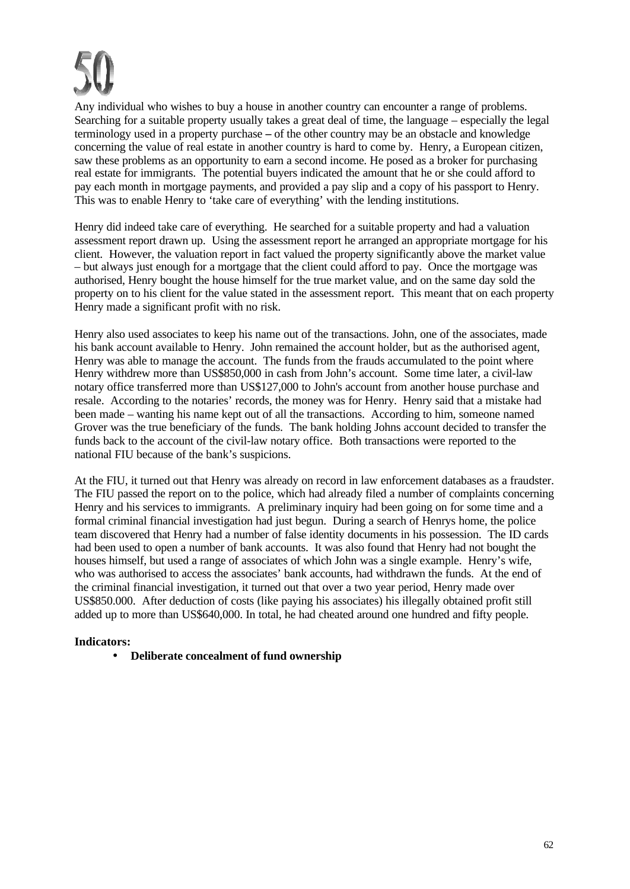# 50

Any individual who wishes to buy a house in another country can encounter a range of problems. Searching for a suitable property usually takes a great deal of time, the language – especially the legal terminology used in a property purchase – of the other country may be an obstacle and knowledge concerning the value of real estate in another country is hard to come by. Henry, a European citizen, saw these problems as an opportunity to earn a second income. He posed as a broker for purchasing real estate for immigrants. The potential buyers indicated the amount that he or she could afford to pay each month in mortgage payments, and provided a pay slip and a copy of his passport to Henry. This was to enable Henry to 'take care of everything' with the lending institutions.

Henry did indeed take care of everything. He searched for a suitable property and had a valuation assessment report drawn up. Using the assessment report he arranged an appropriate mortgage for his client. However, the valuation report in fact valued the property significantly above the market value – but always just enough for a mortgage that the client could afford to pay. Once the mortgage was authorised, Henry bought the house himself for the true market value, and on the same day sold the property on to his client for the value stated in the assessment report. This meant that on each property Henry made a significant profit with no risk.

Henry also used associates to keep his name out of the transactions. John, one of the associates, made his bank account available to Henry. John remained the account holder, but as the authorised agent, Henry was able to manage the account. The funds from the frauds accumulated to the point where Henry withdrew more than US$850,000 in cash from John's account. Some time later, a civil-law notary office transferred more than US$127,000 to John's account from another house purchase and resale. According to the notaries' records, the money was for Henry. Henry said that a mistake had been made – wanting his name kept out of all the transactions. According to him, someone named Grover was the true beneficiary of the funds. The bank holding Johns account decided to transfer the funds back to the account of the civil-law notary office. Both transactions were reported to the national FIU because of the bank's suspicions.

At the FIU, it turned out that Henry was already on record in law enforcement databases as a fraudster. The FIU passed the report on to the police, which had already filed a number of complaints concerning Henry and his services to immigrants. A preliminary inquiry had been going on for some time and a formal criminal financial investigation had just begun. During a search of Henrys home, the police team discovered that Henry had a number of false identity documents in his possession. The ID cards had been used to open a number of bank accounts. It was also found that Henry had not bought the houses himself, but used a range of associates of which John was a single example. Henry's wife, who was authorised to access the associates' bank accounts, had withdrawn the funds. At the end of the criminal financial investigation, it turned out that over a two year period, Henry made over US$850.000. After deduction of costs (like paying his associates) his illegally obtained profit still added up to more than US$640,000. In total, he had cheated around one hundred and fifty people.

**Indicators:**

- **Deliberate concealment of fund ownership**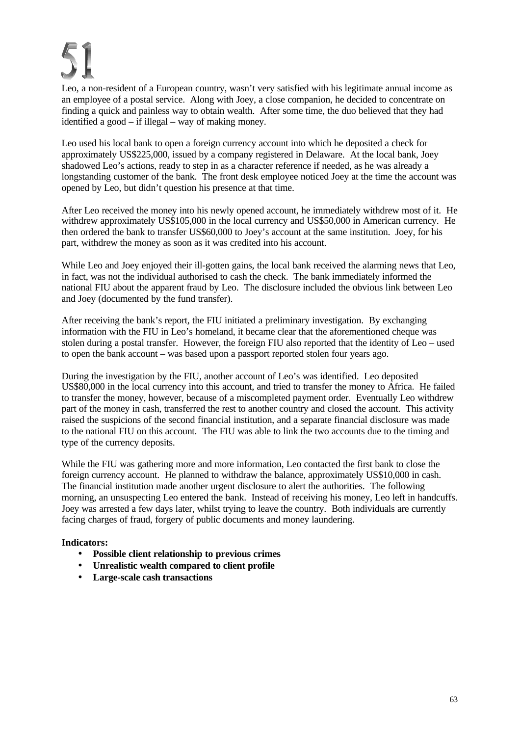# 51

Leo, a non-resident of a European country, wasn't very satisfied with his legitimate annual income as an employee of a postal service. Along with Joey, a close companion, he decided to concentrate on finding a quick and painless way to obtain wealth. After some time, the duo believed that they had identified a good – if illegal – way of making money.

Leo used his local bank to open a foreign currency account into which he deposited a check for approximately US$225,000, issued by a company registered in Delaware. At the local bank, Joey shadowed Leo's actions, ready to step in as a character reference if needed, as he was already a longstanding customer of the bank. The front desk employee noticed Joey at the time the account was opened by Leo, but didn't question his presence at that time.

After Leo received the money into his newly opened account, he immediately withdrew most of it. He withdrew approximately US$105,000 in the local currency and US$50,000 in American currency. He then ordered the bank to transfer US$60,000 to Joey's account at the same institution. Joey, for his part, withdrew the money as soon as it was credited into his account.

While Leo and Joey enjoyed their ill-gotten gains, the local bank received the alarming news that Leo, in fact, was not the individual authorised to cash the check. The bank immediately informed the national FIU about the apparent fraud by Leo. The disclosure included the obvious link between Leo and Joey (documented by the fund transfer).

After receiving the bank's report, the FIU initiated a preliminary investigation. By exchanging information with the FIU in Leo's homeland, it became clear that the aforementioned cheque was stolen during a postal transfer. However, the foreign FIU also reported that the identity of Leo – used to open the bank account – was based upon a passport reported stolen four years ago.

During the investigation by the FIU, another account of Leo's was identified. Leo deposited US$80,000 in the local currency into this account, and tried to transfer the money to Africa. He failed to transfer the money, however, because of a miscompleted payment order. Eventually Leo withdrew part of the money in cash, transferred the rest to another country and closed the account. This activity raised the suspicions of the second financial institution, and a separate financial disclosure was made to the national FIU on this account. The FIU was able to link the two accounts due to the timing and type of the currency deposits.

While the FIU was gathering more and more information, Leo contacted the first bank to close the foreign currency account. He planned to withdraw the balance, approximately US$10,000 in cash. The financial institution made another urgent disclosure to alert the authorities. The following morning, an unsuspecting Leo entered the bank. Instead of receiving his money, Leo left in handcuffs. Joey was arrested a few days later, whilst trying to leave the country. Both individuals are currently facing charges of fraud, forgery of public documents and money laundering.

**Indicators:**

- **Possible client relationship to previous crimes**
- **Unrealistic wealth compared to client profile**
- **Large-scale cash transactions**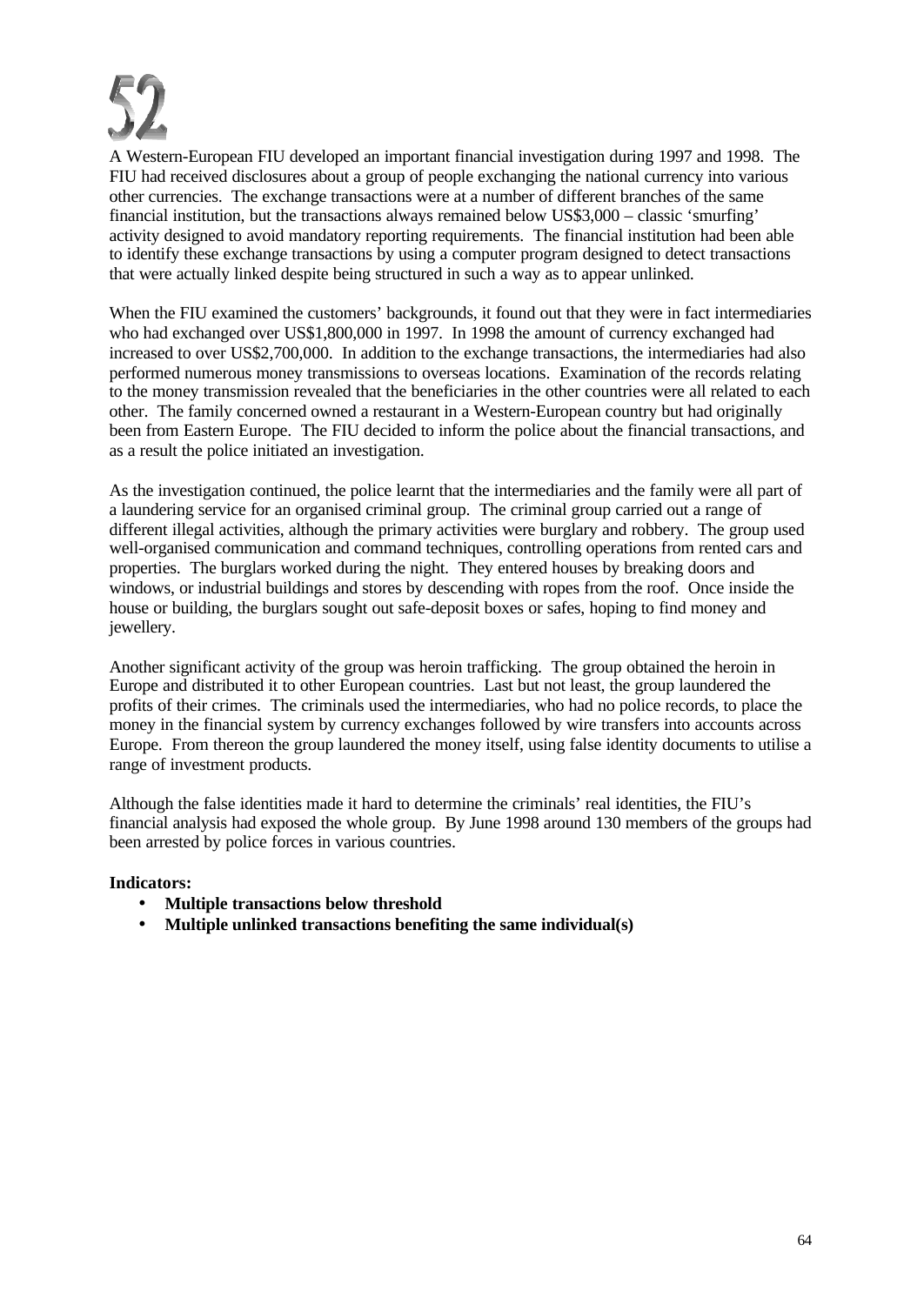# 52

A Western-European FIU developed an important financial investigation during 1997 and 1998. The FIU had received disclosures about a group of people exchanging the national currency into various other currencies. The exchange transactions were at a number of different branches of the same financial institution, but the transactions always remained below US$3,000 – classic 'smurfing' activity designed to avoid mandatory reporting requirements. The financial institution had been able to identify these exchange transactions by using a computer program designed to detect transactions that were actually linked despite being structured in such a way as to appear unlinked.

When the FIU examined the customers' backgrounds, it found out that they were in fact intermediaries who had exchanged over US$1,800,000 in 1997. In 1998 the amount of currency exchanged had increased to over US$2,700,000. In addition to the exchange transactions, the intermediaries had also performed numerous money transmissions to overseas locations. Examination of the records relating to the money transmission revealed that the beneficiaries in the other countries were all related to each other. The family concerned owned a restaurant in a Western-European country but had originally been from Eastern Europe. The FIU decided to inform the police about the financial transactions, and as a result the police initiated an investigation.

As the investigation continued, the police learnt that the intermediaries and the family were all part of a laundering service for an organised criminal group. The criminal group carried out a range of different illegal activities, although the primary activities were burglary and robbery. The group used well-organised communication and command techniques, controlling operations from rented cars and properties. The burglars worked during the night. They entered houses by breaking doors and windows, or industrial buildings and stores by descending with ropes from the roof. Once inside the house or building, the burglars sought out safe-deposit boxes or safes, hoping to find money and jewellery.

Another significant activity of the group was heroin trafficking. The group obtained the heroin in Europe and distributed it to other European countries. Last but not least, the group laundered the profits of their crimes. The criminals used the intermediaries, who had no police records, to place the money in the financial system by currency exchanges followed by wire transfers into accounts across Europe. From thereon the group laundered the money itself, using false identity documents to utilise a range of investment products.

Although the false identities made it hard to determine the criminals' real identities, the FIU's financial analysis had exposed the whole group. By June 1998 around 130 members of the groups had been arrested by police forces in various countries.

**Indicators:**

- **Multiple transactions below threshold**
- **Multiple unlinked transactions benefiting the same individual(s)**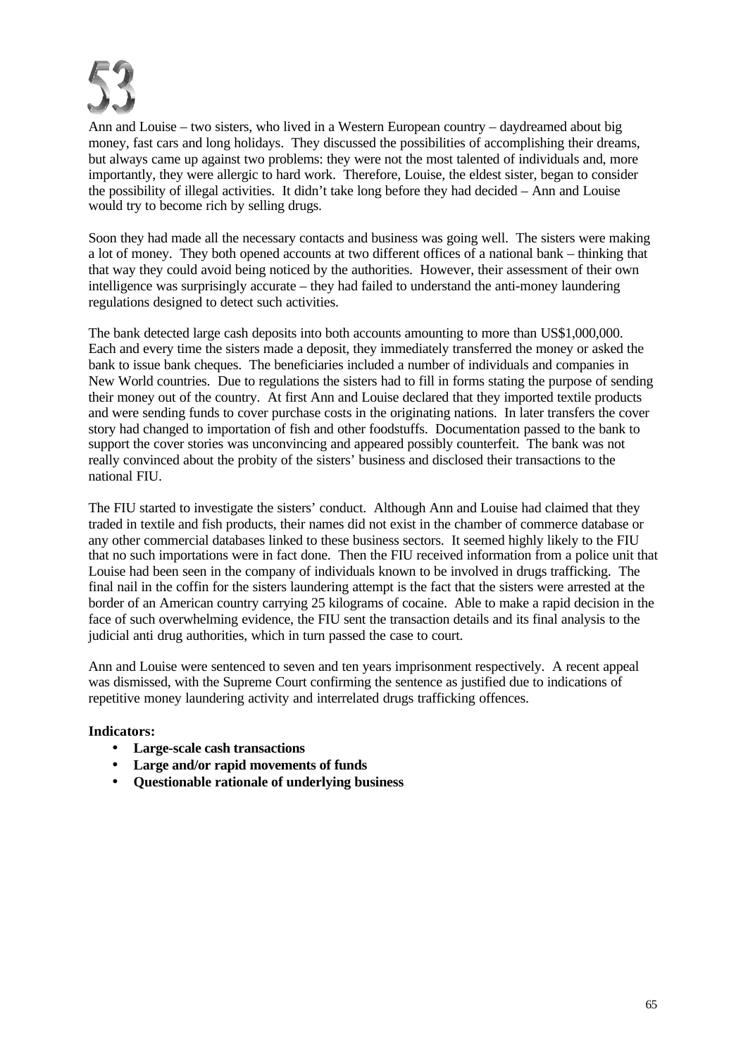# 53

Ann and Louise – two sisters, who lived in a Western European country – daydreamed about big money, fast cars and long holidays. They discussed the possibilities of accomplishing their dreams, but always came up against two problems: they were not the most talented of individuals and, more importantly, they were allergic to hard work. Therefore, Louise, the eldest sister, began to consider the possibility of illegal activities. It didn't take long before they had decided – Ann and Louise would try to become rich by selling drugs.

Soon they had made all the necessary contacts and business was going well. The sisters were making a lot of money. They both opened accounts at two different offices of a national bank – thinking that that way they could avoid being noticed by the authorities. However, their assessment of their own intelligence was surprisingly accurate – they had failed to understand the anti-money laundering regulations designed to detect such activities.

The bank detected large cash deposits into both accounts amounting to more than US$1,000,000. Each and every time the sisters made a deposit, they immediately transferred the money or asked the bank to issue bank cheques. The beneficiaries included a number of individuals and companies in New World countries. Due to regulations the sisters had to fill in forms stating the purpose of sending their money out of the country. At first Ann and Louise declared that they imported textile products and were sending funds to cover purchase costs in the originating nations. In later transfers the cover story had changed to importation of fish and other foodstuffs. Documentation passed to the bank to support the cover stories was unconvincing and appeared possibly counterfeit. The bank was not really convinced about the probity of the sisters' business and disclosed their transactions to the national FIU.

The FIU started to investigate the sisters' conduct. Although Ann and Louise had claimed that they traded in textile and fish products, their names did not exist in the chamber of commerce database or any other commercial databases linked to these business sectors. It seemed highly likely to the FIU that no such importations were in fact done. Then the FIU received information from a police unit that Louise had been seen in the company of individuals known to be involved in drugs trafficking. The final nail in the coffin for the sisters laundering attempt is the fact that the sisters were arrested at the border of an American country carrying 25 kilograms of cocaine. Able to make a rapid decision in the face of such overwhelming evidence, the FIU sent the transaction details and its final analysis to the judicial anti drug authorities, which in turn passed the case to court.

Ann and Louise were sentenced to seven and ten years imprisonment respectively. A recent appeal was dismissed, with the Supreme Court confirming the sentence as justified due to indications of repetitive money laundering activity and interrelated drugs trafficking offences.

**Indicators:**

- **Large-scale cash transactions**
- **Large and/or rapid movements of funds**
- **Questionable rationale of underlying business**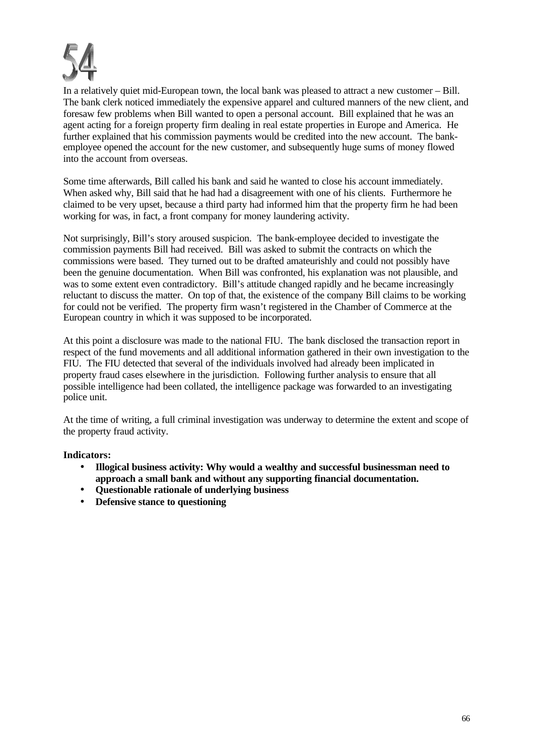# 54

In a relatively quiet mid-European town, the local bank was pleased to attract a new customer – Bill. The bank clerk noticed immediately the expensive apparel and cultured manners of the new client, and foresaw few problems when Bill wanted to open a personal account. Bill explained that he was an agent acting for a foreign property firm dealing in real estate properties in Europe and America. He further explained that his commission payments would be credited into the new account. The bank-employee opened the account for the new customer, and subsequently huge sums of money flowed into the account from overseas.

Some time afterwards, Bill called his bank and said he wanted to close his account immediately. When asked why, Bill said that he had had a disagreement with one of his clients. Furthermore he claimed to be very upset, because a third party had informed him that the property firm he had been working for was, in fact, a front company for money laundering activity.

Not surprisingly, Bill's story aroused suspicion. The bank-employee decided to investigate the commission payments Bill had received. Bill was asked to submit the contracts on which the commissions were based. They turned out to be drafted amateurishly and could not possibly have been the genuine documentation. When Bill was confronted, his explanation was not plausible, and was to some extent even contradictory. Bill's attitude changed rapidly and he became increasingly reluctant to discuss the matter. On top of that, the existence of the company Bill claims to be working for could not be verified. The property firm wasn't registered in the Chamber of Commerce at the European country in which it was supposed to be incorporated.

At this point a disclosure was made to the national FIU. The bank disclosed the transaction report in respect of the fund movements and all additional information gathered in their own investigation to the FIU. The FIU detected that several of the individuals involved had already been implicated in property fraud cases elsewhere in the jurisdiction. Following further analysis to ensure that all possible intelligence had been collated, the intelligence package was forwarded to an investigating police unit.

At the time of writing, a full criminal investigation was underway to determine the extent and scope of the property fraud activity.

**Indicators:**

- **Illogical business activity: Why would a wealthy and successful businessman need to approach a small bank and without any supporting financial documentation.**
- **Questionable rationale of underlying business**
- **Defensive stance to questioning**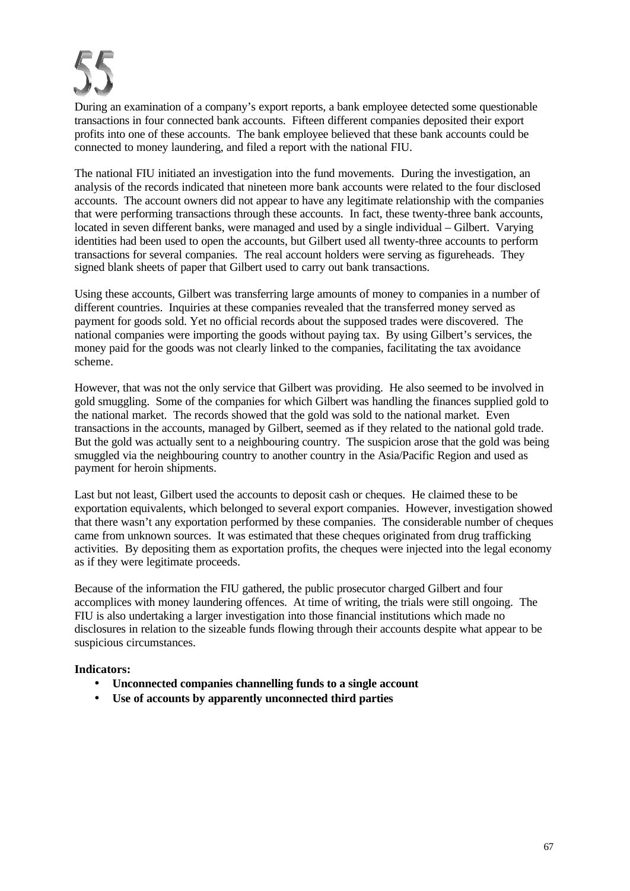# 55

During an examination of a company's export reports, a bank employee detected some questionable transactions in four connected bank accounts. Fifteen different companies deposited their export profits into one of these accounts. The bank employee believed that these bank accounts could be connected to money laundering, and filed a report with the national FIU.

The national FIU initiated an investigation into the fund movements. During the investigation, an analysis of the records indicated that nineteen more bank accounts were related to the four disclosed accounts. The account owners did not appear to have any legitimate relationship with the companies that were performing transactions through these accounts. In fact, these twenty-three bank accounts, located in seven different banks, were managed and used by a single individual – Gilbert. Varying identities had been used to open the accounts, but Gilbert used all twenty-three accounts to perform transactions for several companies. The real account holders were serving as figureheads. They signed blank sheets of paper that Gilbert used to carry out bank transactions.

Using these accounts, Gilbert was transferring large amounts of money to companies in a number of different countries. Inquiries at these companies revealed that the transferred money served as payment for goods sold. Yet no official records about the supposed trades were discovered. The national companies were importing the goods without paying tax. By using Gilbert's services, the money paid for the goods was not clearly linked to the companies, facilitating the tax avoidance scheme.

However, that was not the only service that Gilbert was providing. He also seemed to be involved in gold smuggling. Some of the companies for which Gilbert was handling the finances supplied gold to the national market. The records showed that the gold was sold to the national market. Even transactions in the accounts, managed by Gilbert, seemed as if they related to the national gold trade. But the gold was actually sent to a neighbouring country. The suspicion arose that the gold was being smuggled via the neighbouring country to another country in the Asia/Pacific Region and used as payment for heroin shipments.

Last but not least, Gilbert used the accounts to deposit cash or cheques. He claimed these to be exportation equivalents, which belonged to several export companies. However, investigation showed that there wasn't any exportation performed by these companies. The considerable number of cheques came from unknown sources. It was estimated that these cheques originated from drug trafficking activities. By depositing them as exportation profits, the cheques were injected into the legal economy as if they were legitimate proceeds.

Because of the information the FIU gathered, the public prosecutor charged Gilbert and four accomplices with money laundering offences. At time of writing, the trials were still ongoing. The FIU is also undertaking a larger investigation into those financial institutions which made no disclosures in relation to the sizeable funds flowing through their accounts despite what appear to be suspicious circumstances.

**Indicators:**

- **Unconnected companies channelling funds to a single account**
- **Use of accounts by apparently unconnected third parties**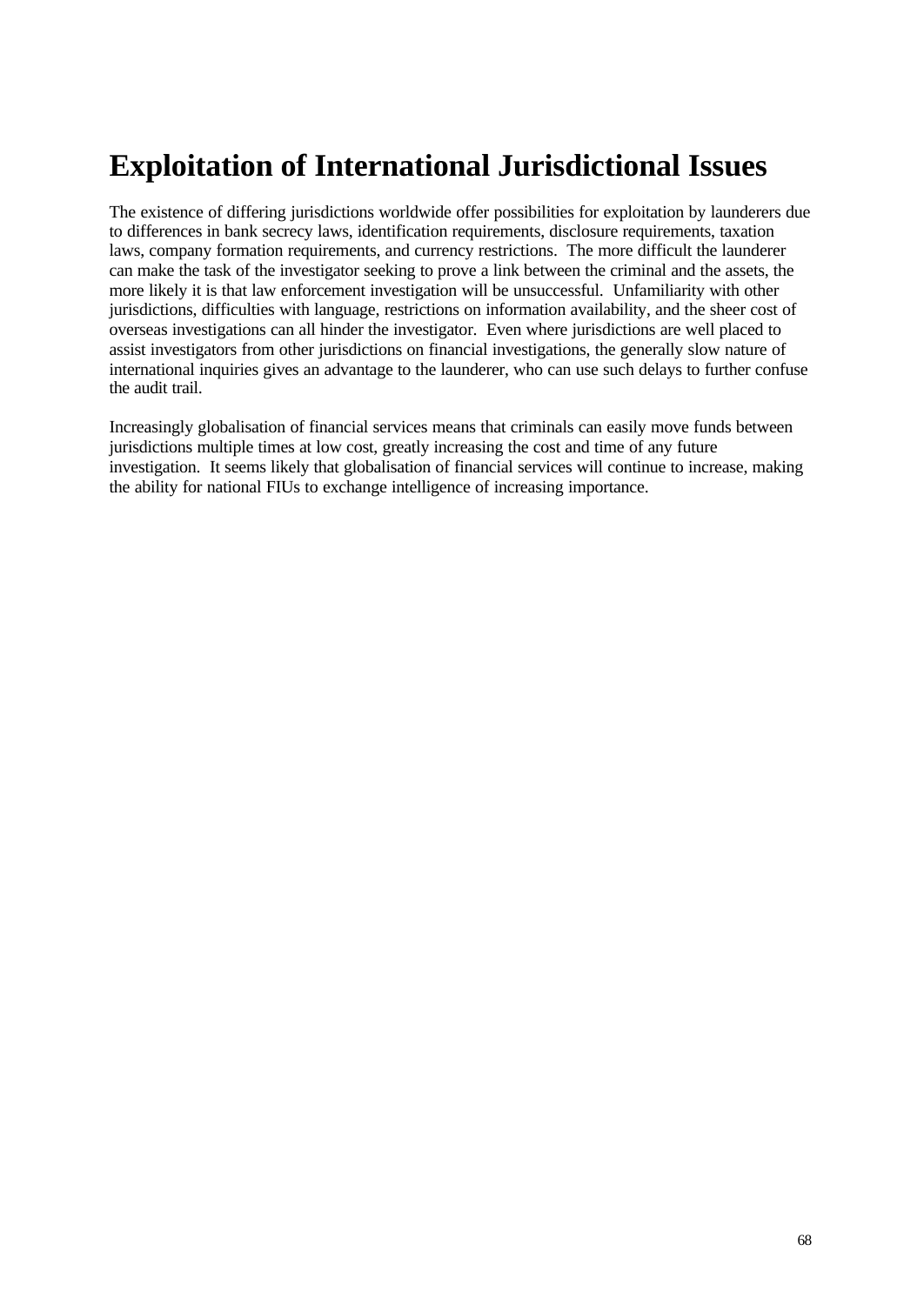# Exploitation of International Jurisdictional Issues

The existence of differing jurisdictions worldwide offer possibilities for exploitation by launderers due to differences in bank secrecy laws, identification requirements, disclosure requirements, taxation laws, company formation requirements, and currency restrictions. The more difficult the launderer can make the task of the investigator seeking to prove a link between the criminal and the assets, the more likely it is that law enforcement investigation will be unsuccessful. Unfamiliarity with other jurisdictions, difficulties with language, restrictions on information availability, and the sheer cost of overseas investigations can all hinder the investigator. Even where jurisdictions are well placed to assist investigators from other jurisdictions on financial investigations, the generally slow nature of international inquiries gives an advantage to the launderer, who can use such delays to further confuse the audit trail.

Increasingly globalisation of financial services means that criminals can easily move funds between jurisdictions multiple times at low cost, greatly increasing the cost and time of any future investigation. It seems likely that globalisation of financial services will continue to increase, making the ability for national FIUs to exchange intelligence of increasing importance.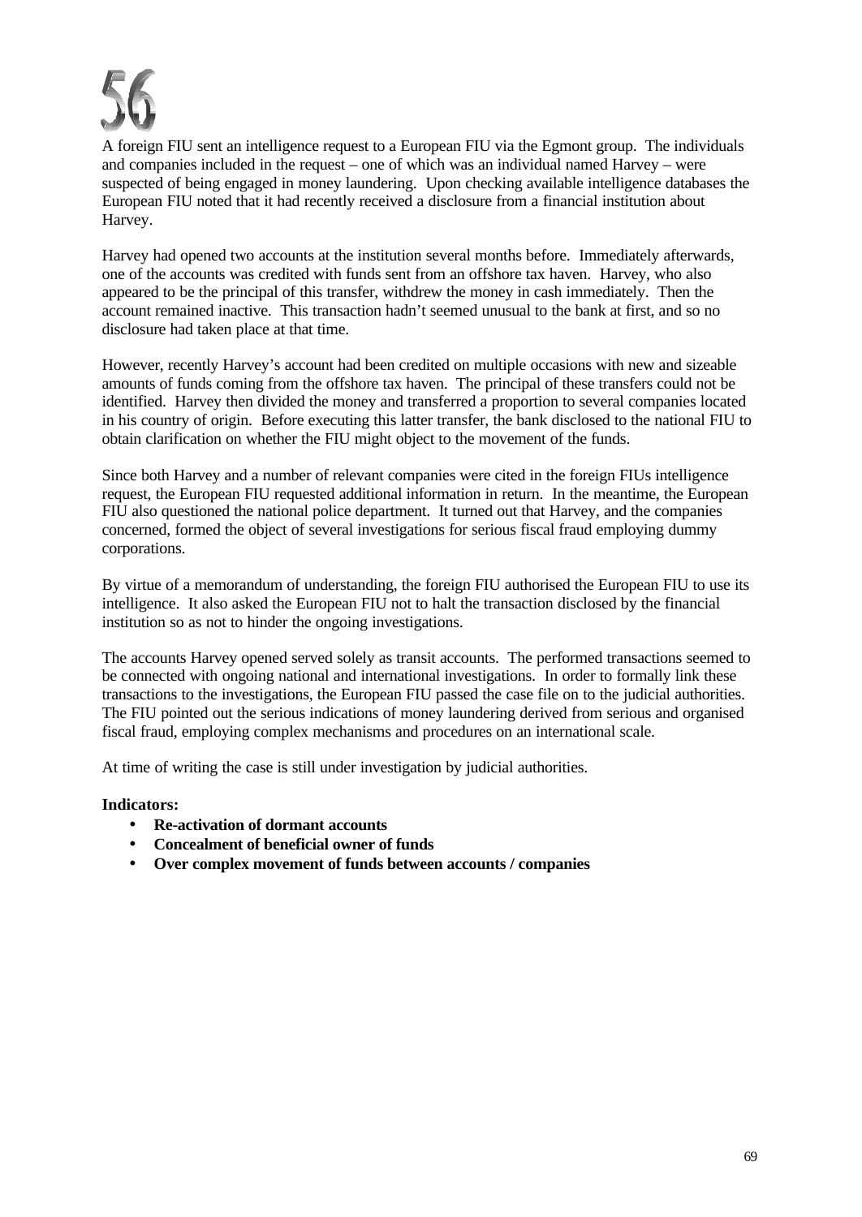# 56

A foreign FIU sent an intelligence request to a European FIU via the Egmont group. The individuals and companies included in the request – one of which was an individual named Harvey – were suspected of being engaged in money laundering. Upon checking available intelligence databases the European FIU noted that it had recently received a disclosure from a financial institution about Harvey.

Harvey had opened two accounts at the institution several months before. Immediately afterwards, one of the accounts was credited with funds sent from an offshore tax haven. Harvey, who also appeared to be the principal of this transfer, withdrew the money in cash immediately. Then the account remained inactive. This transaction hadn't seemed unusual to the bank at first, and so no disclosure had taken place at that time.

However, recently Harvey's account had been credited on multiple occasions with new and sizeable amounts of funds coming from the offshore tax haven. The principal of these transfers could not be identified. Harvey then divided the money and transferred a proportion to several companies located in his country of origin. Before executing this latter transfer, the bank disclosed to the national FIU to obtain clarification on whether the FIU might object to the movement of the funds.

Since both Harvey and a number of relevant companies were cited in the foreign FIUs intelligence request, the European FIU requested additional information in return. In the meantime, the European FIU also questioned the national police department. It turned out that Harvey, and the companies concerned, formed the object of several investigations for serious fiscal fraud employing dummy corporations.

By virtue of a memorandum of understanding, the foreign FIU authorised the European FIU to use its intelligence. It also asked the European FIU not to halt the transaction disclosed by the financial institution so as not to hinder the ongoing investigations.

The accounts Harvey opened served solely as transit accounts. The performed transactions seemed to be connected with ongoing national and international investigations. In order to formally link these transactions to the investigations, the European FIU passed the case file on to the judicial authorities. The FIU pointed out the serious indications of money laundering derived from serious and organised fiscal fraud, employing complex mechanisms and procedures on an international scale.

At time of writing the case is still under investigation by judicial authorities.

**Indicators:**

- **Re-activation of dormant accounts**
- **Concealment of beneficial owner of funds**
- **Over complex movement of funds between accounts / companies**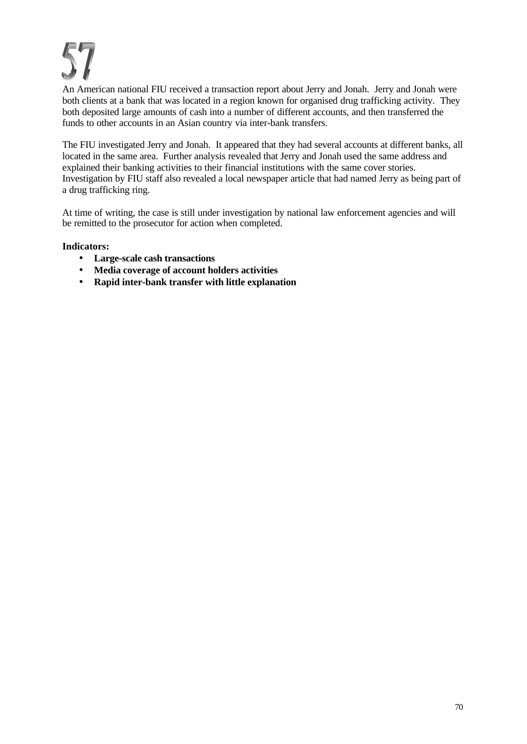# 57

An American national FIU received a transaction report about Jerry and Jonah. Jerry and Jonah were both clients at a bank that was located in a region known for organised drug trafficking activity. They both deposited large amounts of cash into a number of different accounts, and then transferred the funds to other accounts in an Asian country via inter-bank transfers.

The FIU investigated Jerry and Jonah. It appeared that they had several accounts at different banks, all located in the same area. Further analysis revealed that Jerry and Jonah used the same address and explained their banking activities to their financial institutions with the same cover stories. Investigation by FIU staff also revealed a local newspaper article that had named Jerry as being part of a drug trafficking ring.

At time of writing, the case is still under investigation by national law enforcement agencies and will be remitted to the prosecutor for action when completed.

**Indicators:**

- **Large-scale cash transactions**
- **Media coverage of account holders activities**
- **Rapid inter-bank transfer with little explanation**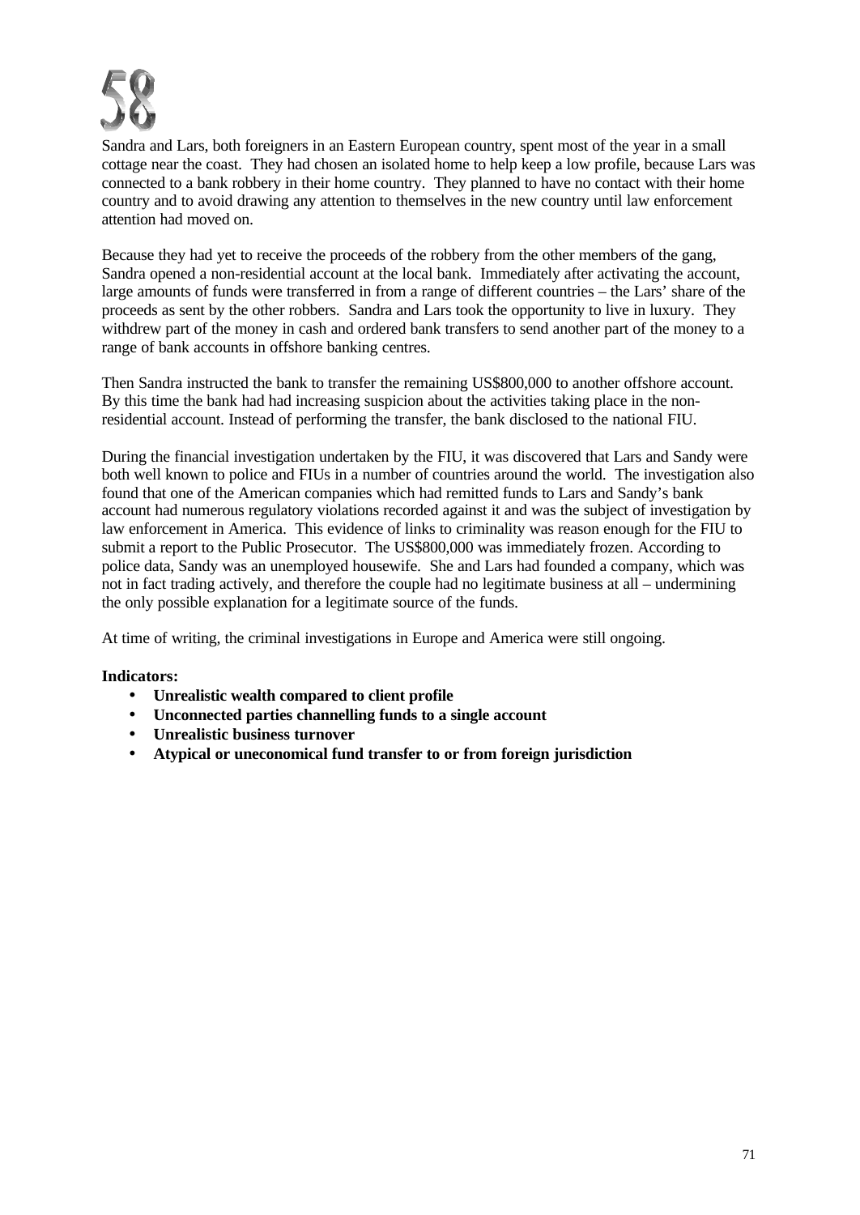# 58

Sandra and Lars, both foreigners in an Eastern European country, spent most of the year in a small cottage near the coast. They had chosen an isolated home to help keep a low profile, because Lars was connected to a bank robbery in their home country. They planned to have no contact with their home country and to avoid drawing any attention to themselves in the new country until law enforcement attention had moved on.

Because they had yet to receive the proceeds of the robbery from the other members of the gang, Sandra opened a non-residential account at the local bank. Immediately after activating the account, large amounts of funds were transferred in from a range of different countries – the Lars' share of the proceeds as sent by the other robbers. Sandra and Lars took the opportunity to live in luxury. They withdrew part of the money in cash and ordered bank transfers to send another part of the money to a range of bank accounts in offshore banking centres.

Then Sandra instructed the bank to transfer the remaining US$800,000 to another offshore account. By this time the bank had had increasing suspicion about the activities taking place in the non-residential account. Instead of performing the transfer, the bank disclosed to the national FIU.

During the financial investigation undertaken by the FIU, it was discovered that Lars and Sandy were both well known to police and FIUs in a number of countries around the world. The investigation also found that one of the American companies which had remitted funds to Lars and Sandy's bank account had numerous regulatory violations recorded against it and was the subject of investigation by law enforcement in America. This evidence of links to criminality was reason enough for the FIU to submit a report to the Public Prosecutor. The US$800,000 was immediately frozen. According to police data, Sandy was an unemployed housewife. She and Lars had founded a company, which was not in fact trading actively, and therefore the couple had no legitimate business at all – undermining the only possible explanation for a legitimate source of the funds.

At time of writing, the criminal investigations in Europe and America were still ongoing.

**Indicators:**

- **Unrealistic wealth compared to client profile**
- **Unconnected parties channelling funds to a single account**
- **Unrealistic business turnover**
- **Atypical or uneconomical fund transfer to or from foreign jurisdiction**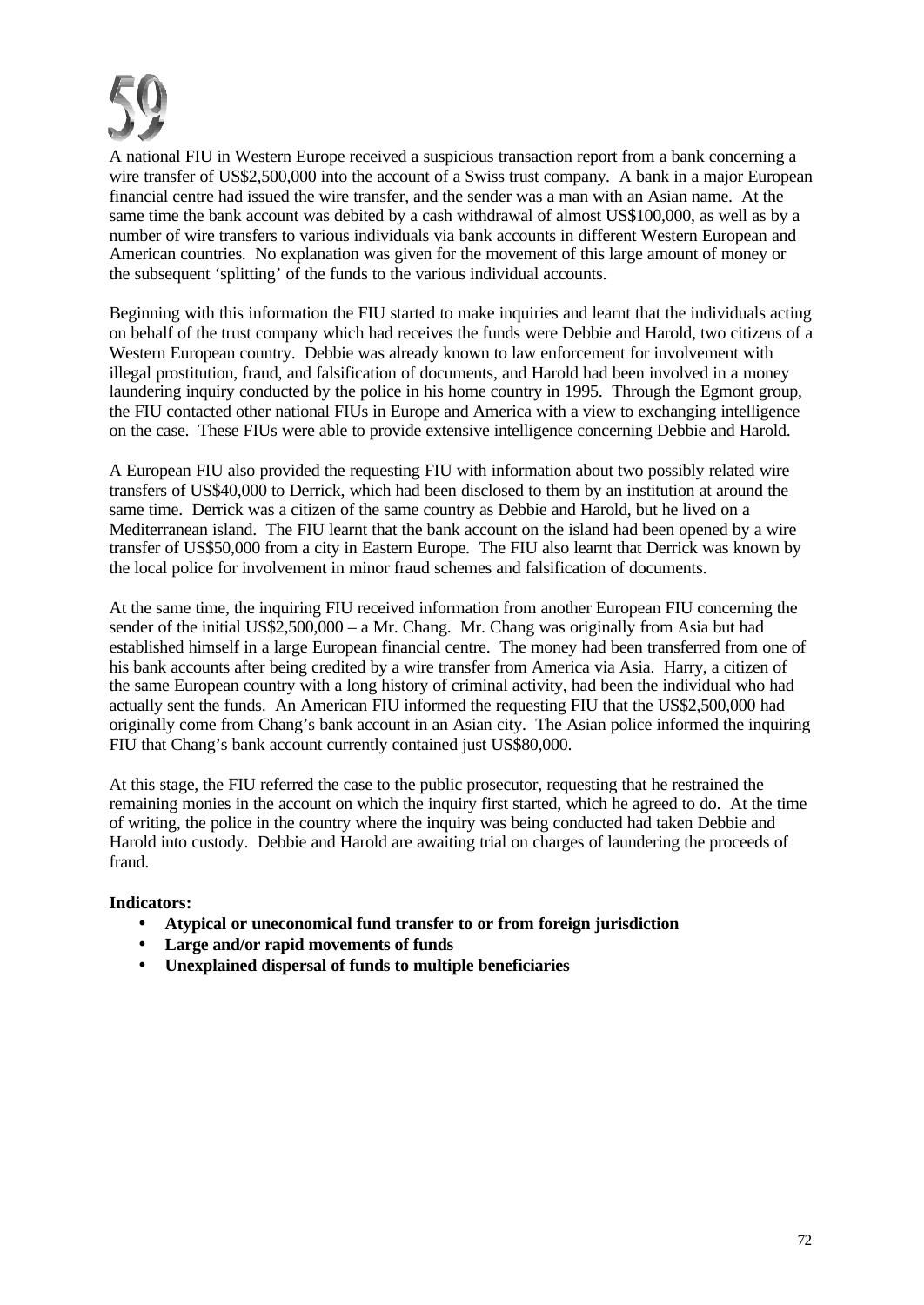# 59

A national FIU in Western Europe received a suspicious transaction report from a bank concerning a wire transfer of US$2,500,000 into the account of a Swiss trust company. A bank in a major European financial centre had issued the wire transfer, and the sender was a man with an Asian name. At the same time the bank account was debited by a cash withdrawal of almost US$100,000, as well as by a number of wire transfers to various individuals via bank accounts in different Western European and American countries. No explanation was given for the movement of this large amount of money or the subsequent 'splitting' of the funds to the various individual accounts.

Beginning with this information the FIU started to make inquiries and learnt that the individuals acting on behalf of the trust company which had receives the funds were Debbie and Harold, two citizens of a Western European country. Debbie was already known to law enforcement for involvement with illegal prostitution, fraud, and falsification of documents, and Harold had been involved in a money laundering inquiry conducted by the police in his home country in 1995. Through the Egmont group, the FIU contacted other national FIUs in Europe and America with a view to exchanging intelligence on the case. These FIUs were able to provide extensive intelligence concerning Debbie and Harold.

A European FIU also provided the requesting FIU with information about two possibly related wire transfers of US$40,000 to Derrick, which had been disclosed to them by an institution at around the same time. Derrick was a citizen of the same country as Debbie and Harold, but he lived on a Mediterranean island. The FIU learnt that the bank account on the island had been opened by a wire transfer of US$50,000 from a city in Eastern Europe. The FIU also learnt that Derrick was known by the local police for involvement in minor fraud schemes and falsification of documents.

At the same time, the inquiring FIU received information from another European FIU concerning the sender of the initial US$2,500,000 – a Mr. Chang. Mr. Chang was originally from Asia but had established himself in a large European financial centre. The money had been transferred from one of his bank accounts after being credited by a wire transfer from America via Asia. Harry, a citizen of the same European country with a long history of criminal activity, had been the individual who had actually sent the funds. An American FIU informed the requesting FIU that the US$2,500,000 had originally come from Chang's bank account in an Asian city. The Asian police informed the inquiring FIU that Chang's bank account currently contained just US$80,000.

At this stage, the FIU referred the case to the public prosecutor, requesting that he restrained the remaining monies in the account on which the inquiry first started, which he agreed to do. At the time of writing, the police in the country where the inquiry was being conducted had taken Debbie and Harold into custody. Debbie and Harold are awaiting trial on charges of laundering the proceeds of fraud.

**Indicators:**

- **Atypical or uneconomical fund transfer to or from foreign jurisdiction**
- **Large and/or rapid movements of funds**
- **Unexplained dispersal of funds to multiple beneficiaries**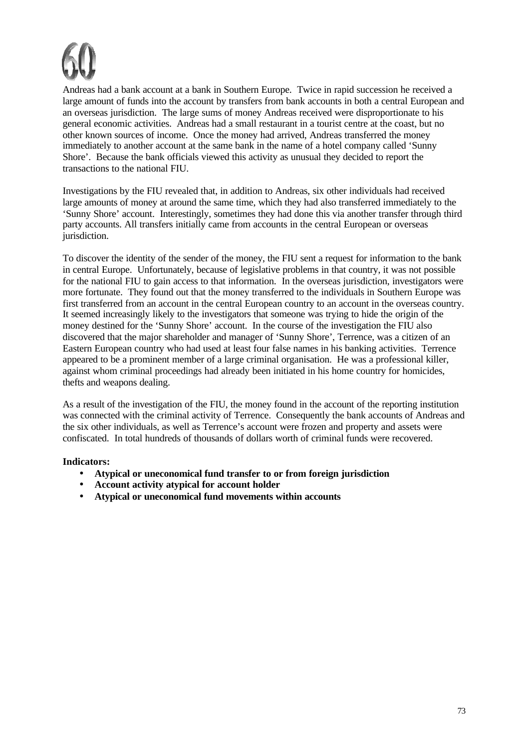# 60

Andreas had a bank account at a bank in Southern Europe. Twice in rapid succession he received a large amount of funds into the account by transfers from bank accounts in both a central European and an overseas jurisdiction. The large sums of money Andreas received were disproportionate to his general economic activities. Andreas had a small restaurant in a tourist centre at the coast, but no other known sources of income. Once the money had arrived, Andreas transferred the money immediately to another account at the same bank in the name of a hotel company called 'Sunny Shore'. Because the bank officials viewed this activity as unusual they decided to report the transactions to the national FIU.

Investigations by the FIU revealed that, in addition to Andreas, six other individuals had received large amounts of money at around the same time, which they had also transferred immediately to the 'Sunny Shore' account. Interestingly, sometimes they had done this via another transfer through third party accounts. All transfers initially came from accounts in the central European or overseas jurisdiction.

To discover the identity of the sender of the money, the FIU sent a request for information to the bank in central Europe. Unfortunately, because of legislative problems in that country, it was not possible for the national FIU to gain access to that information. In the overseas jurisdiction, investigators were more fortunate. They found out that the money transferred to the individuals in Southern Europe was first transferred from an account in the central European country to an account in the overseas country. It seemed increasingly likely to the investigators that someone was trying to hide the origin of the money destined for the 'Sunny Shore' account. In the course of the investigation the FIU also discovered that the major shareholder and manager of 'Sunny Shore', Terrence, was a citizen of an Eastern European country who had used at least four false names in his banking activities. Terrence appeared to be a prominent member of a large criminal organisation. He was a professional killer, against whom criminal proceedings had already been initiated in his home country for homicides, thefts and weapons dealing.

As a result of the investigation of the FIU, the money found in the account of the reporting institution was connected with the criminal activity of Terrence. Consequently the bank accounts of Andreas and the six other individuals, as well as Terrence's account were frozen and property and assets were confiscated. In total hundreds of thousands of dollars worth of criminal funds were recovered.

**Indicators:**

- **Atypical or uneconomical fund transfer to or from foreign jurisdiction**
- **Account activity atypical for account holder**
- **Atypical or uneconomical fund movements within accounts**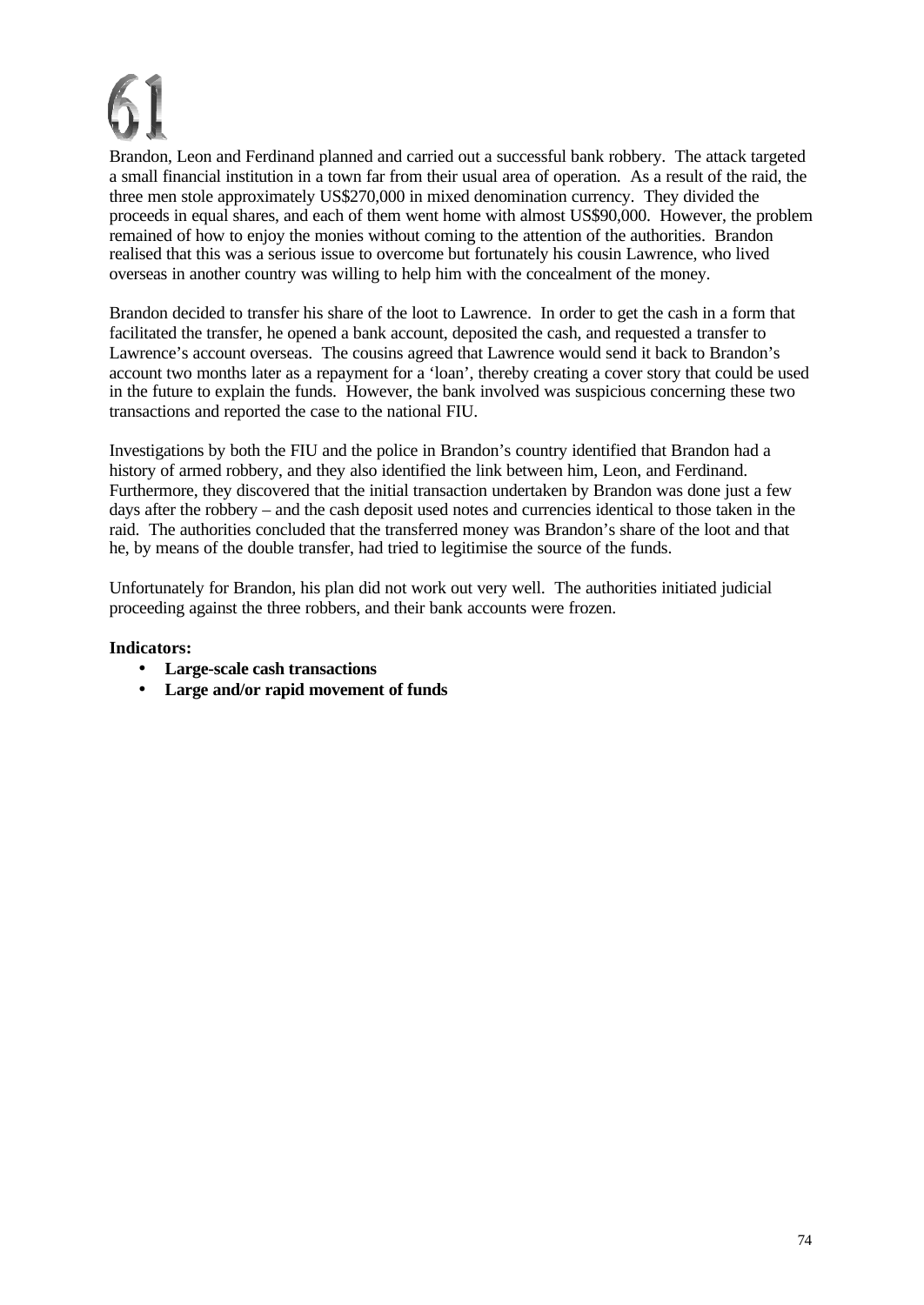# 61

Brandon, Leon and Ferdinand planned and carried out a successful bank robbery. The attack targeted a small financial institution in a town far from their usual area of operation. As a result of the raid, the three men stole approximately US$270,000 in mixed denomination currency. They divided the proceeds in equal shares, and each of them went home with almost US$90,000. However, the problem remained of how to enjoy the monies without coming to the attention of the authorities. Brandon realised that this was a serious issue to overcome but fortunately his cousin Lawrence, who lived overseas in another country was willing to help him with the concealment of the money.

Brandon decided to transfer his share of the loot to Lawrence. In order to get the cash in a form that facilitated the transfer, he opened a bank account, deposited the cash, and requested a transfer to Lawrence's account overseas. The cousins agreed that Lawrence would send it back to Brandon's account two months later as a repayment for a 'loan', thereby creating a cover story that could be used in the future to explain the funds. However, the bank involved was suspicious concerning these two transactions and reported the case to the national FIU.

Investigations by both the FIU and the police in Brandon's country identified that Brandon had a history of armed robbery, and they also identified the link between him, Leon, and Ferdinand. Furthermore, they discovered that the initial transaction undertaken by Brandon was done just a few days after the robbery – and the cash deposit used notes and currencies identical to those taken in the raid. The authorities concluded that the transferred money was Brandon's share of the loot and that he, by means of the double transfer, had tried to legitimise the source of the funds.

Unfortunately for Brandon, his plan did not work out very well. The authorities initiated judicial proceeding against the three robbers, and their bank accounts were frozen.

**Indicators:**

- **Large-scale cash transactions**
- **Large and/or rapid movement of funds**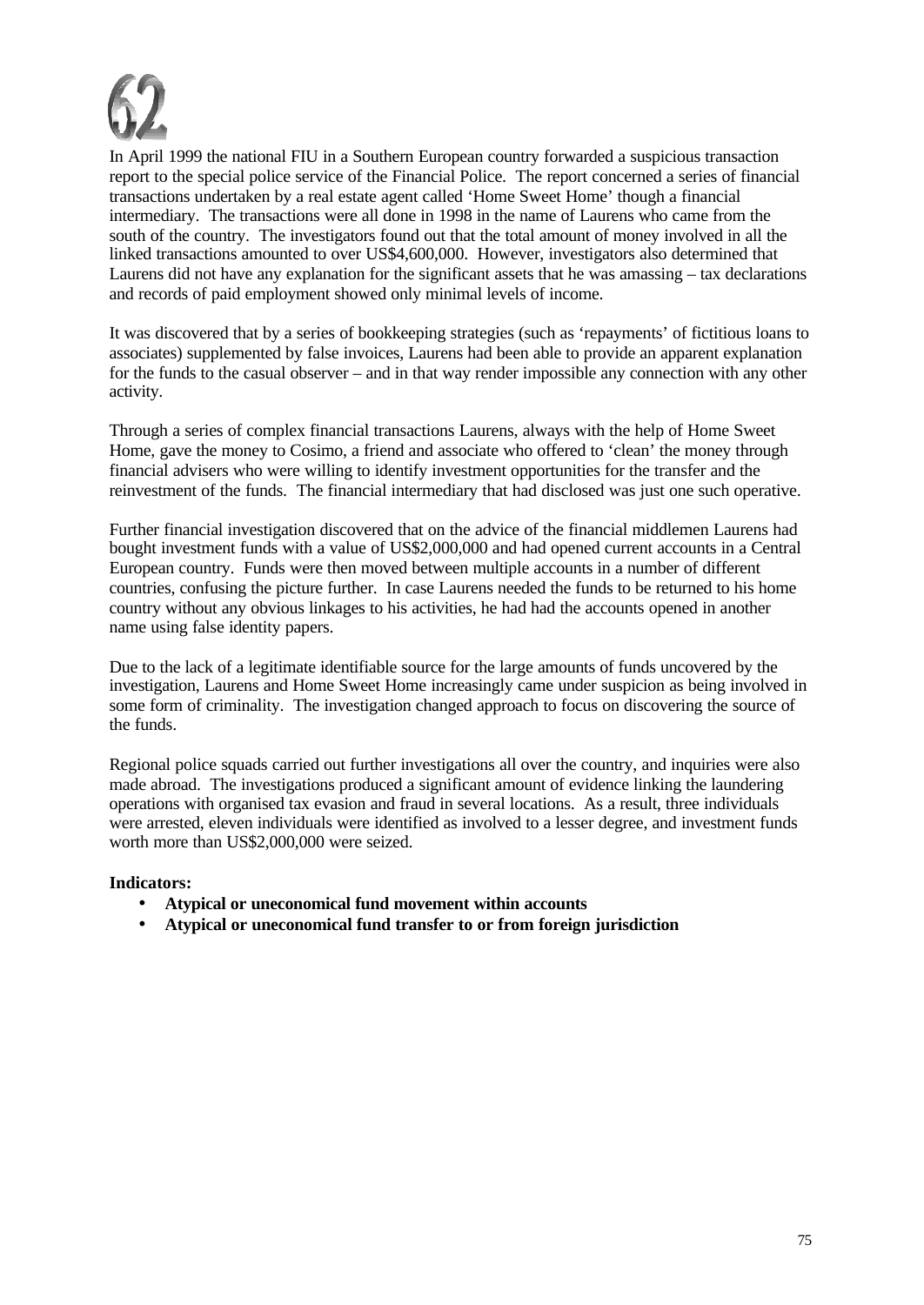# 62

In April 1999 the national FIU in a Southern European country forwarded a suspicious transaction report to the special police service of the Financial Police. The report concerned a series of financial transactions undertaken by a real estate agent called 'Home Sweet Home' though a financial intermediary. The transactions were all done in 1998 in the name of Laurens who came from the south of the country. The investigators found out that the total amount of money involved in all the linked transactions amounted to over US$4,600,000. However, investigators also determined that Laurens did not have any explanation for the significant assets that he was amassing – tax declarations and records of paid employment showed only minimal levels of income.

It was discovered that by a series of bookkeeping strategies (such as 'repayments' of fictitious loans to associates) supplemented by false invoices, Laurens had been able to provide an apparent explanation for the funds to the casual observer – and in that way render impossible any connection with any other activity.

Through a series of complex financial transactions Laurens, always with the help of Home Sweet Home, gave the money to Cosimo, a friend and associate who offered to 'clean' the money through financial advisers who were willing to identify investment opportunities for the transfer and the reinvestment of the funds. The financial intermediary that had disclosed was just one such operative.

Further financial investigation discovered that on the advice of the financial middlemen Laurens had bought investment funds with a value of US$2,000,000 and had opened current accounts in a Central European country. Funds were then moved between multiple accounts in a number of different countries, confusing the picture further. In case Laurens needed the funds to be returned to his home country without any obvious linkages to his activities, he had had the accounts opened in another name using false identity papers.

Due to the lack of a legitimate identifiable source for the large amounts of funds uncovered by the investigation, Laurens and Home Sweet Home increasingly came under suspicion as being involved in some form of criminality. The investigation changed approach to focus on discovering the source of the funds.

Regional police squads carried out further investigations all over the country, and inquiries were also made abroad. The investigations produced a significant amount of evidence linking the laundering operations with organised tax evasion and fraud in several locations. As a result, three individuals were arrested, eleven individuals were identified as involved to a lesser degree, and investment funds worth more than US$2,000,000 were seized.

**Indicators:**

- **Atypical or uneconomical fund movement within accounts**
- **Atypical or uneconomical fund transfer to or from foreign jurisdiction**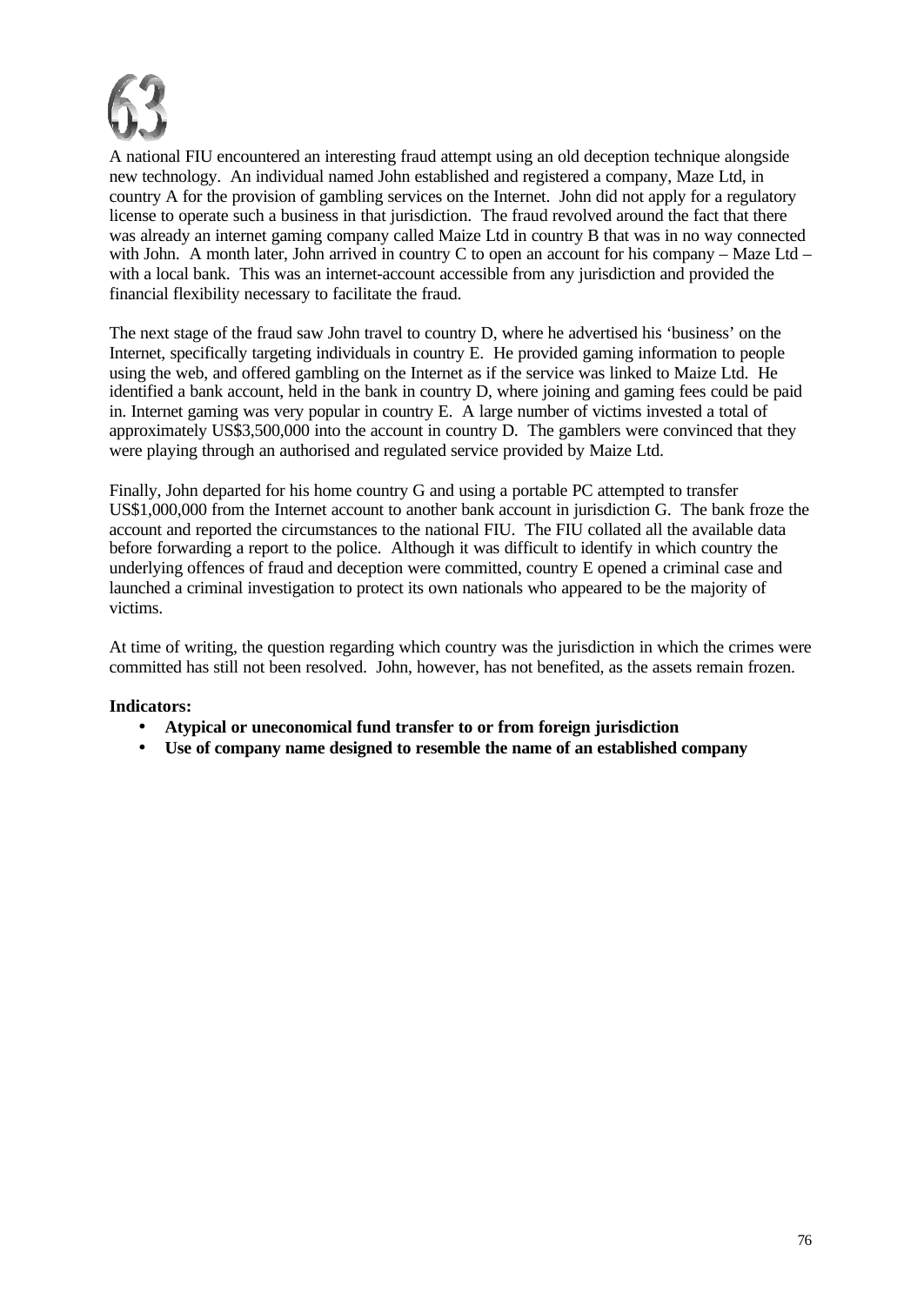# 63

A national FIU encountered an interesting fraud attempt using an old deception technique alongside new technology. An individual named John established and registered a company, Maze Ltd, in country A for the provision of gambling services on the Internet. John did not apply for a regulatory license to operate such a business in that jurisdiction. The fraud revolved around the fact that there was already an internet gaming company called Maize Ltd in country B that was in no way connected with John. A month later, John arrived in country C to open an account for his company – Maze Ltd – with a local bank. This was an internet-account accessible from any jurisdiction and provided the financial flexibility necessary to facilitate the fraud.

The next stage of the fraud saw John travel to country D, where he advertised his 'business' on the Internet, specifically targeting individuals in country E. He provided gaming information to people using the web, and offered gambling on the Internet as if the service was linked to Maize Ltd. He identified a bank account, held in the bank in country D, where joining and gaming fees could be paid in. Internet gaming was very popular in country E. A large number of victims invested a total of approximately US$3,500,000 into the account in country D. The gamblers were convinced that they were playing through an authorised and regulated service provided by Maize Ltd.

Finally, John departed for his home country G and using a portable PC attempted to transfer US$1,000,000 from the Internet account to another bank account in jurisdiction G. The bank froze the account and reported the circumstances to the national FIU. The FIU collated all the available data before forwarding a report to the police. Although it was difficult to identify in which country the underlying offences of fraud and deception were committed, country E opened a criminal case and launched a criminal investigation to protect its own nationals who appeared to be the majority of victims.

At time of writing, the question regarding which country was the jurisdiction in which the crimes were committed has still not been resolved. John, however, has not benefited, as the assets remain frozen.

**Indicators:**

- **Atypical or uneconomical fund transfer to or from foreign jurisdiction**
- **Use of company name designed to resemble the name of an established company**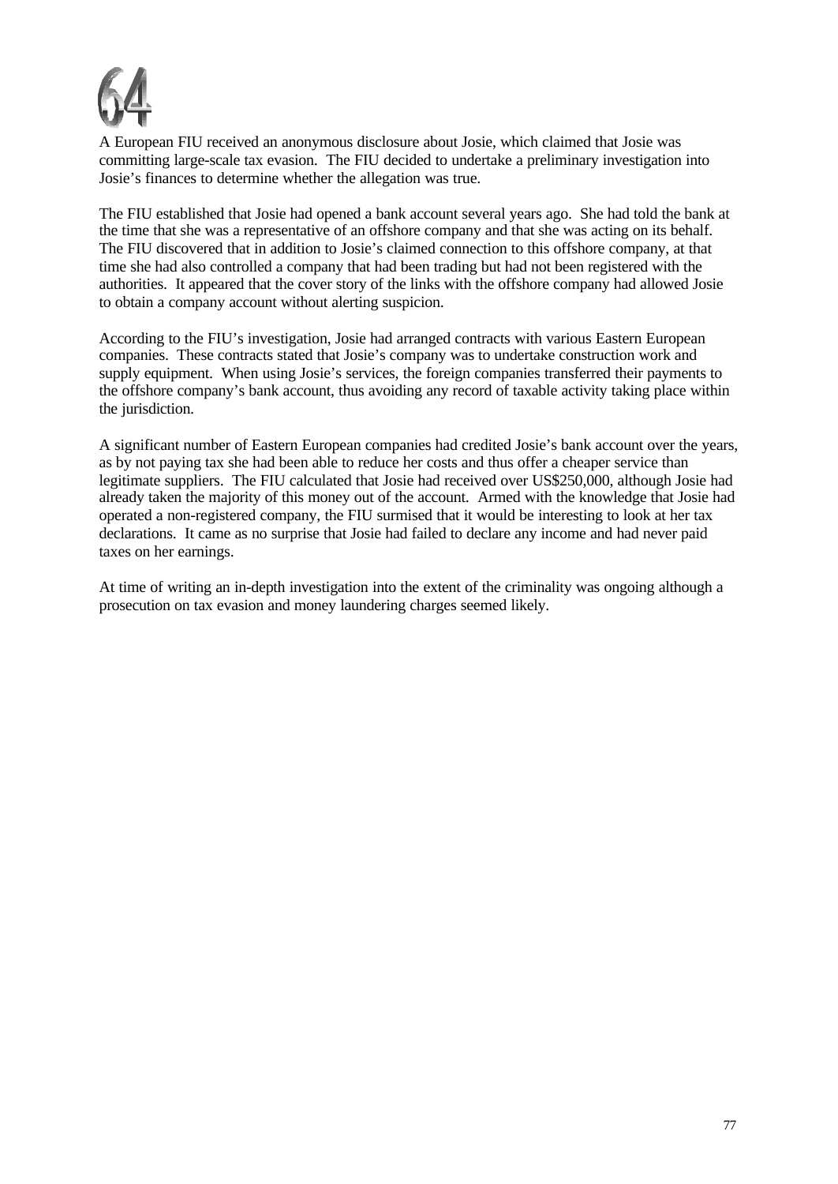# 64

A European FIU received an anonymous disclosure about Josie, which claimed that Josie was committing large-scale tax evasion. The FIU decided to undertake a preliminary investigation into Josie's finances to determine whether the allegation was true.

The FIU established that Josie had opened a bank account several years ago. She had told the bank at the time that she was a representative of an offshore company and that she was acting on its behalf. The FIU discovered that in addition to Josie's claimed connection to this offshore company, at that time she had also controlled a company that had been trading but had not been registered with the authorities. It appeared that the cover story of the links with the offshore company had allowed Josie to obtain a company account without alerting suspicion.

According to the FIU's investigation, Josie had arranged contracts with various Eastern European companies. These contracts stated that Josie's company was to undertake construction work and supply equipment. When using Josie's services, the foreign companies transferred their payments to the offshore company's bank account, thus avoiding any record of taxable activity taking place within the jurisdiction.

A significant number of Eastern European companies had credited Josie's bank account over the years, as by not paying tax she had been able to reduce her costs and thus offer a cheaper service than legitimate suppliers. The FIU calculated that Josie had received over US$250,000, although Josie had already taken the majority of this money out of the account. Armed with the knowledge that Josie had operated a non-registered company, the FIU surmised that it would be interesting to look at her tax declarations. It came as no surprise that Josie had failed to declare any income and had never paid taxes on her earnings.

At time of writing an in-depth investigation into the extent of the criminality was ongoing although a prosecution on tax evasion and money laundering charges seemed likely.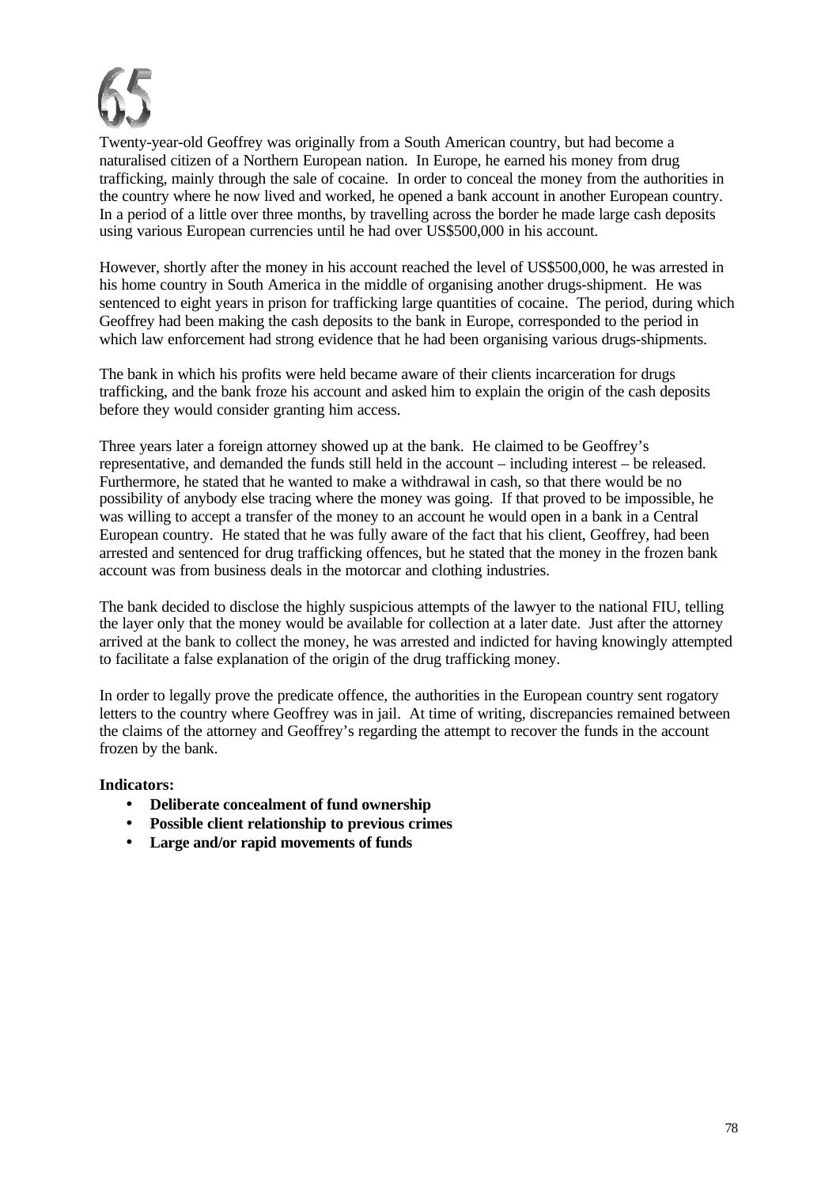# 65

Twenty-year-old Geoffrey was originally from a South American country, but had become a naturalised citizen of a Northern European nation. In Europe, he earned his money from drug trafficking, mainly through the sale of cocaine. In order to conceal the money from the authorities in the country where he now lived and worked, he opened a bank account in another European country. In a period of a little over three months, by travelling across the border he made large cash deposits using various European currencies until he had over US$500,000 in his account.

However, shortly after the money in his account reached the level of US$500,000, he was arrested in his home country in South America in the middle of organising another drugs-shipment. He was sentenced to eight years in prison for trafficking large quantities of cocaine. The period, during which Geoffrey had been making the cash deposits to the bank in Europe, corresponded to the period in which law enforcement had strong evidence that he had been organising various drugs-shipments.

The bank in which his profits were held became aware of their clients incarceration for drugs trafficking, and the bank froze his account and asked him to explain the origin of the cash deposits before they would consider granting him access.

Three years later a foreign attorney showed up at the bank. He claimed to be Geoffrey's representative, and demanded the funds still held in the account – including interest – be released. Furthermore, he stated that he wanted to make a withdrawal in cash, so that there would be no possibility of anybody else tracing where the money was going. If that proved to be impossible, he was willing to accept a transfer of the money to an account he would open in a bank in a Central European country. He stated that he was fully aware of the fact that his client, Geoffrey, had been arrested and sentenced for drug trafficking offences, but he stated that the money in the frozen bank account was from business deals in the motorcar and clothing industries.

The bank decided to disclose the highly suspicious attempts of the lawyer to the national FIU, telling the layer only that the money would be available for collection at a later date. Just after the attorney arrived at the bank to collect the money, he was arrested and indicted for having knowingly attempted to facilitate a false explanation of the origin of the drug trafficking money.

In order to legally prove the predicate offence, the authorities in the European country sent rogatory letters to the country where Geoffrey was in jail. At time of writing, discrepancies remained between the claims of the attorney and Geoffrey's regarding the attempt to recover the funds in the account frozen by the bank.

**Indicators:**

- **Deliberate concealment of fund ownership**
- **Possible client relationship to previous crimes**
- **Large and/or rapid movements of funds**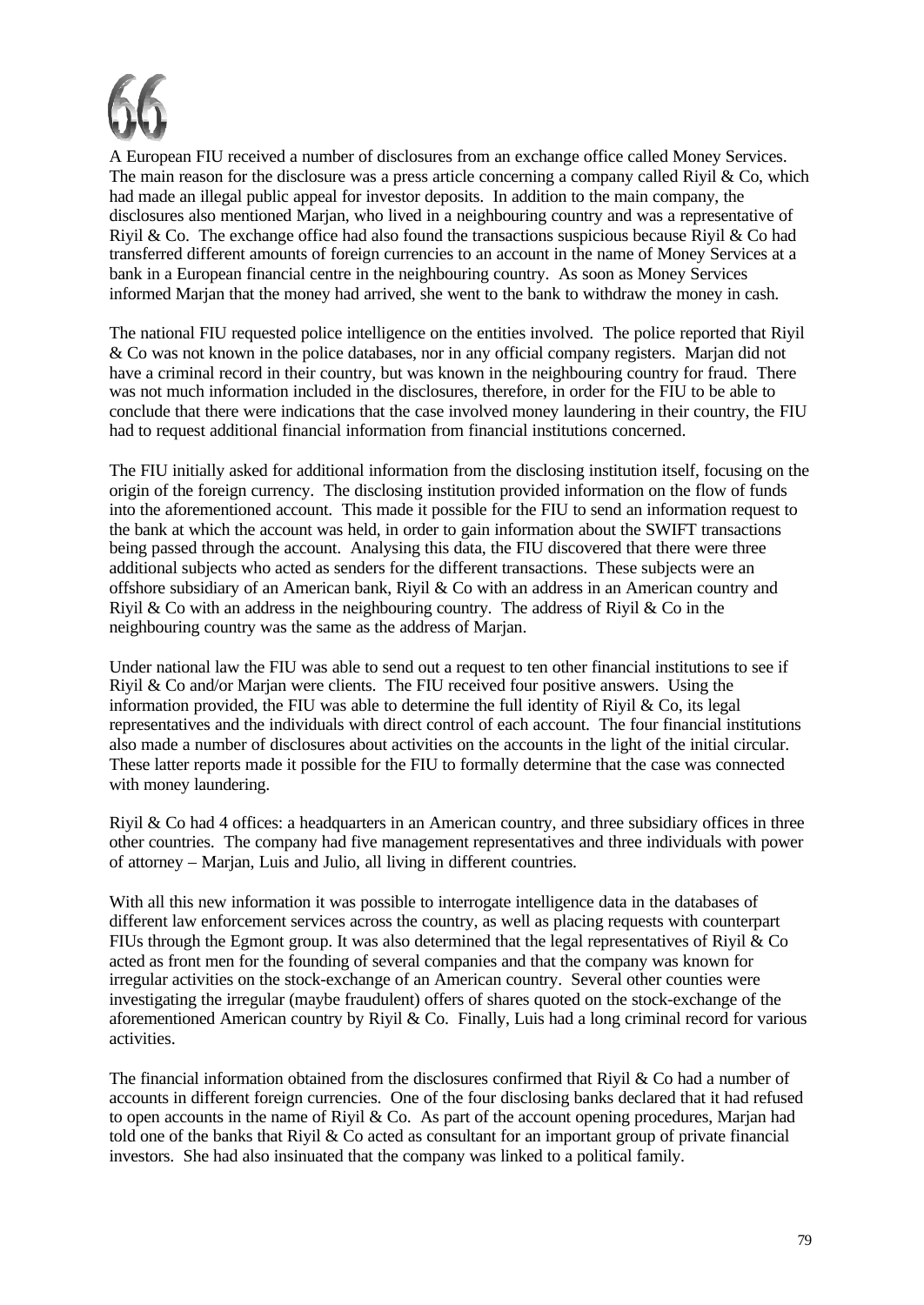A European FIU received a number of disclosures from an exchange office called Money Services. The main reason for the disclosure was a press article concerning a company called Riyil & Co, which had made an illegal public appeal for investor deposits. In addition to the main company, the disclosures also mentioned Marjan, who lived in a neighbouring country and was a representative of Riyil & Co. The exchange office had also found the transactions suspicious because Riyil & Co had transferred different amounts of foreign currencies to an account in the name of Money Services at a bank in a European financial centre in the neighbouring country. As soon as Money Services informed Marjan that the money had arrived, she went to the bank to withdraw the money in cash.

The national FIU requested police intelligence on the entities involved. The police reported that Riyil & Co was not known in the police databases, nor in any official company registers. Marjan did not have a criminal record in their country, but was known in the neighbouring country for fraud. There was not much information included in the disclosures, therefore, in order for the FIU to be able to conclude that there were indications that the case involved money laundering in their country, the FIU had to request additional financial information from financial institutions concerned.

The FIU initially asked for additional information from the disclosing institution itself, focusing on the origin of the foreign currency. The disclosing institution provided information on the flow of funds into the aforementioned account. This made it possible for the FIU to send an information request to the bank at which the account was held, in order to gain information about the SWIFT transactions being passed through the account. Analysing this data, the FIU discovered that there were three additional subjects who acted as senders for the different transactions. These subjects were an offshore subsidiary of an American bank, Riyil & Co with an address in an American country and Riyil & Co with an address in the neighbouring country. The address of Riyil & Co in the neighbouring country was the same as the address of Marjan.

Under national law the FIU was able to send out a request to ten other financial institutions to see if Riyil & Co and/or Marjan were clients. The FIU received four positive answers. Using the information provided, the FIU was able to determine the full identity of Riyil & Co, its legal representatives and the individuals with direct control of each account. The four financial institutions also made a number of disclosures about activities on the accounts in the light of the initial circular. These latter reports made it possible for the FIU to formally determine that the case was connected with money laundering.

Riyil & Co had 4 offices: a headquarters in an American country, and three subsidiary offices in three other countries. The company had five management representatives and three individuals with power of attorney – Marjan, Luis and Julio, all living in different countries.

With all this new information it was possible to interrogate intelligence data in the databases of different law enforcement services across the country, as well as placing requests with counterpart FIUs through the Egmont group. It was also determined that the legal representatives of Riyil & Co acted as front men for the founding of several companies and that the company was known for irregular activities on the stock-exchange of an American country. Several other counties were investigating the irregular (maybe fraudulent) offers of shares quoted on the stock-exchange of the aforementioned American country by Riyil & Co. Finally, Luis had a long criminal record for various activities.

The financial information obtained from the disclosures confirmed that Riyil & Co had a number of accounts in different foreign currencies. One of the four disclosing banks declared that it had refused to open accounts in the name of Riyil & Co. As part of the account opening procedures, Marjan had told one of the banks that Riyil & Co acted as consultant for an important group of private financial investors. She had also insinuated that the company was linked to a political family.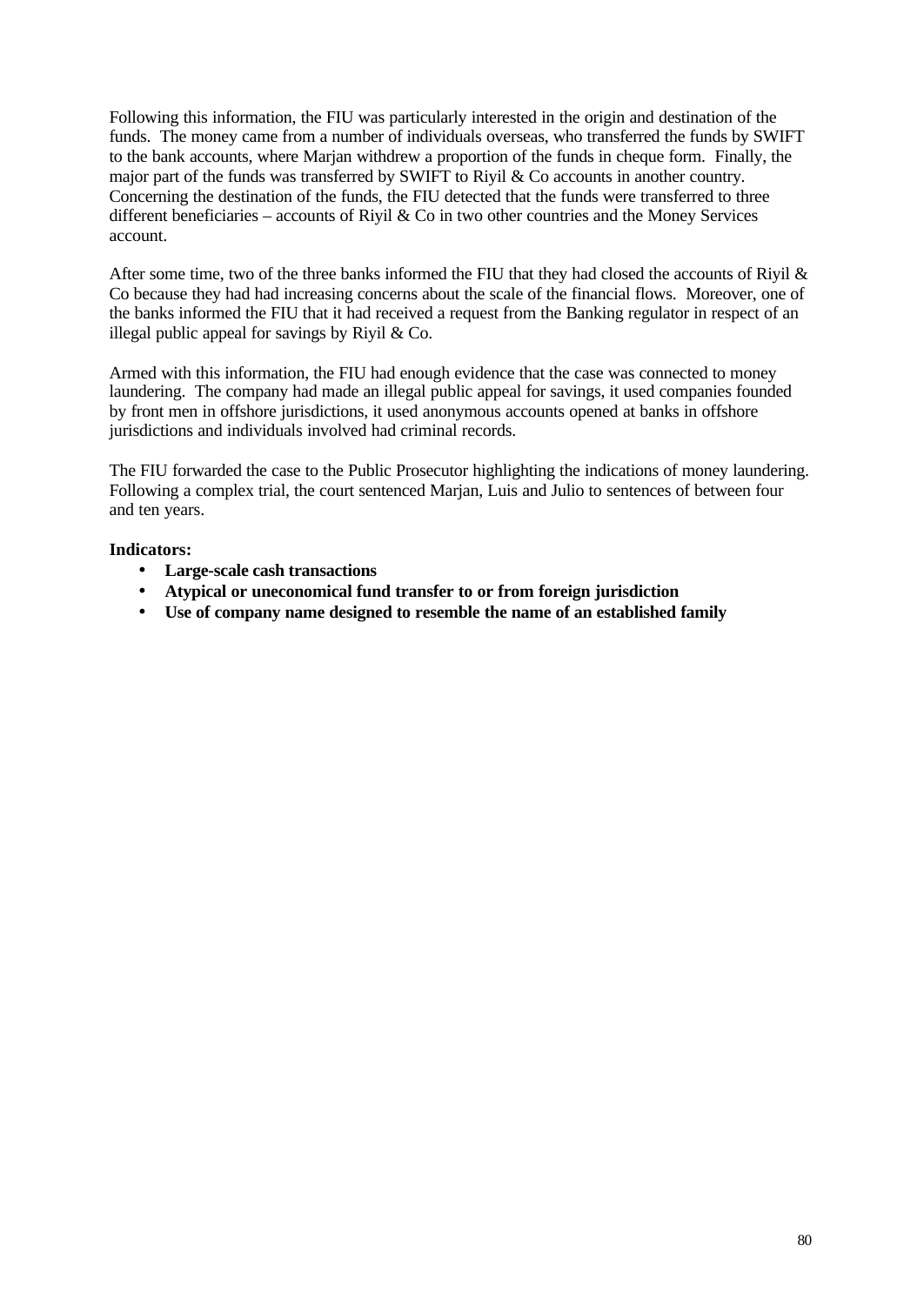Following this information, the FIU was particularly interested in the origin and destination of the funds. The money came from a number of individuals overseas, who transferred the funds by SWIFT to the bank accounts, where Marjan withdrew a proportion of the funds in cheque form. Finally, the major part of the funds was transferred by SWIFT to Riyil & Co accounts in another country. Concerning the destination of the funds, the FIU detected that the funds were transferred to three different beneficiaries – accounts of Riyil & Co in two other countries and the Money Services account.

After some time, two of the three banks informed the FIU that they had closed the accounts of Riyil & Co because they had had increasing concerns about the scale of the financial flows. Moreover, one of the banks informed the FIU that it had received a request from the Banking regulator in respect of an illegal public appeal for savings by Riyil & Co.

Armed with this information, the FIU had enough evidence that the case was connected to money laundering. The company had made an illegal public appeal for savings, it used companies founded by front men in offshore jurisdictions, it used anonymous accounts opened at banks in offshore jurisdictions and individuals involved had criminal records.

The FIU forwarded the case to the Public Prosecutor highlighting the indications of money laundering. Following a complex trial, the court sentenced Marjan, Luis and Julio to sentences of between four and ten years.

**Indicators:**

- **Large-scale cash transactions**
- **Atypical or uneconomical fund transfer to or from foreign jurisdiction**
- **Use of company name designed to resemble the name of an established family**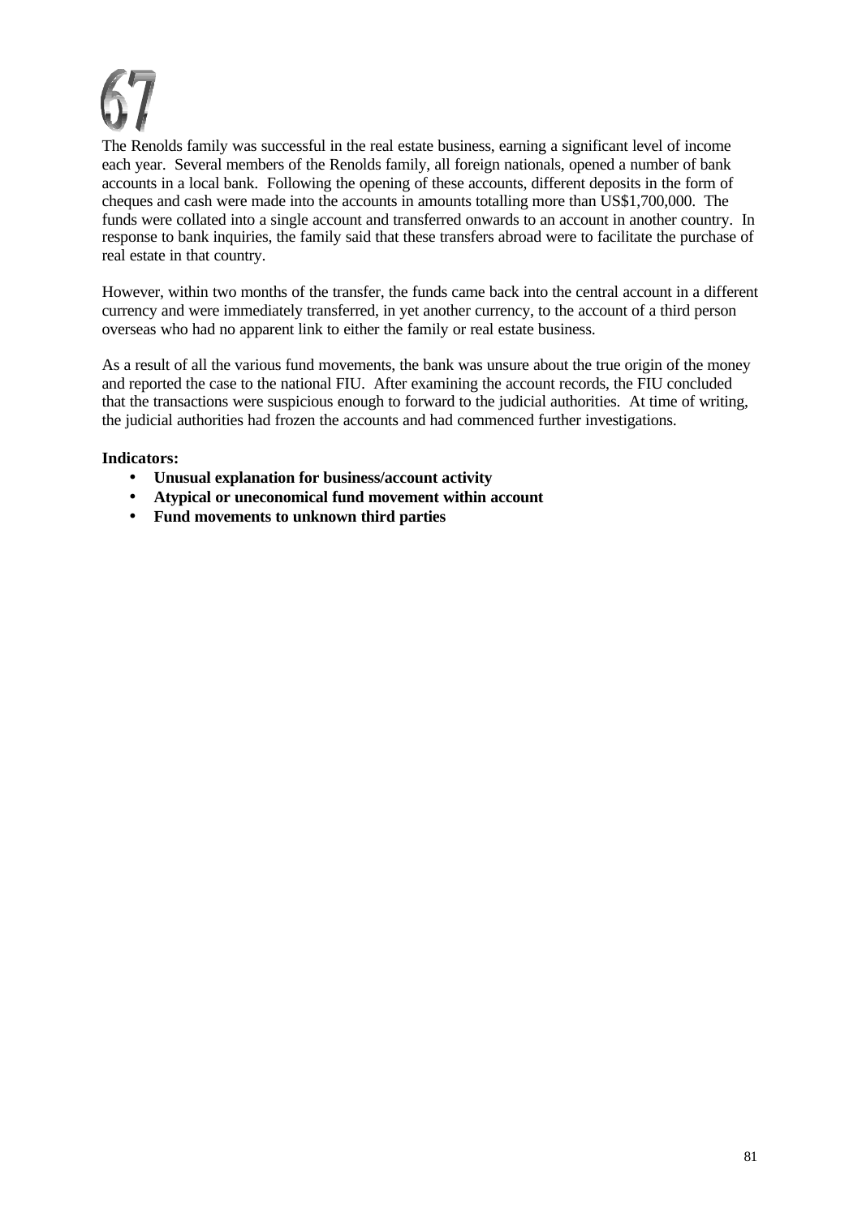# 67

The Renolds family was successful in the real estate business, earning a significant level of income each year. Several members of the Renolds family, all foreign nationals, opened a number of bank accounts in a local bank. Following the opening of these accounts, different deposits in the form of cheques and cash were made into the accounts in amounts totalling more than US$1,700,000. The funds were collated into a single account and transferred onwards to an account in another country. In response to bank inquiries, the family said that these transfers abroad were to facilitate the purchase of real estate in that country.

However, within two months of the transfer, the funds came back into the central account in a different currency and were immediately transferred, in yet another currency, to the account of a third person overseas who had no apparent link to either the family or real estate business.

As a result of all the various fund movements, the bank was unsure about the true origin of the money and reported the case to the national FIU. After examining the account records, the FIU concluded that the transactions were suspicious enough to forward to the judicial authorities. At time of writing, the judicial authorities had frozen the accounts and had commenced further investigations.

**Indicators:**

- **Unusual explanation for business/account activity**
- **Atypical or uneconomical fund movement within account**
- **Fund movements to unknown third parties**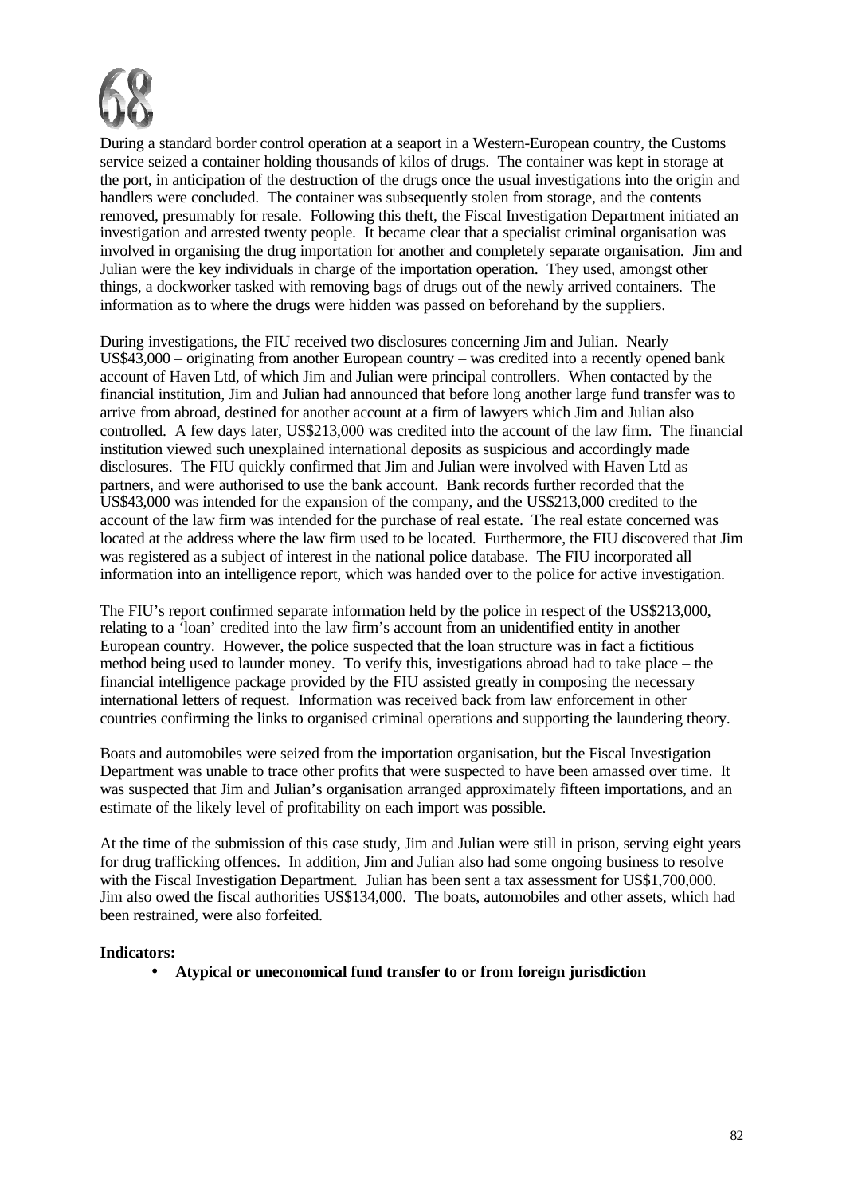# 68

During a standard border control operation at a seaport in a Western-European country, the Customs service seized a container holding thousands of kilos of drugs. The container was kept in storage at the port, in anticipation of the destruction of the drugs once the usual investigations into the origin and handlers were concluded. The container was subsequently stolen from storage, and the contents removed, presumably for resale. Following this theft, the Fiscal Investigation Department initiated an investigation and arrested twenty people. It became clear that a specialist criminal organisation was involved in organising the drug importation for another and completely separate organisation. Jim and Julian were the key individuals in charge of the importation operation. They used, amongst other things, a dockworker tasked with removing bags of drugs out of the newly arrived containers. The information as to where the drugs were hidden was passed on beforehand by the suppliers.

During investigations, the FIU received two disclosures concerning Jim and Julian. Nearly US$43,000 – originating from another European country – was credited into a recently opened bank account of Haven Ltd, of which Jim and Julian were principal controllers. When contacted by the financial institution, Jim and Julian had announced that before long another large fund transfer was to arrive from abroad, destined for another account at a firm of lawyers which Jim and Julian also controlled. A few days later, US$213,000 was credited into the account of the law firm. The financial institution viewed such unexplained international deposits as suspicious and accordingly made disclosures. The FIU quickly confirmed that Jim and Julian were involved with Haven Ltd as partners, and were authorised to use the bank account. Bank records further recorded that the US$43,000 was intended for the expansion of the company, and the US$213,000 credited to the account of the law firm was intended for the purchase of real estate. The real estate concerned was located at the address where the law firm used to be located. Furthermore, the FIU discovered that Jim was registered as a subject of interest in the national police database. The FIU incorporated all information into an intelligence report, which was handed over to the police for active investigation.

The FIU's report confirmed separate information held by the police in respect of the US$213,000, relating to a 'loan' credited into the law firm's account from an unidentified entity in another European country. However, the police suspected that the loan structure was in fact a fictitious method being used to launder money. To verify this, investigations abroad had to take place – the financial intelligence package provided by the FIU assisted greatly in composing the necessary international letters of request. Information was received back from law enforcement in other countries confirming the links to organised criminal operations and supporting the laundering theory.

Boats and automobiles were seized from the importation organisation, but the Fiscal Investigation Department was unable to trace other profits that were suspected to have been amassed over time. It was suspected that Jim and Julian's organisation arranged approximately fifteen importations, and an estimate of the likely level of profitability on each import was possible.

At the time of the submission of this case study, Jim and Julian were still in prison, serving eight years for drug trafficking offences. In addition, Jim and Julian also had some ongoing business to resolve with the Fiscal Investigation Department. Julian has been sent a tax assessment for US$1,700,000. Jim also owed the fiscal authorities US$134,000. The boats, automobiles and other assets, which had been restrained, were also forfeited.

**Indicators:**

- **Atypical or uneconomical fund transfer to or from foreign jurisdiction**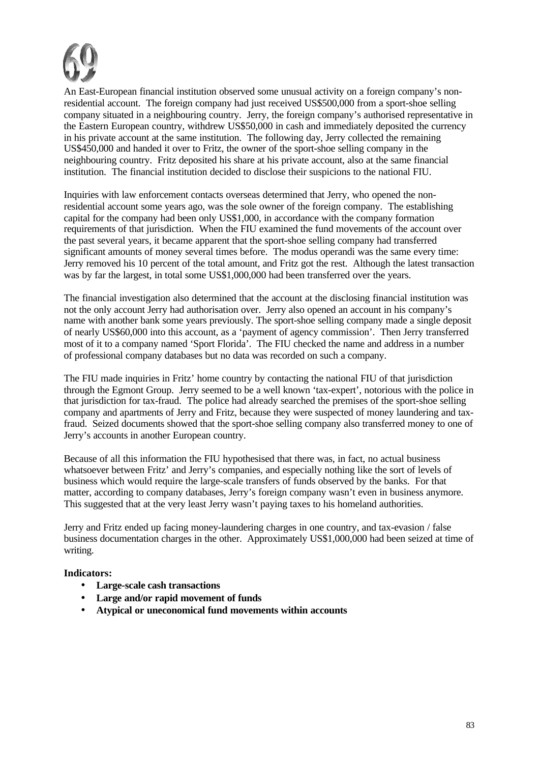# 69

An East-European financial institution observed some unusual activity on a foreign company's non-residential account. The foreign company had just received US$500,000 from a sport-shoe selling company situated in a neighbouring country. Jerry, the foreign company's authorised representative in the Eastern European country, withdrew US$50,000 in cash and immediately deposited the currency in his private account at the same institution. The following day, Jerry collected the remaining US$450,000 and handed it over to Fritz, the owner of the sport-shoe selling company in the neighbouring country. Fritz deposited his share at his private account, also at the same financial institution. The financial institution decided to disclose their suspicions to the national FIU.

Inquiries with law enforcement contacts overseas determined that Jerry, who opened the non-residential account some years ago, was the sole owner of the foreign company. The establishing capital for the company had been only US$1,000, in accordance with the company formation requirements of that jurisdiction. When the FIU examined the fund movements of the account over the past several years, it became apparent that the sport-shoe selling company had transferred significant amounts of money several times before. The modus operandi was the same every time: Jerry removed his 10 percent of the total amount, and Fritz got the rest. Although the latest transaction was by far the largest, in total some US$1,000,000 had been transferred over the years.

The financial investigation also determined that the account at the disclosing financial institution was not the only account Jerry had authorisation over. Jerry also opened an account in his company's name with another bank some years previously. The sport-shoe selling company made a single deposit of nearly US$60,000 into this account, as a 'payment of agency commission'. Then Jerry transferred most of it to a company named 'Sport Florida'. The FIU checked the name and address in a number of professional company databases but no data was recorded on such a company.

The FIU made inquiries in Fritz' home country by contacting the national FIU of that jurisdiction through the Egmont Group. Jerry seemed to be a well known 'tax-expert', notorious with the police in that jurisdiction for tax-fraud. The police had already searched the premises of the sport-shoe selling company and apartments of Jerry and Fritz, because they were suspected of money laundering and tax-fraud. Seized documents showed that the sport-shoe selling company also transferred money to one of Jerry's accounts in another European country.

Because of all this information the FIU hypothesised that there was, in fact, no actual business whatsoever between Fritz' and Jerry's companies, and especially nothing like the sort of levels of business which would require the large-scale transfers of funds observed by the banks. For that matter, according to company databases, Jerry's foreign company wasn't even in business anymore. This suggested that at the very least Jerry wasn't paying taxes to his homeland authorities.

Jerry and Fritz ended up facing money-laundering charges in one country, and tax-evasion / false business documentation charges in the other. Approximately US$1,000,000 had been seized at time of writing.

**Indicators:**

- **Large-scale cash transactions**
- **Large and/or rapid movement of funds**
- **Atypical or uneconomical fund movements within accounts**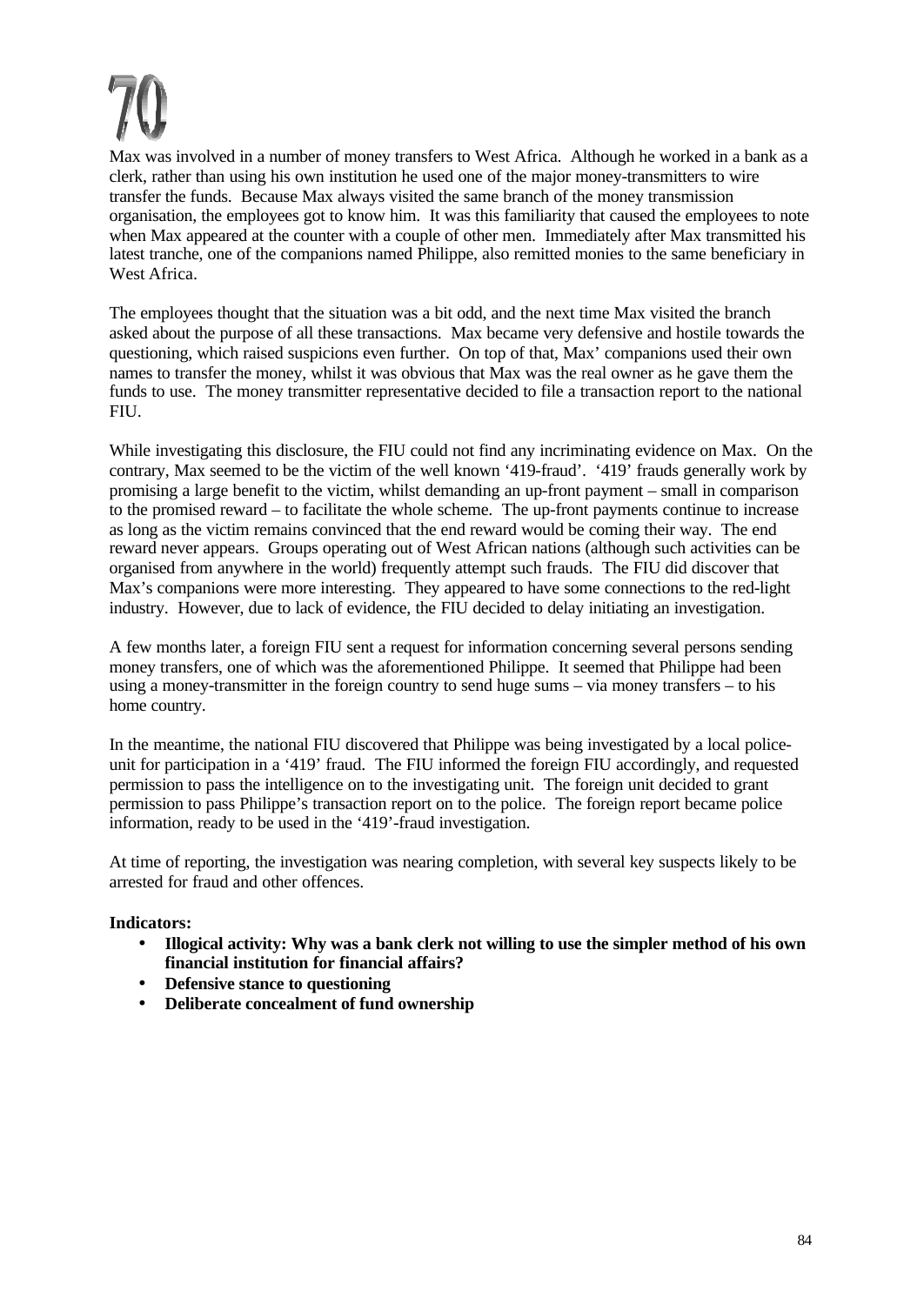# 70

Max was involved in a number of money transfers to West Africa. Although he worked in a bank as a clerk, rather than using his own institution he used one of the major money-transmitters to wire transfer the funds. Because Max always visited the same branch of the money transmission organisation, the employees got to know him. It was this familiarity that caused the employees to note when Max appeared at the counter with a couple of other men. Immediately after Max transmitted his latest tranche, one of the companions named Philippe, also remitted monies to the same beneficiary in West Africa.

The employees thought that the situation was a bit odd, and the next time Max visited the branch asked about the purpose of all these transactions. Max became very defensive and hostile towards the questioning, which raised suspicions even further. On top of that, Max' companions used their own names to transfer the money, whilst it was obvious that Max was the real owner as he gave them the funds to use. The money transmitter representative decided to file a transaction report to the national FIU.

While investigating this disclosure, the FIU could not find any incriminating evidence on Max. On the contrary, Max seemed to be the victim of the well known '419-fraud'. '419' frauds generally work by promising a large benefit to the victim, whilst demanding an up-front payment – small in comparison to the promised reward – to facilitate the whole scheme. The up-front payments continue to increase as long as the victim remains convinced that the end reward would be coming their way. The end reward never appears. Groups operating out of West African nations (although such activities can be organised from anywhere in the world) frequently attempt such frauds. The FIU did discover that Max's companions were more interesting. They appeared to have some connections to the red-light industry. However, due to lack of evidence, the FIU decided to delay initiating an investigation.

A few months later, a foreign FIU sent a request for information concerning several persons sending money transfers, one of which was the aforementioned Philippe. It seemed that Philippe had been using a money-transmitter in the foreign country to send huge sums – via money transfers – to his home country.

In the meantime, the national FIU discovered that Philippe was being investigated by a local police-unit for participation in a '419' fraud. The FIU informed the foreign FIU accordingly, and requested permission to pass the intelligence on to the investigating unit. The foreign unit decided to grant permission to pass Philippe's transaction report on to the police. The foreign report became police information, ready to be used in the '419'-fraud investigation.

At time of reporting, the investigation was nearing completion, with several key suspects likely to be arrested for fraud and other offences.

**Indicators:**

- **Illogical activity: Why was a bank clerk not willing to use the simpler method of his own financial institution for financial affairs?**
- **Defensive stance to questioning**
- **Deliberate concealment of fund ownership**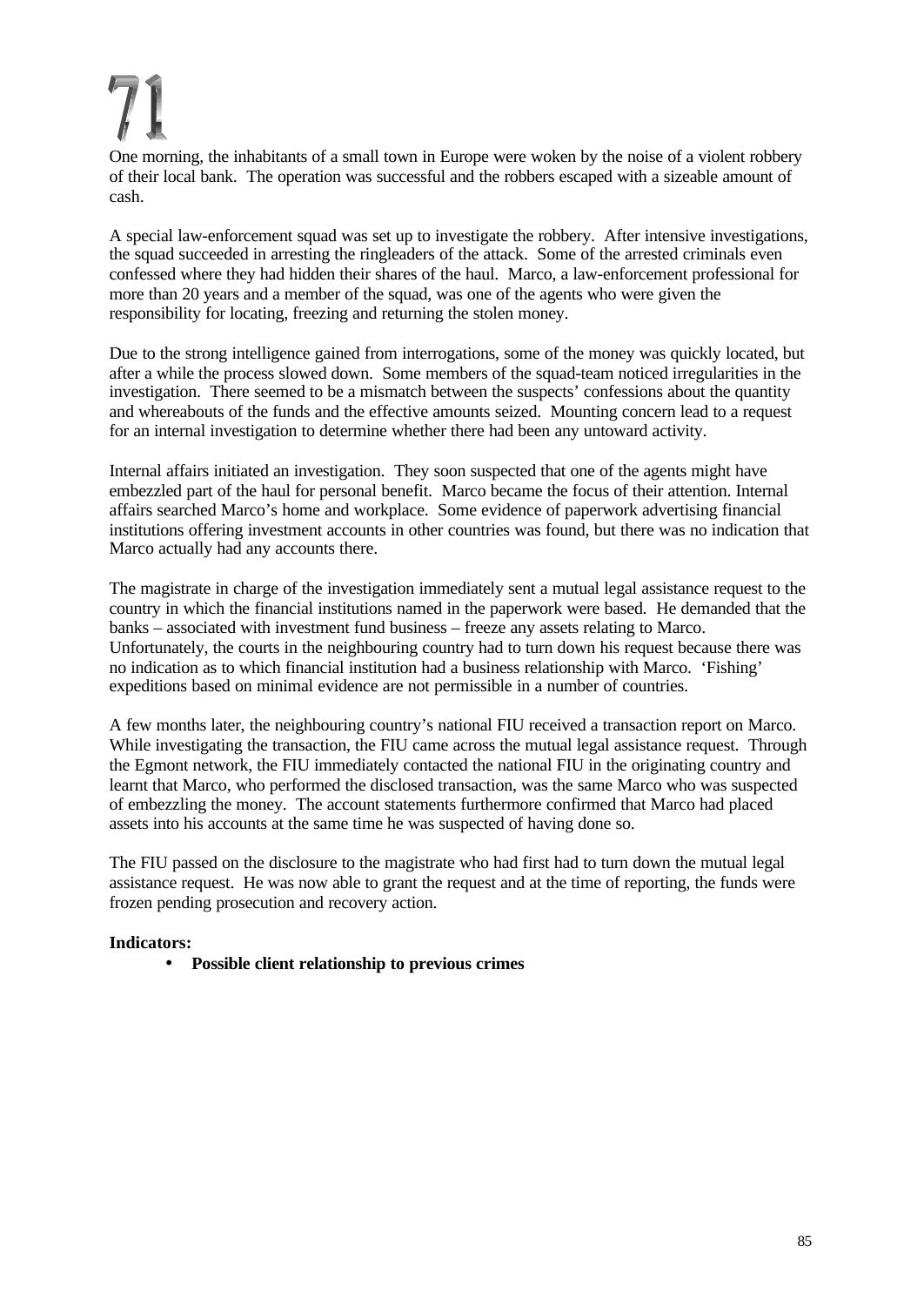# 71

One morning, the inhabitants of a small town in Europe were woken by the noise of a violent robbery of their local bank. The operation was successful and the robbers escaped with a sizeable amount of cash.

A special law-enforcement squad was set up to investigate the robbery. After intensive investigations, the squad succeeded in arresting the ringleaders of the attack. Some of the arrested criminals even confessed where they had hidden their shares of the haul. Marco, a law-enforcement professional for more than 20 years and a member of the squad, was one of the agents who were given the responsibility for locating, freezing and returning the stolen money.

Due to the strong intelligence gained from interrogations, some of the money was quickly located, but after a while the process slowed down. Some members of the squad-team noticed irregularities in the investigation. There seemed to be a mismatch between the suspects' confessions about the quantity and whereabouts of the funds and the effective amounts seized. Mounting concern lead to a request for an internal investigation to determine whether there had been any untoward activity.

Internal affairs initiated an investigation. They soon suspected that one of the agents might have embezzled part of the haul for personal benefit. Marco became the focus of their attention. Internal affairs searched Marco's home and workplace. Some evidence of paperwork advertising financial institutions offering investment accounts in other countries was found, but there was no indication that Marco actually had any accounts there.

The magistrate in charge of the investigation immediately sent a mutual legal assistance request to the country in which the financial institutions named in the paperwork were based. He demanded that the banks – associated with investment fund business – freeze any assets relating to Marco. Unfortunately, the courts in the neighbouring country had to turn down his request because there was no indication as to which financial institution had a business relationship with Marco. 'Fishing' expeditions based on minimal evidence are not permissible in a number of countries.

A few months later, the neighbouring country's national FIU received a transaction report on Marco. While investigating the transaction, the FIU came across the mutual legal assistance request. Through the Egmont network, the FIU immediately contacted the national FIU in the originating country and learnt that Marco, who performed the disclosed transaction, was the same Marco who was suspected of embezzling the money. The account statements furthermore confirmed that Marco had placed assets into his accounts at the same time he was suspected of having done so.

The FIU passed on the disclosure to the magistrate who had first had to turn down the mutual legal assistance request. He was now able to grant the request and at the time of reporting, the funds were frozen pending prosecution and recovery action.

**Indicators:**

- **Possible client relationship to previous crimes**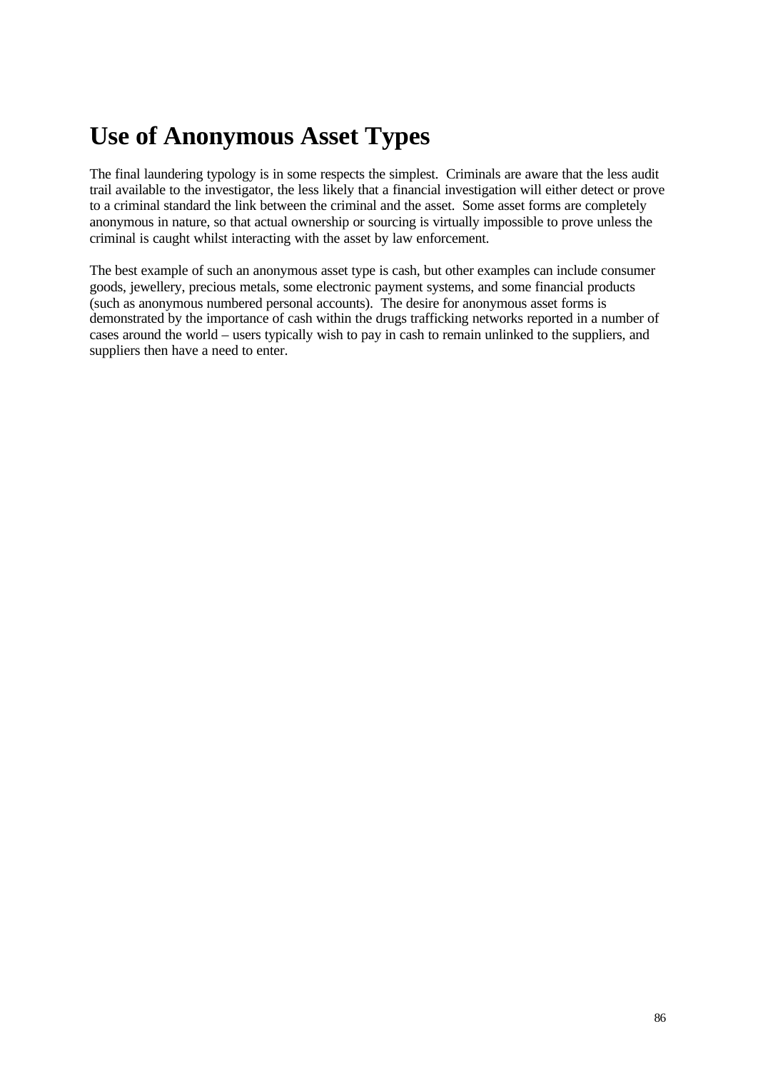# Use of Anonymous Asset Types

The final laundering typology is in some respects the simplest. Criminals are aware that the less audit trail available to the investigator, the less likely that a financial investigation will either detect or prove to a criminal standard the link between the criminal and the asset. Some asset forms are completely anonymous in nature, so that actual ownership or sourcing is virtually impossible to prove unless the criminal is caught whilst interacting with the asset by law enforcement.

The best example of such an anonymous asset type is cash, but other examples can include consumer goods, jewellery, precious metals, some electronic payment systems, and some financial products (such as anonymous numbered personal accounts). The desire for anonymous asset forms is demonstrated by the importance of cash within the drugs trafficking networks reported in a number of cases around the world – users typically wish to pay in cash to remain unlinked to the suppliers, and suppliers then have a need to enter.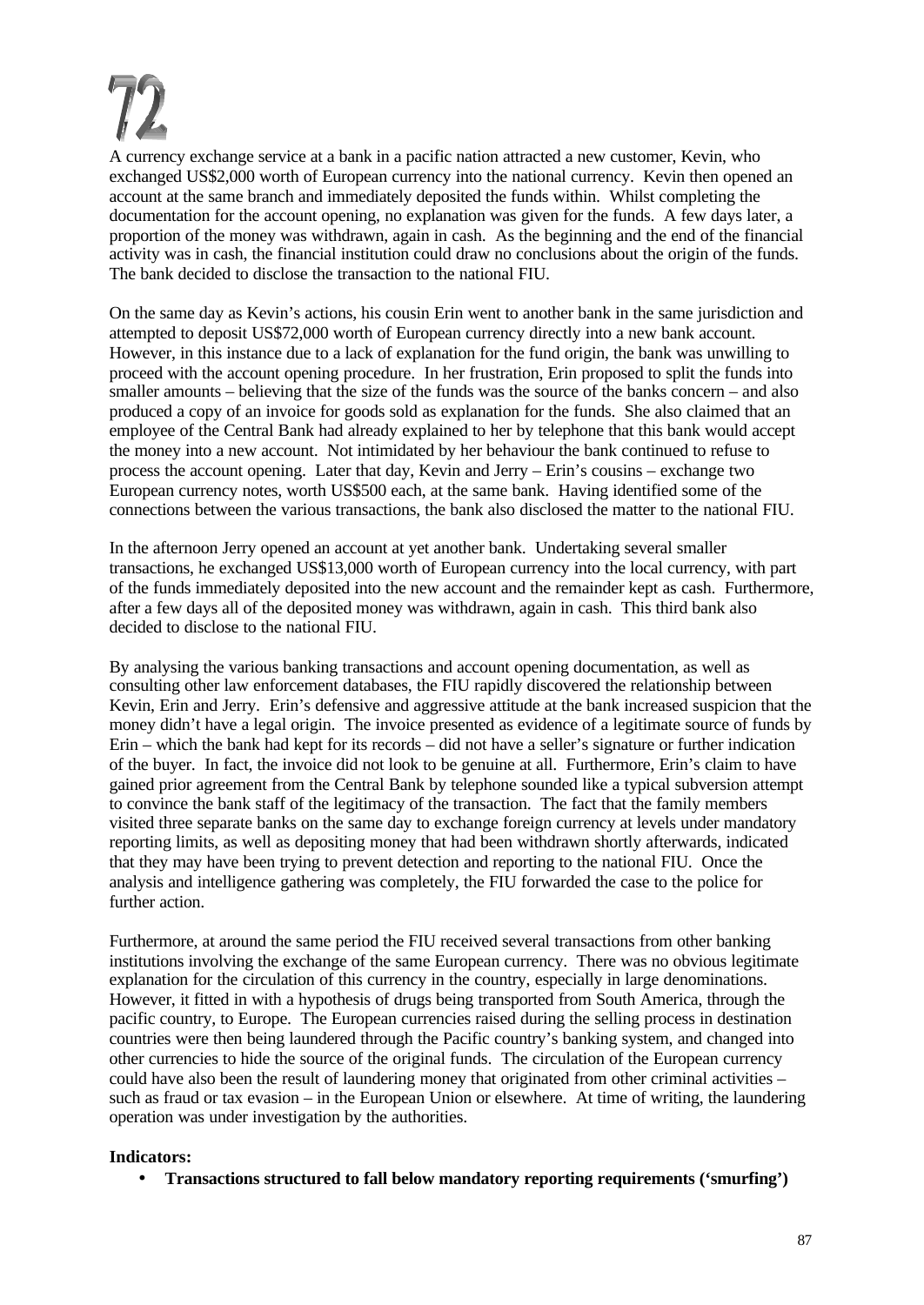# 72

A currency exchange service at a bank in a pacific nation attracted a new customer, Kevin, who exchanged US$2,000 worth of European currency into the national currency. Kevin then opened an account at the same branch and immediately deposited the funds within. Whilst completing the documentation for the account opening, no explanation was given for the funds. A few days later, a proportion of the money was withdrawn, again in cash. As the beginning and the end of the financial activity was in cash, the financial institution could draw no conclusions about the origin of the funds. The bank decided to disclose the transaction to the national FIU.

On the same day as Kevin's actions, his cousin Erin went to another bank in the same jurisdiction and attempted to deposit US$72,000 worth of European currency directly into a new bank account. However, in this instance due to a lack of explanation for the fund origin, the bank was unwilling to proceed with the account opening procedure. In her frustration, Erin proposed to split the funds into smaller amounts – believing that the size of the funds was the source of the banks concern – and also produced a copy of an invoice for goods sold as explanation for the funds. She also claimed that an employee of the Central Bank had already explained to her by telephone that this bank would accept the money into a new account. Not intimidated by her behaviour the bank continued to refuse to process the account opening. Later that day, Kevin and Jerry – Erin's cousins – exchange two European currency notes, worth US$500 each, at the same bank. Having identified some of the connections between the various transactions, the bank also disclosed the matter to the national FIU.

In the afternoon Jerry opened an account at yet another bank. Undertaking several smaller transactions, he exchanged US$13,000 worth of European currency into the local currency, with part of the funds immediately deposited into the new account and the remainder kept as cash. Furthermore, after a few days all of the deposited money was withdrawn, again in cash. This third bank also decided to disclose to the national FIU.

By analysing the various banking transactions and account opening documentation, as well as consulting other law enforcement databases, the FIU rapidly discovered the relationship between Kevin, Erin and Jerry. Erin's defensive and aggressive attitude at the bank increased suspicion that the money didn't have a legal origin. The invoice presented as evidence of a legitimate source of funds by Erin – which the bank had kept for its records – did not have a seller's signature or further indication of the buyer. In fact, the invoice did not look to be genuine at all. Furthermore, Erin's claim to have gained prior agreement from the Central Bank by telephone sounded like a typical subversion attempt to convince the bank staff of the legitimacy of the transaction. The fact that the family members visited three separate banks on the same day to exchange foreign currency at levels under mandatory reporting limits, as well as depositing money that had been withdrawn shortly afterwards, indicated that they may have been trying to prevent detection and reporting to the national FIU. Once the analysis and intelligence gathering was completely, the FIU forwarded the case to the police for further action.

Furthermore, at around the same period the FIU received several transactions from other banking institutions involving the exchange of the same European currency. There was no obvious legitimate explanation for the circulation of this currency in the country, especially in large denominations. However, it fitted in with a hypothesis of drugs being transported from South America, through the pacific country, to Europe. The European currencies raised during the selling process in destination countries were then being laundered through the Pacific country's banking system, and changed into other currencies to hide the source of the original funds. The circulation of the European currency could have also been the result of laundering money that originated from other criminal activities – such as fraud or tax evasion – in the European Union or elsewhere. At time of writing, the laundering operation was under investigation by the authorities.

**Indicators:**

- **Transactions structured to fall below mandatory reporting requirements ('smurfing')**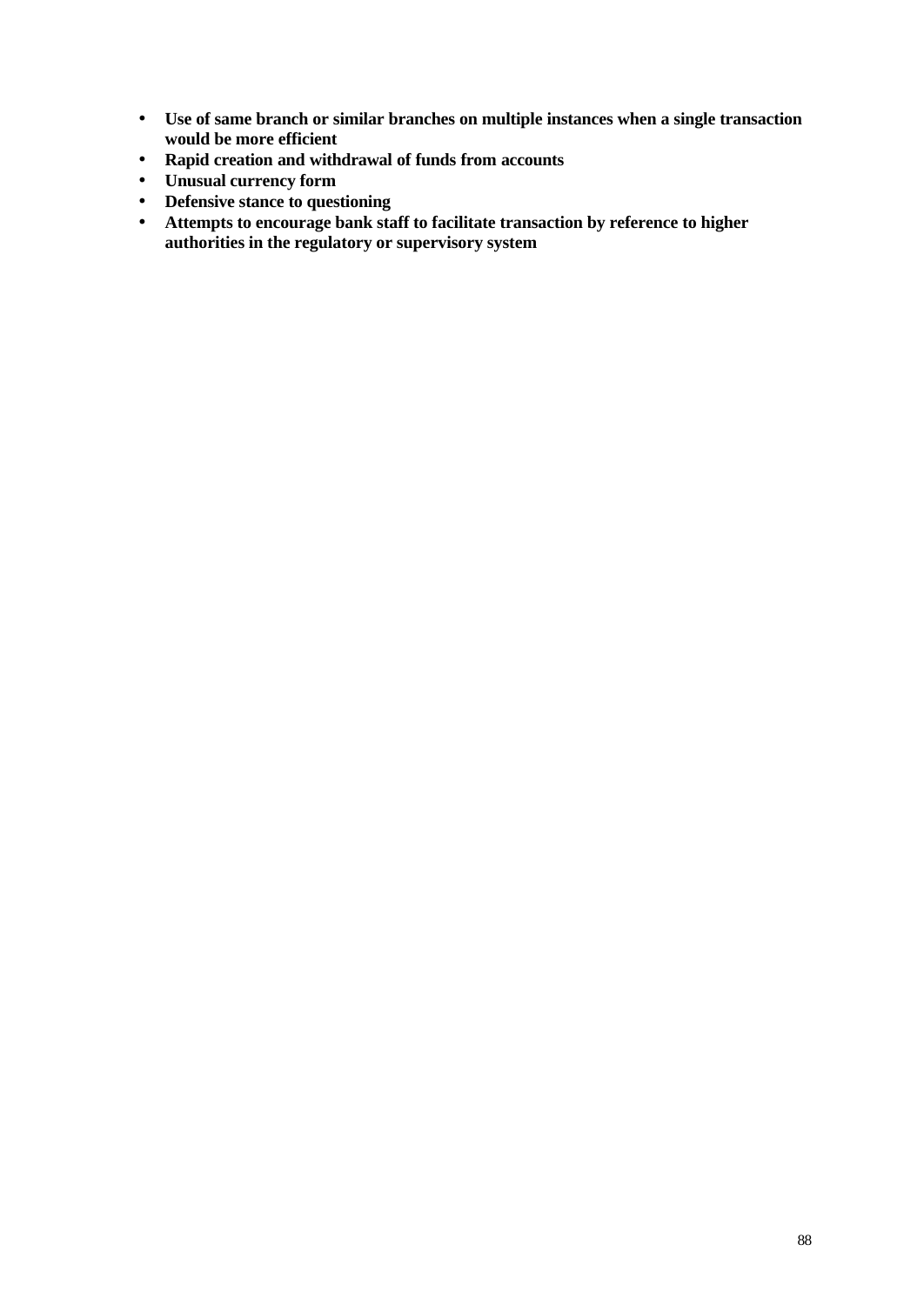- **Use of same branch or similar branches on multiple instances when a single transaction would be more efficient**
- **Rapid creation and withdrawal of funds from accounts**
- **Unusual currency form**
- **Defensive stance to questioning**
- **Attempts to encourage bank staff to facilitate transaction by reference to higher authorities in the regulatory or supervisory system**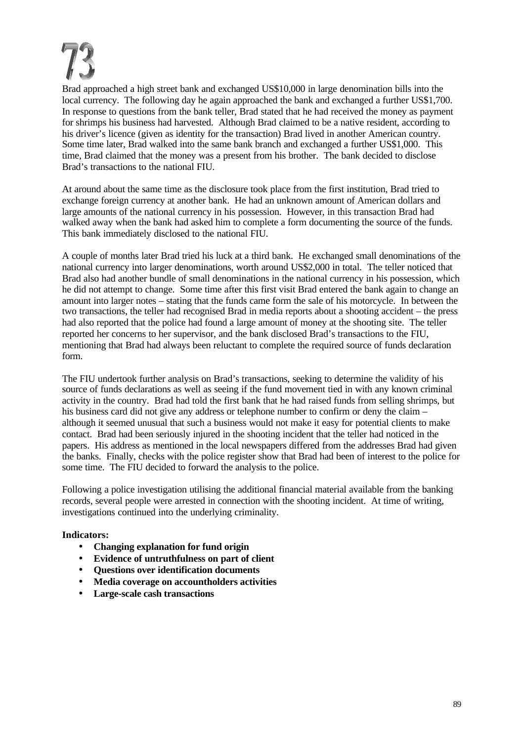# 73

Brad approached a high street bank and exchanged US$10,000 in large denomination bills into the local currency. The following day he again approached the bank and exchanged a further US$1,700. In response to questions from the bank teller, Brad stated that he had received the money as payment for shrimps his business had harvested. Although Brad claimed to be a native resident, according to his driver's licence (given as identity for the transaction) Brad lived in another American country. Some time later, Brad walked into the same bank branch and exchanged a further US$1,000. This time, Brad claimed that the money was a present from his brother. The bank decided to disclose Brad's transactions to the national FIU.

At around about the same time as the disclosure took place from the first institution, Brad tried to exchange foreign currency at another bank. He had an unknown amount of American dollars and large amounts of the national currency in his possession. However, in this transaction Brad had walked away when the bank had asked him to complete a form documenting the source of the funds. This bank immediately disclosed to the national FIU.

A couple of months later Brad tried his luck at a third bank. He exchanged small denominations of the national currency into larger denominations, worth around US$2,000 in total. The teller noticed that Brad also had another bundle of small denominations in the national currency in his possession, which he did not attempt to change. Some time after this first visit Brad entered the bank again to change an amount into larger notes – stating that the funds came form the sale of his motorcycle. In between the two transactions, the teller had recognised Brad in media reports about a shooting accident – the press had also reported that the police had found a large amount of money at the shooting site. The teller reported her concerns to her supervisor, and the bank disclosed Brad's transactions to the FIU, mentioning that Brad had always been reluctant to complete the required source of funds declaration form.

The FIU undertook further analysis on Brad's transactions, seeking to determine the validity of his source of funds declarations as well as seeing if the fund movement tied in with any known criminal activity in the country. Brad had told the first bank that he had raised funds from selling shrimps, but his business card did not give any address or telephone number to confirm or deny the claim – although it seemed unusual that such a business would not make it easy for potential clients to make contact. Brad had been seriously injured in the shooting incident that the teller had noticed in the papers. His address as mentioned in the local newspapers differed from the addresses Brad had given the banks. Finally, checks with the police register show that Brad had been of interest to the police for some time. The FIU decided to forward the analysis to the police.

Following a police investigation utilising the additional financial material available from the banking records, several people were arrested in connection with the shooting incident. At time of writing, investigations continued into the underlying criminality.

**Indicators:**

- **Changing explanation for fund origin**
- **Evidence of untruthfulness on part of client**
- **Questions over identification documents**
- **Media coverage on accountholders activities**
- **Large-scale cash transactions**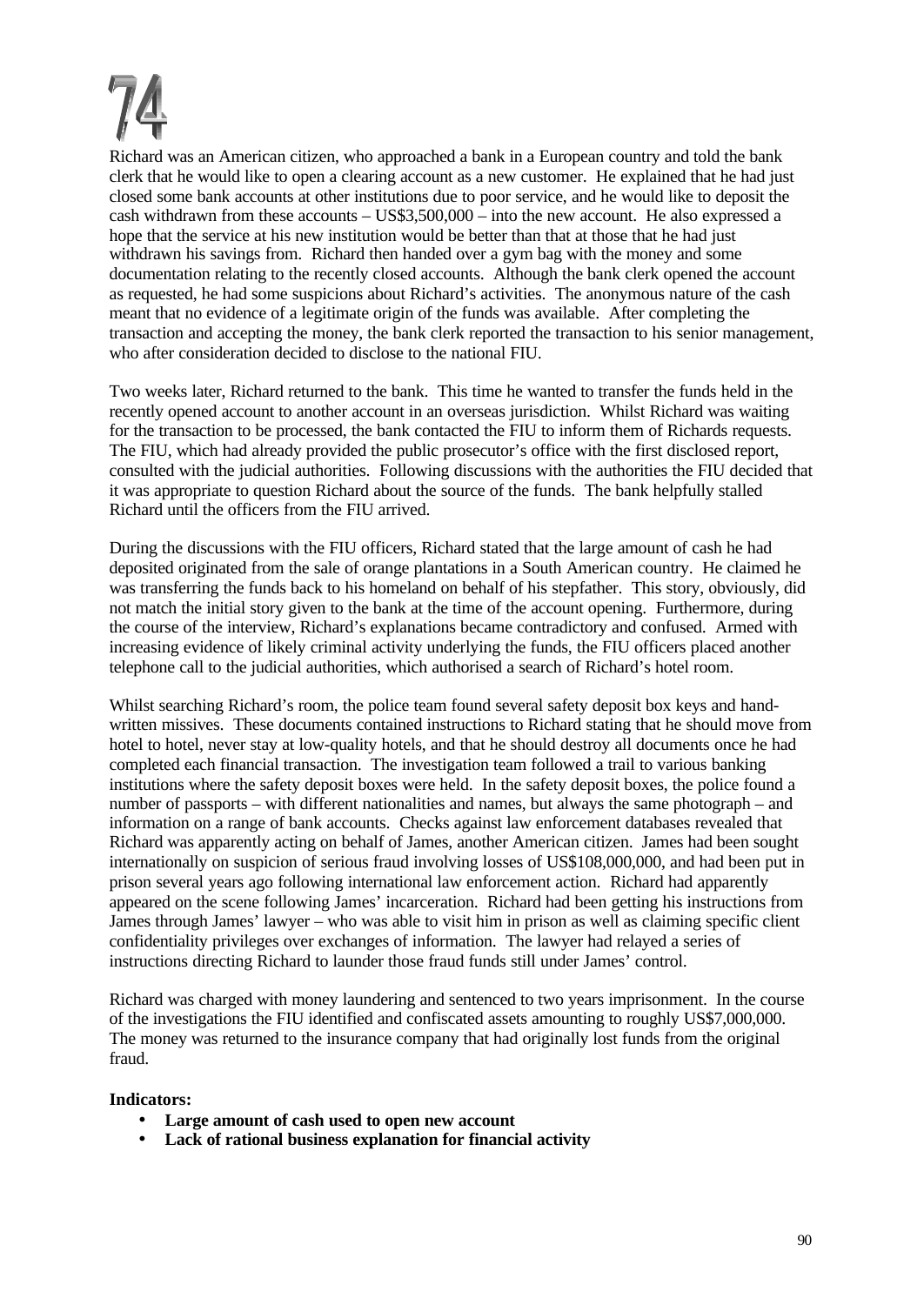# 74

Richard was an American citizen, who approached a bank in a European country and told the bank clerk that he would like to open a clearing account as a new customer. He explained that he had just closed some bank accounts at other institutions due to poor service, and he would like to deposit the cash withdrawn from these accounts – US$3,500,000 – into the new account. He also expressed a hope that the service at his new institution would be better than that at those that he had just withdrawn his savings from. Richard then handed over a gym bag with the money and some documentation relating to the recently closed accounts. Although the bank clerk opened the account as requested, he had some suspicions about Richard's activities. The anonymous nature of the cash meant that no evidence of a legitimate origin of the funds was available. After completing the transaction and accepting the money, the bank clerk reported the transaction to his senior management, who after consideration decided to disclose to the national FIU.

Two weeks later, Richard returned to the bank. This time he wanted to transfer the funds held in the recently opened account to another account in an overseas jurisdiction. Whilst Richard was waiting for the transaction to be processed, the bank contacted the FIU to inform them of Richards requests. The FIU, which had already provided the public prosecutor's office with the first disclosed report, consulted with the judicial authorities. Following discussions with the authorities the FIU decided that it was appropriate to question Richard about the source of the funds. The bank helpfully stalled Richard until the officers from the FIU arrived.

During the discussions with the FIU officers, Richard stated that the large amount of cash he had deposited originated from the sale of orange plantations in a South American country. He claimed he was transferring the funds back to his homeland on behalf of his stepfather. This story, obviously, did not match the initial story given to the bank at the time of the account opening. Furthermore, during the course of the interview, Richard's explanations became contradictory and confused. Armed with increasing evidence of likely criminal activity underlying the funds, the FIU officers placed another telephone call to the judicial authorities, which authorised a search of Richard's hotel room.

Whilst searching Richard's room, the police team found several safety deposit box keys and hand-written missives. These documents contained instructions to Richard stating that he should move from hotel to hotel, never stay at low-quality hotels, and that he should destroy all documents once he had completed each financial transaction. The investigation team followed a trail to various banking institutions where the safety deposit boxes were held. In the safety deposit boxes, the police found a number of passports – with different nationalities and names, but always the same photograph – and information on a range of bank accounts. Checks against law enforcement databases revealed that Richard was apparently acting on behalf of James, another American citizen. James had been sought internationally on suspicion of serious fraud involving losses of US$108,000,000, and had been put in prison several years ago following international law enforcement action. Richard had apparently appeared on the scene following James' incarceration. Richard had been getting his instructions from James through James' lawyer – who was able to visit him in prison as well as claiming specific client confidentiality privileges over exchanges of information. The lawyer had relayed a series of instructions directing Richard to launder those fraud funds still under James' control.

Richard was charged with money laundering and sentenced to two years imprisonment. In the course of the investigations the FIU identified and confiscated assets amounting to roughly US$7,000,000. The money was returned to the insurance company that had originally lost funds from the original fraud.

**Indicators:**

- **Large amount of cash used to open new account**
- **Lack of rational business explanation for financial activity**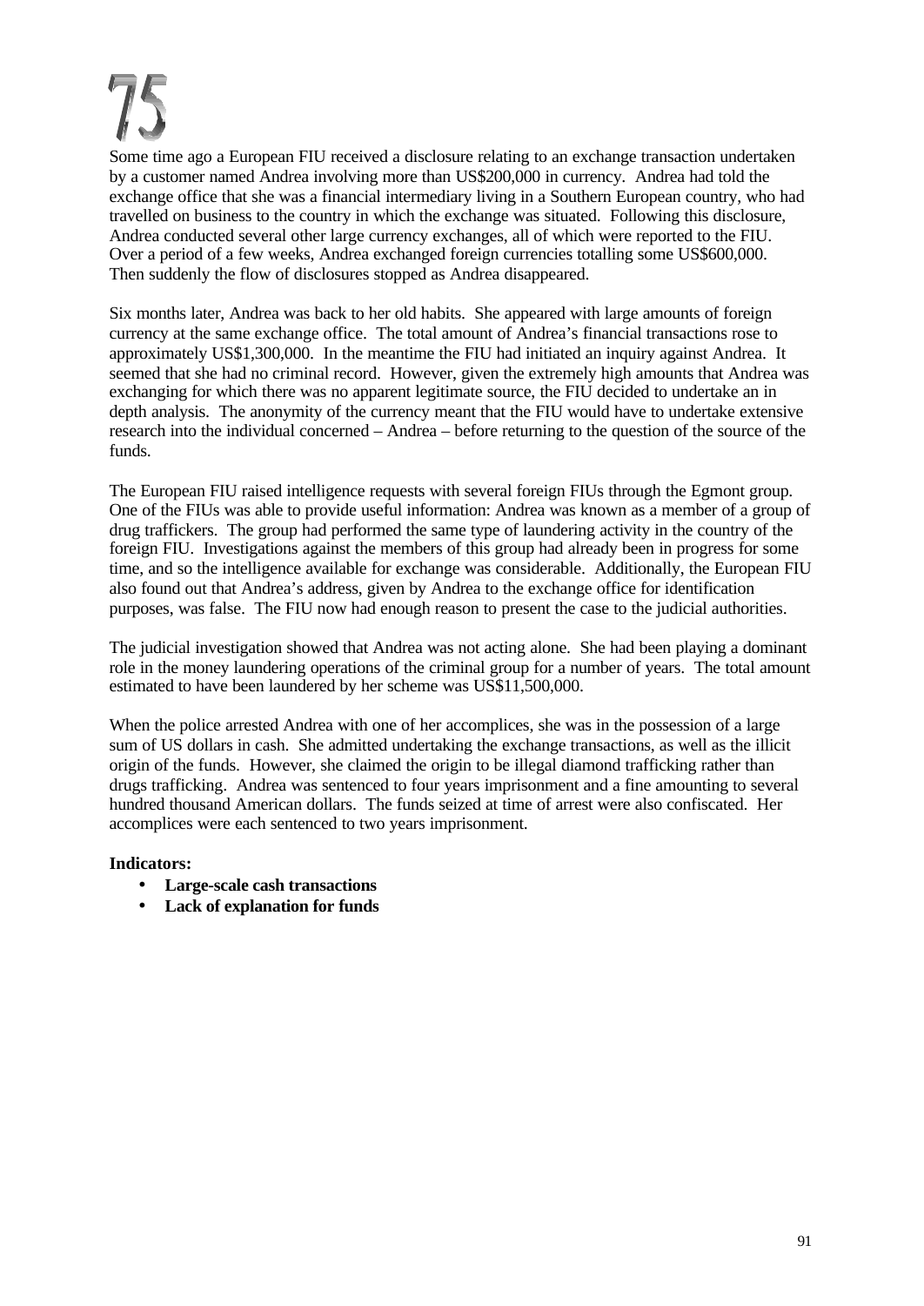# 75

Some time ago a European FIU received a disclosure relating to an exchange transaction undertaken by a customer named Andrea involving more than US$200,000 in currency. Andrea had told the exchange office that she was a financial intermediary living in a Southern European country, who had travelled on business to the country in which the exchange was situated. Following this disclosure, Andrea conducted several other large currency exchanges, all of which were reported to the FIU. Over a period of a few weeks, Andrea exchanged foreign currencies totalling some US$600,000. Then suddenly the flow of disclosures stopped as Andrea disappeared.

Six months later, Andrea was back to her old habits. She appeared with large amounts of foreign currency at the same exchange office. The total amount of Andrea's financial transactions rose to approximately US$1,300,000. In the meantime the FIU had initiated an inquiry against Andrea. It seemed that she had no criminal record. However, given the extremely high amounts that Andrea was exchanging for which there was no apparent legitimate source, the FIU decided to undertake an in depth analysis. The anonymity of the currency meant that the FIU would have to undertake extensive research into the individual concerned – Andrea – before returning to the question of the source of the funds.

The European FIU raised intelligence requests with several foreign FIUs through the Egmont group. One of the FIUs was able to provide useful information: Andrea was known as a member of a group of drug traffickers. The group had performed the same type of laundering activity in the country of the foreign FIU. Investigations against the members of this group had already been in progress for some time, and so the intelligence available for exchange was considerable. Additionally, the European FIU also found out that Andrea's address, given by Andrea to the exchange office for identification purposes, was false. The FIU now had enough reason to present the case to the judicial authorities.

The judicial investigation showed that Andrea was not acting alone. She had been playing a dominant role in the money laundering operations of the criminal group for a number of years. The total amount estimated to have been laundered by her scheme was US$11,500,000.

When the police arrested Andrea with one of her accomplices, she was in the possession of a large sum of US dollars in cash. She admitted undertaking the exchange transactions, as well as the illicit origin of the funds. However, she claimed the origin to be illegal diamond trafficking rather than drugs trafficking. Andrea was sentenced to four years imprisonment and a fine amounting to several hundred thousand American dollars. The funds seized at time of arrest were also confiscated. Her accomplices were each sentenced to two years imprisonment.

**Indicators:**

- **Large-scale cash transactions**
- **Lack of explanation for funds**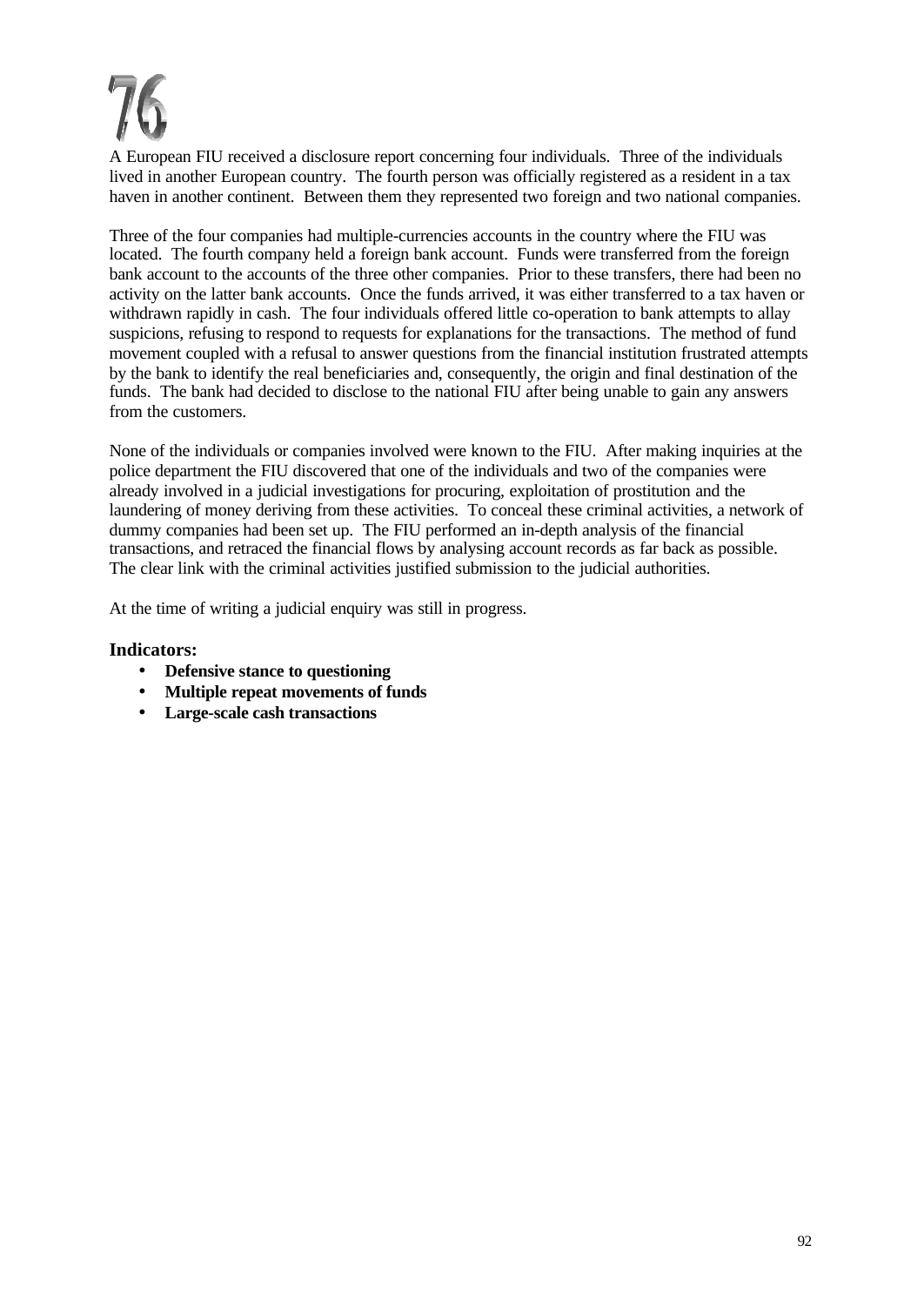# 76

A European FIU received a disclosure report concerning four individuals. Three of the individuals lived in another European country. The fourth person was officially registered as a resident in a tax haven in another continent. Between them they represented two foreign and two national companies.

Three of the four companies had multiple-currencies accounts in the country where the FIU was located. The fourth company held a foreign bank account. Funds were transferred from the foreign bank account to the accounts of the three other companies. Prior to these transfers, there had been no activity on the latter bank accounts. Once the funds arrived, it was either transferred to a tax haven or withdrawn rapidly in cash. The four individuals offered little co-operation to bank attempts to allay suspicions, refusing to respond to requests for explanations for the transactions. The method of fund movement coupled with a refusal to answer questions from the financial institution frustrated attempts by the bank to identify the real beneficiaries and, consequently, the origin and final destination of the funds. The bank had decided to disclose to the national FIU after being unable to gain any answers from the customers.

None of the individuals or companies involved were known to the FIU. After making inquiries at the police department the FIU discovered that one of the individuals and two of the companies were already involved in a judicial investigations for procuring, exploitation of prostitution and the laundering of money deriving from these activities. To conceal these criminal activities, a network of dummy companies had been set up. The FIU performed an in-depth analysis of the financial transactions, and retraced the financial flows by analysing account records as far back as possible. The clear link with the criminal activities justified submission to the judicial authorities.

At the time of writing a judicial enquiry was still in progress.

### Indicators:

- **Defensive stance to questioning**
- **Multiple repeat movements of funds**
- **Large-scale cash transactions**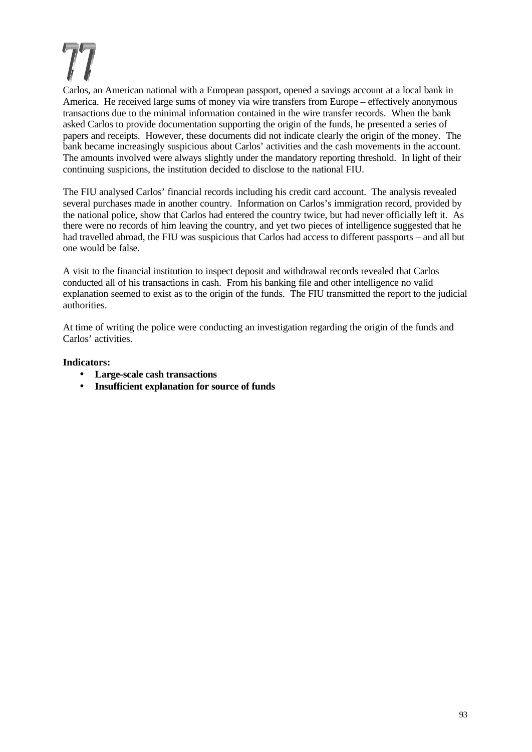77

Carlos, an American national with a European passport, opened a savings account at a local bank in America. He received large sums of money via wire transfers from Europe – effectively anonymous transactions due to the minimal information contained in the wire transfer records. When the bank asked Carlos to provide documentation supporting the origin of the funds, he presented a series of papers and receipts. However, these documents did not indicate clearly the origin of the money. The bank became increasingly suspicious about Carlos' activities and the cash movements in the account. The amounts involved were always slightly under the mandatory reporting threshold. In light of their continuing suspicions, the institution decided to disclose to the national FIU.

The FIU analysed Carlos' financial records including his credit card account. The analysis revealed several purchases made in another country. Information on Carlos's immigration record, provided by the national police, show that Carlos had entered the country twice, but had never officially left it. As there were no records of him leaving the country, and yet two pieces of intelligence suggested that he had travelled abroad, the FIU was suspicious that Carlos had access to different passports – and all but one would be false.

A visit to the financial institution to inspect deposit and withdrawal records revealed that Carlos conducted all of his transactions in cash. From his banking file and other intelligence no valid explanation seemed to exist as to the origin of the funds. The FIU transmitted the report to the judicial authorities.

At time of writing the police were conducting an investigation regarding the origin of the funds and Carlos' activities.

**Indicators:**

- **Large-scale cash transactions**
- **Insufficient explanation for source of funds**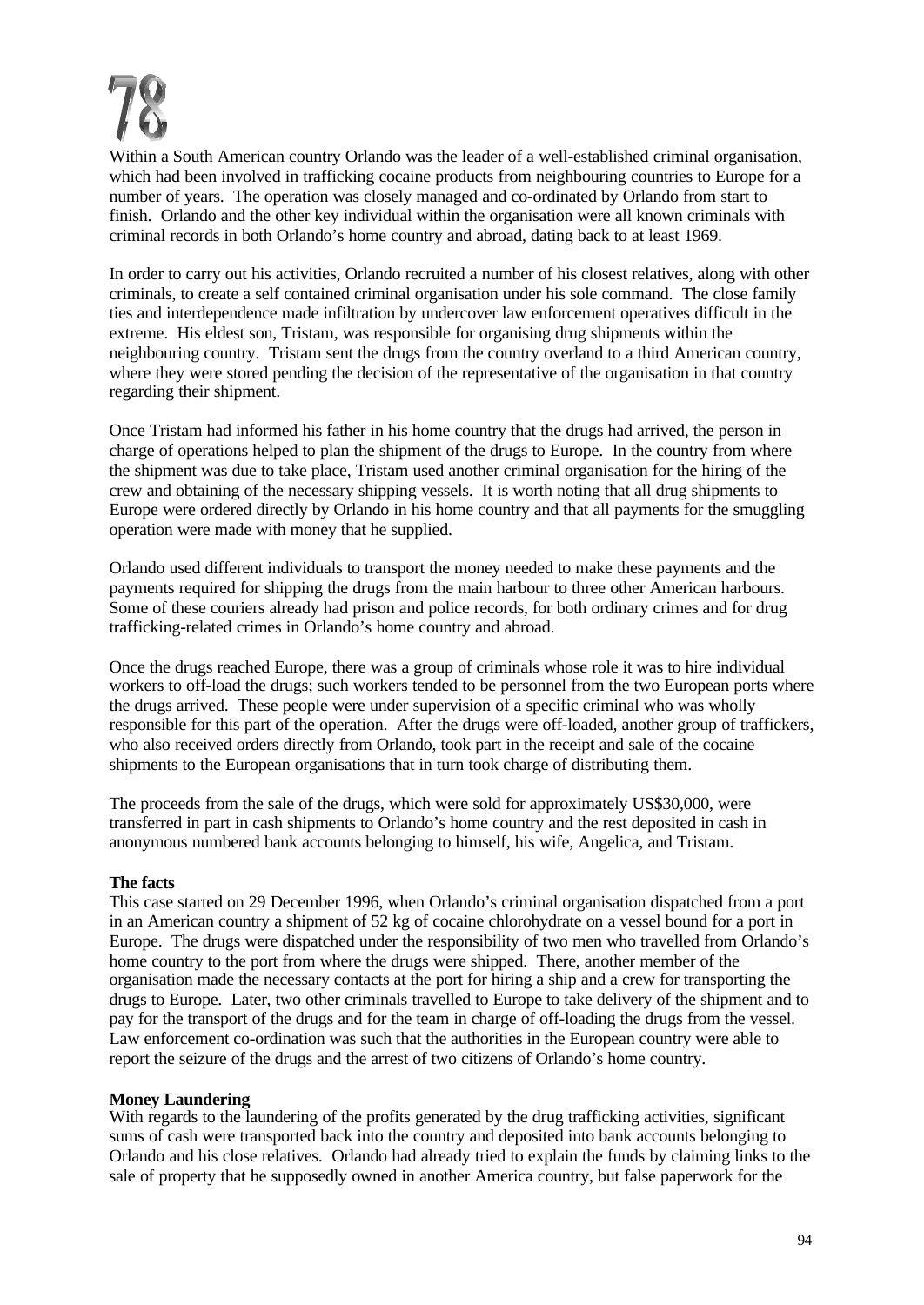# 78

Within a South American country Orlando was the leader of a well-established criminal organisation, which had been involved in trafficking cocaine products from neighbouring countries to Europe for a number of years. The operation was closely managed and co-ordinated by Orlando from start to finish. Orlando and the other key individual within the organisation were all known criminals with criminal records in both Orlando's home country and abroad, dating back to at least 1969.

In order to carry out his activities, Orlando recruited a number of his closest relatives, along with other criminals, to create a self contained criminal organisation under his sole command. The close family ties and interdependence made infiltration by undercover law enforcement operatives difficult in the extreme. His eldest son, Tristam, was responsible for organising drug shipments within the neighbouring country. Tristam sent the drugs from the country overland to a third American country, where they were stored pending the decision of the representative of the organisation in that country regarding their shipment.

Once Tristam had informed his father in his home country that the drugs had arrived, the person in charge of operations helped to plan the shipment of the drugs to Europe. In the country from where the shipment was due to take place, Tristam used another criminal organisation for the hiring of the crew and obtaining of the necessary shipping vessels. It is worth noting that all drug shipments to Europe were ordered directly by Orlando in his home country and that all payments for the smuggling operation were made with money that he supplied.

Orlando used different individuals to transport the money needed to make these payments and the payments required for shipping the drugs from the main harbour to three other American harbours. Some of these couriers already had prison and police records, for both ordinary crimes and for drug trafficking-related crimes in Orlando's home country and abroad.

Once the drugs reached Europe, there was a group of criminals whose role it was to hire individual workers to off-load the drugs; such workers tended to be personnel from the two European ports where the drugs arrived. These people were under supervision of a specific criminal who was wholly responsible for this part of the operation. After the drugs were off-loaded, another group of traffickers, who also received orders directly from Orlando, took part in the receipt and sale of the cocaine shipments to the European organisations that in turn took charge of distributing them.

The proceeds from the sale of the drugs, which were sold for approximately US$30,000, were transferred in part in cash shipments to Orlando's home country and the rest deposited in cash in anonymous numbered bank accounts belonging to himself, his wife, Angelica, and Tristam.

**The facts**

This case started on 29 December 1996, when Orlando's criminal organisation dispatched from a port in an American country a shipment of 52 kg of cocaine chlorohydrate on a vessel bound for a port in Europe. The drugs were dispatched under the responsibility of two men who travelled from Orlando's home country to the port from where the drugs were shipped. There, another member of the organisation made the necessary contacts at the port for hiring a ship and a crew for transporting the drugs to Europe. Later, two other criminals travelled to Europe to take delivery of the shipment and to pay for the transport of the drugs and for the team in charge of off-loading the drugs from the vessel. Law enforcement co-ordination was such that the authorities in the European country were able to report the seizure of the drugs and the arrest of two citizens of Orlando's home country.

**Money Laundering**

With regards to the laundering of the profits generated by the drug trafficking activities, significant sums of cash were transported back into the country and deposited into bank accounts belonging to Orlando and his close relatives. Orlando had already tried to explain the funds by claiming links to the sale of property that he supposedly owned in another America country, but false paperwork for the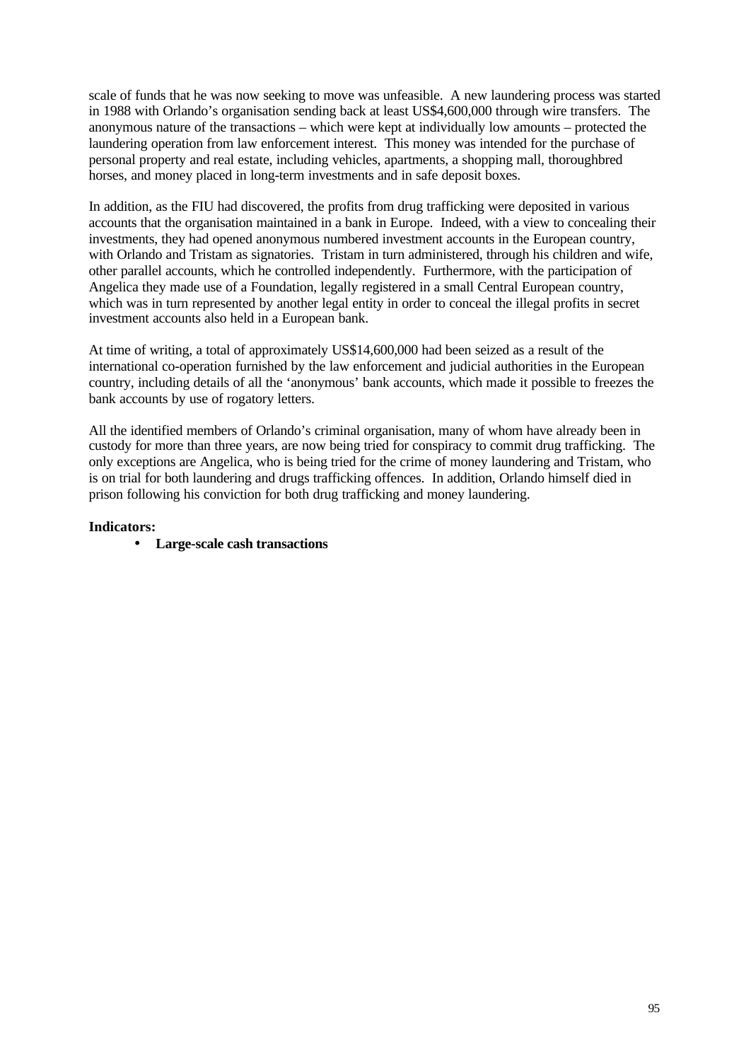scale of funds that he was now seeking to move was unfeasible. A new laundering process was started in 1988 with Orlando's organisation sending back at least US$4,600,000 through wire transfers. The anonymous nature of the transactions – which were kept at individually low amounts – protected the laundering operation from law enforcement interest. This money was intended for the purchase of personal property and real estate, including vehicles, apartments, a shopping mall, thoroughbred horses, and money placed in long-term investments and in safe deposit boxes.

In addition, as the FIU had discovered, the profits from drug trafficking were deposited in various accounts that the organisation maintained in a bank in Europe. Indeed, with a view to concealing their investments, they had opened anonymous numbered investment accounts in the European country, with Orlando and Tristam as signatories. Tristam in turn administered, through his children and wife, other parallel accounts, which he controlled independently. Furthermore, with the participation of Angelica they made use of a Foundation, legally registered in a small Central European country, which was in turn represented by another legal entity in order to conceal the illegal profits in secret investment accounts also held in a European bank.

At time of writing, a total of approximately US$14,600,000 had been seized as a result of the international co-operation furnished by the law enforcement and judicial authorities in the European country, including details of all the 'anonymous' bank accounts, which made it possible to freezes the bank accounts by use of rogatory letters.

All the identified members of Orlando's criminal organisation, many of whom have already been in custody for more than three years, are now being tried for conspiracy to commit drug trafficking. The only exceptions are Angelica, who is being tried for the crime of money laundering and Tristam, who is on trial for both laundering and drugs trafficking offences. In addition, Orlando himself died in prison following his conviction for both drug trafficking and money laundering.

**Indicators:**

- **Large-scale cash transactions**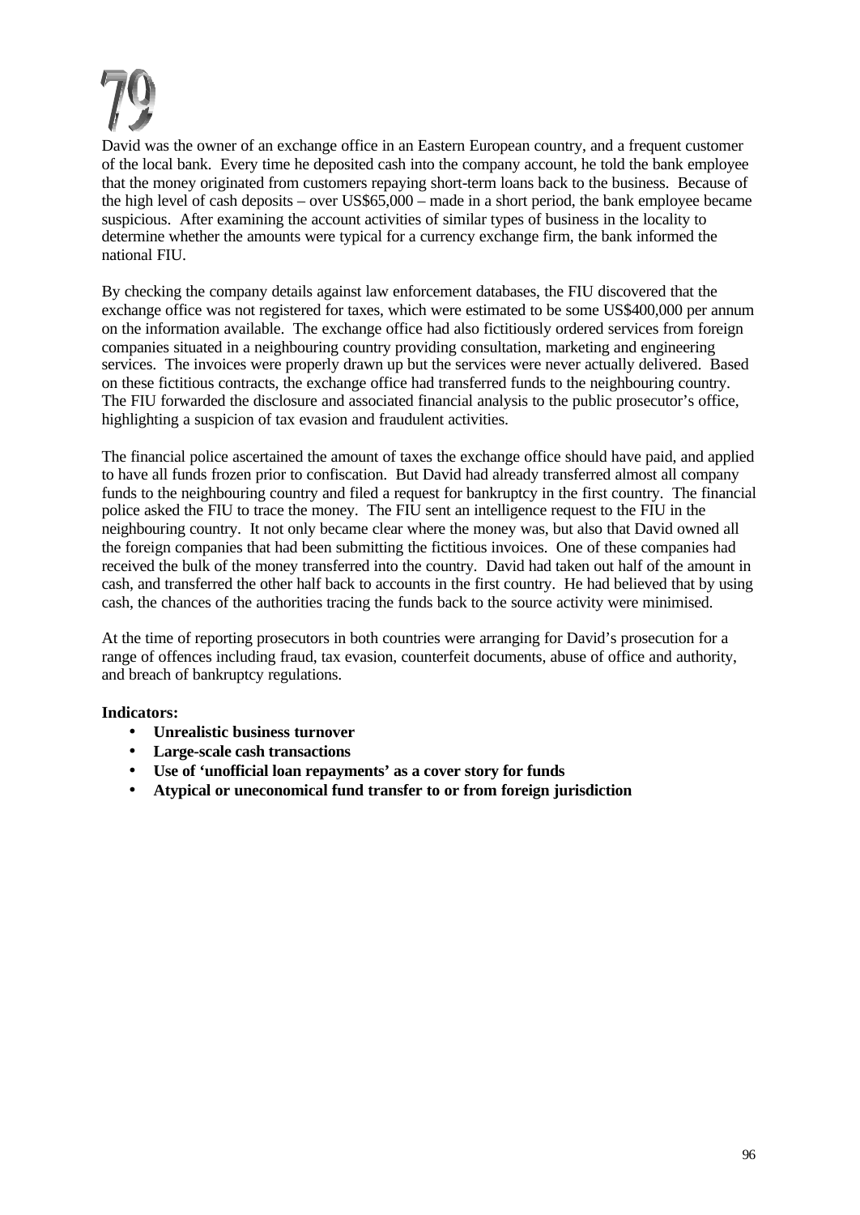# 79

David was the owner of an exchange office in an Eastern European country, and a frequent customer of the local bank. Every time he deposited cash into the company account, he told the bank employee that the money originated from customers repaying short-term loans back to the business. Because of the high level of cash deposits – over US$65,000 – made in a short period, the bank employee became suspicious. After examining the account activities of similar types of business in the locality to determine whether the amounts were typical for a currency exchange firm, the bank informed the national FIU.

By checking the company details against law enforcement databases, the FIU discovered that the exchange office was not registered for taxes, which were estimated to be some US$400,000 per annum on the information available. The exchange office had also fictitiously ordered services from foreign companies situated in a neighbouring country providing consultation, marketing and engineering services. The invoices were properly drawn up but the services were never actually delivered. Based on these fictitious contracts, the exchange office had transferred funds to the neighbouring country. The FIU forwarded the disclosure and associated financial analysis to the public prosecutor's office, highlighting a suspicion of tax evasion and fraudulent activities.

The financial police ascertained the amount of taxes the exchange office should have paid, and applied to have all funds frozen prior to confiscation. But David had already transferred almost all company funds to the neighbouring country and filed a request for bankruptcy in the first country. The financial police asked the FIU to trace the money. The FIU sent an intelligence request to the FIU in the neighbouring country. It not only became clear where the money was, but also that David owned all the foreign companies that had been submitting the fictitious invoices. One of these companies had received the bulk of the money transferred into the country. David had taken out half of the amount in cash, and transferred the other half back to accounts in the first country. He had believed that by using cash, the chances of the authorities tracing the funds back to the source activity were minimised.

At the time of reporting prosecutors in both countries were arranging for David's prosecution for a range of offences including fraud, tax evasion, counterfeit documents, abuse of office and authority, and breach of bankruptcy regulations.

**Indicators:**

- **Unrealistic business turnover**
- **Large-scale cash transactions**
- **Use of 'unofficial loan repayments' as a cover story for funds**
- **Atypical or uneconomical fund transfer to or from foreign jurisdiction**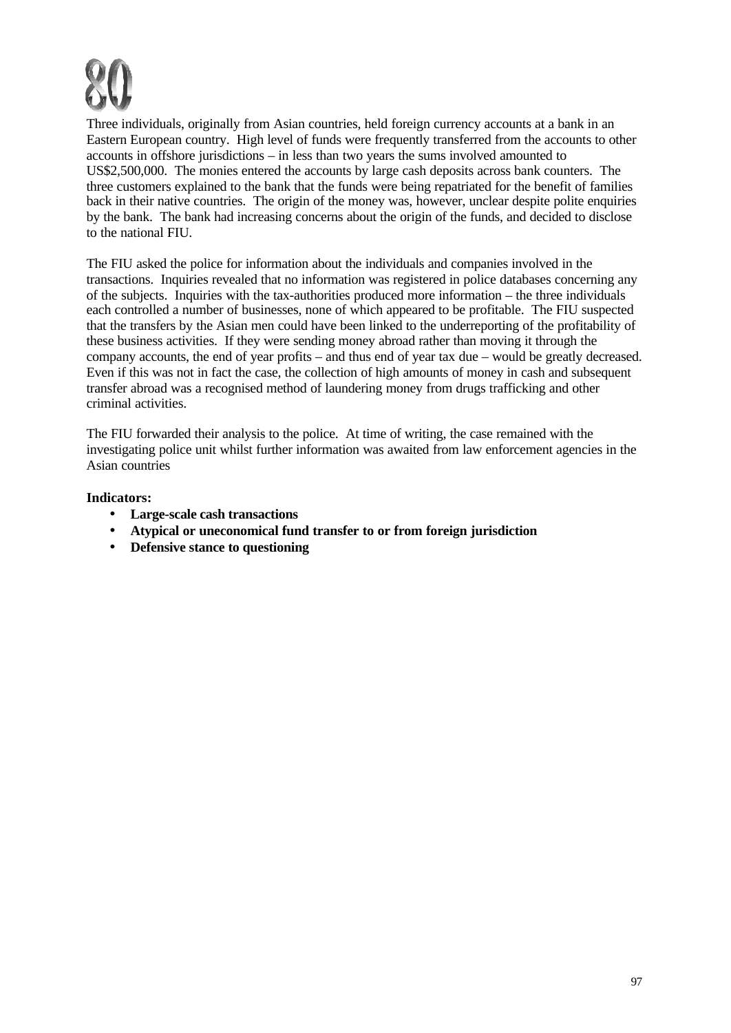# 80

Three individuals, originally from Asian countries, held foreign currency accounts at a bank in an Eastern European country. High level of funds were frequently transferred from the accounts to other accounts in offshore jurisdictions – in less than two years the sums involved amounted to US$2,500,000. The monies entered the accounts by large cash deposits across bank counters. The three customers explained to the bank that the funds were being repatriated for the benefit of families back in their native countries. The origin of the money was, however, unclear despite polite enquiries by the bank. The bank had increasing concerns about the origin of the funds, and decided to disclose to the national FIU.

The FIU asked the police for information about the individuals and companies involved in the transactions. Inquiries revealed that no information was registered in police databases concerning any of the subjects. Inquiries with the tax-authorities produced more information – the three individuals each controlled a number of businesses, none of which appeared to be profitable. The FIU suspected that the transfers by the Asian men could have been linked to the underreporting of the profitability of these business activities. If they were sending money abroad rather than moving it through the company accounts, the end of year profits – and thus end of year tax due – would be greatly decreased. Even if this was not in fact the case, the collection of high amounts of money in cash and subsequent transfer abroad was a recognised method of laundering money from drugs trafficking and other criminal activities.

The FIU forwarded their analysis to the police. At time of writing, the case remained with the investigating police unit whilst further information was awaited from law enforcement agencies in the Asian countries

**Indicators:**

- **Large-scale cash transactions**
- **Atypical or uneconomical fund transfer to or from foreign jurisdiction**
- **Defensive stance to questioning**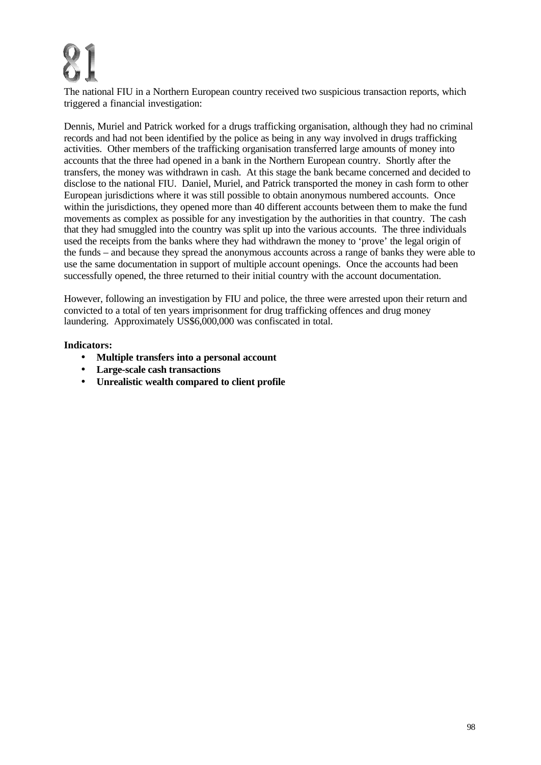# 81

The national FIU in a Northern European country received two suspicious transaction reports, which triggered a financial investigation:

Dennis, Muriel and Patrick worked for a drugs trafficking organisation, although they had no criminal records and had not been identified by the police as being in any way involved in drugs trafficking activities. Other members of the trafficking organisation transferred large amounts of money into accounts that the three had opened in a bank in the Northern European country. Shortly after the transfers, the money was withdrawn in cash. At this stage the bank became concerned and decided to disclose to the national FIU. Daniel, Muriel, and Patrick transported the money in cash form to other European jurisdictions where it was still possible to obtain anonymous numbered accounts. Once within the jurisdictions, they opened more than 40 different accounts between them to make the fund movements as complex as possible for any investigation by the authorities in that country. The cash that they had smuggled into the country was split up into the various accounts. The three individuals used the receipts from the banks where they had withdrawn the money to 'prove' the legal origin of the funds – and because they spread the anonymous accounts across a range of banks they were able to use the same documentation in support of multiple account openings. Once the accounts had been successfully opened, the three returned to their initial country with the account documentation.

However, following an investigation by FIU and police, the three were arrested upon their return and convicted to a total of ten years imprisonment for drug trafficking offences and drug money laundering. Approximately US$6,000,000 was confiscated in total.

**Indicators:**

- **Multiple transfers into a personal account**
- **Large-scale cash transactions**
- **Unrealistic wealth compared to client profile**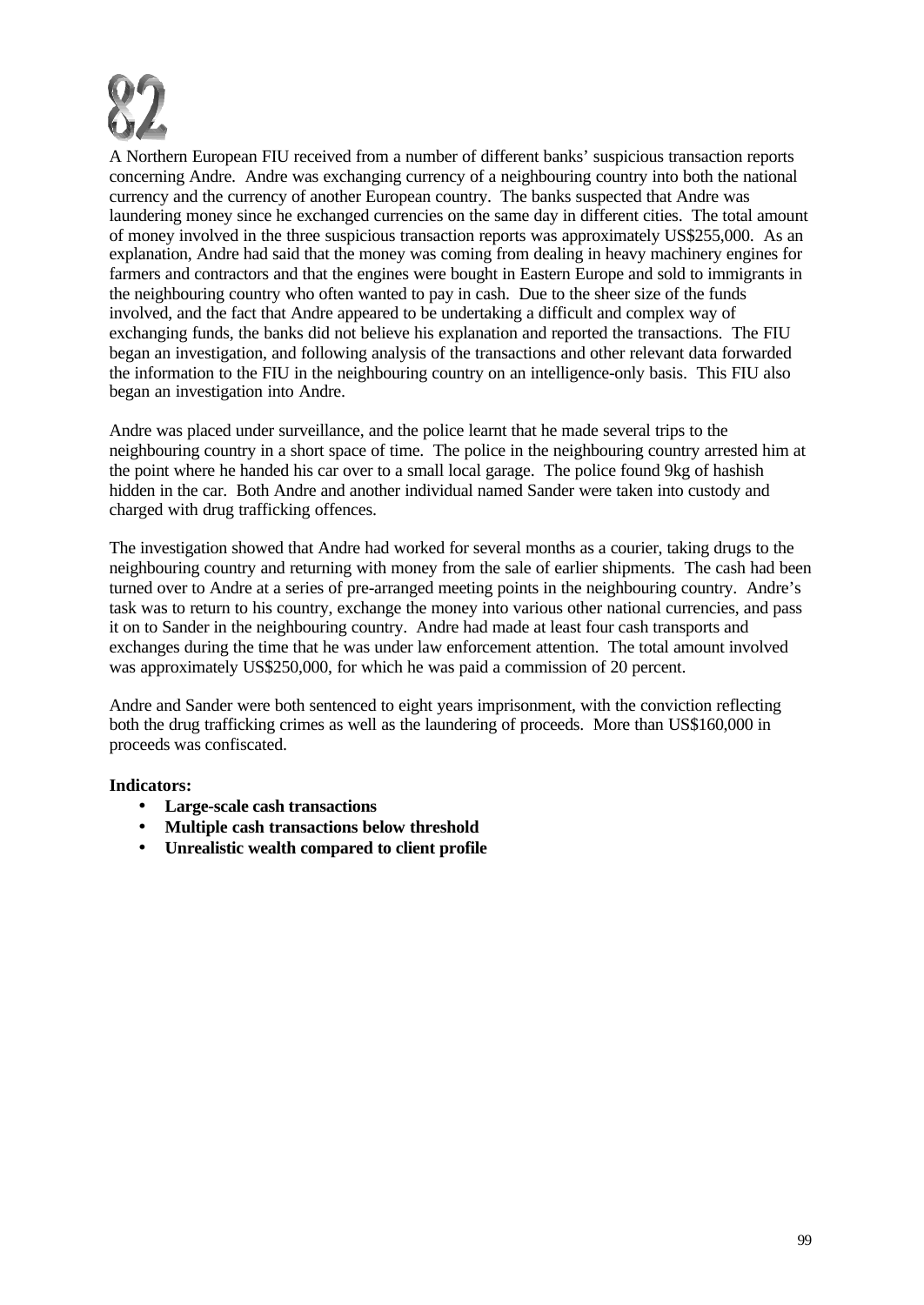# 82

A Northern European FIU received from a number of different banks' suspicious transaction reports concerning Andre. Andre was exchanging currency of a neighbouring country into both the national currency and the currency of another European country. The banks suspected that Andre was laundering money since he exchanged currencies on the same day in different cities. The total amount of money involved in the three suspicious transaction reports was approximately US$255,000. As an explanation, Andre had said that the money was coming from dealing in heavy machinery engines for farmers and contractors and that the engines were bought in Eastern Europe and sold to immigrants in the neighbouring country who often wanted to pay in cash. Due to the sheer size of the funds involved, and the fact that Andre appeared to be undertaking a difficult and complex way of exchanging funds, the banks did not believe his explanation and reported the transactions. The FIU began an investigation, and following analysis of the transactions and other relevant data forwarded the information to the FIU in the neighbouring country on an intelligence-only basis. This FIU also began an investigation into Andre.

Andre was placed under surveillance, and the police learnt that he made several trips to the neighbouring country in a short space of time. The police in the neighbouring country arrested him at the point where he handed his car over to a small local garage. The police found 9kg of hashish hidden in the car. Both Andre and another individual named Sander were taken into custody and charged with drug trafficking offences.

The investigation showed that Andre had worked for several months as a courier, taking drugs to the neighbouring country and returning with money from the sale of earlier shipments. The cash had been turned over to Andre at a series of pre-arranged meeting points in the neighbouring country. Andre's task was to return to his country, exchange the money into various other national currencies, and pass it on to Sander in the neighbouring country. Andre had made at least four cash transports and exchanges during the time that he was under law enforcement attention. The total amount involved was approximately US$250,000, for which he was paid a commission of 20 percent.

Andre and Sander were both sentenced to eight years imprisonment, with the conviction reflecting both the drug trafficking crimes as well as the laundering of proceeds. More than US$160,000 in proceeds was confiscated.

**Indicators:**

- **Large-scale cash transactions**
- **Multiple cash transactions below threshold**
- **Unrealistic wealth compared to client profile**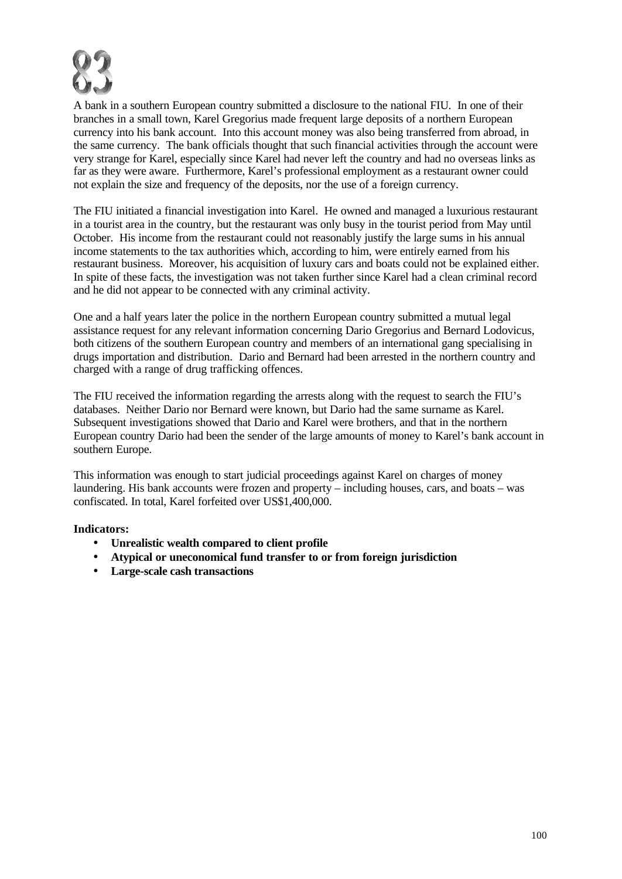# 83

A bank in a southern European country submitted a disclosure to the national FIU. In one of their branches in a small town, Karel Gregorius made frequent large deposits of a northern European currency into his bank account. Into this account money was also being transferred from abroad, in the same currency. The bank officials thought that such financial activities through the account were very strange for Karel, especially since Karel had never left the country and had no overseas links as far as they were aware. Furthermore, Karel's professional employment as a restaurant owner could not explain the size and frequency of the deposits, nor the use of a foreign currency.

The FIU initiated a financial investigation into Karel. He owned and managed a luxurious restaurant in a tourist area in the country, but the restaurant was only busy in the tourist period from May until October. His income from the restaurant could not reasonably justify the large sums in his annual income statements to the tax authorities which, according to him, were entirely earned from his restaurant business. Moreover, his acquisition of luxury cars and boats could not be explained either. In spite of these facts, the investigation was not taken further since Karel had a clean criminal record and he did not appear to be connected with any criminal activity.

One and a half years later the police in the northern European country submitted a mutual legal assistance request for any relevant information concerning Dario Gregorius and Bernard Lodovicus, both citizens of the southern European country and members of an international gang specialising in drugs importation and distribution. Dario and Bernard had been arrested in the northern country and charged with a range of drug trafficking offences.

The FIU received the information regarding the arrests along with the request to search the FIU's databases. Neither Dario nor Bernard were known, but Dario had the same surname as Karel. Subsequent investigations showed that Dario and Karel were brothers, and that in the northern European country Dario had been the sender of the large amounts of money to Karel's bank account in southern Europe.

This information was enough to start judicial proceedings against Karel on charges of money laundering. His bank accounts were frozen and property – including houses, cars, and boats – was confiscated. In total, Karel forfeited over US$1,400,000.

**Indicators:**

- **Unrealistic wealth compared to client profile**
- **Atypical or uneconomical fund transfer to or from foreign jurisdiction**
- **Large-scale cash transactions**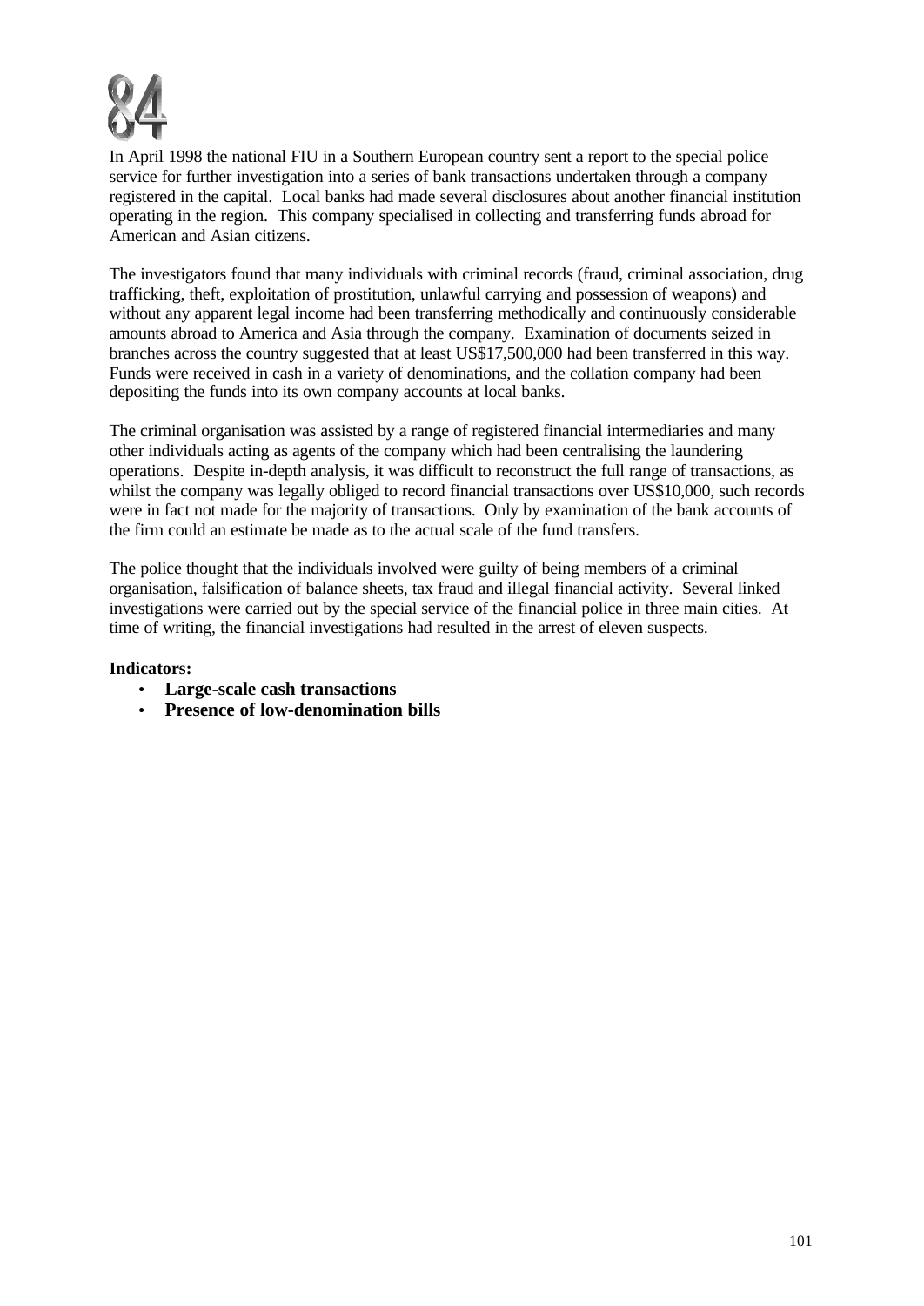# 84

In April 1998 the national FIU in a Southern European country sent a report to the special police service for further investigation into a series of bank transactions undertaken through a company registered in the capital. Local banks had made several disclosures about another financial institution operating in the region. This company specialised in collecting and transferring funds abroad for American and Asian citizens.

The investigators found that many individuals with criminal records (fraud, criminal association, drug trafficking, theft, exploitation of prostitution, unlawful carrying and possession of weapons) and without any apparent legal income had been transferring methodically and continuously considerable amounts abroad to America and Asia through the company. Examination of documents seized in branches across the country suggested that at least US$17,500,000 had been transferred in this way. Funds were received in cash in a variety of denominations, and the collation company had been depositing the funds into its own company accounts at local banks.

The criminal organisation was assisted by a range of registered financial intermediaries and many other individuals acting as agents of the company which had been centralising the laundering operations. Despite in-depth analysis, it was difficult to reconstruct the full range of transactions, as whilst the company was legally obliged to record financial transactions over US$10,000, such records were in fact not made for the majority of transactions. Only by examination of the bank accounts of the firm could an estimate be made as to the actual scale of the fund transfers.

The police thought that the individuals involved were guilty of being members of a criminal organisation, falsification of balance sheets, tax fraud and illegal financial activity. Several linked investigations were carried out by the special service of the financial police in three main cities. At time of writing, the financial investigations had resulted in the arrest of eleven suspects.

**Indicators:**

- **Large-scale cash transactions**
- **Presence of low-denomination bills**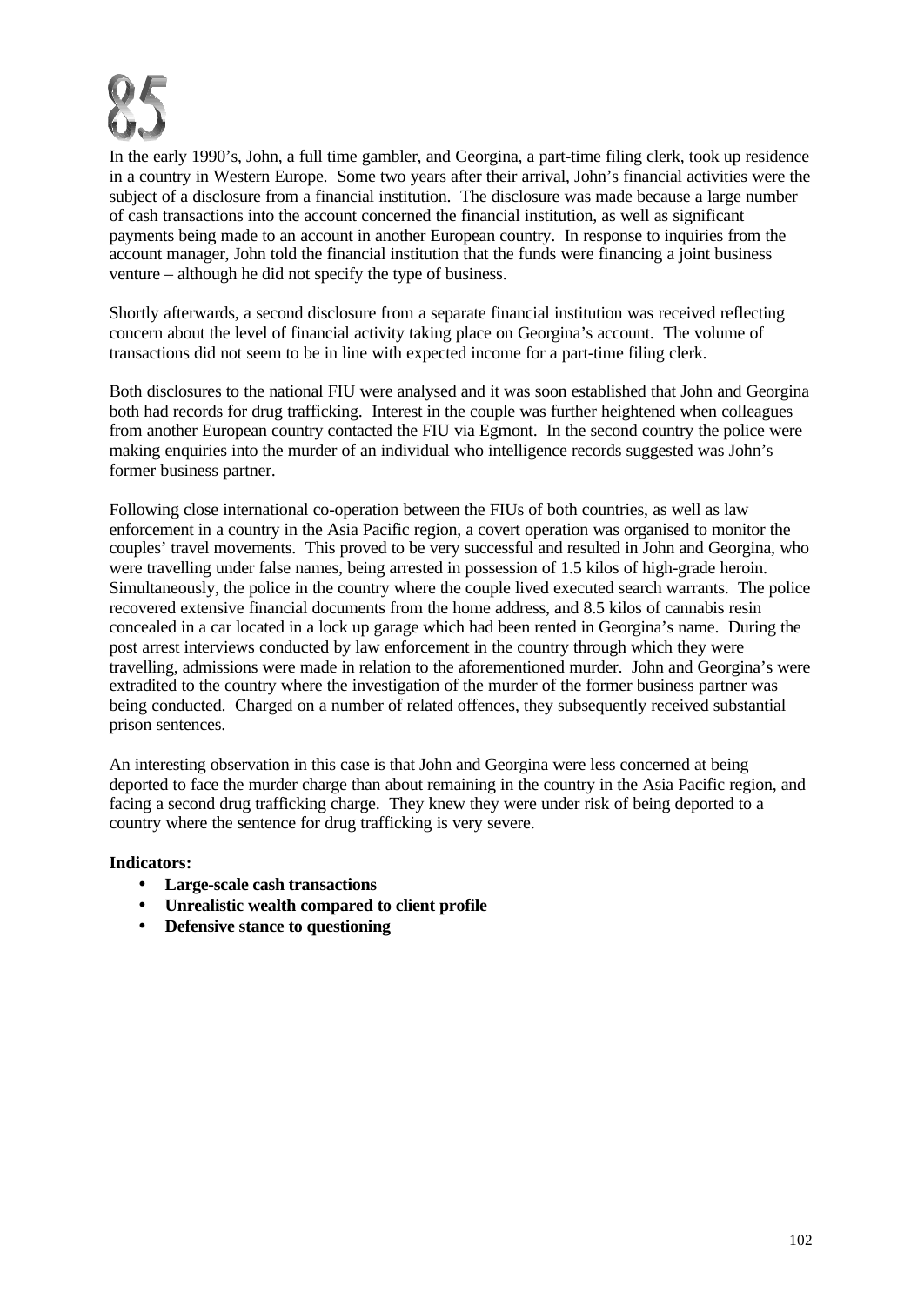# 85

In the early 1990's, John, a full time gambler, and Georgina, a part-time filing clerk, took up residence in a country in Western Europe. Some two years after their arrival, John's financial activities were the subject of a disclosure from a financial institution. The disclosure was made because a large number of cash transactions into the account concerned the financial institution, as well as significant payments being made to an account in another European country. In response to inquiries from the account manager, John told the financial institution that the funds were financing a joint business venture – although he did not specify the type of business.

Shortly afterwards, a second disclosure from a separate financial institution was received reflecting concern about the level of financial activity taking place on Georgina's account. The volume of transactions did not seem to be in line with expected income for a part-time filing clerk.

Both disclosures to the national FIU were analysed and it was soon established that John and Georgina both had records for drug trafficking. Interest in the couple was further heightened when colleagues from another European country contacted the FIU via Egmont. In the second country the police were making enquiries into the murder of an individual who intelligence records suggested was John's former business partner.

Following close international co-operation between the FIUs of both countries, as well as law enforcement in a country in the Asia Pacific region, a covert operation was organised to monitor the couples' travel movements. This proved to be very successful and resulted in John and Georgina, who were travelling under false names, being arrested in possession of 1.5 kilos of high-grade heroin. Simultaneously, the police in the country where the couple lived executed search warrants. The police recovered extensive financial documents from the home address, and 8.5 kilos of cannabis resin concealed in a car located in a lock up garage which had been rented in Georgina's name. During the post arrest interviews conducted by law enforcement in the country through which they were travelling, admissions were made in relation to the aforementioned murder. John and Georgina's were extradited to the country where the investigation of the murder of the former business partner was being conducted. Charged on a number of related offences, they subsequently received substantial prison sentences.

An interesting observation in this case is that John and Georgina were less concerned at being deported to face the murder charge than about remaining in the country in the Asia Pacific region, and facing a second drug trafficking charge. They knew they were under risk of being deported to a country where the sentence for drug trafficking is very severe.

**Indicators:**

- **Large-scale cash transactions**
- **Unrealistic wealth compared to client profile**
- **Defensive stance to questioning**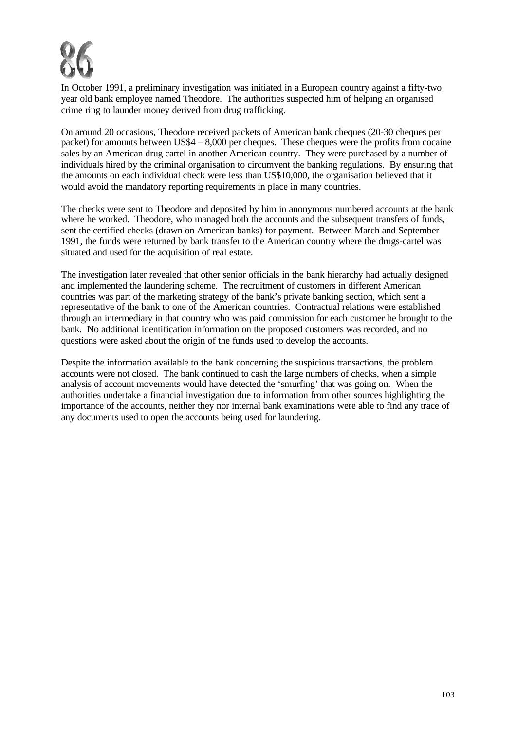# 86

In October 1991, a preliminary investigation was initiated in a European country against a fifty-two year old bank employee named Theodore. The authorities suspected him of helping an organised crime ring to launder money derived from drug trafficking.

On around 20 occasions, Theodore received packets of American bank cheques (20-30 cheques per packet) for amounts between US$4 – 8,000 per cheques. These cheques were the profits from cocaine sales by an American drug cartel in another American country. They were purchased by a number of individuals hired by the criminal organisation to circumvent the banking regulations. By ensuring that the amounts on each individual check were less than US$10,000, the organisation believed that it would avoid the mandatory reporting requirements in place in many countries.

The checks were sent to Theodore and deposited by him in anonymous numbered accounts at the bank where he worked. Theodore, who managed both the accounts and the subsequent transfers of funds, sent the certified checks (drawn on American banks) for payment. Between March and September 1991, the funds were returned by bank transfer to the American country where the drugs-cartel was situated and used for the acquisition of real estate.

The investigation later revealed that other senior officials in the bank hierarchy had actually designed and implemented the laundering scheme. The recruitment of customers in different American countries was part of the marketing strategy of the bank's private banking section, which sent a representative of the bank to one of the American countries. Contractual relations were established through an intermediary in that country who was paid commission for each customer he brought to the bank. No additional identification information on the proposed customers was recorded, and no questions were asked about the origin of the funds used to develop the accounts.

Despite the information available to the bank concerning the suspicious transactions, the problem accounts were not closed. The bank continued to cash the large numbers of checks, when a simple analysis of account movements would have detected the 'smurfing' that was going on. When the authorities undertake a financial investigation due to information from other sources highlighting the importance of the accounts, neither they nor internal bank examinations were able to find any trace of any documents used to open the accounts being used for laundering.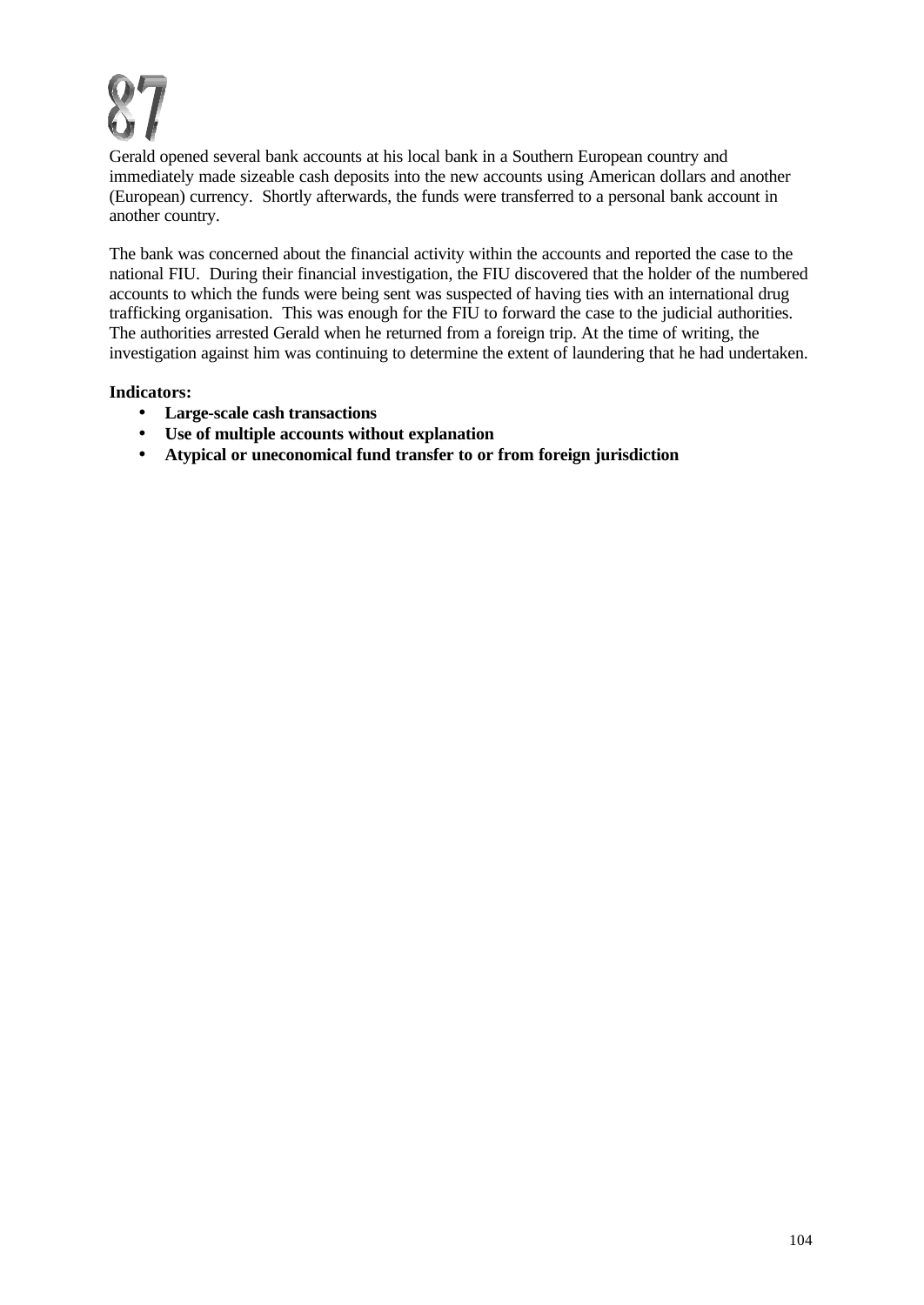# 87

Gerald opened several bank accounts at his local bank in a Southern European country and immediately made sizeable cash deposits into the new accounts using American dollars and another (European) currency. Shortly afterwards, the funds were transferred to a personal bank account in another country.

The bank was concerned about the financial activity within the accounts and reported the case to the national FIU. During their financial investigation, the FIU discovered that the holder of the numbered accounts to which the funds were being sent was suspected of having ties with an international drug trafficking organisation. This was enough for the FIU to forward the case to the judicial authorities. The authorities arrested Gerald when he returned from a foreign trip. At the time of writing, the investigation against him was continuing to determine the extent of laundering that he had undertaken.

**Indicators:**

- **Large-scale cash transactions**
- **Use of multiple accounts without explanation**
- **Atypical or uneconomical fund transfer to or from foreign jurisdiction**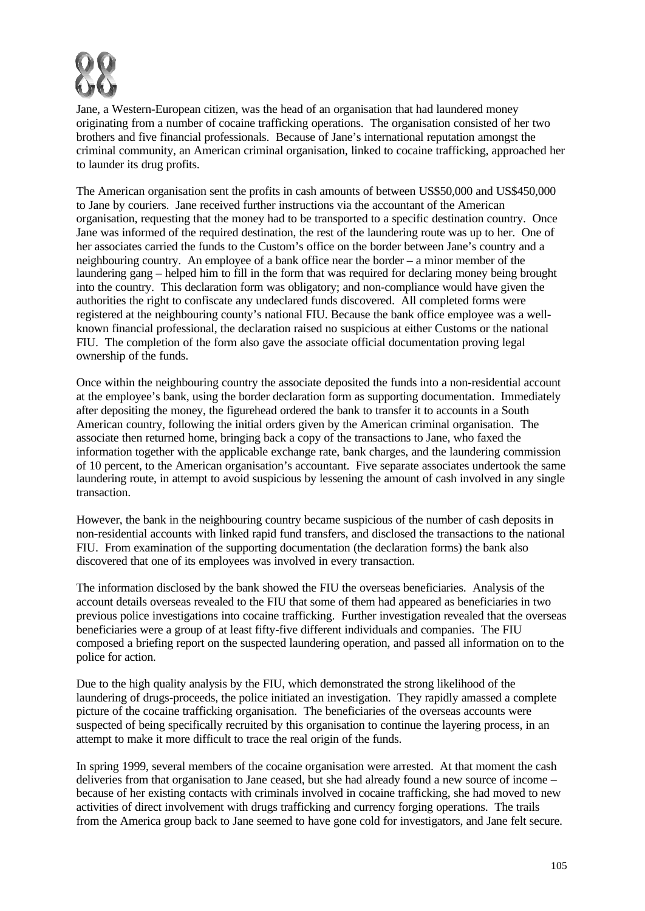# 88

Jane, a Western-European citizen, was the head of an organisation that had laundered money originating from a number of cocaine trafficking operations. The organisation consisted of her two brothers and five financial professionals. Because of Jane's international reputation amongst the criminal community, an American criminal organisation, linked to cocaine trafficking, approached her to launder its drug profits.

The American organisation sent the profits in cash amounts of between US$50,000 and US$450,000 to Jane by couriers. Jane received further instructions via the accountant of the American organisation, requesting that the money had to be transported to a specific destination country. Once Jane was informed of the required destination, the rest of the laundering route was up to her. One of her associates carried the funds to the Custom's office on the border between Jane's country and a neighbouring country. An employee of a bank office near the border – a minor member of the laundering gang – helped him to fill in the form that was required for declaring money being brought into the country. This declaration form was obligatory; and non-compliance would have given the authorities the right to confiscate any undeclared funds discovered. All completed forms were registered at the neighbouring county's national FIU. Because the bank office employee was a well-known financial professional, the declaration raised no suspicious at either Customs or the national FIU. The completion of the form also gave the associate official documentation proving legal ownership of the funds.

Once within the neighbouring country the associate deposited the funds into a non-residential account at the employee's bank, using the border declaration form as supporting documentation. Immediately after depositing the money, the figurehead ordered the bank to transfer it to accounts in a South American country, following the initial orders given by the American criminal organisation. The associate then returned home, bringing back a copy of the transactions to Jane, who faxed the information together with the applicable exchange rate, bank charges, and the laundering commission of 10 percent, to the American organisation's accountant. Five separate associates undertook the same laundering route, in attempt to avoid suspicious by lessening the amount of cash involved in any single transaction.

However, the bank in the neighbouring country became suspicious of the number of cash deposits in non-residential accounts with linked rapid fund transfers, and disclosed the transactions to the national FIU. From examination of the supporting documentation (the declaration forms) the bank also discovered that one of its employees was involved in every transaction.

The information disclosed by the bank showed the FIU the overseas beneficiaries. Analysis of the account details overseas revealed to the FIU that some of them had appeared as beneficiaries in two previous police investigations into cocaine trafficking. Further investigation revealed that the overseas beneficiaries were a group of at least fifty-five different individuals and companies. The FIU composed a briefing report on the suspected laundering operation, and passed all information on to the police for action.

Due to the high quality analysis by the FIU, which demonstrated the strong likelihood of the laundering of drugs-proceeds, the police initiated an investigation. They rapidly amassed a complete picture of the cocaine trafficking organisation. The beneficiaries of the overseas accounts were suspected of being specifically recruited by this organisation to continue the layering process, in an attempt to make it more difficult to trace the real origin of the funds.

In spring 1999, several members of the cocaine organisation were arrested. At that moment the cash deliveries from that organisation to Jane ceased, but she had already found a new source of income – because of her existing contacts with criminals involved in cocaine trafficking, she had moved to new activities of direct involvement with drugs trafficking and currency forging operations. The trails from the America group back to Jane seemed to have gone cold for investigators, and Jane felt secure.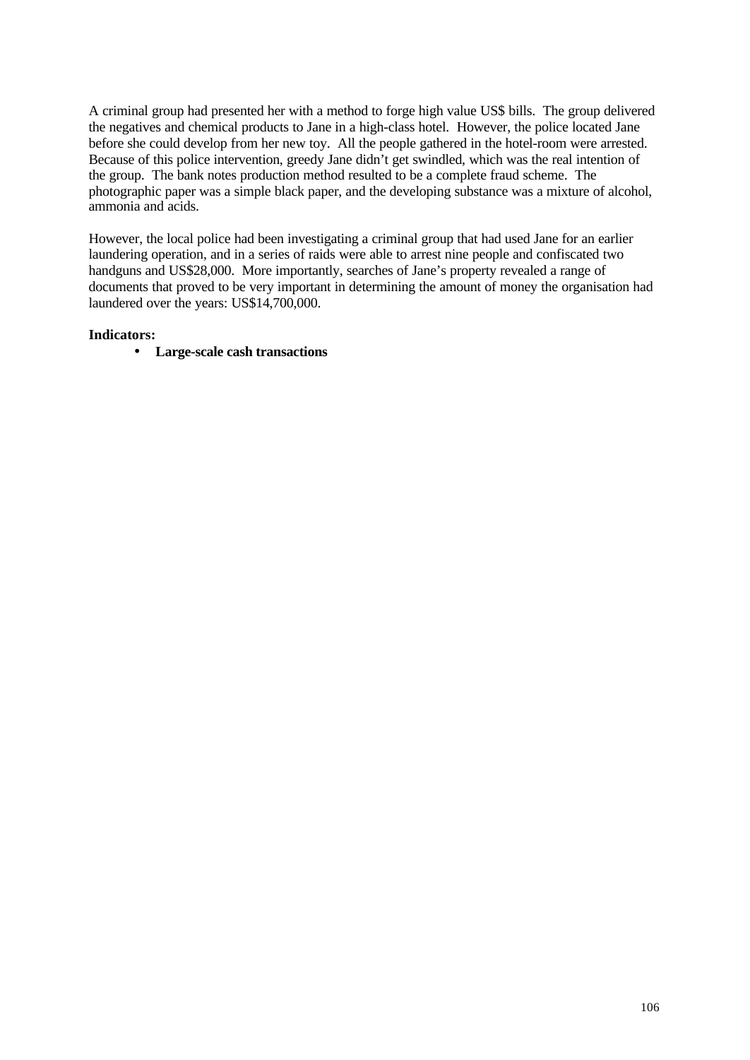A criminal group had presented her with a method to forge high value US$ bills. The group delivered the negatives and chemical products to Jane in a high-class hotel. However, the police located Jane before she could develop from her new toy. All the people gathered in the hotel-room were arrested. Because of this police intervention, greedy Jane didn't get swindled, which was the real intention of the group. The bank notes production method resulted to be a complete fraud scheme. The photographic paper was a simple black paper, and the developing substance was a mixture of alcohol, ammonia and acids.

However, the local police had been investigating a criminal group that had used Jane for an earlier laundering operation, and in a series of raids were able to arrest nine people and confiscated two handguns and US$28,000. More importantly, searches of Jane's property revealed a range of documents that proved to be very important in determining the amount of money the organisation had laundered over the years: US$14,700,000.

**Indicators:**

- **Large-scale cash transactions**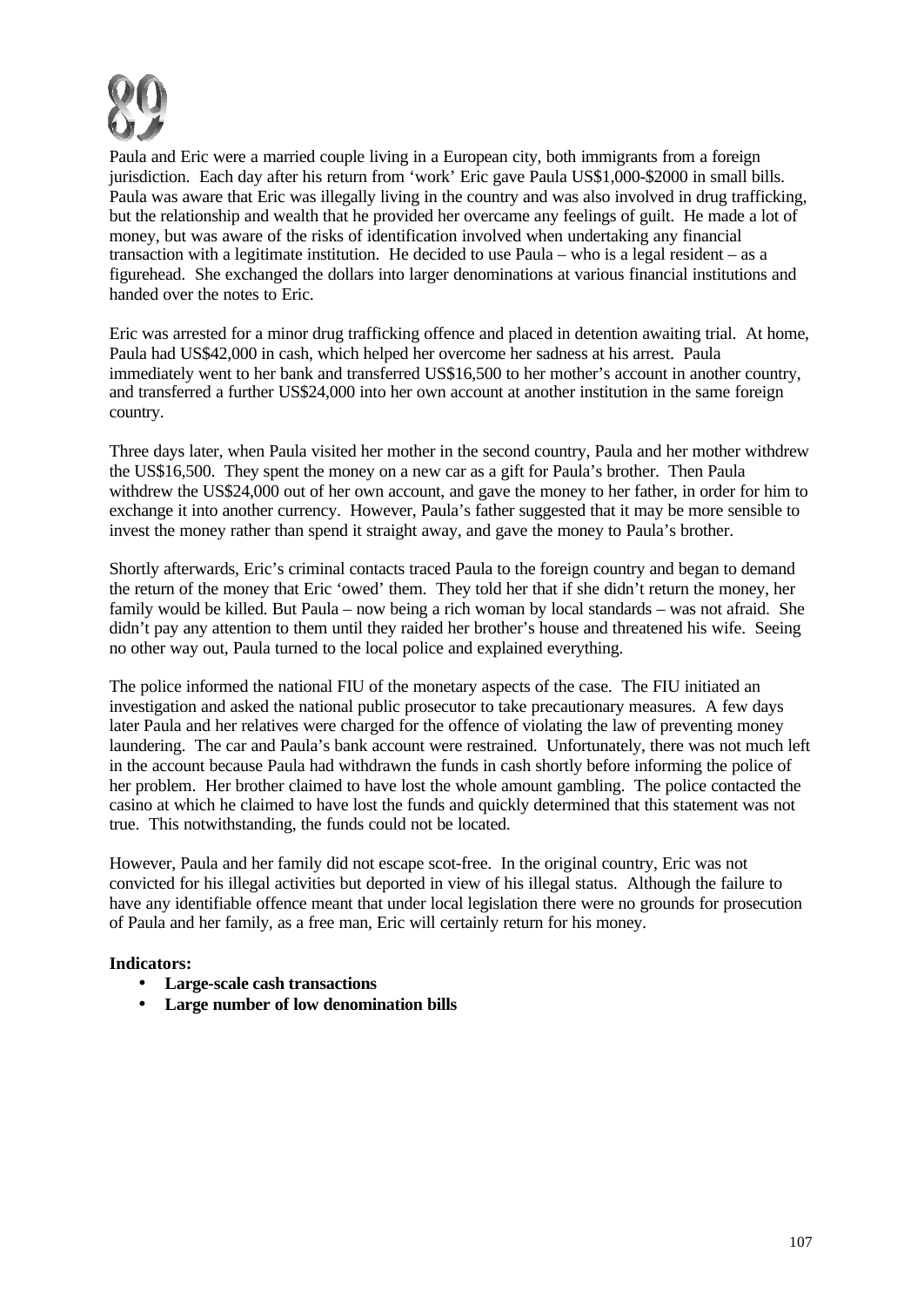# 89

Paula and Eric were a married couple living in a European city, both immigrants from a foreign jurisdiction. Each day after his return from 'work' Eric gave Paula US$1,000-$2000 in small bills. Paula was aware that Eric was illegally living in the country and was also involved in drug trafficking, but the relationship and wealth that he provided her overcame any feelings of guilt. He made a lot of money, but was aware of the risks of identification involved when undertaking any financial transaction with a legitimate institution. He decided to use Paula – who is a legal resident – as a figurehead. She exchanged the dollars into larger denominations at various financial institutions and handed over the notes to Eric.

Eric was arrested for a minor drug trafficking offence and placed in detention awaiting trial. At home, Paula had US$42,000 in cash, which helped her overcome her sadness at his arrest. Paula immediately went to her bank and transferred US$16,500 to her mother's account in another country, and transferred a further US$24,000 into her own account at another institution in the same foreign country.

Three days later, when Paula visited her mother in the second country, Paula and her mother withdrew the US$16,500. They spent the money on a new car as a gift for Paula's brother. Then Paula withdrew the US$24,000 out of her own account, and gave the money to her father, in order for him to exchange it into another currency. However, Paula's father suggested that it may be more sensible to invest the money rather than spend it straight away, and gave the money to Paula's brother.

Shortly afterwards, Eric's criminal contacts traced Paula to the foreign country and began to demand the return of the money that Eric 'owed' them. They told her that if she didn't return the money, her family would be killed. But Paula – now being a rich woman by local standards – was not afraid. She didn't pay any attention to them until they raided her brother's house and threatened his wife. Seeing no other way out, Paula turned to the local police and explained everything.

The police informed the national FIU of the monetary aspects of the case. The FIU initiated an investigation and asked the national public prosecutor to take precautionary measures. A few days later Paula and her relatives were charged for the offence of violating the law of preventing money laundering. The car and Paula's bank account were restrained. Unfortunately, there was not much left in the account because Paula had withdrawn the funds in cash shortly before informing the police of her problem. Her brother claimed to have lost the whole amount gambling. The police contacted the casino at which he claimed to have lost the funds and quickly determined that this statement was not true. This notwithstanding, the funds could not be located.

However, Paula and her family did not escape scot-free. In the original country, Eric was not convicted for his illegal activities but deported in view of his illegal status. Although the failure to have any identifiable offence meant that under local legislation there were no grounds for prosecution of Paula and her family, as a free man, Eric will certainly return for his money.

**Indicators:**

- **Large-scale cash transactions**
- **Large number of low denomination bills**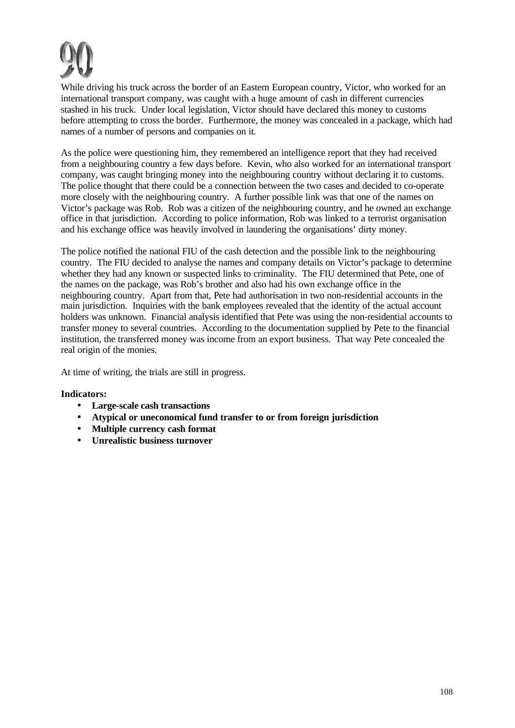# 90

While driving his truck across the border of an Eastern European country, Victor, who worked for an international transport company, was caught with a huge amount of cash in different currencies stashed in his truck. Under local legislation, Victor should have declared this money to customs before attempting to cross the border. Furthermore, the money was concealed in a package, which had names of a number of persons and companies on it.

As the police were questioning him, they remembered an intelligence report that they had received from a neighbouring country a few days before. Kevin, who also worked for an international transport company, was caught bringing money into the neighbouring country without declaring it to customs. The police thought that there could be a connection between the two cases and decided to co-operate more closely with the neighbouring country. A further possible link was that one of the names on Victor's package was Rob. Rob was a citizen of the neighbouring country, and he owned an exchange office in that jurisdiction. According to police information, Rob was linked to a terrorist organisation and his exchange office was heavily involved in laundering the organisations' dirty money.

The police notified the national FIU of the cash detection and the possible link to the neighbouring country. The FIU decided to analyse the names and company details on Victor's package to determine whether they had any known or suspected links to criminality. The FIU determined that Pete, one of the names on the package, was Rob's brother and also had his own exchange office in the neighbouring country. Apart from that, Pete had authorisation in two non-residential accounts in the main jurisdiction. Inquiries with the bank employees revealed that the identity of the actual account holders was unknown. Financial analysis identified that Pete was using the non-residential accounts to transfer money to several countries. According to the documentation supplied by Pete to the financial institution, the transferred money was income from an export business. That way Pete concealed the real origin of the monies.

At time of writing, the trials are still in progress.

**Indicators:**

- **Large-scale cash transactions**
- **Atypical or uneconomical fund transfer to or from foreign jurisdiction**
- **Multiple currency cash format**
- **Unrealistic business turnover**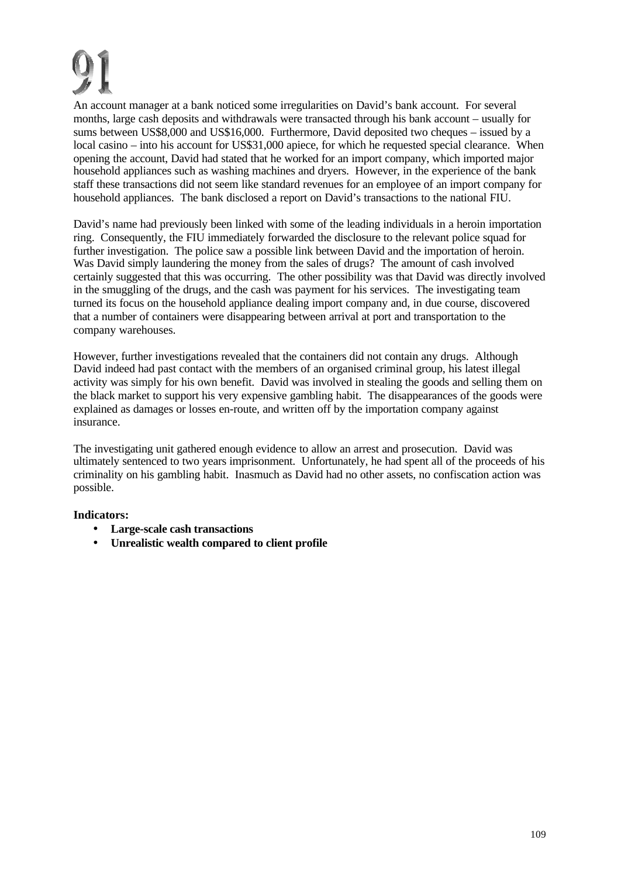# 91

An account manager at a bank noticed some irregularities on David's bank account. For several months, large cash deposits and withdrawals were transacted through his bank account – usually for sums between US$8,000 and US$16,000. Furthermore, David deposited two cheques – issued by a local casino – into his account for US$31,000 apiece, for which he requested special clearance. When opening the account, David had stated that he worked for an import company, which imported major household appliances such as washing machines and dryers. However, in the experience of the bank staff these transactions did not seem like standard revenues for an employee of an import company for household appliances. The bank disclosed a report on David's transactions to the national FIU.

David's name had previously been linked with some of the leading individuals in a heroin importation ring. Consequently, the FIU immediately forwarded the disclosure to the relevant police squad for further investigation. The police saw a possible link between David and the importation of heroin. Was David simply laundering the money from the sales of drugs? The amount of cash involved certainly suggested that this was occurring. The other possibility was that David was directly involved in the smuggling of the drugs, and the cash was payment for his services. The investigating team turned its focus on the household appliance dealing import company and, in due course, discovered that a number of containers were disappearing between arrival at port and transportation to the company warehouses.

However, further investigations revealed that the containers did not contain any drugs. Although David indeed had past contact with the members of an organised criminal group, his latest illegal activity was simply for his own benefit. David was involved in stealing the goods and selling them on the black market to support his very expensive gambling habit. The disappearances of the goods were explained as damages or losses en-route, and written off by the importation company against insurance.

The investigating unit gathered enough evidence to allow an arrest and prosecution. David was ultimately sentenced to two years imprisonment. Unfortunately, he had spent all of the proceeds of his criminality on his gambling habit. Inasmuch as David had no other assets, no confiscation action was possible.

**Indicators:**

- **Large-scale cash transactions**
- **Unrealistic wealth compared to client profile**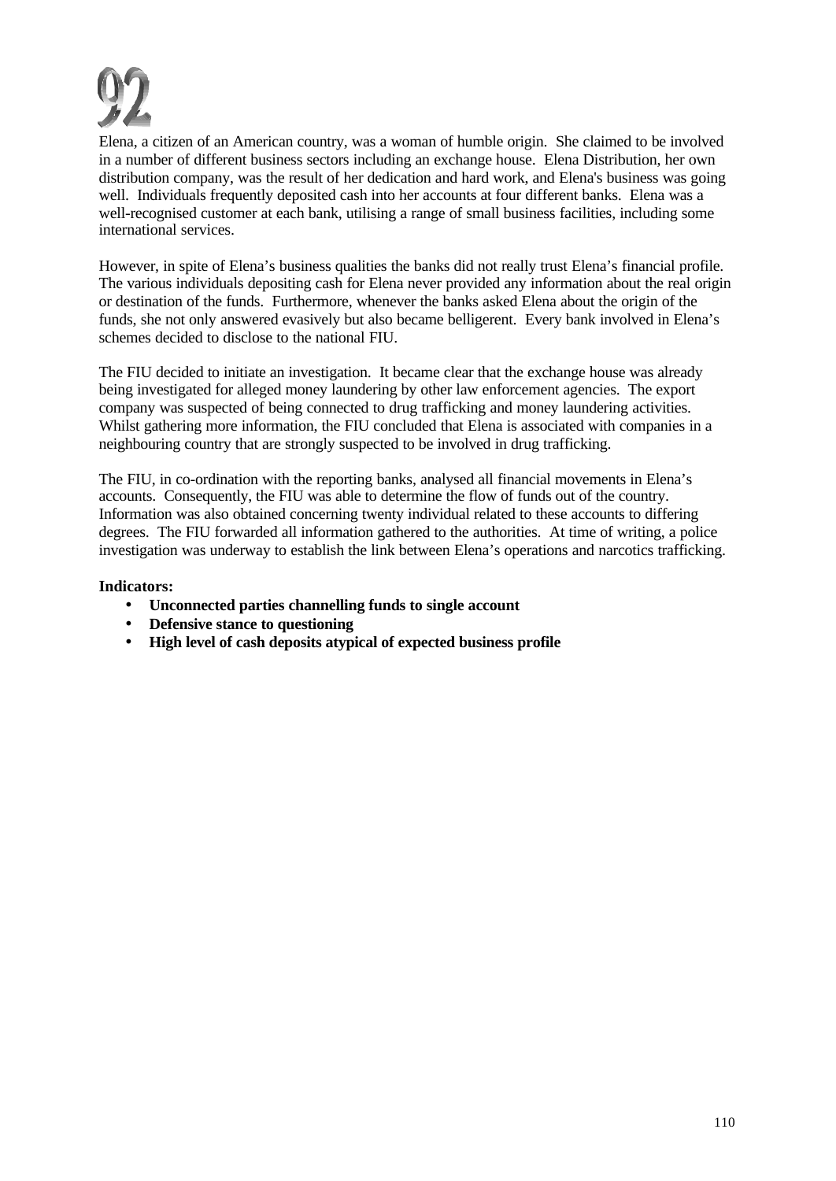# 92

Elena, a citizen of an American country, was a woman of humble origin. She claimed to be involved in a number of different business sectors including an exchange house. Elena Distribution, her own distribution company, was the result of her dedication and hard work, and Elena's business was going well. Individuals frequently deposited cash into her accounts at four different banks. Elena was a well-recognised customer at each bank, utilising a range of small business facilities, including some international services.

However, in spite of Elena's business qualities the banks did not really trust Elena's financial profile. The various individuals depositing cash for Elena never provided any information about the real origin or destination of the funds. Furthermore, whenever the banks asked Elena about the origin of the funds, she not only answered evasively but also became belligerent. Every bank involved in Elena's schemes decided to disclose to the national FIU.

The FIU decided to initiate an investigation. It became clear that the exchange house was already being investigated for alleged money laundering by other law enforcement agencies. The export company was suspected of being connected to drug trafficking and money laundering activities. Whilst gathering more information, the FIU concluded that Elena is associated with companies in a neighbouring country that are strongly suspected to be involved in drug trafficking.

The FIU, in co-ordination with the reporting banks, analysed all financial movements in Elena's accounts. Consequently, the FIU was able to determine the flow of funds out of the country. Information was also obtained concerning twenty individual related to these accounts to differing degrees. The FIU forwarded all information gathered to the authorities. At time of writing, a police investigation was underway to establish the link between Elena's operations and narcotics trafficking.

**Indicators:**

- **Unconnected parties channelling funds to single account**
- **Defensive stance to questioning**
- **High level of cash deposits atypical of expected business profile**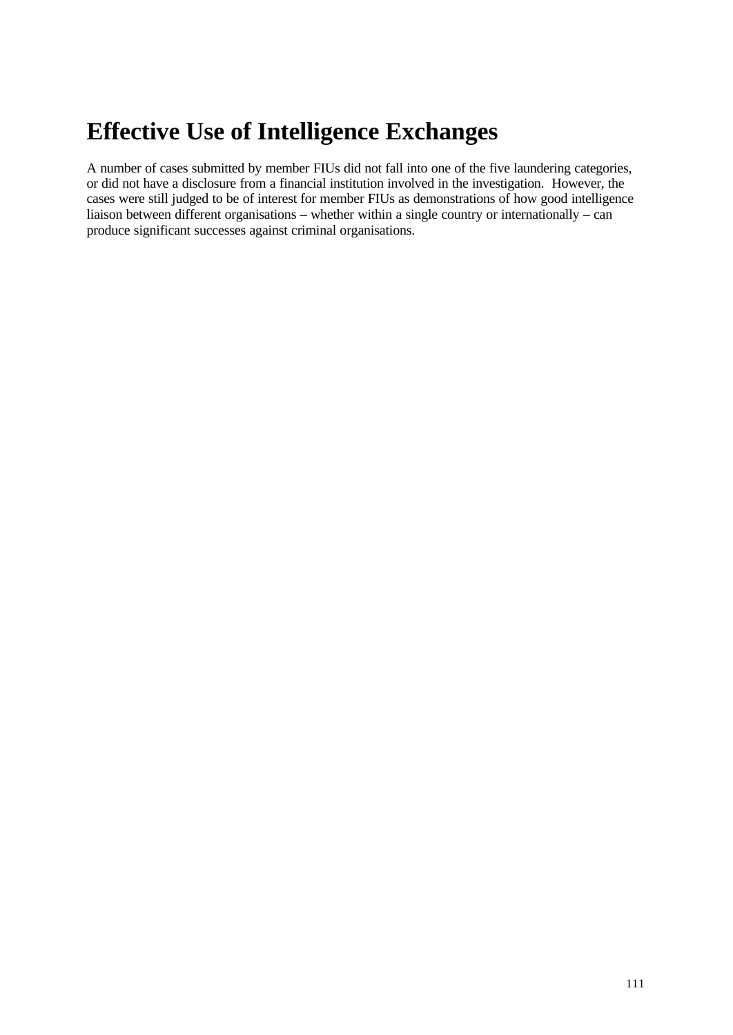# Effective Use of Intelligence Exchanges

A number of cases submitted by member FIUs did not fall into one of the five laundering categories, or did not have a disclosure from a financial institution involved in the investigation. However, the cases were still judged to be of interest for member FIUs as demonstrations of how good intelligence liaison between different organisations – whether within a single country or internationally – can produce significant successes against criminal organisations.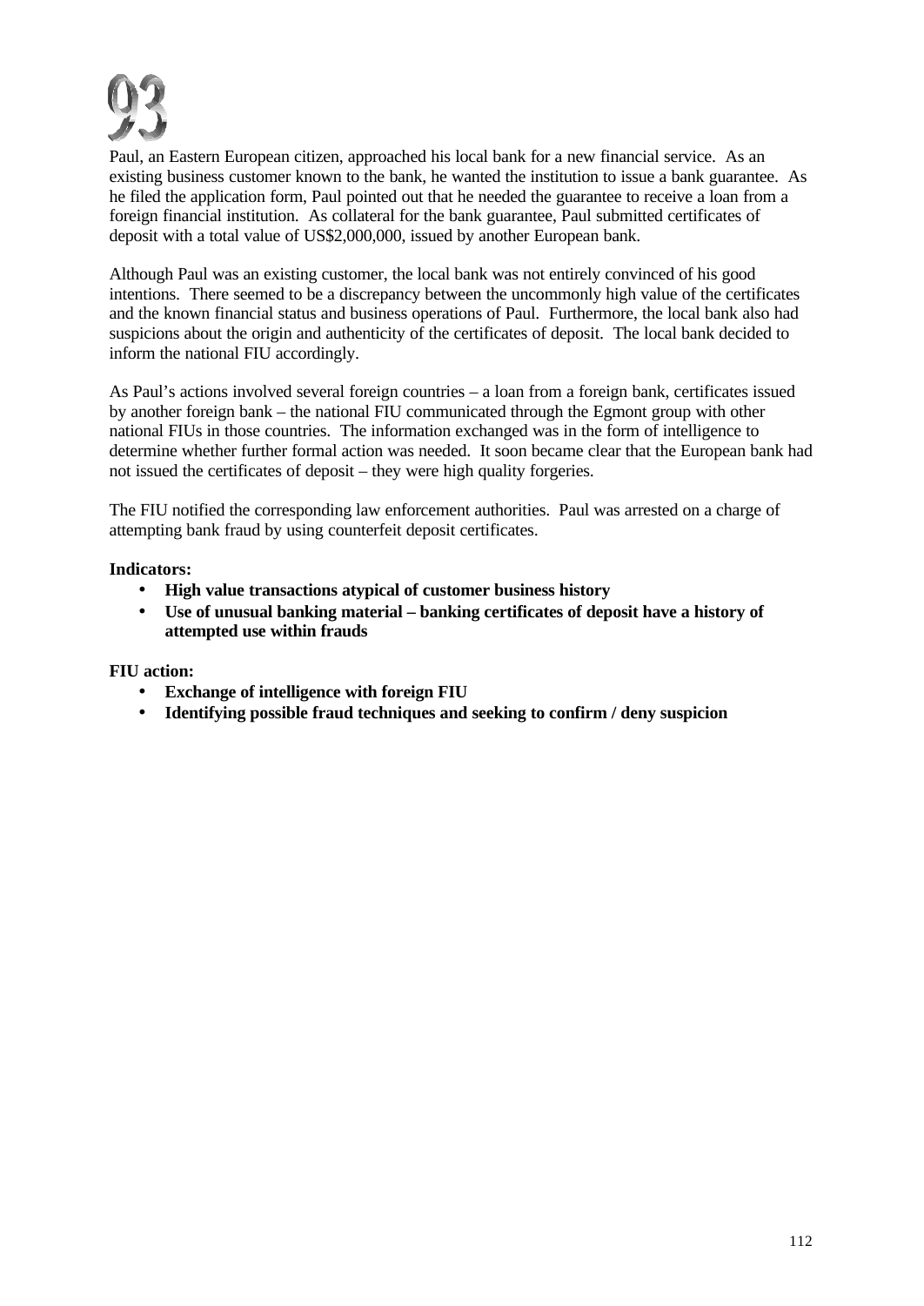# 93

Paul, an Eastern European citizen, approached his local bank for a new financial service. As an existing business customer known to the bank, he wanted the institution to issue a bank guarantee. As he filed the application form, Paul pointed out that he needed the guarantee to receive a loan from a foreign financial institution. As collateral for the bank guarantee, Paul submitted certificates of deposit with a total value of US$2,000,000, issued by another European bank.

Although Paul was an existing customer, the local bank was not entirely convinced of his good intentions. There seemed to be a discrepancy between the uncommonly high value of the certificates and the known financial status and business operations of Paul. Furthermore, the local bank also had suspicions about the origin and authenticity of the certificates of deposit. The local bank decided to inform the national FIU accordingly.

As Paul's actions involved several foreign countries – a loan from a foreign bank, certificates issued by another foreign bank – the national FIU communicated through the Egmont group with other national FIUs in those countries. The information exchanged was in the form of intelligence to determine whether further formal action was needed. It soon became clear that the European bank had not issued the certificates of deposit – they were high quality forgeries.

The FIU notified the corresponding law enforcement authorities. Paul was arrested on a charge of attempting bank fraud by using counterfeit deposit certificates.

**Indicators:**

- **High value transactions atypical of customer business history**
- **Use of unusual banking material – banking certificates of deposit have a history of attempted use within frauds**

**FIU action:**

- **Exchange of intelligence with foreign FIU**
- **Identifying possible fraud techniques and seeking to confirm / deny suspicion**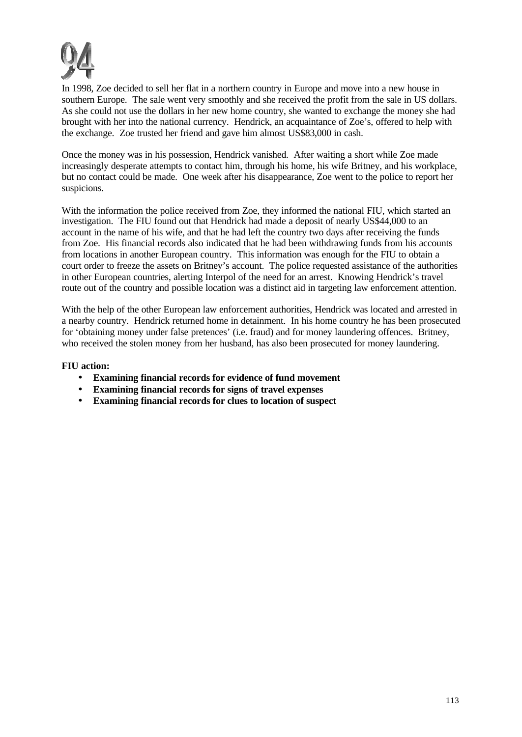# 94

In 1998, Zoe decided to sell her flat in a northern country in Europe and move into a new house in southern Europe. The sale went very smoothly and she received the profit from the sale in US dollars. As she could not use the dollars in her new home country, she wanted to exchange the money she had brought with her into the national currency. Hendrick, an acquaintance of Zoe's, offered to help with the exchange. Zoe trusted her friend and gave him almost US$83,000 in cash.

Once the money was in his possession, Hendrick vanished. After waiting a short while Zoe made increasingly desperate attempts to contact him, through his home, his wife Britney, and his workplace, but no contact could be made. One week after his disappearance, Zoe went to the police to report her suspicions.

With the information the police received from Zoe, they informed the national FIU, which started an investigation. The FIU found out that Hendrick had made a deposit of nearly US$44,000 to an account in the name of his wife, and that he had left the country two days after receiving the funds from Zoe. His financial records also indicated that he had been withdrawing funds from his accounts from locations in another European country. This information was enough for the FIU to obtain a court order to freeze the assets on Britney's account. The police requested assistance of the authorities in other European countries, alerting Interpol of the need for an arrest. Knowing Hendrick's travel route out of the country and possible location was a distinct aid in targeting law enforcement attention.

With the help of the other European law enforcement authorities, Hendrick was located and arrested in a nearby country. Hendrick returned home in detainment. In his home country he has been prosecuted for 'obtaining money under false pretences' (i.e. fraud) and for money laundering offences. Britney, who received the stolen money from her husband, has also been prosecuted for money laundering.

**FIU action:**

- **Examining financial records for evidence of fund movement**
- **Examining financial records for signs of travel expenses**
- **Examining financial records for clues to location of suspect**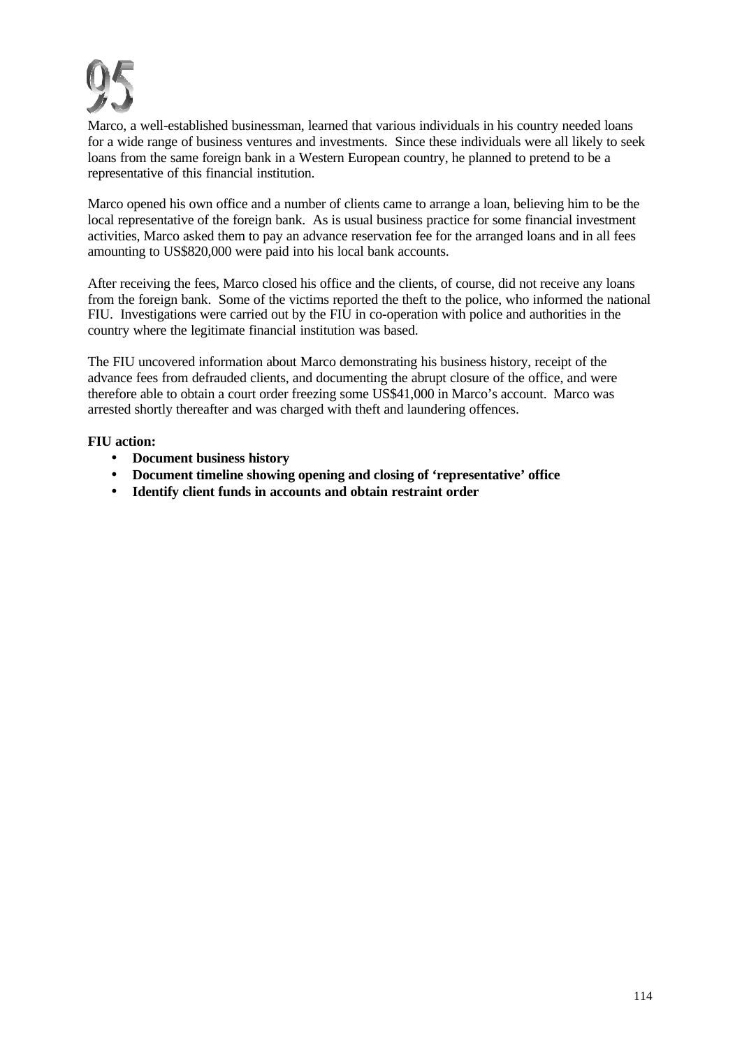# 95

Marco, a well-established businessman, learned that various individuals in his country needed loans for a wide range of business ventures and investments. Since these individuals were all likely to seek loans from the same foreign bank in a Western European country, he planned to pretend to be a representative of this financial institution.

Marco opened his own office and a number of clients came to arrange a loan, believing him to be the local representative of the foreign bank. As is usual business practice for some financial investment activities, Marco asked them to pay an advance reservation fee for the arranged loans and in all fees amounting to US$820,000 were paid into his local bank accounts.

After receiving the fees, Marco closed his office and the clients, of course, did not receive any loans from the foreign bank. Some of the victims reported the theft to the police, who informed the national FIU. Investigations were carried out by the FIU in co-operation with police and authorities in the country where the legitimate financial institution was based.

The FIU uncovered information about Marco demonstrating his business history, receipt of the advance fees from defrauded clients, and documenting the abrupt closure of the office, and were therefore able to obtain a court order freezing some US$41,000 in Marco's account. Marco was arrested shortly thereafter and was charged with theft and laundering offences.

**FIU action:**

- **Document business history**
- **Document timeline showing opening and closing of 'representative' office**
- **Identify client funds in accounts and obtain restraint order**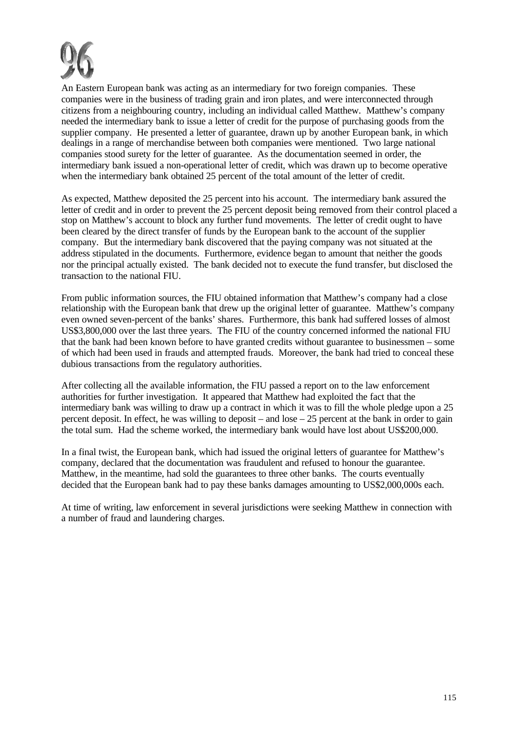# 96

An Eastern European bank was acting as an intermediary for two foreign companies. These companies were in the business of trading grain and iron plates, and were interconnected through citizens from a neighbouring country, including an individual called Matthew. Matthew's company needed the intermediary bank to issue a letter of credit for the purpose of purchasing goods from the supplier company. He presented a letter of guarantee, drawn up by another European bank, in which dealings in a range of merchandise between both companies were mentioned. Two large national companies stood surety for the letter of guarantee. As the documentation seemed in order, the intermediary bank issued a non-operational letter of credit, which was drawn up to become operative when the intermediary bank obtained 25 percent of the total amount of the letter of credit.

As expected, Matthew deposited the 25 percent into his account. The intermediary bank assured the letter of credit and in order to prevent the 25 percent deposit being removed from their control placed a stop on Matthew's account to block any further fund movements. The letter of credit ought to have been cleared by the direct transfer of funds by the European bank to the account of the supplier company. But the intermediary bank discovered that the paying company was not situated at the address stipulated in the documents. Furthermore, evidence began to amount that neither the goods nor the principal actually existed. The bank decided not to execute the fund transfer, but disclosed the transaction to the national FIU.

From public information sources, the FIU obtained information that Matthew's company had a close relationship with the European bank that drew up the original letter of guarantee. Matthew's company even owned seven-percent of the banks' shares. Furthermore, this bank had suffered losses of almost US$3,800,000 over the last three years. The FIU of the country concerned informed the national FIU that the bank had been known before to have granted credits without guarantee to businessmen – some of which had been used in frauds and attempted frauds. Moreover, the bank had tried to conceal these dubious transactions from the regulatory authorities.

After collecting all the available information, the FIU passed a report on to the law enforcement authorities for further investigation. It appeared that Matthew had exploited the fact that the intermediary bank was willing to draw up a contract in which it was to fill the whole pledge upon a 25 percent deposit. In effect, he was willing to deposit – and lose – 25 percent at the bank in order to gain the total sum. Had the scheme worked, the intermediary bank would have lost about US$200,000.

In a final twist, the European bank, which had issued the original letters of guarantee for Matthew's company, declared that the documentation was fraudulent and refused to honour the guarantee. Matthew, in the meantime, had sold the guarantees to three other banks. The courts eventually decided that the European bank had to pay these banks damages amounting to US$2,000,000s each.

At time of writing, law enforcement in several jurisdictions were seeking Matthew in connection with a number of fraud and laundering charges.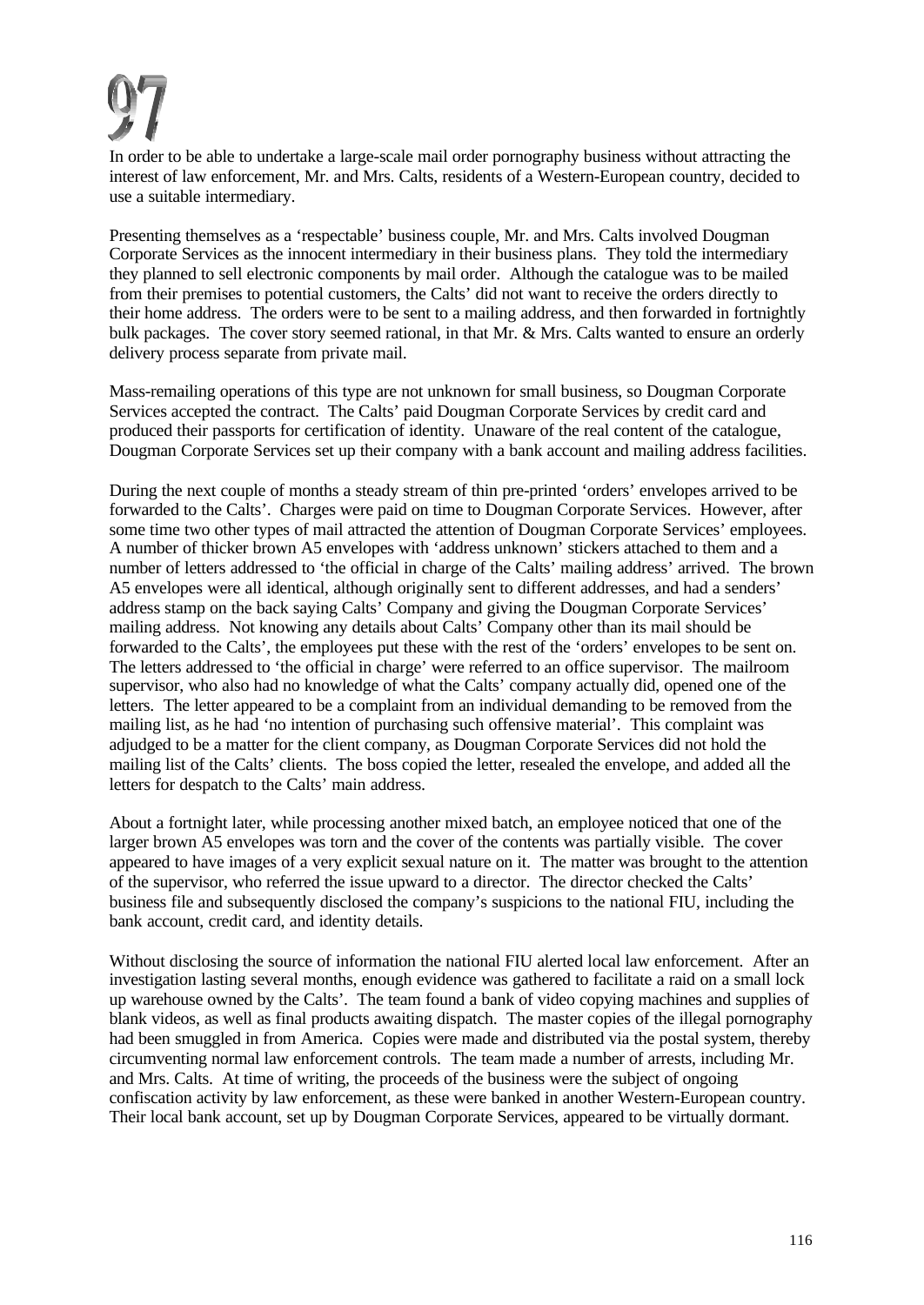# 97

In order to be able to undertake a large-scale mail order pornography business without attracting the interest of law enforcement, Mr. and Mrs. Calts, residents of a Western-European country, decided to use a suitable intermediary.

Presenting themselves as a 'respectable' business couple, Mr. and Mrs. Calts involved Dougman Corporate Services as the innocent intermediary in their business plans. They told the intermediary they planned to sell electronic components by mail order. Although the catalogue was to be mailed from their premises to potential customers, the Calts' did not want to receive the orders directly to their home address. The orders were to be sent to a mailing address, and then forwarded in fortnightly bulk packages. The cover story seemed rational, in that Mr. & Mrs. Calts wanted to ensure an orderly delivery process separate from private mail.

Mass-remailing operations of this type are not unknown for small business, so Dougman Corporate Services accepted the contract. The Calts' paid Dougman Corporate Services by credit card and produced their passports for certification of identity. Unaware of the real content of the catalogue, Dougman Corporate Services set up their company with a bank account and mailing address facilities.

During the next couple of months a steady stream of thin pre-printed 'orders' envelopes arrived to be forwarded to the Calts'. Charges were paid on time to Dougman Corporate Services. However, after some time two other types of mail attracted the attention of Dougman Corporate Services' employees. A number of thicker brown A5 envelopes with 'address unknown' stickers attached to them and a number of letters addressed to 'the official in charge of the Calts' mailing address' arrived. The brown A5 envelopes were all identical, although originally sent to different addresses, and had a senders' address stamp on the back saying Calts' Company and giving the Dougman Corporate Services' mailing address. Not knowing any details about Calts' Company other than its mail should be forwarded to the Calts', the employees put these with the rest of the 'orders' envelopes to be sent on. The letters addressed to 'the official in charge' were referred to an office supervisor. The mailroom supervisor, who also had no knowledge of what the Calts' company actually did, opened one of the letters. The letter appeared to be a complaint from an individual demanding to be removed from the mailing list, as he had 'no intention of purchasing such offensive material'. This complaint was adjudged to be a matter for the client company, as Dougman Corporate Services did not hold the mailing list of the Calts' clients. The boss copied the letter, resealed the envelope, and added all the letters for despatch to the Calts' main address.

About a fortnight later, while processing another mixed batch, an employee noticed that one of the larger brown A5 envelopes was torn and the cover of the contents was partially visible. The cover appeared to have images of a very explicit sexual nature on it. The matter was brought to the attention of the supervisor, who referred the issue upward to a director. The director checked the Calts' business file and subsequently disclosed the company's suspicions to the national FIU, including the bank account, credit card, and identity details.

Without disclosing the source of information the national FIU alerted local law enforcement. After an investigation lasting several months, enough evidence was gathered to facilitate a raid on a small lock up warehouse owned by the Calts'. The team found a bank of video copying machines and supplies of blank videos, as well as final products awaiting dispatch. The master copies of the illegal pornography had been smuggled in from America. Copies were made and distributed via the postal system, thereby circumventing normal law enforcement controls. The team made a number of arrests, including Mr. and Mrs. Calts. At time of writing, the proceeds of the business were the subject of ongoing confiscation activity by law enforcement, as these were banked in another Western-European country. Their local bank account, set up by Dougman Corporate Services, appeared to be virtually dormant.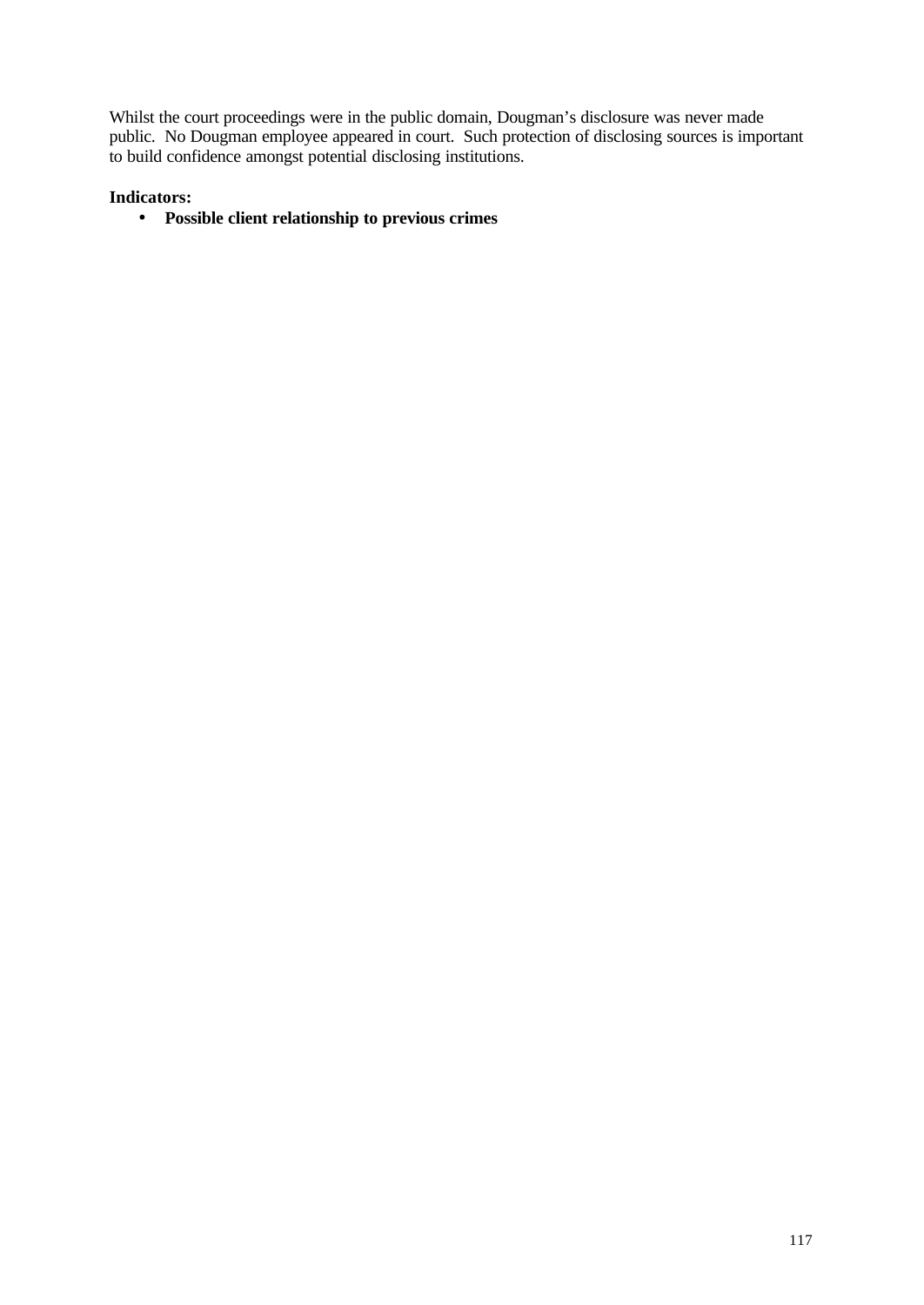Whilst the court proceedings were in the public domain, Dougman's disclosure was never made public. No Dougman employee appeared in court. Such protection of disclosing sources is important to build confidence amongst potential disclosing institutions.

**Indicators:**

- **Possible client relationship to previous crimes**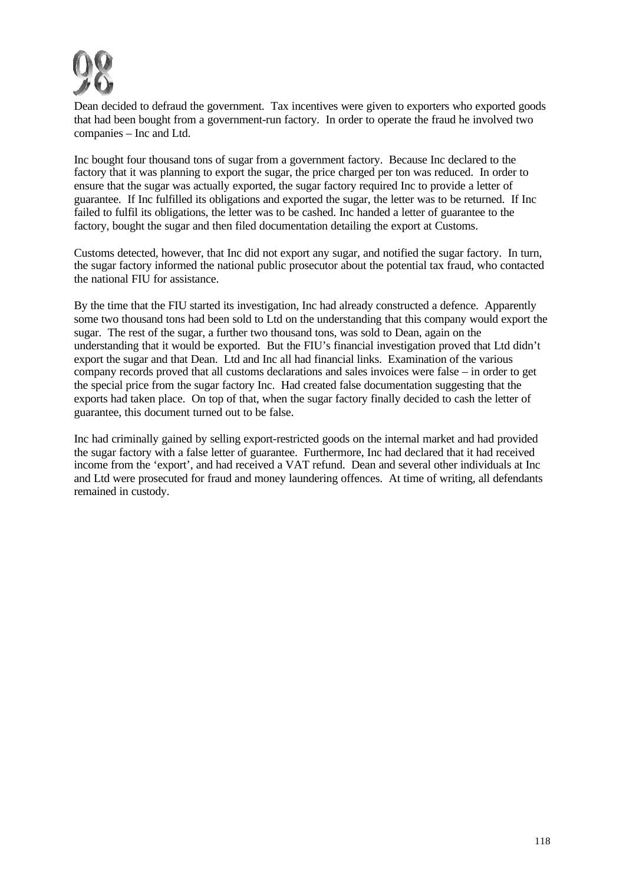# 98

Dean decided to defraud the government. Tax incentives were given to exporters who exported goods that had been bought from a government-run factory. In order to operate the fraud he involved two companies – Inc and Ltd.

Inc bought four thousand tons of sugar from a government factory. Because Inc declared to the factory that it was planning to export the sugar, the price charged per ton was reduced. In order to ensure that the sugar was actually exported, the sugar factory required Inc to provide a letter of guarantee. If Inc fulfilled its obligations and exported the sugar, the letter was to be returned. If Inc failed to fulfil its obligations, the letter was to be cashed. Inc handed a letter of guarantee to the factory, bought the sugar and then filed documentation detailing the export at Customs.

Customs detected, however, that Inc did not export any sugar, and notified the sugar factory. In turn, the sugar factory informed the national public prosecutor about the potential tax fraud, who contacted the national FIU for assistance.

By the time that the FIU started its investigation, Inc had already constructed a defence. Apparently some two thousand tons had been sold to Ltd on the understanding that this company would export the sugar. The rest of the sugar, a further two thousand tons, was sold to Dean, again on the understanding that it would be exported. But the FIU's financial investigation proved that Ltd didn't export the sugar and that Dean. Ltd and Inc all had financial links. Examination of the various company records proved that all customs declarations and sales invoices were false – in order to get the special price from the sugar factory Inc. Had created false documentation suggesting that the exports had taken place. On top of that, when the sugar factory finally decided to cash the letter of guarantee, this document turned out to be false.

Inc had criminally gained by selling export-restricted goods on the internal market and had provided the sugar factory with a false letter of guarantee. Furthermore, Inc had declared that it had received income from the 'export', and had received a VAT refund. Dean and several other individuals at Inc and Ltd were prosecuted for fraud and money laundering offences. At time of writing, all defendants remained in custody.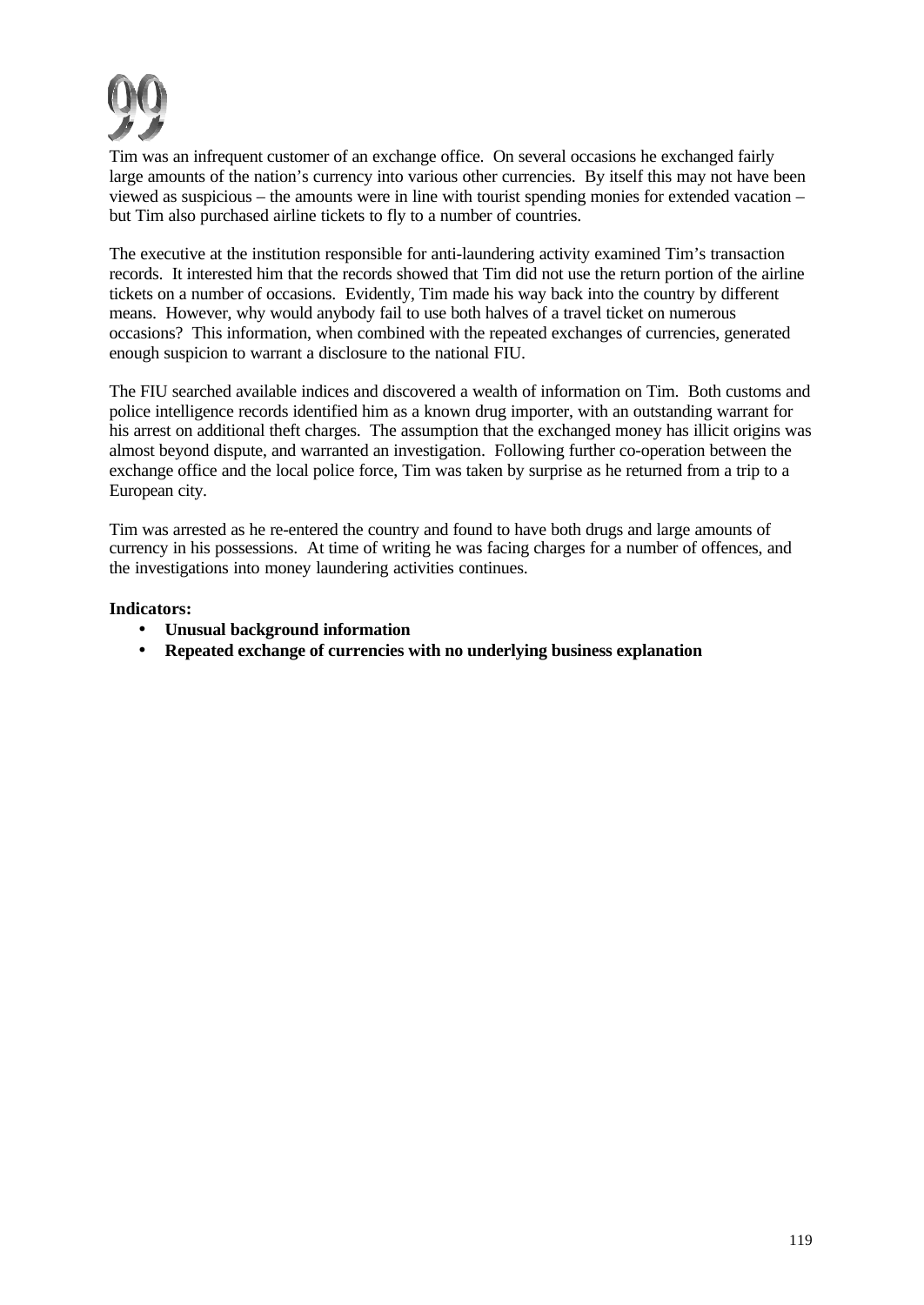# 99

Tim was an infrequent customer of an exchange office. On several occasions he exchanged fairly large amounts of the nation's currency into various other currencies. By itself this may not have been viewed as suspicious – the amounts were in line with tourist spending monies for extended vacation – but Tim also purchased airline tickets to fly to a number of countries.

The executive at the institution responsible for anti-laundering activity examined Tim's transaction records. It interested him that the records showed that Tim did not use the return portion of the airline tickets on a number of occasions. Evidently, Tim made his way back into the country by different means. However, why would anybody fail to use both halves of a travel ticket on numerous occasions? This information, when combined with the repeated exchanges of currencies, generated enough suspicion to warrant a disclosure to the national FIU.

The FIU searched available indices and discovered a wealth of information on Tim. Both customs and police intelligence records identified him as a known drug importer, with an outstanding warrant for his arrest on additional theft charges. The assumption that the exchanged money has illicit origins was almost beyond dispute, and warranted an investigation. Following further co-operation between the exchange office and the local police force, Tim was taken by surprise as he returned from a trip to a European city.

Tim was arrested as he re-entered the country and found to have both drugs and large amounts of currency in his possessions. At time of writing he was facing charges for a number of offences, and the investigations into money laundering activities continues.

**Indicators:**

- **Unusual background information**
- **Repeated exchange of currencies with no underlying business explanation**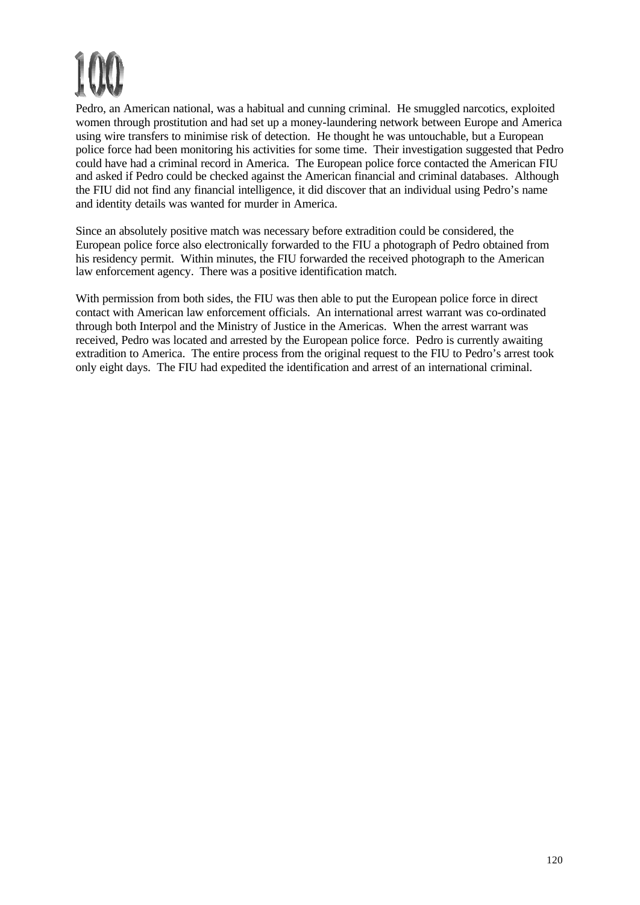# 100

Pedro, an American national, was a habitual and cunning criminal. He smuggled narcotics, exploited women through prostitution and had set up a money-laundering network between Europe and America using wire transfers to minimise risk of detection. He thought he was untouchable, but a European police force had been monitoring his activities for some time. Their investigation suggested that Pedro could have had a criminal record in America. The European police force contacted the American FIU and asked if Pedro could be checked against the American financial and criminal databases. Although the FIU did not find any financial intelligence, it did discover that an individual using Pedro's name and identity details was wanted for murder in America.

Since an absolutely positive match was necessary before extradition could be considered, the European police force also electronically forwarded to the FIU a photograph of Pedro obtained from his residency permit. Within minutes, the FIU forwarded the received photograph to the American law enforcement agency. There was a positive identification match.

With permission from both sides, the FIU was then able to put the European police force in direct contact with American law enforcement officials. An international arrest warrant was co-ordinated through both Interpol and the Ministry of Justice in the Americas. When the arrest warrant was received, Pedro was located and arrested by the European police force. Pedro is currently awaiting extradition to America. The entire process from the original request to the FIU to Pedro's arrest took only eight days. The FIU had expedited the identification and arrest of an international criminal.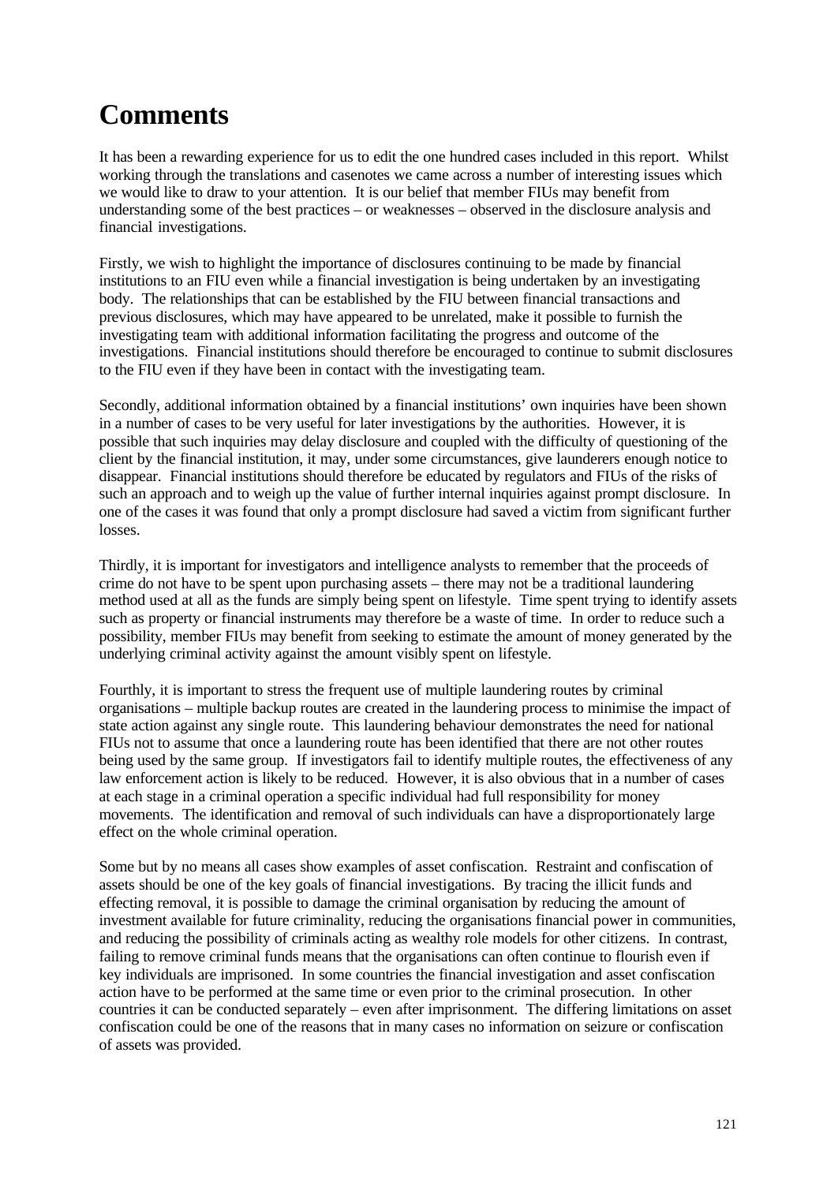# Comments

It has been a rewarding experience for us to edit the one hundred cases included in this report. Whilst working through the translations and casenotes we came across a number of interesting issues which we would like to draw to your attention. It is our belief that member FIUs may benefit from understanding some of the best practices – or weaknesses – observed in the disclosure analysis and financial investigations.

Firstly, we wish to highlight the importance of disclosures continuing to be made by financial institutions to an FIU even while a financial investigation is being undertaken by an investigating body. The relationships that can be established by the FIU between financial transactions and previous disclosures, which may have appeared to be unrelated, make it possible to furnish the investigating team with additional information facilitating the progress and outcome of the investigations. Financial institutions should therefore be encouraged to continue to submit disclosures to the FIU even if they have been in contact with the investigating team.

Secondly, additional information obtained by a financial institutions' own inquiries have been shown in a number of cases to be very useful for later investigations by the authorities. However, it is possible that such inquiries may delay disclosure and coupled with the difficulty of questioning of the client by the financial institution, it may, under some circumstances, give launderers enough notice to disappear. Financial institutions should therefore be educated by regulators and FIUs of the risks of such an approach and to weigh up the value of further internal inquiries against prompt disclosure. In one of the cases it was found that only a prompt disclosure had saved a victim from significant further losses.

Thirdly, it is important for investigators and intelligence analysts to remember that the proceeds of crime do not have to be spent upon purchasing assets – there may not be a traditional laundering method used at all as the funds are simply being spent on lifestyle. Time spent trying to identify assets such as property or financial instruments may therefore be a waste of time. In order to reduce such a possibility, member FIUs may benefit from seeking to estimate the amount of money generated by the underlying criminal activity against the amount visibly spent on lifestyle.

Fourthly, it is important to stress the frequent use of multiple laundering routes by criminal organisations – multiple backup routes are created in the laundering process to minimise the impact of state action against any single route. This laundering behaviour demonstrates the need for national FIUs not to assume that once a laundering route has been identified that there are not other routes being used by the same group. If investigators fail to identify multiple routes, the effectiveness of any law enforcement action is likely to be reduced. However, it is also obvious that in a number of cases at each stage in a criminal operation a specific individual had full responsibility for money movements. The identification and removal of such individuals can have a disproportionately large effect on the whole criminal operation.

Some but by no means all cases show examples of asset confiscation. Restraint and confiscation of assets should be one of the key goals of financial investigations. By tracing the illicit funds and effecting removal, it is possible to damage the criminal organisation by reducing the amount of investment available for future criminality, reducing the organisations financial power in communities, and reducing the possibility of criminals acting as wealthy role models for other citizens. In contrast, failing to remove criminal funds means that the organisations can often continue to flourish even if key individuals are imprisoned. In some countries the financial investigation and asset confiscation action have to be performed at the same time or even prior to the criminal prosecution. In other countries it can be conducted separately – even after imprisonment. The differing limitations on asset confiscation could be one of the reasons that in many cases no information on seizure or confiscation of assets was provided.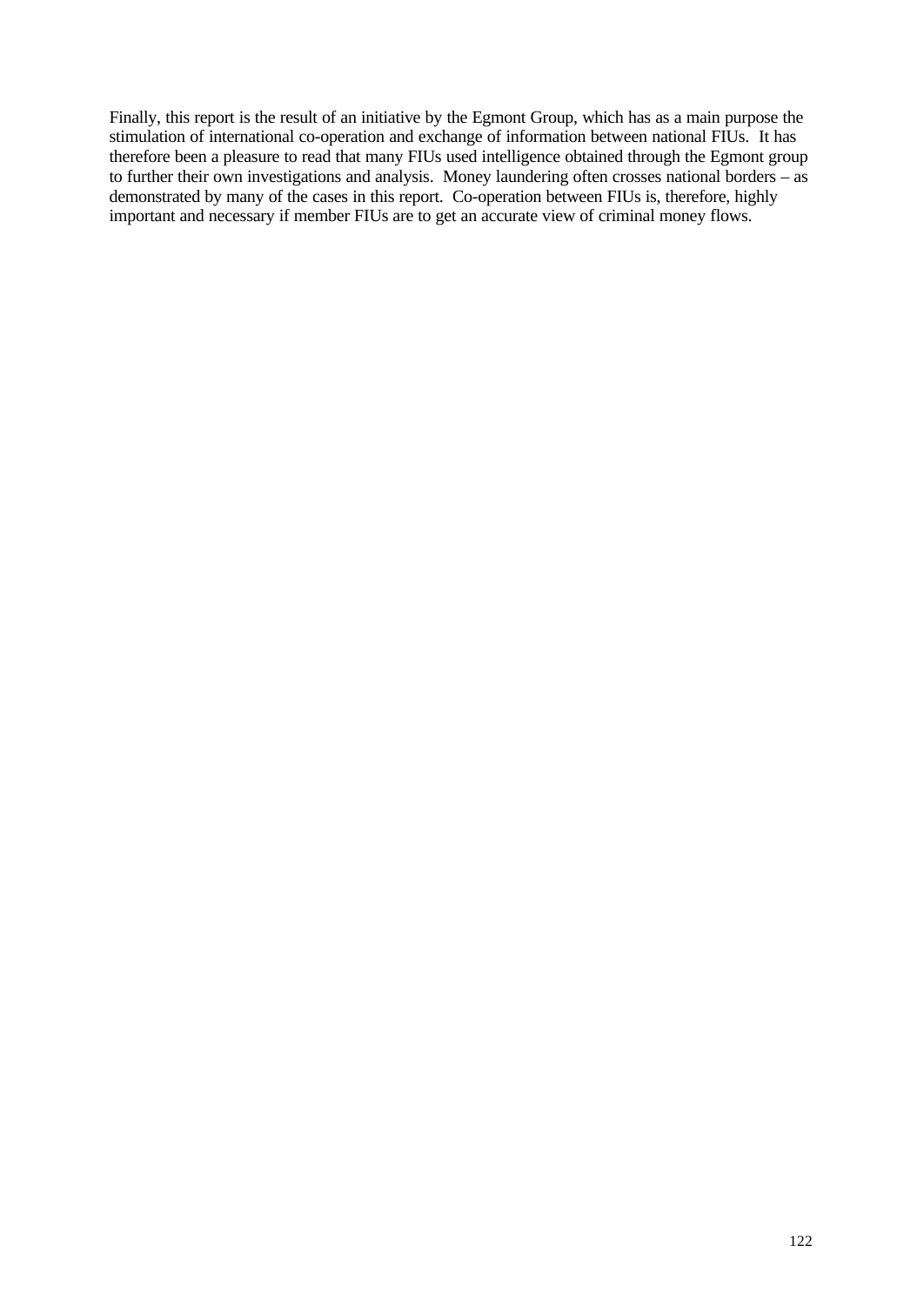Finally, this report is the result of an initiative by the Egmont Group, which has as a main purpose the stimulation of international co-operation and exchange of information between national FIUs. It has therefore been a pleasure to read that many FIUs used intelligence obtained through the Egmont group to further their own investigations and analysis. Money laundering often crosses national borders – as demonstrated by many of the cases in this report. Co-operation between FIUs is, therefore, highly important and necessary if member FIUs are to get an accurate view of criminal money flows.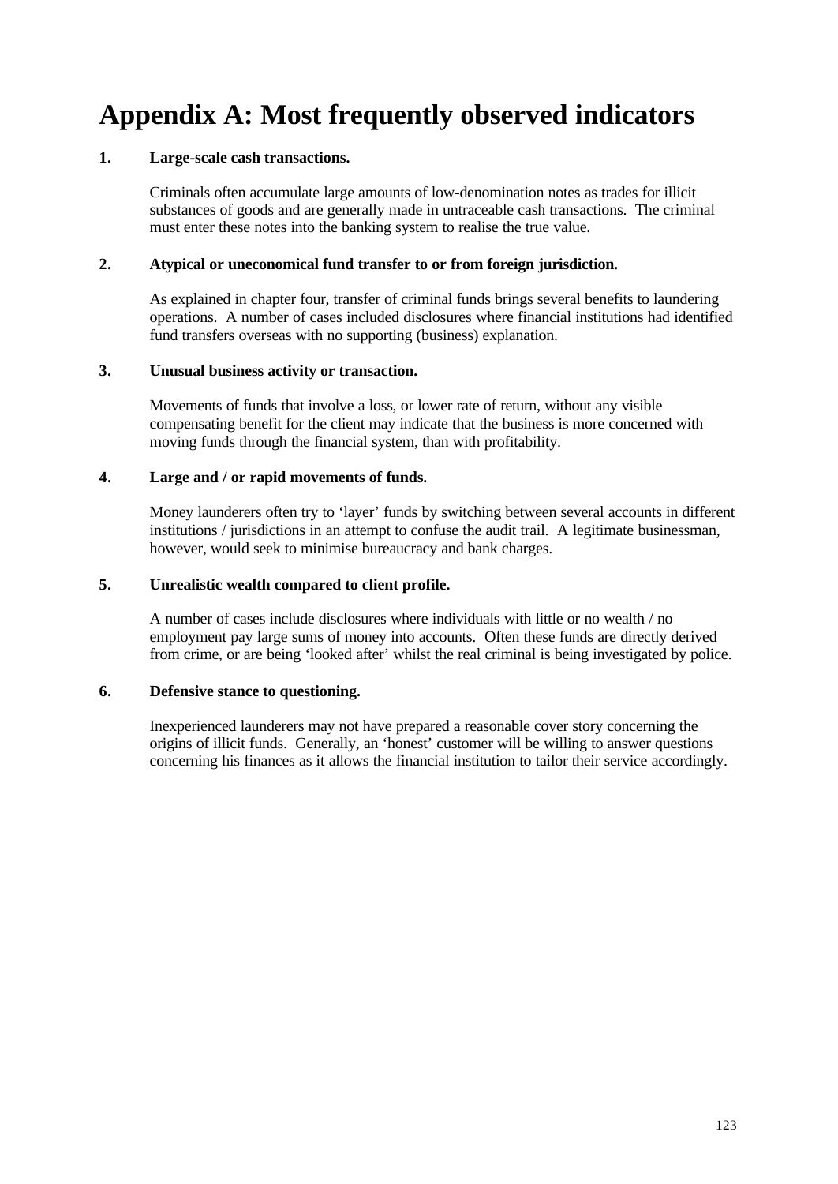# Appendix A: Most frequently observed indicators

**1. Large-scale cash transactions.**

Criminals often accumulate large amounts of low-denomination notes as trades for illicit substances of goods and are generally made in untraceable cash transactions. The criminal must enter these notes into the banking system to realise the true value.

**2. Atypical or uneconomical fund transfer to or from foreign jurisdiction.**

As explained in chapter four, transfer of criminal funds brings several benefits to laundering operations. A number of cases included disclosures where financial institutions had identified fund transfers overseas with no supporting (business) explanation.

**3. Unusual business activity or transaction.**

Movements of funds that involve a loss, or lower rate of return, without any visible compensating benefit for the client may indicate that the business is more concerned with moving funds through the financial system, than with profitability.

**4. Large and / or rapid movements of funds.**

Money launderers often try to 'layer' funds by switching between several accounts in different institutions / jurisdictions in an attempt to confuse the audit trail. A legitimate businessman, however, would seek to minimise bureaucracy and bank charges.

**5. Unrealistic wealth compared to client profile.**

A number of cases include disclosures where individuals with little or no wealth / no employment pay large sums of money into accounts. Often these funds are directly derived from crime, or are being 'looked after' whilst the real criminal is being investigated by police.

**6. Defensive stance to questioning.**

Inexperienced launderers may not have prepared a reasonable cover story concerning the origins of illicit funds. Generally, an 'honest' customer will be willing to answer questions concerning his finances as it allows the financial institution to tailor their service accordingly.